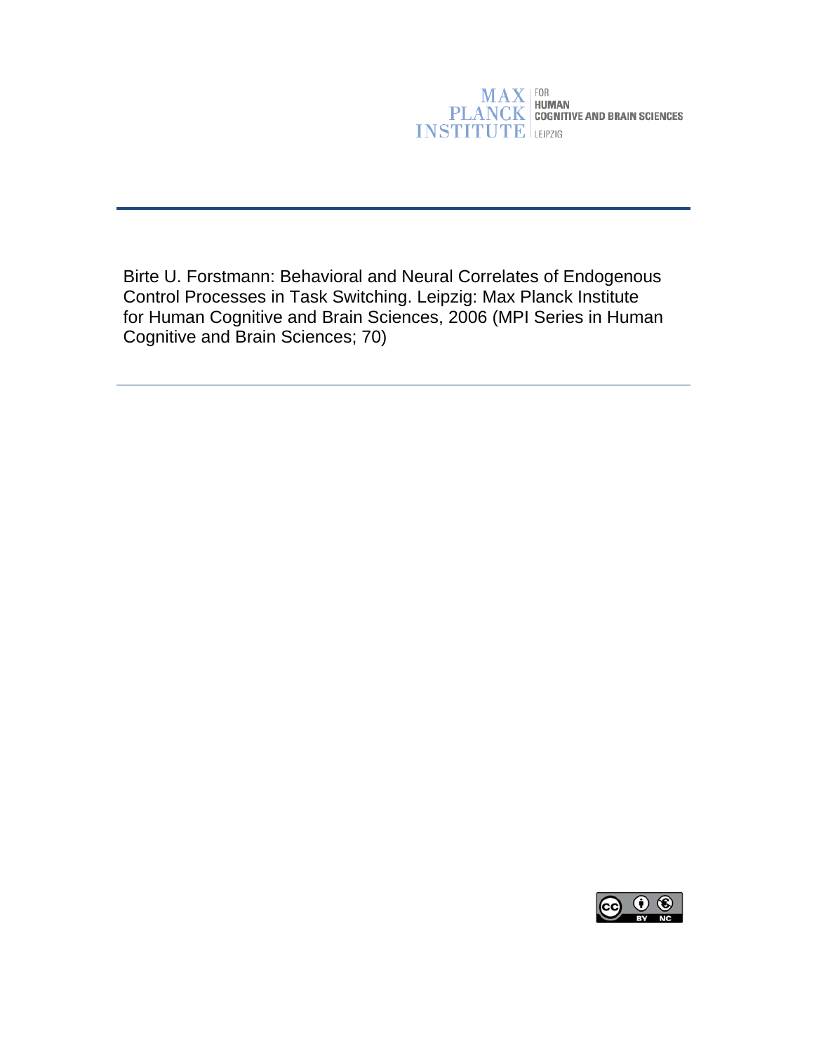MAX PLANCK INSTITUTE FOR HUMAN COGNITIVE AND BRAIN SCIENCES LEIPZIG

---

Birte U. Forstmann: Behavioral and Neural Correlates of Endogenous Control Processes in Task Switching. Leipzig: Max Planck Institute for Human Cognitive and Brain Sciences, 2006 (MPI Series in Human Cognitive and Brain Sciences; 70)

---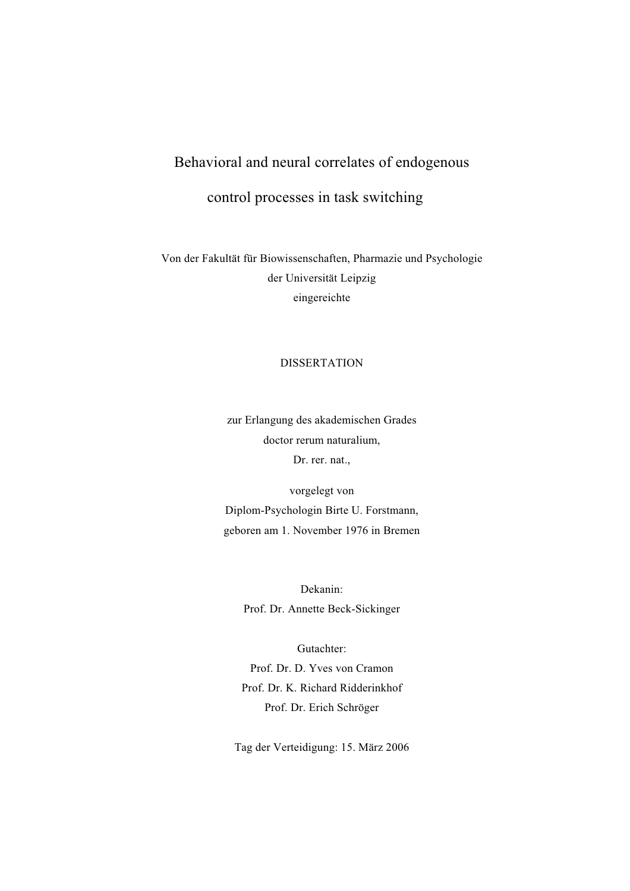# Behavioral and neural correlates of endogenous control processes in task switching

Von der Fakultät für Biowissenschaften, Pharmazie und Psychologie
der Universität Leipzig
eingereichte

DISSERTATION

zur Erlangung des akademischen Grades
doctor rerum naturalium,
Dr. rer. nat.,

vorgelegt von
Diplom-Psychologin Birte U. Forstmann,
geboren am 1. November 1976 in Bremen

Dekanin:
Prof. Dr. Annette Beck-Sickinger

Gutachter:
Prof. Dr. D. Yves von Cramon
Prof. Dr. K. Richard Ridderinkhof
Prof. Dr. Erich Schröger

Tag der Verteidigung: 15. März 2006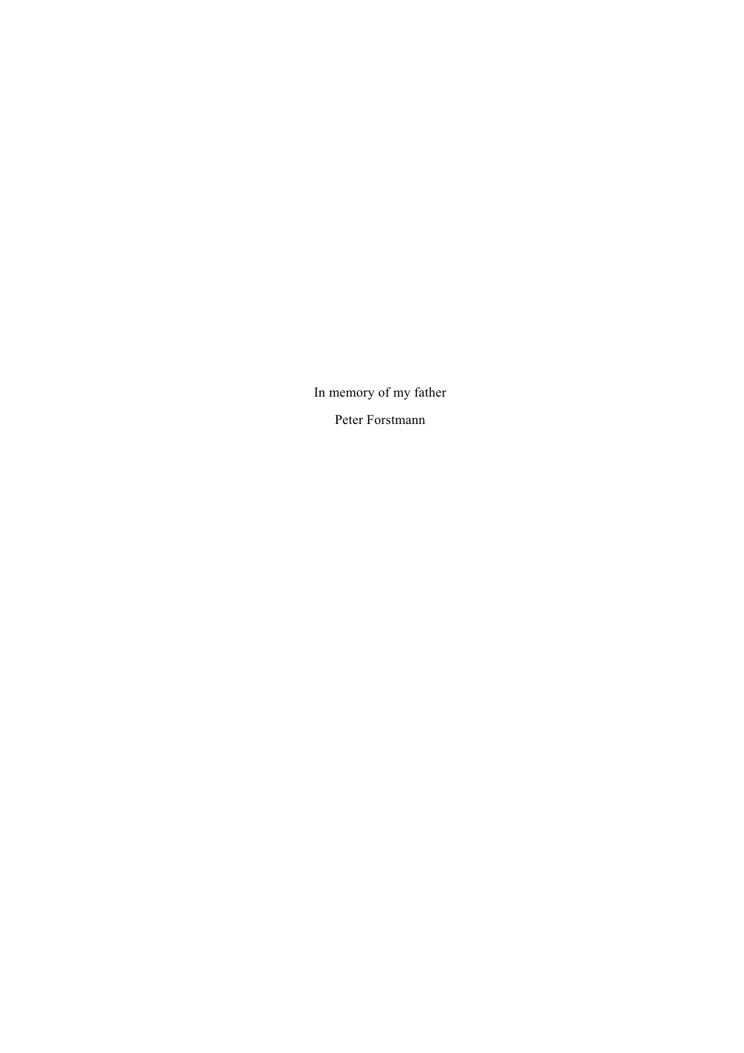In memory of my father

Peter Forstmann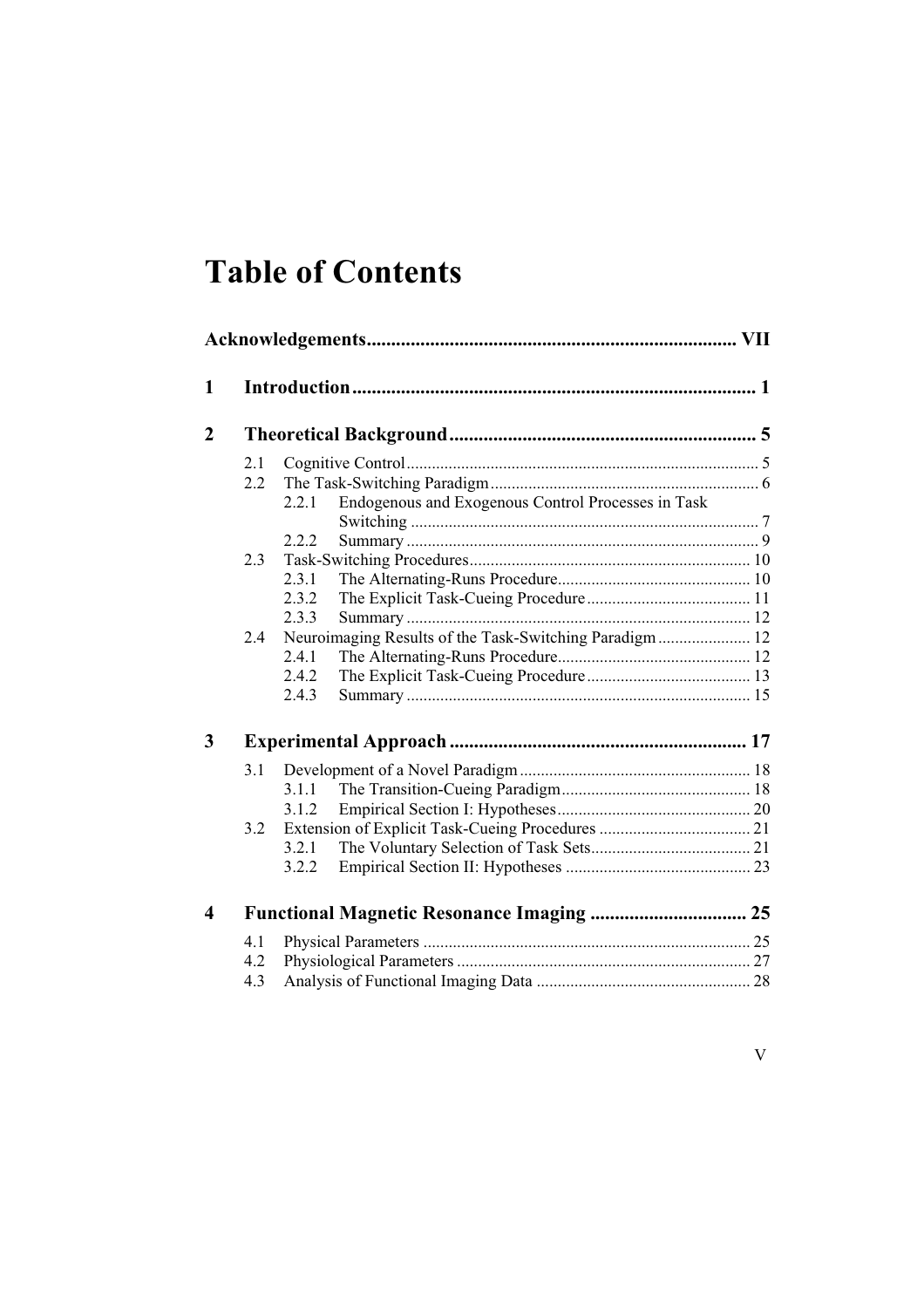# Table of Contents

**Acknowledgements ........................................................................ VII**

**1 Introduction ................................................................................ 1**

**2 Theoretical Background ............................................................ 5**

- 2.1 Cognitive Control ........................................................................ 5
- 2.2 The Task-Switching Paradigm ...................................................... 6
  - 2.2.1 Endogenous and Exogenous Control Processes in Task Switching ........................................................................ 7
  - 2.2.2 Summary ........................................................................ 9
- 2.3 Task-Switching Procedures ........................................................ 10
  - 2.3.1 The Alternating-Runs Procedure ........................................ 10
  - 2.3.2 The Explicit Task-Cueing Procedure .................................. 11
  - 2.3.3 Summary ........................................................................ 12
- 2.4 Neuroimaging Results of the Task-Switching Paradigm ................. 12
  - 2.4.1 The Alternating-Runs Procedure ........................................ 12
  - 2.4.2 The Explicit Task-Cueing Procedure .................................. 13
  - 2.4.3 Summary ........................................................................ 15

**3 Experimental Approach ............................................................ 17**

- 3.1 Development of a Novel Paradigm .............................................. 18
  - 3.1.1 The Transition-Cueing Paradigm ........................................ 18
  - 3.1.2 Empirical Section I: Hypotheses ........................................ 20
- 3.2 Extension of Explicit Task-Cueing Procedures ............................. 21
  - 3.2.1 The Voluntary Selection of Task Sets ................................. 21
  - 3.2.2 Empirical Section II: Hypotheses ...................................... 23

**4 Functional Magnetic Resonance Imaging ................................ 25**

- 4.1 Physical Parameters .................................................................. 25
- 4.2 Physiological Parameters ........................................................... 27
- 4.3 Analysis of Functional Imaging Data ........................................... 28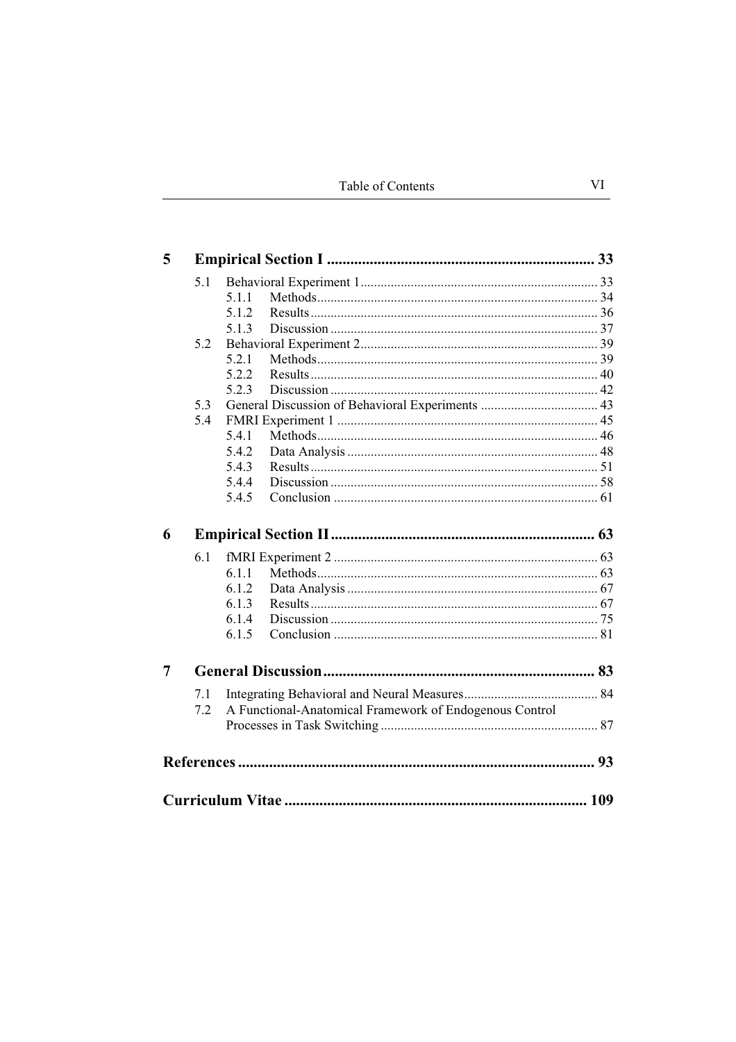| | | | |
|---|---|---|---|
| **5** | **Empirical Section I** | | **33** |
| | 5.1 | Behavioral Experiment 1 | 33 |
| | | 5.1.1 Methods | 34 |
| | | 5.1.2 Results | 36 |
| | | 5.1.3 Discussion | 37 |
| | 5.2 | Behavioral Experiment 2 | 39 |
| | | 5.2.1 Methods | 39 |
| | | 5.2.2 Results | 40 |
| | | 5.2.3 Discussion | 42 |
| | 5.3 | General Discussion of Behavioral Experiments | 43 |
| | 5.4 | FMRI Experiment 1 | 45 |
| | | 5.4.1 Methods | 46 |
| | | 5.4.2 Data Analysis | 48 |
| | | 5.4.3 Results | 51 |
| | | 5.4.4 Discussion | 58 |
| | | 5.4.5 Conclusion | 61 |
| **6** | **Empirical Section II** | | **63** |
| | 6.1 | fMRI Experiment 2 | 63 |
| | | 6.1.1 Methods | 63 |
| | | 6.1.2 Data Analysis | 67 |
| | | 6.1.3 Results | 67 |
| | | 6.1.4 Discussion | 75 |
| | | 6.1.5 Conclusion | 81 |
| **7** | **General Discussion** | | **83** |
| | 7.1 | Integrating Behavioral and Neural Measures | 84 |
| | 7.2 | A Functional-Anatomical Framework of Endogenous Control Processes in Task Switching | 87 |
| **References** | | | **93** |
| **Curriculum Vitae** | | | **109** |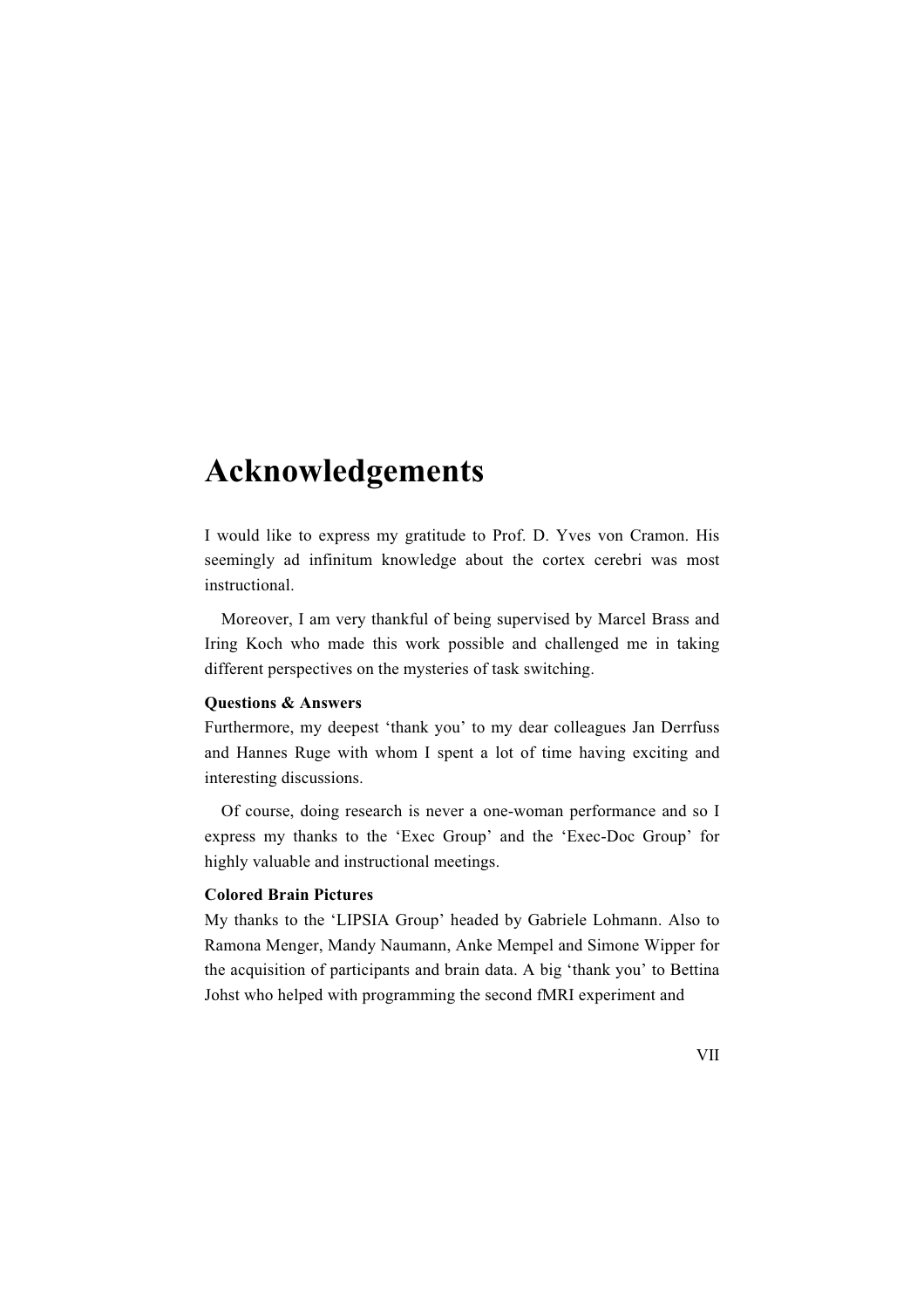# Acknowledgements

I would like to express my gratitude to Prof. D. Yves von Cramon. His seemingly ad infinitum knowledge about the cortex cerebri was most instructional.

Moreover, I am very thankful of being supervised by Marcel Brass and Iring Koch who made this work possible and challenged me in taking different perspectives on the mysteries of task switching.

**Questions & Answers**

Furthermore, my deepest 'thank you' to my dear colleagues Jan Derrfuss and Hannes Ruge with whom I spent a lot of time having exciting and interesting discussions.

Of course, doing research is never a one-woman performance and so I express my thanks to the 'Exec Group' and the 'Exec-Doc Group' for highly valuable and instructional meetings.

**Colored Brain Pictures**

My thanks to the 'LIPSIA Group' headed by Gabriele Lohmann. Also to Ramona Menger, Mandy Naumann, Anke Mempel and Simone Wipper for the acquisition of participants and brain data. A big 'thank you' to Bettina Johst who helped with programming the second fMRI experiment and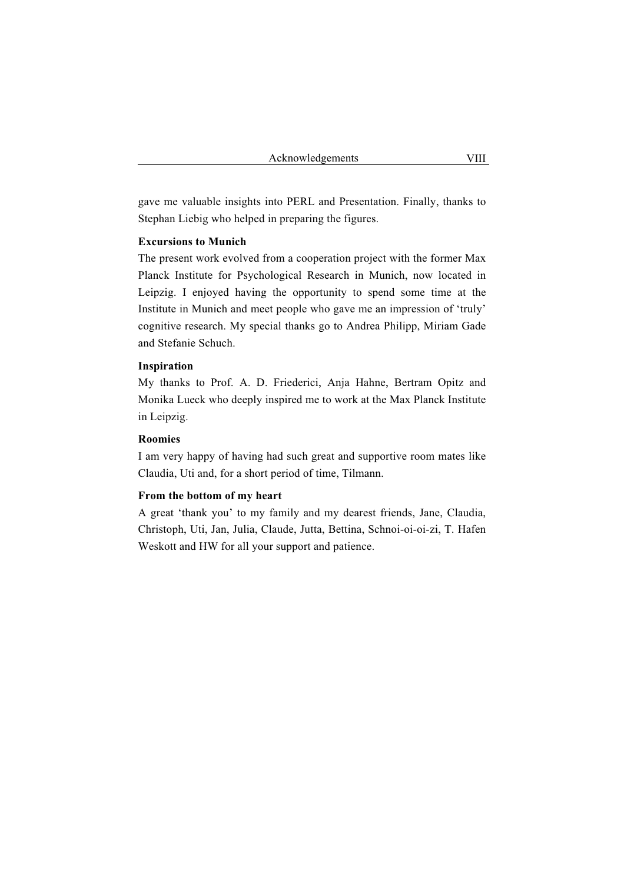gave me valuable insights into PERL and Presentation. Finally, thanks to Stephan Liebig who helped in preparing the figures.

**Excursions to Munich**

The present work evolved from a cooperation project with the former Max Planck Institute for Psychological Research in Munich, now located in Leipzig. I enjoyed having the opportunity to spend some time at the Institute in Munich and meet people who gave me an impression of 'truly' cognitive research. My special thanks go to Andrea Philipp, Miriam Gade and Stefanie Schuch.

**Inspiration**

My thanks to Prof. A. D. Friederici, Anja Hahne, Bertram Opitz and Monika Lueck who deeply inspired me to work at the Max Planck Institute in Leipzig.

**Roomies**

I am very happy of having had such great and supportive room mates like Claudia, Uti and, for a short period of time, Tilmann.

**From the bottom of my heart**

A great 'thank you' to my family and my dearest friends, Jane, Claudia, Christoph, Uti, Jan, Julia, Claude, Jutta, Bettina, Schnoi-oi-oi-zi, T. Hafen Weskott and HW for all your support and patience.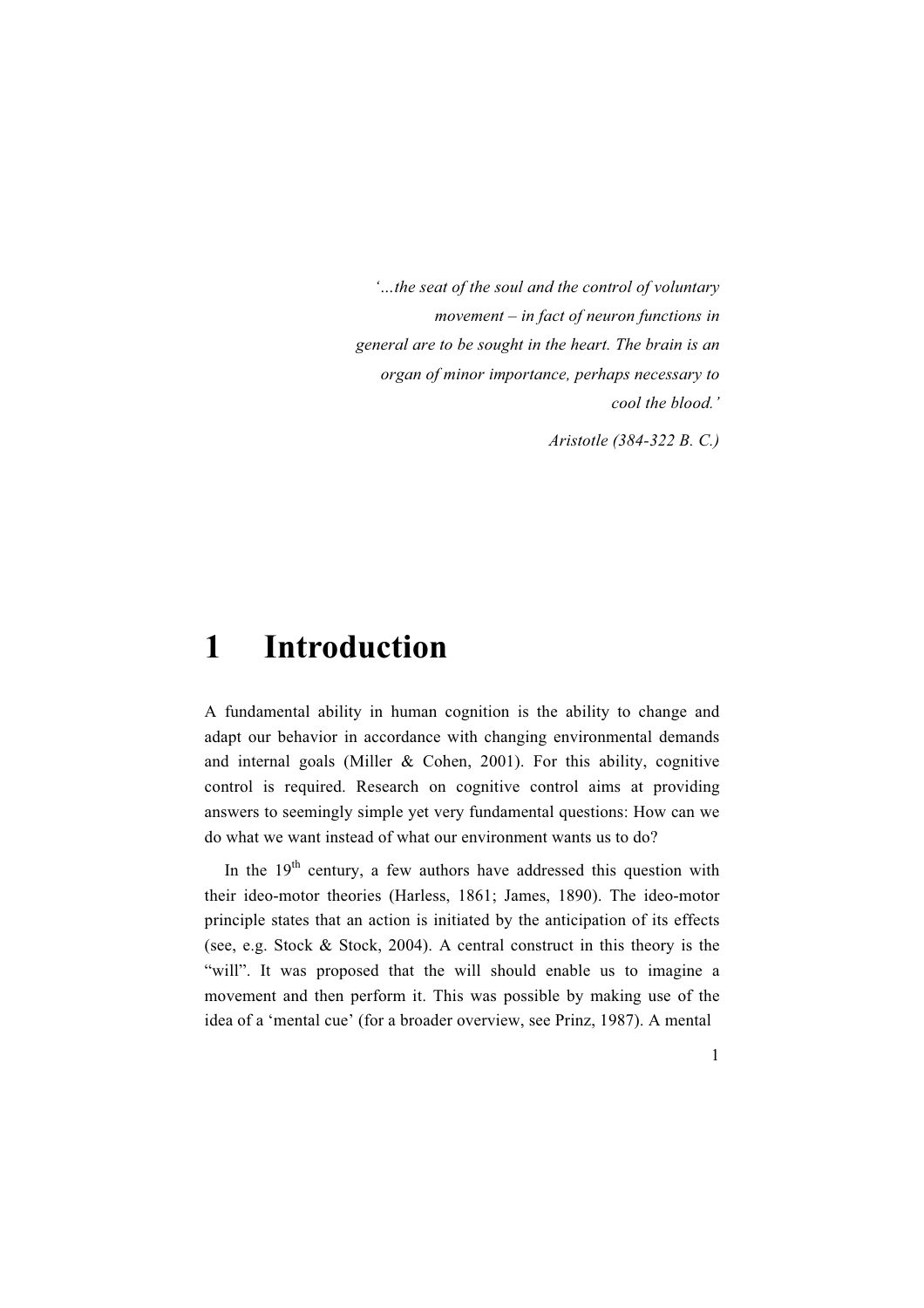*'…the seat of the soul and the control of voluntary movement – in fact of neuron functions in general are to be sought in the heart. The brain is an organ of minor importance, perhaps necessary to cool the blood.'*

*Aristotle (384-322 B. C.)*

# 1 Introduction

A fundamental ability in human cognition is the ability to change and adapt our behavior in accordance with changing environmental demands and internal goals (Miller & Cohen, 2001). For this ability, cognitive control is required. Research on cognitive control aims at providing answers to seemingly simple yet very fundamental questions: How can we do what we want instead of what our environment wants us to do?

In the 19th century, a few authors have addressed this question with their ideo-motor theories (Harless, 1861; James, 1890). The ideo-motor principle states that an action is initiated by the anticipation of its effects (see, e.g. Stock & Stock, 2004). A central construct in this theory is the "will". It was proposed that the will should enable us to imagine a movement and then perform it. This was possible by making use of the idea of a 'mental cue' (for a broader overview, see Prinz, 1987). A mental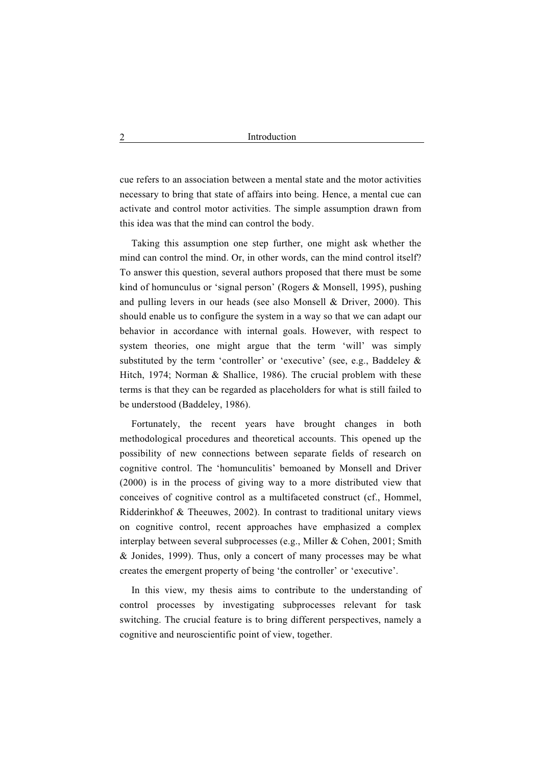cue refers to an association between a mental state and the motor activities necessary to bring that state of affairs into being. Hence, a mental cue can activate and control motor activities. The simple assumption drawn from this idea was that the mind can control the body.

Taking this assumption one step further, one might ask whether the mind can control the mind. Or, in other words, can the mind control itself? To answer this question, several authors proposed that there must be some kind of homunculus or 'signal person' (Rogers & Monsell, 1995), pushing and pulling levers in our heads (see also Monsell & Driver, 2000). This should enable us to configure the system in a way so that we can adapt our behavior in accordance with internal goals. However, with respect to system theories, one might argue that the term 'will' was simply substituted by the term 'controller' or 'executive' (see, e.g., Baddeley & Hitch, 1974; Norman & Shallice, 1986). The crucial problem with these terms is that they can be regarded as placeholders for what is still failed to be understood (Baddeley, 1986).

Fortunately, the recent years have brought changes in both methodological procedures and theoretical accounts. This opened up the possibility of new connections between separate fields of research on cognitive control. The 'homunculitis' bemoaned by Monsell and Driver (2000) is in the process of giving way to a more distributed view that conceives of cognitive control as a multifaceted construct (cf., Hommel, Ridderinkhof & Theeuwes, 2002). In contrast to traditional unitary views on cognitive control, recent approaches have emphasized a complex interplay between several subprocesses (e.g., Miller & Cohen, 2001; Smith & Jonides, 1999). Thus, only a concert of many processes may be what creates the emergent property of being 'the controller' or 'executive'.

In this view, my thesis aims to contribute to the understanding of control processes by investigating subprocesses relevant for task switching. The crucial feature is to bring different perspectives, namely a cognitive and neuroscientific point of view, together.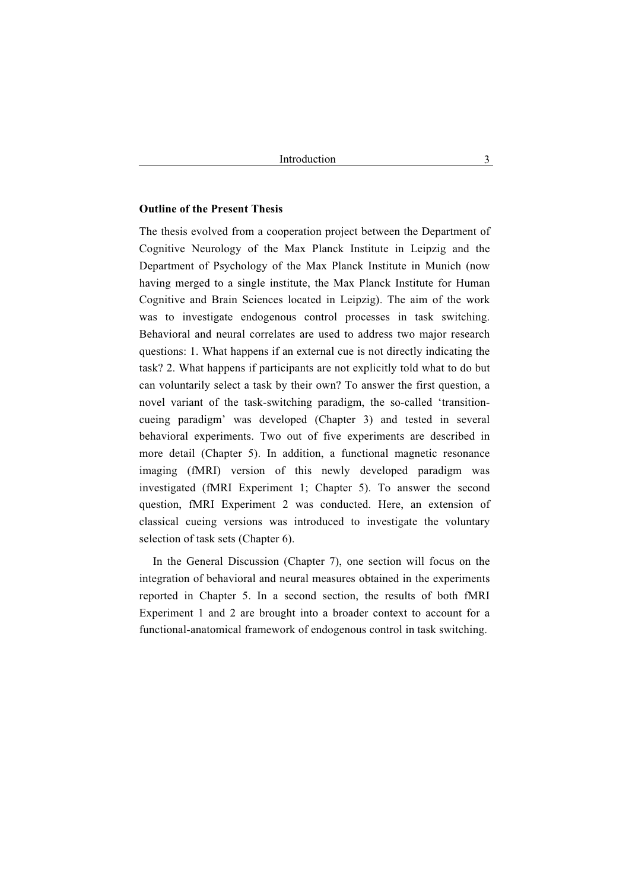**Outline of the Present Thesis**

The thesis evolved from a cooperation project between the Department of Cognitive Neurology of the Max Planck Institute in Leipzig and the Department of Psychology of the Max Planck Institute in Munich (now having merged to a single institute, the Max Planck Institute for Human Cognitive and Brain Sciences located in Leipzig). The aim of the work was to investigate endogenous control processes in task switching. Behavioral and neural correlates are used to address two major research questions: 1. What happens if an external cue is not directly indicating the task? 2. What happens if participants are not explicitly told what to do but can voluntarily select a task by their own? To answer the first question, a novel variant of the task-switching paradigm, the so-called 'transition-cueing paradigm' was developed (Chapter 3) and tested in several behavioral experiments. Two out of five experiments are described in more detail (Chapter 5). In addition, a functional magnetic resonance imaging (fMRI) version of this newly developed paradigm was investigated (fMRI Experiment 1; Chapter 5). To answer the second question, fMRI Experiment 2 was conducted. Here, an extension of classical cueing versions was introduced to investigate the voluntary selection of task sets (Chapter 6).

In the General Discussion (Chapter 7), one section will focus on the integration of behavioral and neural measures obtained in the experiments reported in Chapter 5. In a second section, the results of both fMRI Experiment 1 and 2 are brought into a broader context to account for a functional-anatomical framework of endogenous control in task switching.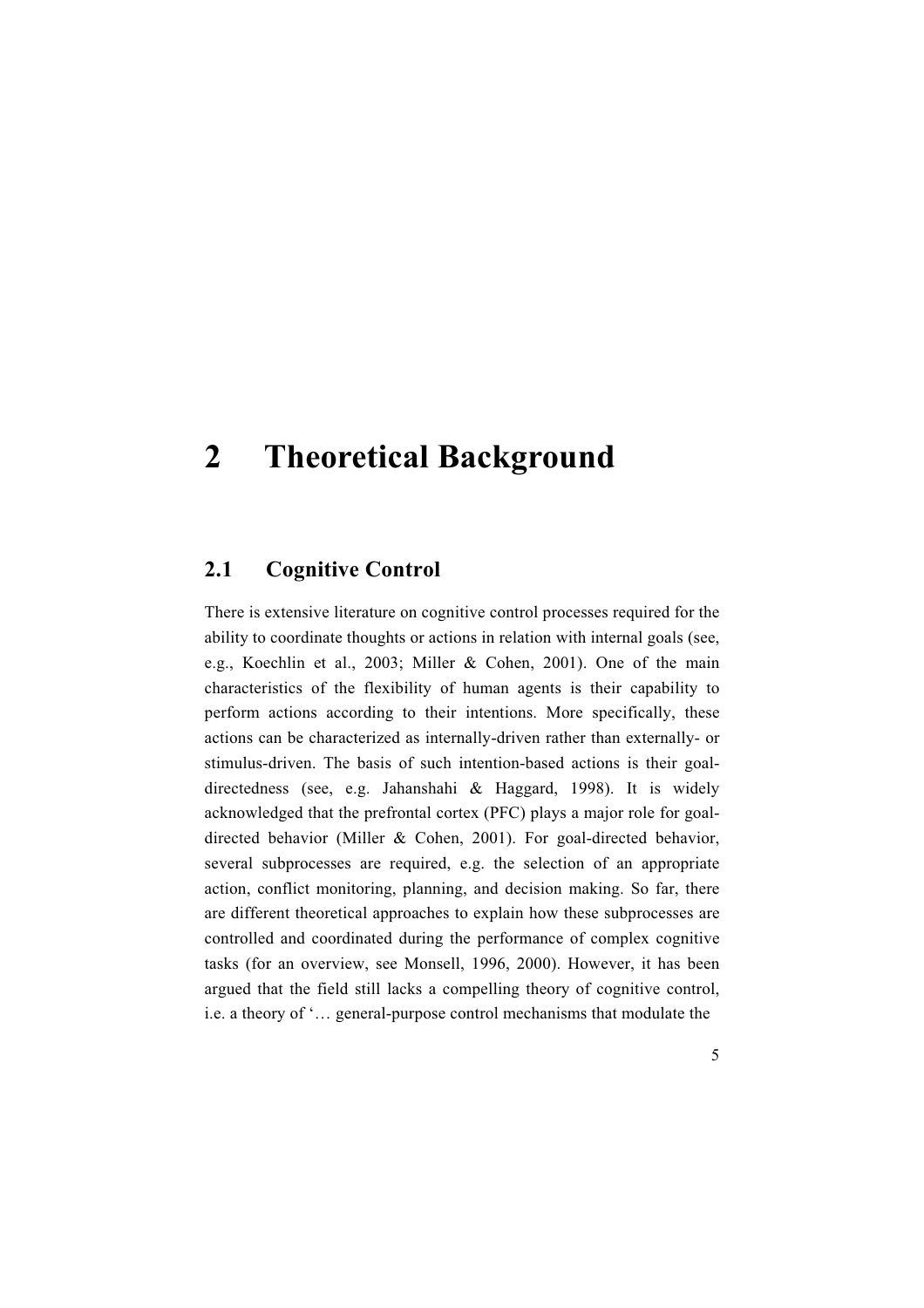# 2 Theoretical Background

## 2.1 Cognitive Control

There is extensive literature on cognitive control processes required for the ability to coordinate thoughts or actions in relation with internal goals (see, e.g., Koechlin et al., 2003; Miller & Cohen, 2001). One of the main characteristics of the flexibility of human agents is their capability to perform actions according to their intentions. More specifically, these actions can be characterized as internally-driven rather than externally- or stimulus-driven. The basis of such intention-based actions is their goal-directedness (see, e.g. Jahanshahi & Haggard, 1998). It is widely acknowledged that the prefrontal cortex (PFC) plays a major role for goal-directed behavior (Miller & Cohen, 2001). For goal-directed behavior, several subprocesses are required, e.g. the selection of an appropriate action, conflict monitoring, planning, and decision making. So far, there are different theoretical approaches to explain how these subprocesses are controlled and coordinated during the performance of complex cognitive tasks (for an overview, see Monsell, 1996, 2000). However, it has been argued that the field still lacks a compelling theory of cognitive control, i.e. a theory of '… general-purpose control mechanisms that modulate the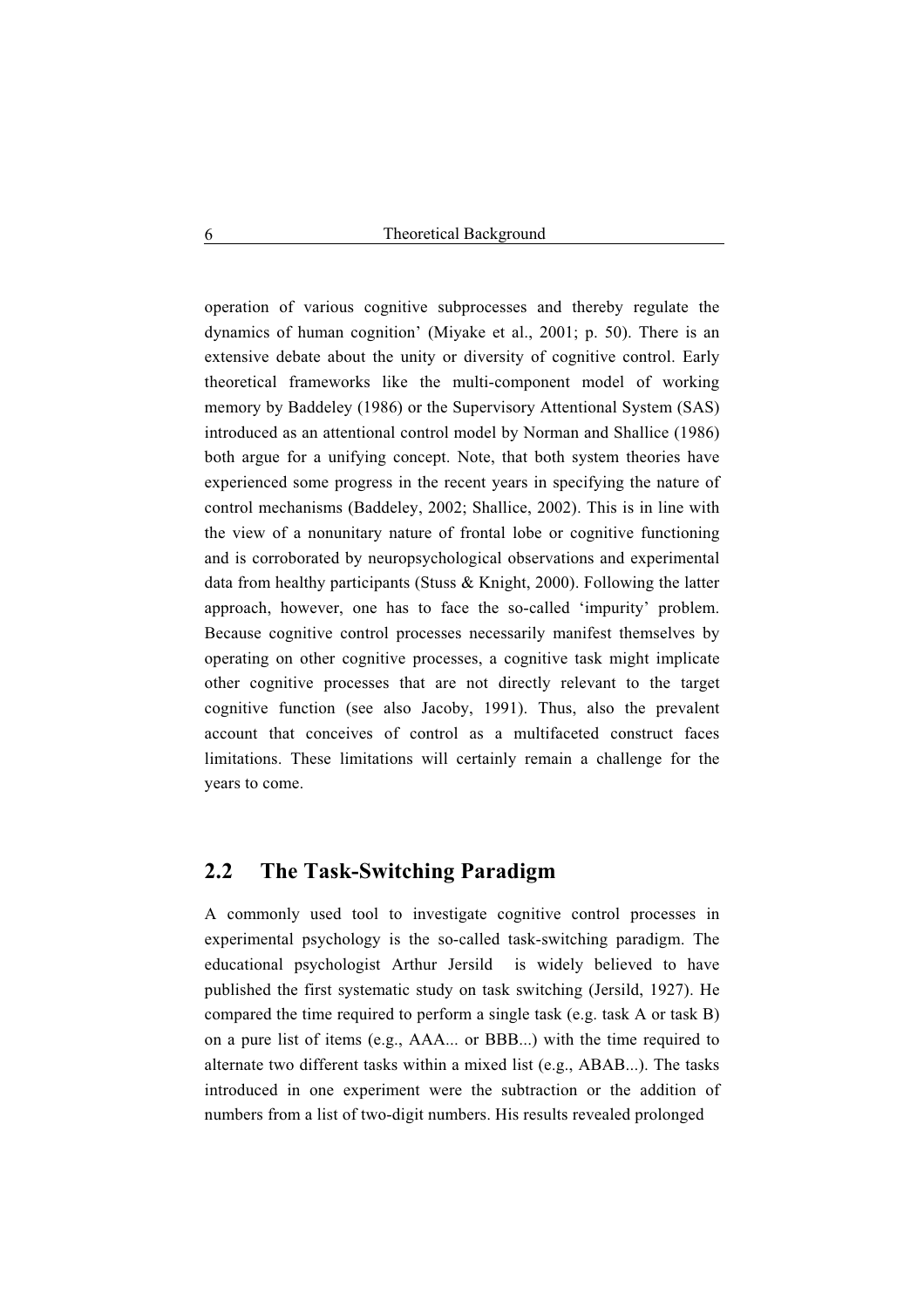operation of various cognitive subprocesses and thereby regulate the dynamics of human cognition' (Miyake et al., 2001; p. 50). There is an extensive debate about the unity or diversity of cognitive control. Early theoretical frameworks like the multi-component model of working memory by Baddeley (1986) or the Supervisory Attentional System (SAS) introduced as an attentional control model by Norman and Shallice (1986) both argue for a unifying concept. Note, that both system theories have experienced some progress in the recent years in specifying the nature of control mechanisms (Baddeley, 2002; Shallice, 2002). This is in line with the view of a nonunitary nature of frontal lobe or cognitive functioning and is corroborated by neuropsychological observations and experimental data from healthy participants (Stuss & Knight, 2000). Following the latter approach, however, one has to face the so-called 'impurity' problem. Because cognitive control processes necessarily manifest themselves by operating on other cognitive processes, a cognitive task might implicate other cognitive processes that are not directly relevant to the target cognitive function (see also Jacoby, 1991). Thus, also the prevalent account that conceives of control as a multifaceted construct faces limitations. These limitations will certainly remain a challenge for the years to come.

## 2.2 The Task-Switching Paradigm

A commonly used tool to investigate cognitive control processes in experimental psychology is the so-called task-switching paradigm. The educational psychologist Arthur Jersild is widely believed to have published the first systematic study on task switching (Jersild, 1927). He compared the time required to perform a single task (e.g. task A or task B) on a pure list of items (e.g., AAA... or BBB...) with the time required to alternate two different tasks within a mixed list (e.g., ABAB...). The tasks introduced in one experiment were the subtraction or the addition of numbers from a list of two-digit numbers. His results revealed prolonged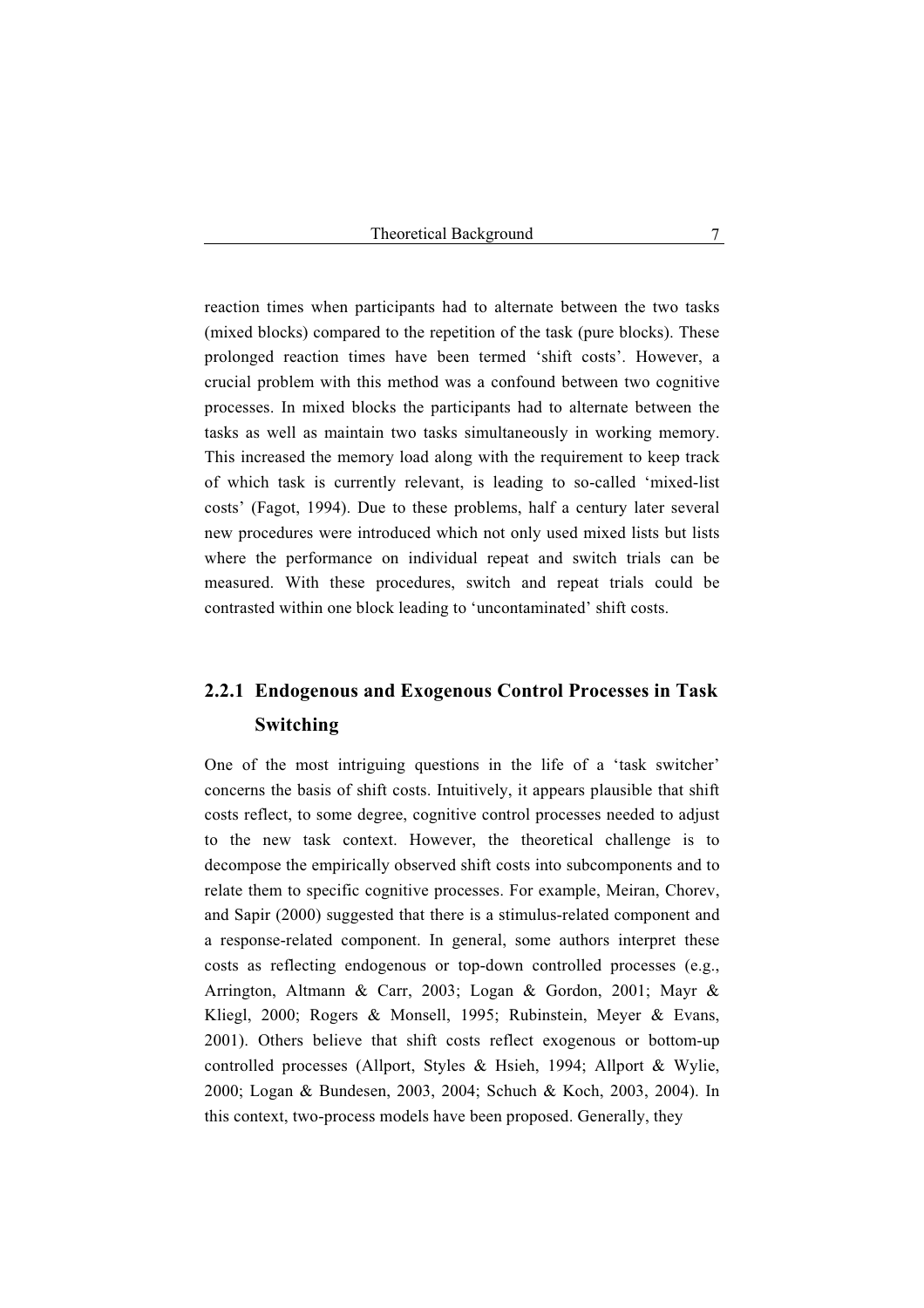reaction times when participants had to alternate between the two tasks (mixed blocks) compared to the repetition of the task (pure blocks). These prolonged reaction times have been termed 'shift costs'. However, a crucial problem with this method was a confound between two cognitive processes. In mixed blocks the participants had to alternate between the tasks as well as maintain two tasks simultaneously in working memory. This increased the memory load along with the requirement to keep track of which task is currently relevant, is leading to so-called 'mixed-list costs' (Fagot, 1994). Due to these problems, half a century later several new procedures were introduced which not only used mixed lists but lists where the performance on individual repeat and switch trials can be measured. With these procedures, switch and repeat trials could be contrasted within one block leading to 'uncontaminated' shift costs.

### 2.2.1 Endogenous and Exogenous Control Processes in Task Switching

One of the most intriguing questions in the life of a 'task switcher' concerns the basis of shift costs. Intuitively, it appears plausible that shift costs reflect, to some degree, cognitive control processes needed to adjust to the new task context. However, the theoretical challenge is to decompose the empirically observed shift costs into subcomponents and to relate them to specific cognitive processes. For example, Meiran, Chorev, and Sapir (2000) suggested that there is a stimulus-related component and a response-related component. In general, some authors interpret these costs as reflecting endogenous or top-down controlled processes (e.g., Arrington, Altmann & Carr, 2003; Logan & Gordon, 2001; Mayr & Kliegl, 2000; Rogers & Monsell, 1995; Rubinstein, Meyer & Evans, 2001). Others believe that shift costs reflect exogenous or bottom-up controlled processes (Allport, Styles & Hsieh, 1994; Allport & Wylie, 2000; Logan & Bundesen, 2003, 2004; Schuch & Koch, 2003, 2004). In this context, two-process models have been proposed. Generally, they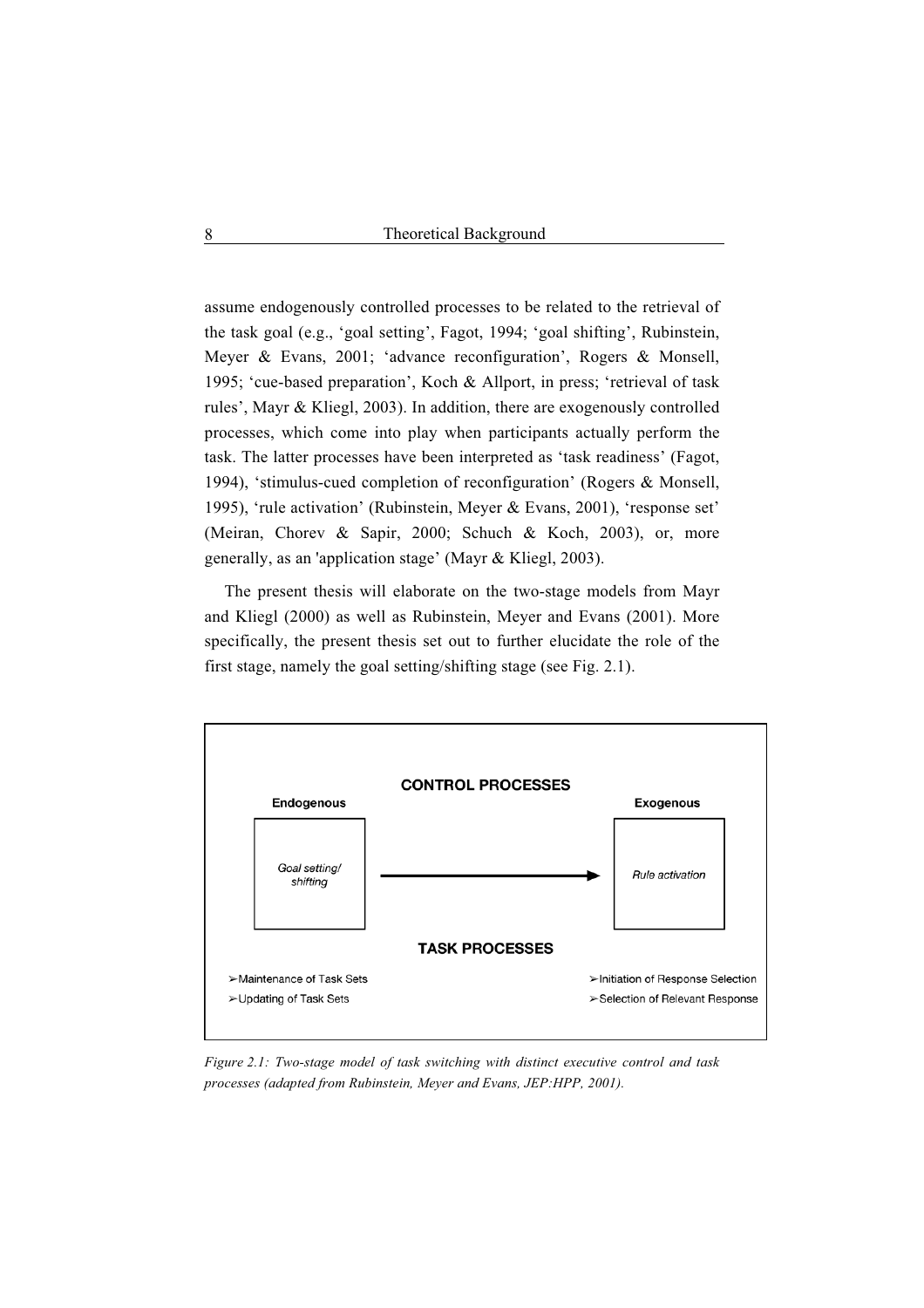assume endogenously controlled processes to be related to the retrieval of the task goal (e.g., 'goal setting', Fagot, 1994; 'goal shifting', Rubinstein, Meyer & Evans, 2001; 'advance reconfiguration', Rogers & Monsell, 1995; 'cue-based preparation', Koch & Allport, in press; 'retrieval of task rules', Mayr & Kliegl, 2003). In addition, there are exogenously controlled processes, which come into play when participants actually perform the task. The latter processes have been interpreted as 'task readiness' (Fagot, 1994), 'stimulus-cued completion of reconfiguration' (Rogers & Monsell, 1995), 'rule activation' (Rubinstein, Meyer & Evans, 2001), 'response set' (Meiran, Chorev & Sapir, 2000; Schuch & Koch, 2003), or, more generally, as an 'application stage' (Mayr & Kliegl, 2003).

The present thesis will elaborate on the two-stage models from Mayr and Kliegl (2000) as well as Rubinstein, Meyer and Evans (2001). More specifically, the present thesis set out to further elucidate the role of the first stage, namely the goal setting/shifting stage (see Fig. 2.1).

**CONTROL PROCESSES**

| Endogenous | | Exogenous |
|---|---|---|
| *Goal setting/ shifting* | → | *Rule activation* |

**TASK PROCESSES**

- Maintenance of Task Sets
- Updating of Task Sets

- Initiation of Response Selection
- Selection of Relevant Response

*Figure 2.1: Two-stage model of task switching with distinct executive control and task processes (adapted from Rubinstein, Meyer and Evans, JEP:HPP, 2001).*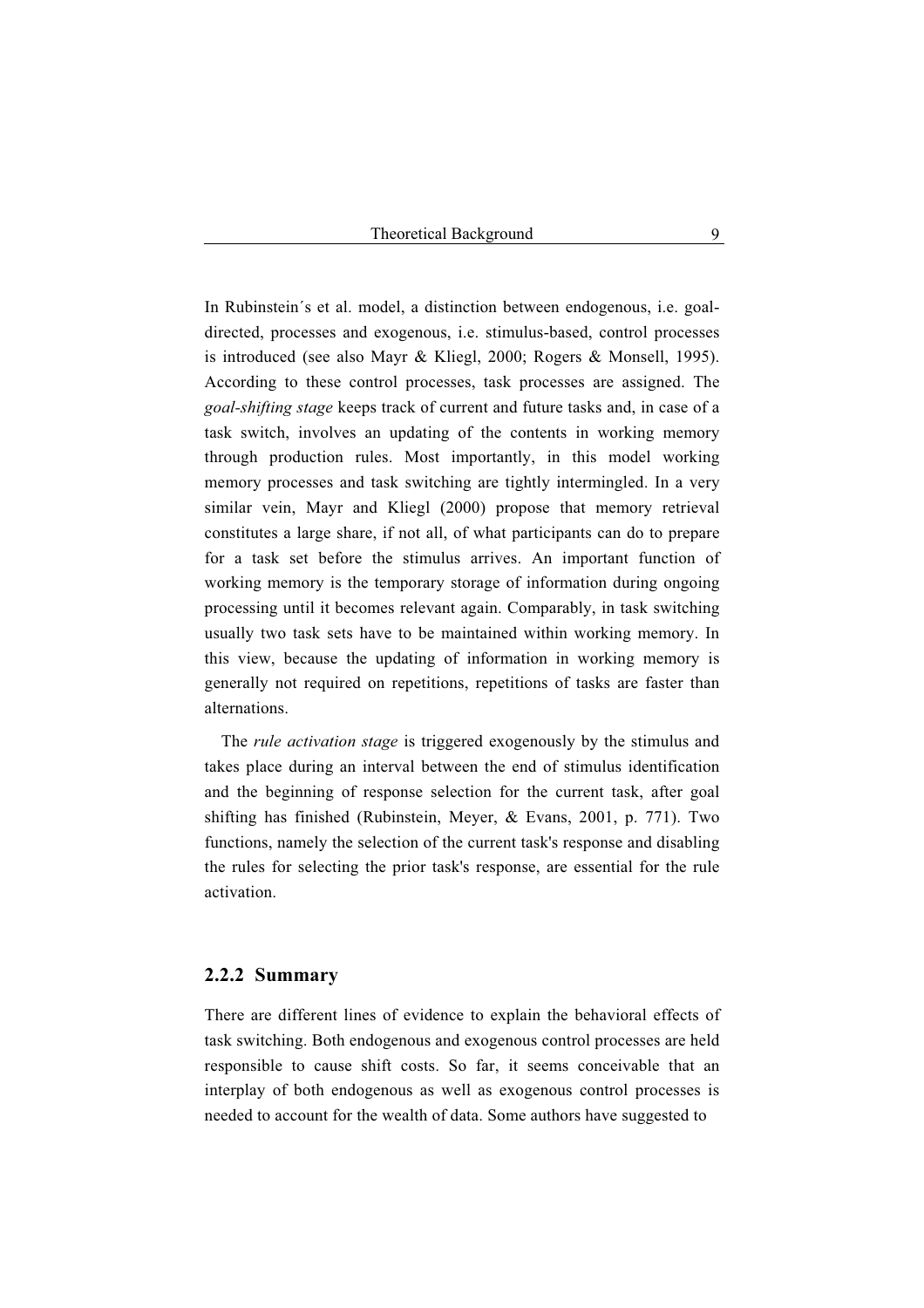In Rubinstein´s et al. model, a distinction between endogenous, i.e. goal-directed, processes and exogenous, i.e. stimulus-based, control processes is introduced (see also Mayr & Kliegl, 2000; Rogers & Monsell, 1995). According to these control processes, task processes are assigned. The *goal-shifting stage* keeps track of current and future tasks and, in case of a task switch, involves an updating of the contents in working memory through production rules. Most importantly, in this model working memory processes and task switching are tightly intermingled. In a very similar vein, Mayr and Kliegl (2000) propose that memory retrieval constitutes a large share, if not all, of what participants can do to prepare for a task set before the stimulus arrives. An important function of working memory is the temporary storage of information during ongoing processing until it becomes relevant again. Comparably, in task switching usually two task sets have to be maintained within working memory. In this view, because the updating of information in working memory is generally not required on repetitions, repetitions of tasks are faster than alternations.

The *rule activation stage* is triggered exogenously by the stimulus and takes place during an interval between the end of stimulus identification and the beginning of response selection for the current task, after goal shifting has finished (Rubinstein, Meyer, & Evans, 2001, p. 771). Two functions, namely the selection of the current task's response and disabling the rules for selecting the prior task's response, are essential for the rule activation.

### 2.2.2 Summary

There are different lines of evidence to explain the behavioral effects of task switching. Both endogenous and exogenous control processes are held responsible to cause shift costs. So far, it seems conceivable that an interplay of both endogenous as well as exogenous control processes is needed to account for the wealth of data. Some authors have suggested to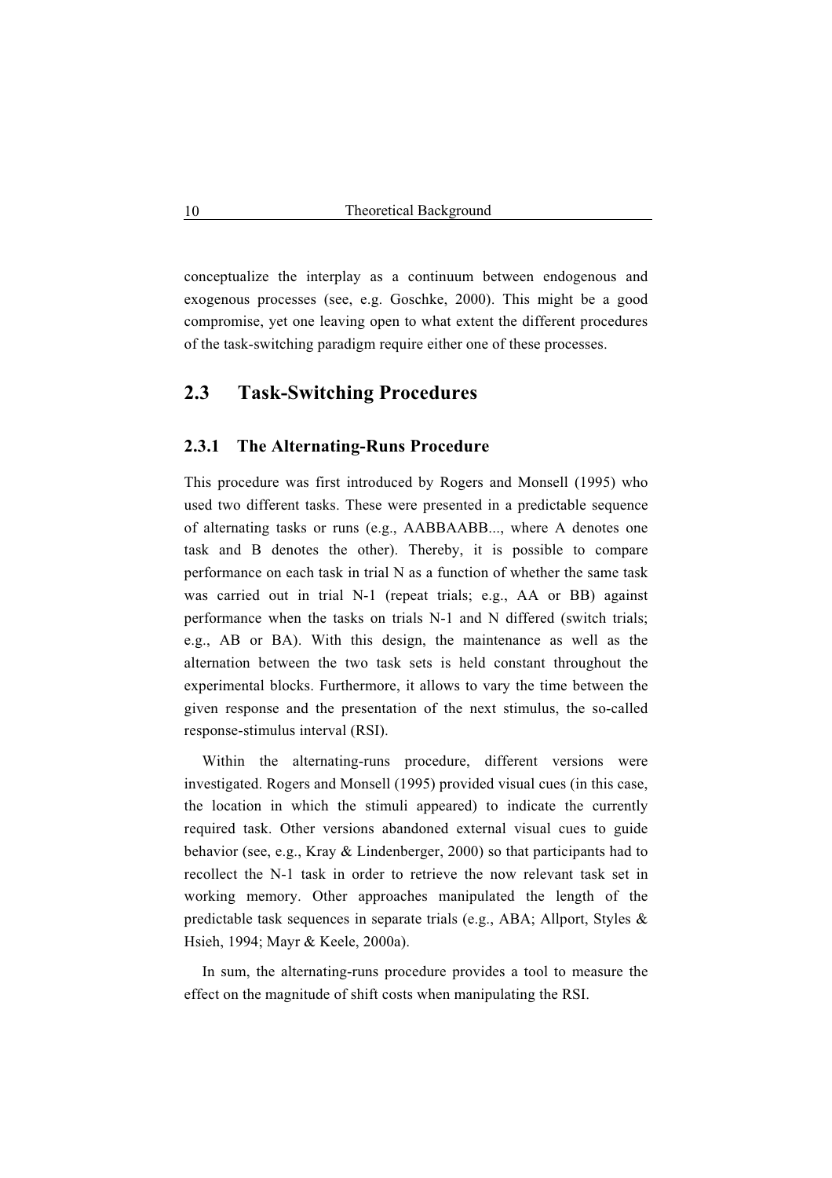conceptualize the interplay as a continuum between endogenous and exogenous processes (see, e.g. Goschke, 2000). This might be a good compromise, yet one leaving open to what extent the different procedures of the task-switching paradigm require either one of these processes.

## 2.3 Task-Switching Procedures

### 2.3.1 The Alternating-Runs Procedure

This procedure was first introduced by Rogers and Monsell (1995) who used two different tasks. These were presented in a predictable sequence of alternating tasks or runs (e.g., AABBAABB..., where A denotes one task and B denotes the other). Thereby, it is possible to compare performance on each task in trial N as a function of whether the same task was carried out in trial N-1 (repeat trials; e.g., AA or BB) against performance when the tasks on trials N-1 and N differed (switch trials; e.g., AB or BA). With this design, the maintenance as well as the alternation between the two task sets is held constant throughout the experimental blocks. Furthermore, it allows to vary the time between the given response and the presentation of the next stimulus, the so-called response-stimulus interval (RSI).

Within the alternating-runs procedure, different versions were investigated. Rogers and Monsell (1995) provided visual cues (in this case, the location in which the stimuli appeared) to indicate the currently required task. Other versions abandoned external visual cues to guide behavior (see, e.g., Kray & Lindenberger, 2000) so that participants had to recollect the N-1 task in order to retrieve the now relevant task set in working memory. Other approaches manipulated the length of the predictable task sequences in separate trials (e.g., ABA; Allport, Styles & Hsieh, 1994; Mayr & Keele, 2000a).

In sum, the alternating-runs procedure provides a tool to measure the effect on the magnitude of shift costs when manipulating the RSI.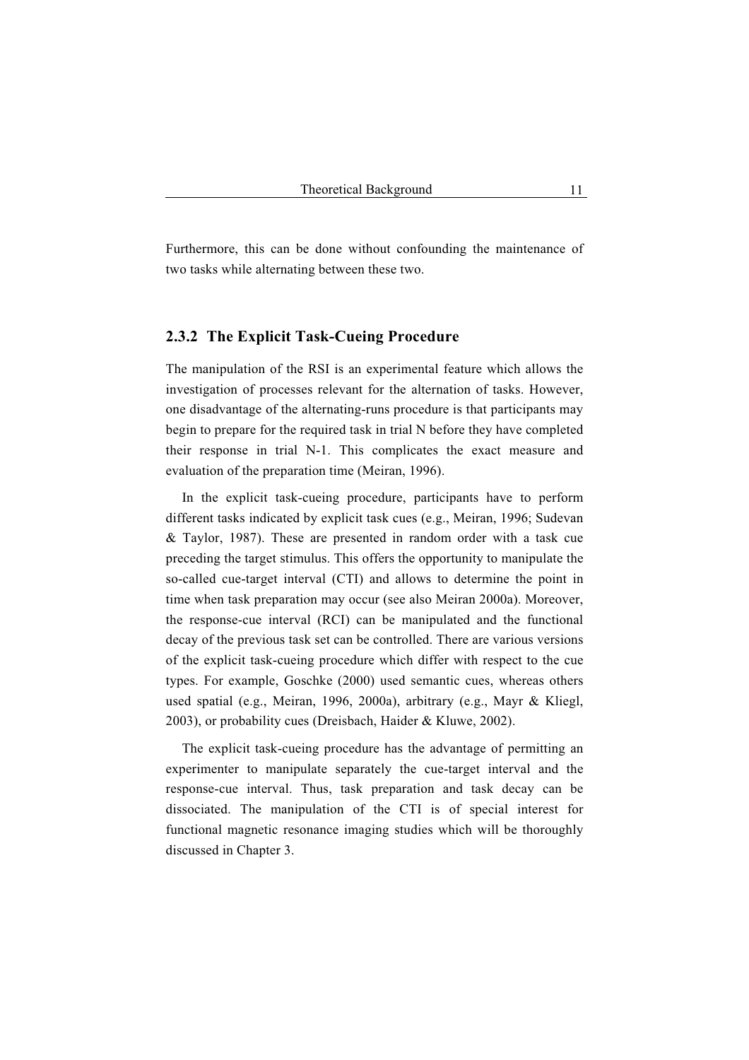Furthermore, this can be done without confounding the maintenance of two tasks while alternating between these two.

### 2.3.2 The Explicit Task-Cueing Procedure

The manipulation of the RSI is an experimental feature which allows the investigation of processes relevant for the alternation of tasks. However, one disadvantage of the alternating-runs procedure is that participants may begin to prepare for the required task in trial N before they have completed their response in trial N-1. This complicates the exact measure and evaluation of the preparation time (Meiran, 1996).

In the explicit task-cueing procedure, participants have to perform different tasks indicated by explicit task cues (e.g., Meiran, 1996; Sudevan & Taylor, 1987). These are presented in random order with a task cue preceding the target stimulus. This offers the opportunity to manipulate the so-called cue-target interval (CTI) and allows to determine the point in time when task preparation may occur (see also Meiran 2000a). Moreover, the response-cue interval (RCI) can be manipulated and the functional decay of the previous task set can be controlled. There are various versions of the explicit task-cueing procedure which differ with respect to the cue types. For example, Goschke (2000) used semantic cues, whereas others used spatial (e.g., Meiran, 1996, 2000a), arbitrary (e.g., Mayr & Kliegl, 2003), or probability cues (Dreisbach, Haider & Kluwe, 2002).

The explicit task-cueing procedure has the advantage of permitting an experimenter to manipulate separately the cue-target interval and the response-cue interval. Thus, task preparation and task decay can be dissociated. The manipulation of the CTI is of special interest for functional magnetic resonance imaging studies which will be thoroughly discussed in Chapter 3.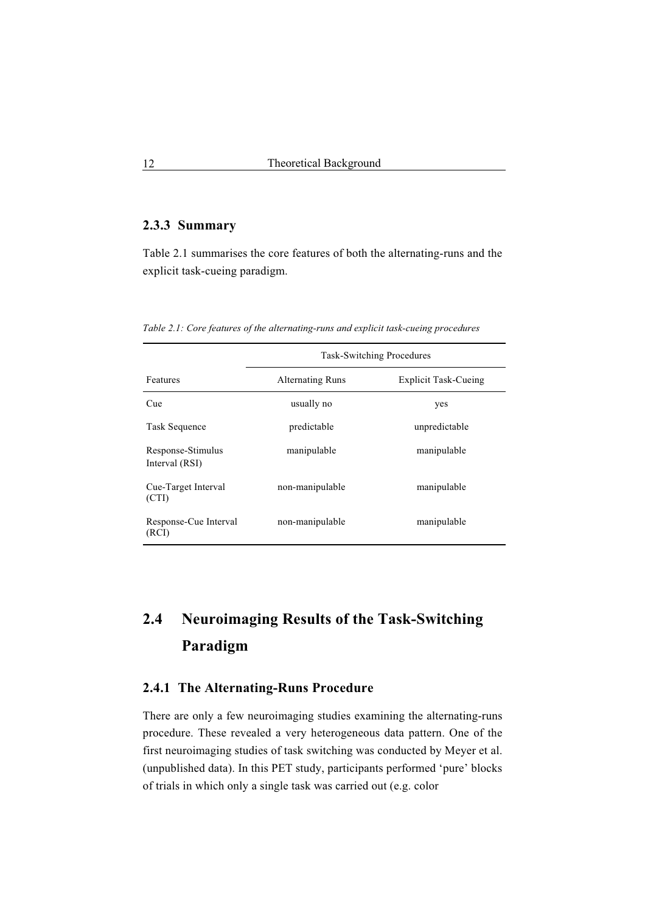### 2.3.3 Summary

Table 2.1 summarises the core features of both the alternating-runs and the explicit task-cueing paradigm.

*Table 2.1: Core features of the alternating-runs and explicit task-cueing procedures*

| | Task-Switching Procedures | |
|---|---|---|
| Features | Alternating Runs | Explicit Task-Cueing |
| Cue | usually no | yes |
| Task Sequence | predictable | unpredictable |
| Response-Stimulus Interval (RSI) | manipulable | manipulable |
| Cue-Target Interval (CTI) | non-manipulable | manipulable |
| Response-Cue Interval (RCI) | non-manipulable | manipulable |

## 2.4 Neuroimaging Results of the Task-Switching Paradigm

### 2.4.1 The Alternating-Runs Procedure

There are only a few neuroimaging studies examining the alternating-runs procedure. These revealed a very heterogeneous data pattern. One of the first neuroimaging studies of task switching was conducted by Meyer et al. (unpublished data). In this PET study, participants performed 'pure' blocks of trials in which only a single task was carried out (e.g. color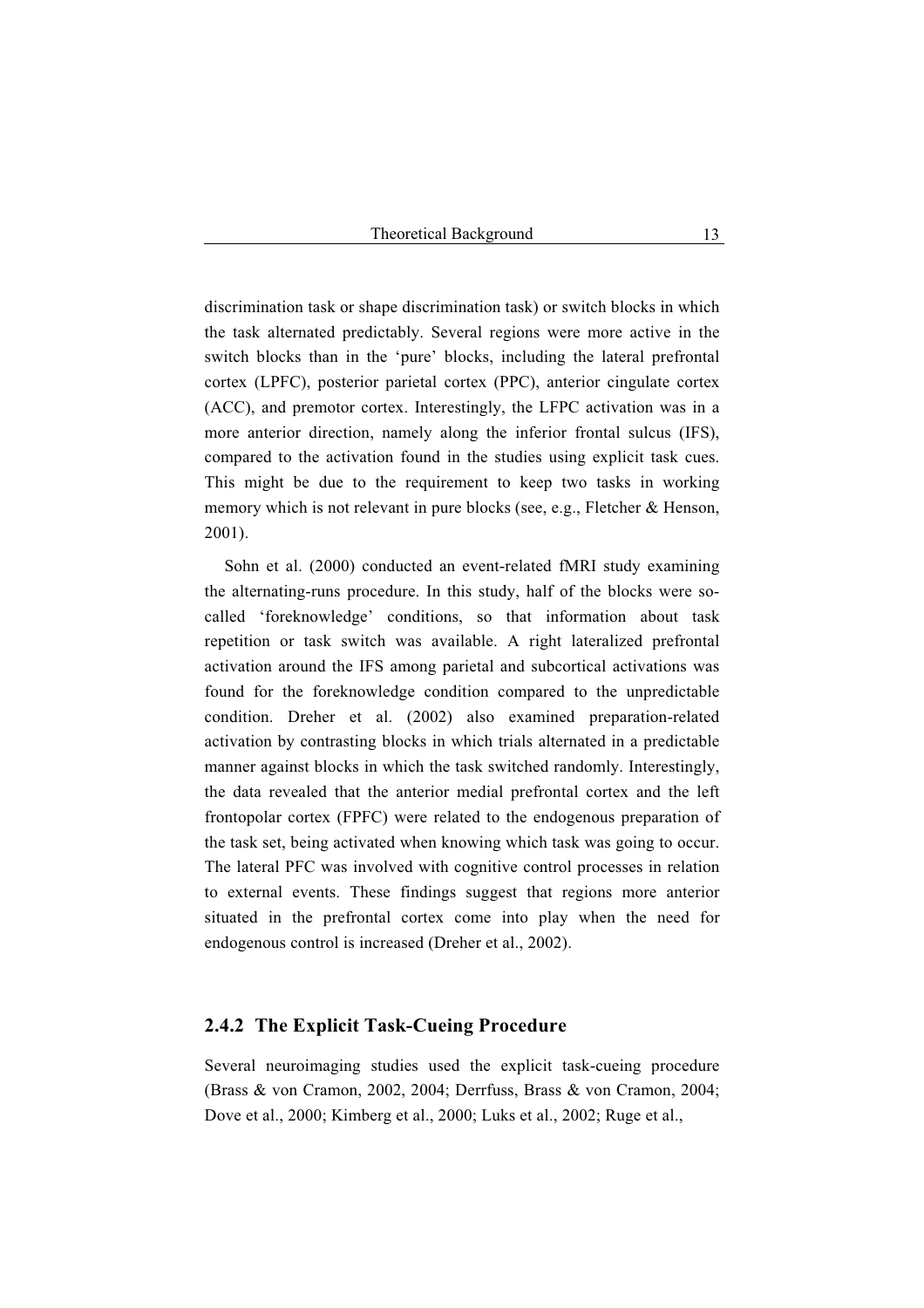discrimination task or shape discrimination task) or switch blocks in which the task alternated predictably. Several regions were more active in the switch blocks than in the 'pure' blocks, including the lateral prefrontal cortex (LPFC), posterior parietal cortex (PPC), anterior cingulate cortex (ACC), and premotor cortex. Interestingly, the LFPC activation was in a more anterior direction, namely along the inferior frontal sulcus (IFS), compared to the activation found in the studies using explicit task cues. This might be due to the requirement to keep two tasks in working memory which is not relevant in pure blocks (see, e.g., Fletcher & Henson, 2001).

Sohn et al. (2000) conducted an event-related fMRI study examining the alternating-runs procedure. In this study, half of the blocks were so-called 'foreknowledge' conditions, so that information about task repetition or task switch was available. A right lateralized prefrontal activation around the IFS among parietal and subcortical activations was found for the foreknowledge condition compared to the unpredictable condition. Dreher et al. (2002) also examined preparation-related activation by contrasting blocks in which trials alternated in a predictable manner against blocks in which the task switched randomly. Interestingly, the data revealed that the anterior medial prefrontal cortex and the left frontopolar cortex (FPFC) were related to the endogenous preparation of the task set, being activated when knowing which task was going to occur. The lateral PFC was involved with cognitive control processes in relation to external events. These findings suggest that regions more anterior situated in the prefrontal cortex come into play when the need for endogenous control is increased (Dreher et al., 2002).

### 2.4.2 The Explicit Task-Cueing Procedure

Several neuroimaging studies used the explicit task-cueing procedure (Brass & von Cramon, 2002, 2004; Derrfuss, Brass & von Cramon, 2004; Dove et al., 2000; Kimberg et al., 2000; Luks et al., 2002; Ruge et al.,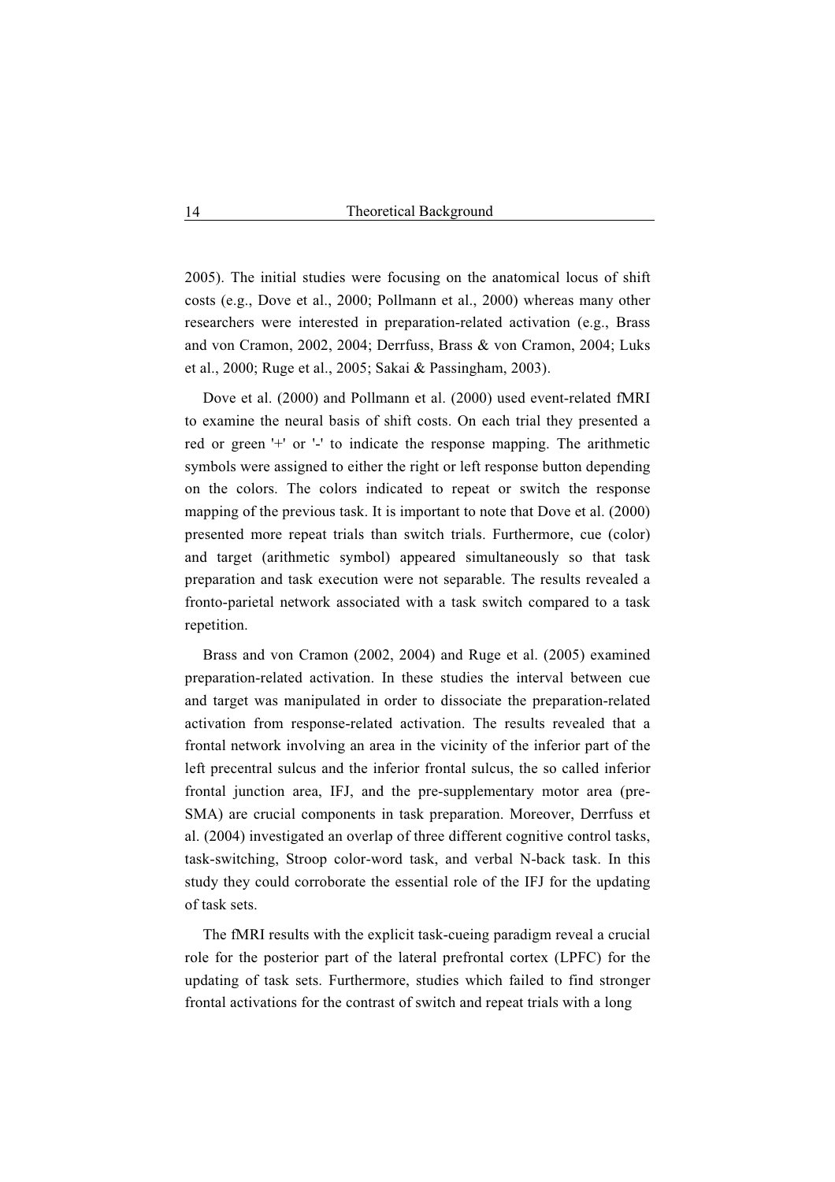2005). The initial studies were focusing on the anatomical locus of shift costs (e.g., Dove et al., 2000; Pollmann et al., 2000) whereas many other researchers were interested in preparation-related activation (e.g., Brass and von Cramon, 2002, 2004; Derrfuss, Brass & von Cramon, 2004; Luks et al., 2000; Ruge et al., 2005; Sakai & Passingham, 2003).

Dove et al. (2000) and Pollmann et al. (2000) used event-related fMRI to examine the neural basis of shift costs. On each trial they presented a red or green '+' or '-' to indicate the response mapping. The arithmetic symbols were assigned to either the right or left response button depending on the colors. The colors indicated to repeat or switch the response mapping of the previous task. It is important to note that Dove et al. (2000) presented more repeat trials than switch trials. Furthermore, cue (color) and target (arithmetic symbol) appeared simultaneously so that task preparation and task execution were not separable. The results revealed a fronto-parietal network associated with a task switch compared to a task repetition.

Brass and von Cramon (2002, 2004) and Ruge et al. (2005) examined preparation-related activation. In these studies the interval between cue and target was manipulated in order to dissociate the preparation-related activation from response-related activation. The results revealed that a frontal network involving an area in the vicinity of the inferior part of the left precentral sulcus and the inferior frontal sulcus, the so called inferior frontal junction area, IFJ, and the pre-supplementary motor area (pre-SMA) are crucial components in task preparation. Moreover, Derrfuss et al. (2004) investigated an overlap of three different cognitive control tasks, task-switching, Stroop color-word task, and verbal N-back task. In this study they could corroborate the essential role of the IFJ for the updating of task sets.

The fMRI results with the explicit task-cueing paradigm reveal a crucial role for the posterior part of the lateral prefrontal cortex (LPFC) for the updating of task sets. Furthermore, studies which failed to find stronger frontal activations for the contrast of switch and repeat trials with a long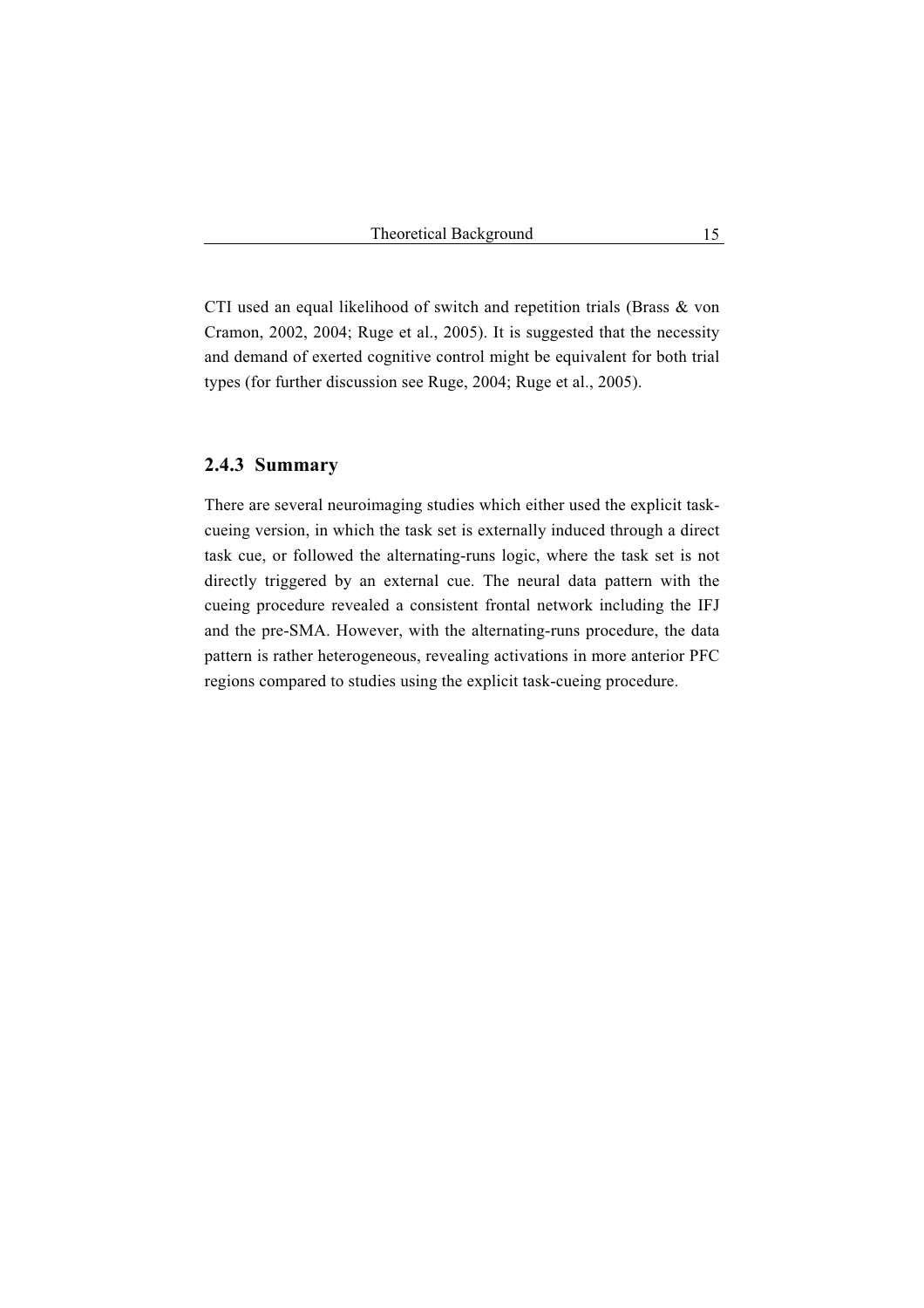CTI used an equal likelihood of switch and repetition trials (Brass & von Cramon, 2002, 2004; Ruge et al., 2005). It is suggested that the necessity and demand of exerted cognitive control might be equivalent for both trial types (for further discussion see Ruge, 2004; Ruge et al., 2005).

### 2.4.3 Summary

There are several neuroimaging studies which either used the explicit task-cueing version, in which the task set is externally induced through a direct task cue, or followed the alternating-runs logic, where the task set is not directly triggered by an external cue. The neural data pattern with the cueing procedure revealed a consistent frontal network including the IFJ and the pre-SMA. However, with the alternating-runs procedure, the data pattern is rather heterogeneous, revealing activations in more anterior PFC regions compared to studies using the explicit task-cueing procedure.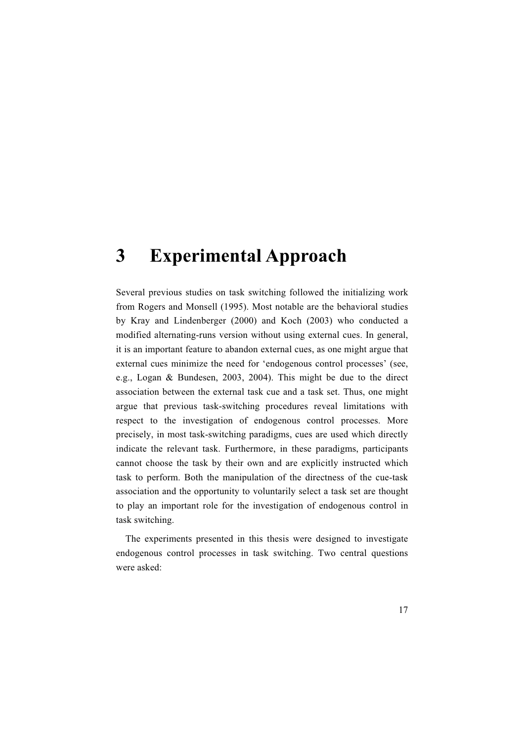# 3 Experimental Approach

Several previous studies on task switching followed the initializing work from Rogers and Monsell (1995). Most notable are the behavioral studies by Kray and Lindenberger (2000) and Koch (2003) who conducted a modified alternating-runs version without using external cues. In general, it is an important feature to abandon external cues, as one might argue that external cues minimize the need for 'endogenous control processes' (see, e.g., Logan & Bundesen, 2003, 2004). This might be due to the direct association between the external task cue and a task set. Thus, one might argue that previous task-switching procedures reveal limitations with respect to the investigation of endogenous control processes. More precisely, in most task-switching paradigms, cues are used which directly indicate the relevant task. Furthermore, in these paradigms, participants cannot choose the task by their own and are explicitly instructed which task to perform. Both the manipulation of the directness of the cue-task association and the opportunity to voluntarily select a task set are thought to play an important role for the investigation of endogenous control in task switching.

The experiments presented in this thesis were designed to investigate endogenous control processes in task switching. Two central questions were asked: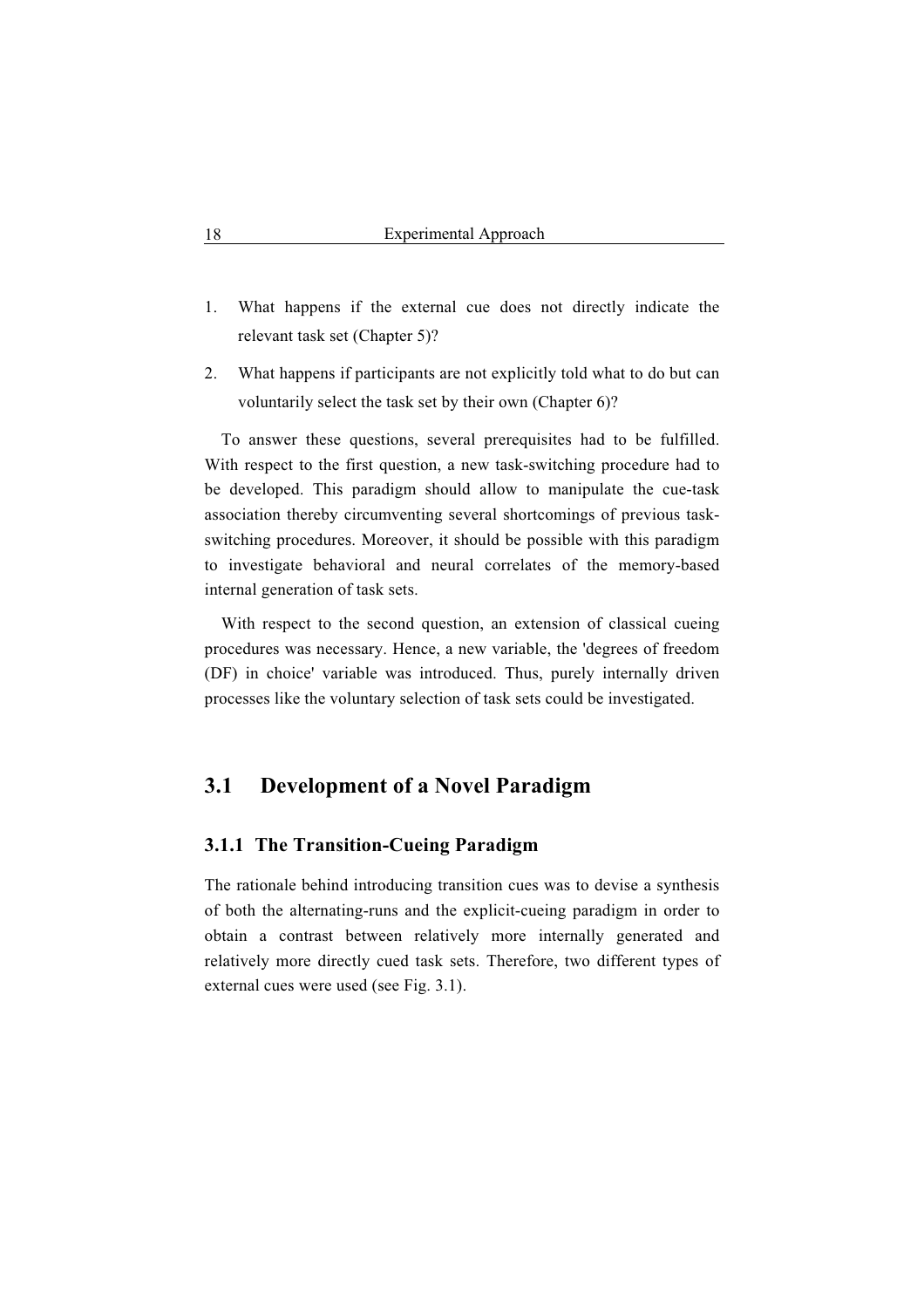1. What happens if the external cue does not directly indicate the relevant task set (Chapter 5)?
2. What happens if participants are not explicitly told what to do but can voluntarily select the task set by their own (Chapter 6)?

To answer these questions, several prerequisites had to be fulfilled. With respect to the first question, a new task-switching procedure had to be developed. This paradigm should allow to manipulate the cue-task association thereby circumventing several shortcomings of previous task-switching procedures. Moreover, it should be possible with this paradigm to investigate behavioral and neural correlates of the memory-based internal generation of task sets.

With respect to the second question, an extension of classical cueing procedures was necessary. Hence, a new variable, the 'degrees of freedom (DF) in choice' variable was introduced. Thus, purely internally driven processes like the voluntary selection of task sets could be investigated.

## 3.1 Development of a Novel Paradigm

### 3.1.1 The Transition-Cueing Paradigm

The rationale behind introducing transition cues was to devise a synthesis of both the alternating-runs and the explicit-cueing paradigm in order to obtain a contrast between relatively more internally generated and relatively more directly cued task sets. Therefore, two different types of external cues were used (see Fig. 3.1).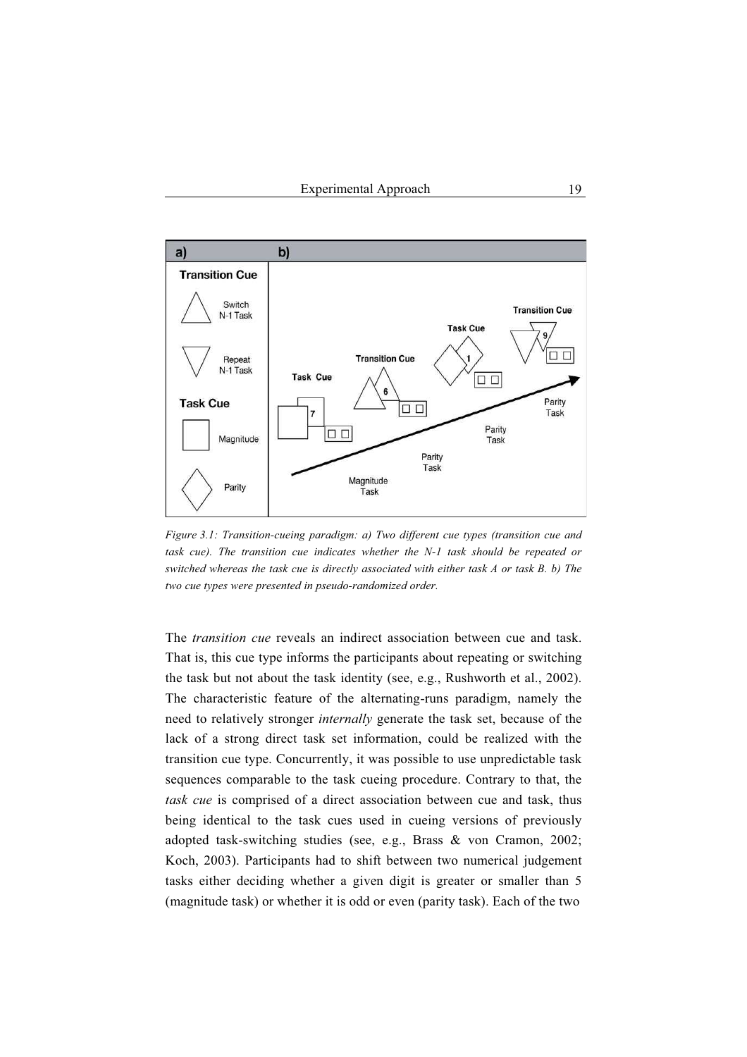*Figure 3.1: Transition-cueing paradigm: a) Two different cue types (transition cue and task cue). The transition cue indicates whether the N-1 task should be repeated or switched whereas the task cue is directly associated with either task A or task B. b) The two cue types were presented in pseudo-randomized order.*

The *transition cue* reveals an indirect association between cue and task. That is, this cue type informs the participants about repeating or switching the task but not about the task identity (see, e.g., Rushworth et al., 2002). The characteristic feature of the alternating-runs paradigm, namely the need to relatively stronger *internally* generate the task set, because of the lack of a strong direct task set information, could be realized with the transition cue type. Concurrently, it was possible to use unpredictable task sequences comparable to the task cueing procedure. Contrary to that, the *task cue* is comprised of a direct association between cue and task, thus being identical to the task cues used in cueing versions of previously adopted task-switching studies (see, e.g., Brass & von Cramon, 2002; Koch, 2003). Participants had to shift between two numerical judgement tasks either deciding whether a given digit is greater or smaller than 5 (magnitude task) or whether it is odd or even (parity task). Each of the two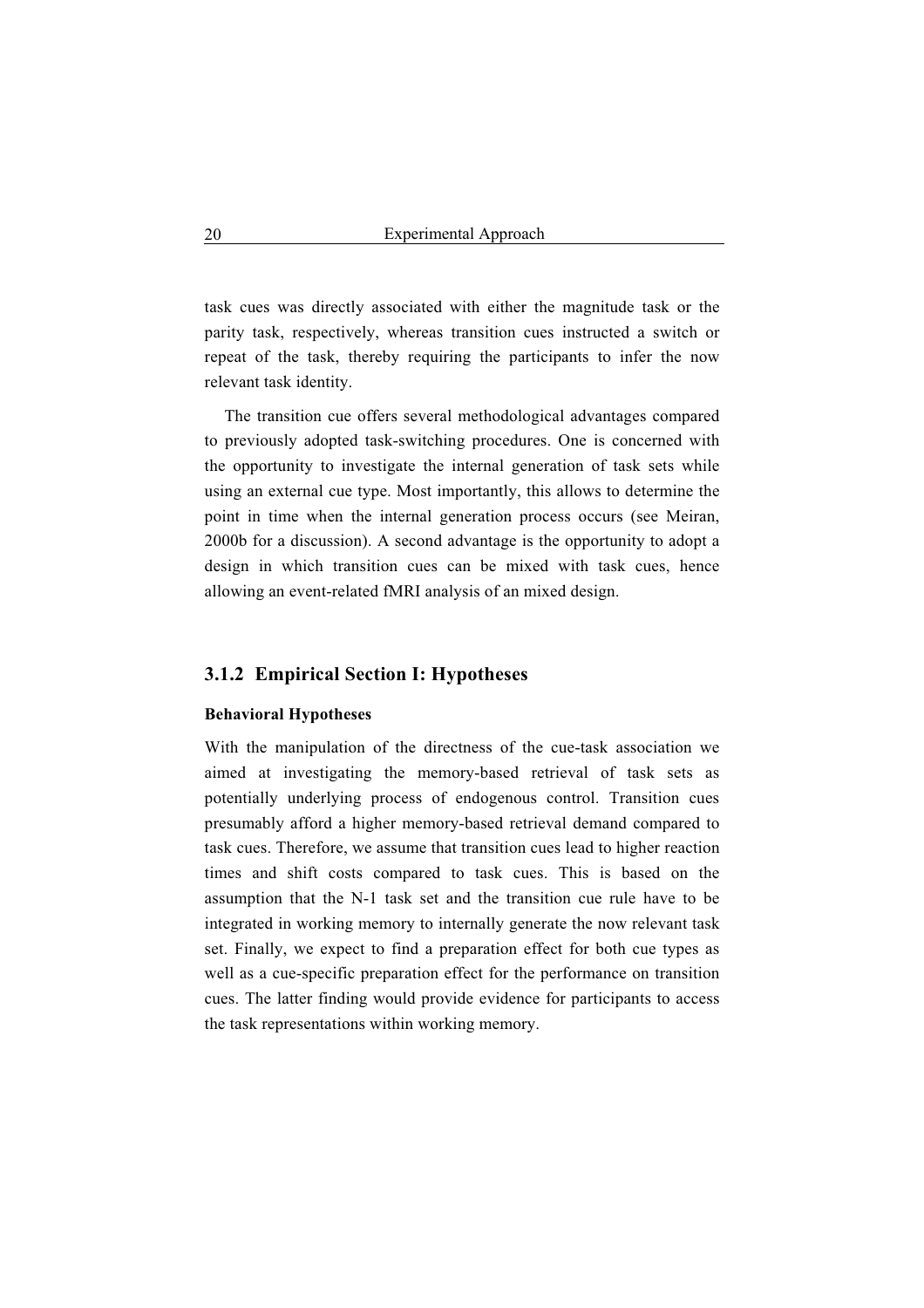task cues was directly associated with either the magnitude task or the parity task, respectively, whereas transition cues instructed a switch or repeat of the task, thereby requiring the participants to infer the now relevant task identity.

The transition cue offers several methodological advantages compared to previously adopted task-switching procedures. One is concerned with the opportunity to investigate the internal generation of task sets while using an external cue type. Most importantly, this allows to determine the point in time when the internal generation process occurs (see Meiran, 2000b for a discussion). A second advantage is the opportunity to adopt a design in which transition cues can be mixed with task cues, hence allowing an event-related fMRI analysis of an mixed design.

### 3.1.2 Empirical Section I: Hypotheses

**Behavioral Hypotheses**

With the manipulation of the directness of the cue-task association we aimed at investigating the memory-based retrieval of task sets as potentially underlying process of endogenous control. Transition cues presumably afford a higher memory-based retrieval demand compared to task cues. Therefore, we assume that transition cues lead to higher reaction times and shift costs compared to task cues. This is based on the assumption that the N-1 task set and the transition cue rule have to be integrated in working memory to internally generate the now relevant task set. Finally, we expect to find a preparation effect for both cue types as well as a cue-specific preparation effect for the performance on transition cues. The latter finding would provide evidence for participants to access the task representations within working memory.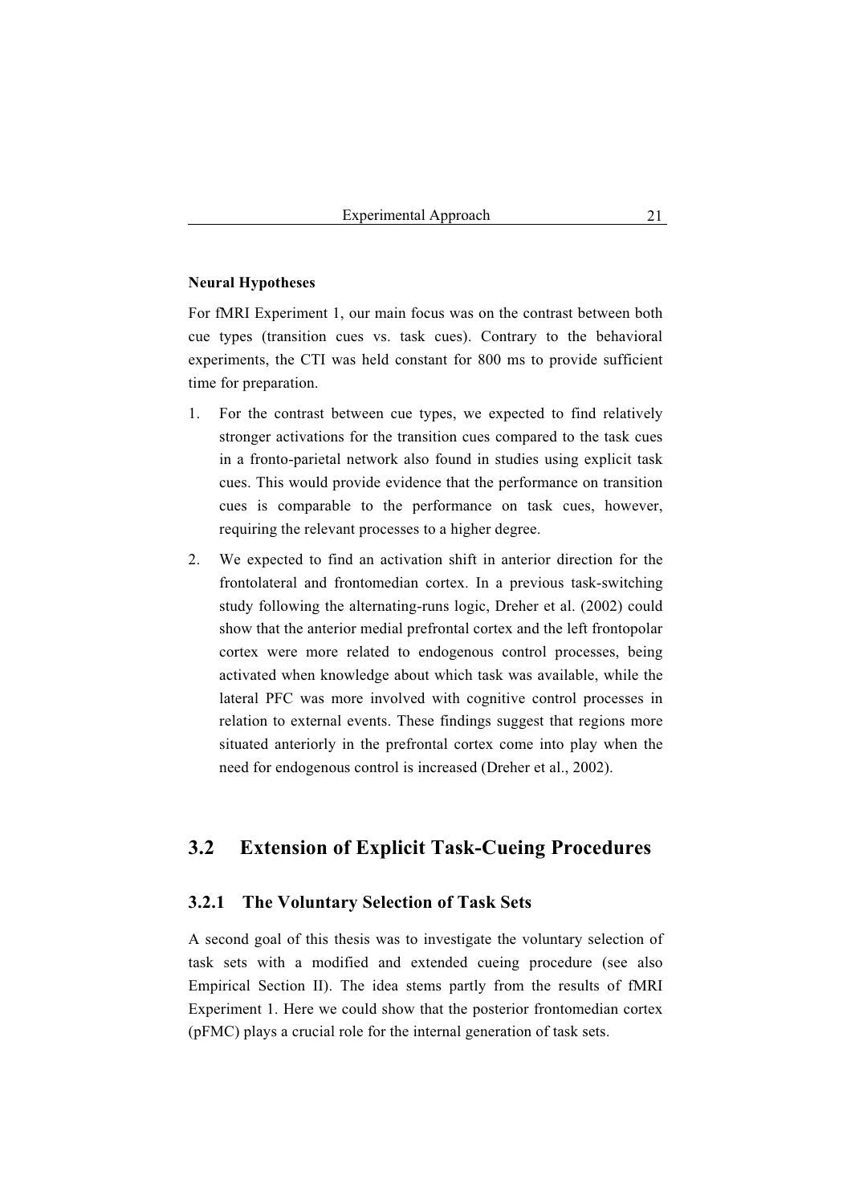**Neural Hypotheses**

For fMRI Experiment 1, our main focus was on the contrast between both cue types (transition cues vs. task cues). Contrary to the behavioral experiments, the CTI was held constant for 800 ms to provide sufficient time for preparation.

1. For the contrast between cue types, we expected to find relatively stronger activations for the transition cues compared to the task cues in a fronto-parietal network also found in studies using explicit task cues. This would provide evidence that the performance on transition cues is comparable to the performance on task cues, however, requiring the relevant processes to a higher degree.
2. We expected to find an activation shift in anterior direction for the frontolateral and frontomedian cortex. In a previous task-switching study following the alternating-runs logic, Dreher et al. (2002) could show that the anterior medial prefrontal cortex and the left frontopolar cortex were more related to endogenous control processes, being activated when knowledge about which task was available, while the lateral PFC was more involved with cognitive control processes in relation to external events. These findings suggest that regions more situated anteriorly in the prefrontal cortex come into play when the need for endogenous control is increased (Dreher et al., 2002).

## 3.2 Extension of Explicit Task-Cueing Procedures

### 3.2.1 The Voluntary Selection of Task Sets

A second goal of this thesis was to investigate the voluntary selection of task sets with a modified and extended cueing procedure (see also Empirical Section II). The idea stems partly from the results of fMRI Experiment 1. Here we could show that the posterior frontomedian cortex (pFMC) plays a crucial role for the internal generation of task sets.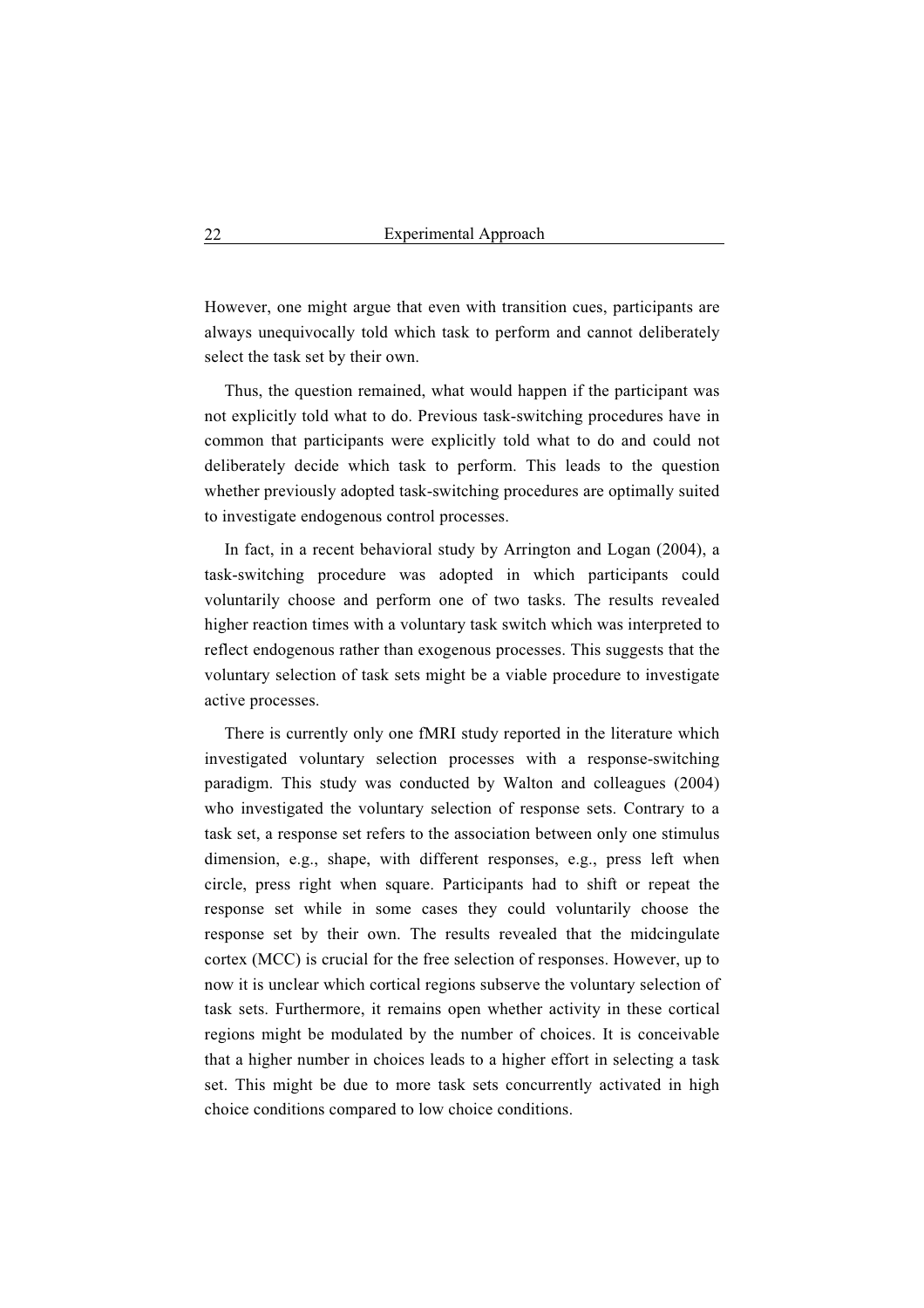However, one might argue that even with transition cues, participants are always unequivocally told which task to perform and cannot deliberately select the task set by their own.

Thus, the question remained, what would happen if the participant was not explicitly told what to do. Previous task-switching procedures have in common that participants were explicitly told what to do and could not deliberately decide which task to perform. This leads to the question whether previously adopted task-switching procedures are optimally suited to investigate endogenous control processes.

In fact, in a recent behavioral study by Arrington and Logan (2004), a task-switching procedure was adopted in which participants could voluntarily choose and perform one of two tasks. The results revealed higher reaction times with a voluntary task switch which was interpreted to reflect endogenous rather than exogenous processes. This suggests that the voluntary selection of task sets might be a viable procedure to investigate active processes.

There is currently only one fMRI study reported in the literature which investigated voluntary selection processes with a response-switching paradigm. This study was conducted by Walton and colleagues (2004) who investigated the voluntary selection of response sets. Contrary to a task set, a response set refers to the association between only one stimulus dimension, e.g., shape, with different responses, e.g., press left when circle, press right when square. Participants had to shift or repeat the response set while in some cases they could voluntarily choose the response set by their own. The results revealed that the midcingulate cortex (MCC) is crucial for the free selection of responses. However, up to now it is unclear which cortical regions subserve the voluntary selection of task sets. Furthermore, it remains open whether activity in these cortical regions might be modulated by the number of choices. It is conceivable that a higher number in choices leads to a higher effort in selecting a task set. This might be due to more task sets concurrently activated in high choice conditions compared to low choice conditions.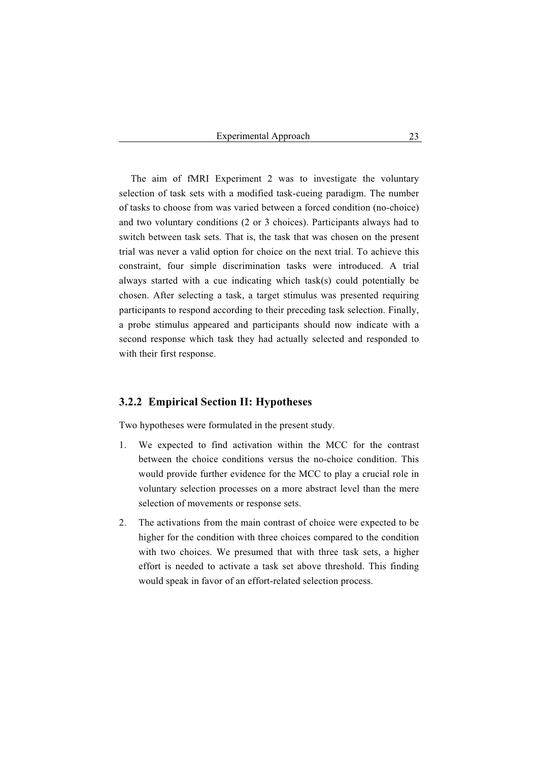The aim of fMRI Experiment 2 was to investigate the voluntary selection of task sets with a modified task-cueing paradigm. The number of tasks to choose from was varied between a forced condition (no-choice) and two voluntary conditions (2 or 3 choices). Participants always had to switch between task sets. That is, the task that was chosen on the present trial was never a valid option for choice on the next trial. To achieve this constraint, four simple discrimination tasks were introduced. A trial always started with a cue indicating which task(s) could potentially be chosen. After selecting a task, a target stimulus was presented requiring participants to respond according to their preceding task selection. Finally, a probe stimulus appeared and participants should now indicate with a second response which task they had actually selected and responded to with their first response.

### 3.2.2 Empirical Section II: Hypotheses

Two hypotheses were formulated in the present study.

1. We expected to find activation within the MCC for the contrast between the choice conditions versus the no-choice condition. This would provide further evidence for the MCC to play a crucial role in voluntary selection processes on a more abstract level than the mere selection of movements or response sets.
2. The activations from the main contrast of choice were expected to be higher for the condition with three choices compared to the condition with two choices. We presumed that with three task sets, a higher effort is needed to activate a task set above threshold. This finding would speak in favor of an effort-related selection process.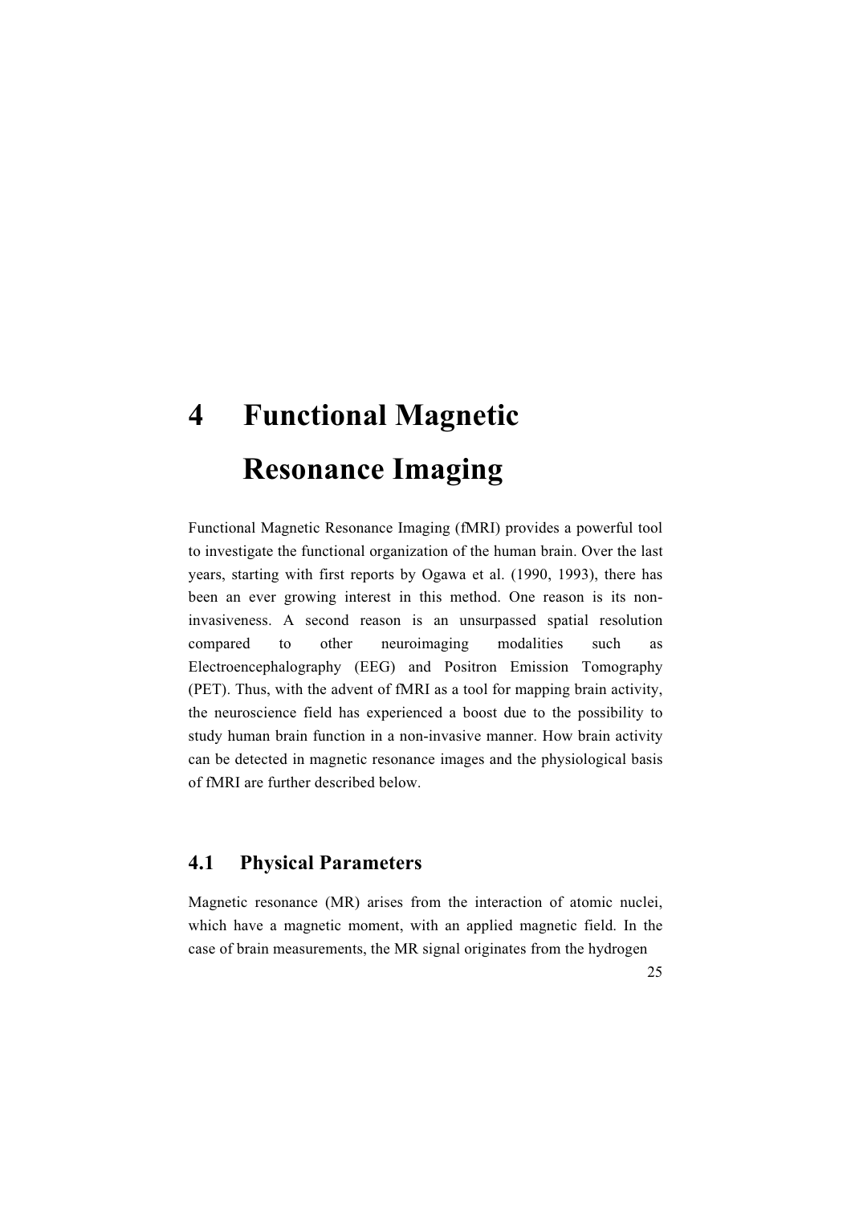# 4 Functional Magnetic Resonance Imaging

Functional Magnetic Resonance Imaging (fMRI) provides a powerful tool to investigate the functional organization of the human brain. Over the last years, starting with first reports by Ogawa et al. (1990, 1993), there has been an ever growing interest in this method. One reason is its non-invasiveness. A second reason is an unsurpassed spatial resolution compared to other neuroimaging modalities such as Electroencephalography (EEG) and Positron Emission Tomography (PET). Thus, with the advent of fMRI as a tool for mapping brain activity, the neuroscience field has experienced a boost due to the possibility to study human brain function in a non-invasive manner. How brain activity can be detected in magnetic resonance images and the physiological basis of fMRI are further described below.

## 4.1 Physical Parameters

Magnetic resonance (MR) arises from the interaction of atomic nuclei, which have a magnetic moment, with an applied magnetic field. In the case of brain measurements, the MR signal originates from the hydrogen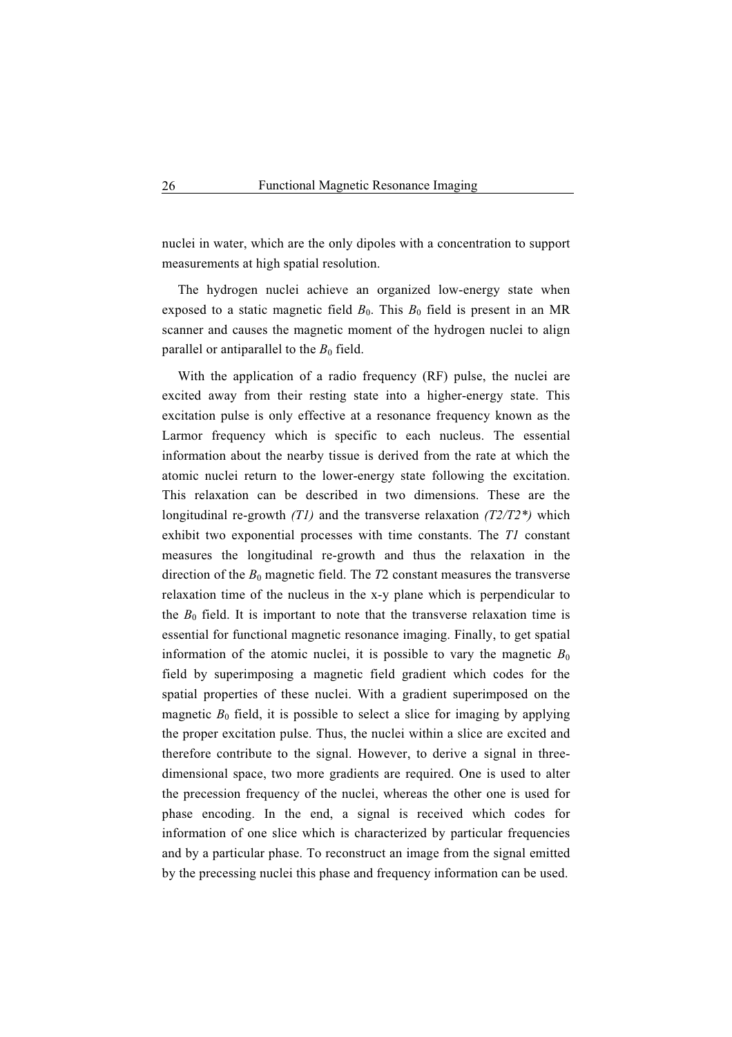nuclei in water, which are the only dipoles with a concentration to support measurements at high spatial resolution.

The hydrogen nuclei achieve an organized low-energy state when exposed to a static magnetic field $B_0$. This $B_0$ field is present in an MR scanner and causes the magnetic moment of the hydrogen nuclei to align parallel or antiparallel to the $B_0$ field.

With the application of a radio frequency (RF) pulse, the nuclei are excited away from their resting state into a higher-energy state. This excitation pulse is only effective at a resonance frequency known as the Larmor frequency which is specific to each nucleus. The essential information about the nearby tissue is derived from the rate at which the atomic nuclei return to the lower-energy state following the excitation. This relaxation can be described in two dimensions. These are the longitudinal re-growth *(T1)* and the transverse relaxation *(T2/T2\*)* which exhibit two exponential processes with time constants. The *T1* constant measures the longitudinal re-growth and thus the relaxation in the direction of the $B_0$ magnetic field. The *T*2 constant measures the transverse relaxation time of the nucleus in the x-y plane which is perpendicular to the $B_0$ field. It is important to note that the transverse relaxation time is essential for functional magnetic resonance imaging. Finally, to get spatial information of the atomic nuclei, it is possible to vary the magnetic $B_0$ field by superimposing a magnetic field gradient which codes for the spatial properties of these nuclei. With a gradient superimposed on the magnetic $B_0$ field, it is possible to select a slice for imaging by applying the proper excitation pulse. Thus, the nuclei within a slice are excited and therefore contribute to the signal. However, to derive a signal in three-dimensional space, two more gradients are required. One is used to alter the precession frequency of the nuclei, whereas the other one is used for phase encoding. In the end, a signal is received which codes for information of one slice which is characterized by particular frequencies and by a particular phase. To reconstruct an image from the signal emitted by the precessing nuclei this phase and frequency information can be used.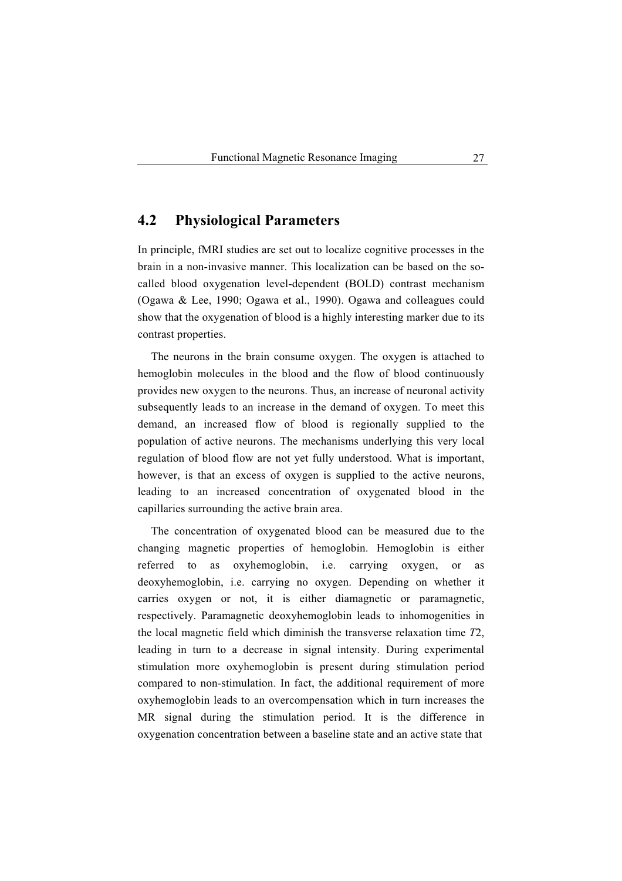## 4.2 Physiological Parameters

In principle, fMRI studies are set out to localize cognitive processes in the brain in a non-invasive manner. This localization can be based on the so-called blood oxygenation level-dependent (BOLD) contrast mechanism (Ogawa & Lee, 1990; Ogawa et al., 1990). Ogawa and colleagues could show that the oxygenation of blood is a highly interesting marker due to its contrast properties.

The neurons in the brain consume oxygen. The oxygen is attached to hemoglobin molecules in the blood and the flow of blood continuously provides new oxygen to the neurons. Thus, an increase of neuronal activity subsequently leads to an increase in the demand of oxygen. To meet this demand, an increased flow of blood is regionally supplied to the population of active neurons. The mechanisms underlying this very local regulation of blood flow are not yet fully understood. What is important, however, is that an excess of oxygen is supplied to the active neurons, leading to an increased concentration of oxygenated blood in the capillaries surrounding the active brain area.

The concentration of oxygenated blood can be measured due to the changing magnetic properties of hemoglobin. Hemoglobin is either referred to as oxyhemoglobin, i.e. carrying oxygen, or as deoxyhemoglobin, i.e. carrying no oxygen. Depending on whether it carries oxygen or not, it is either diamagnetic or paramagnetic, respectively. Paramagnetic deoxyhemoglobin leads to inhomogenities in the local magnetic field which diminish the transverse relaxation time $T2$, leading in turn to a decrease in signal intensity. During experimental stimulation more oxyhemoglobin is present during stimulation period compared to non-stimulation. In fact, the additional requirement of more oxyhemoglobin leads to an overcompensation which in turn increases the MR signal during the stimulation period. It is the difference in oxygenation concentration between a baseline state and an active state that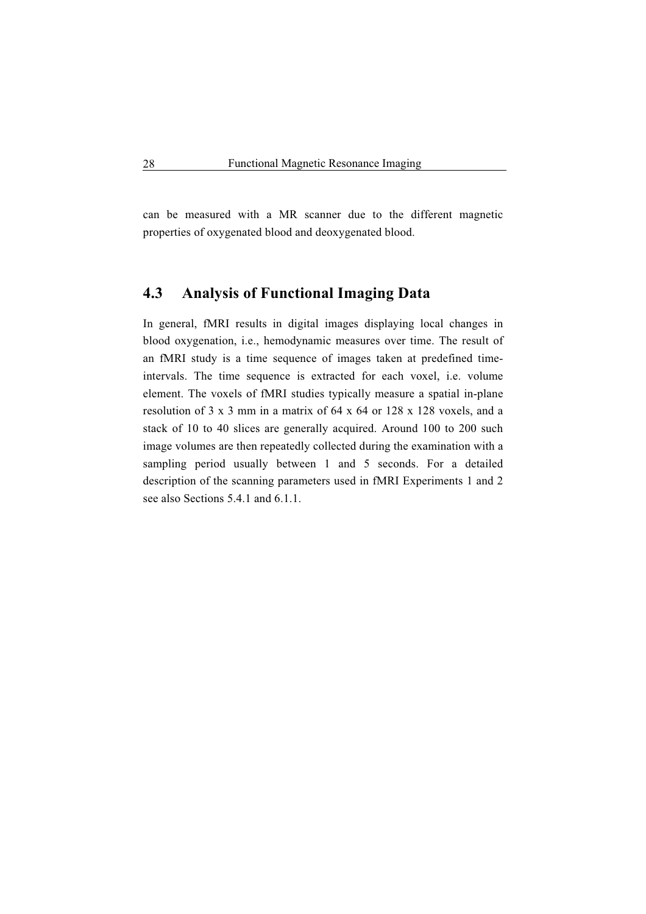can be measured with a MR scanner due to the different magnetic properties of oxygenated blood and deoxygenated blood.

## 4.3 Analysis of Functional Imaging Data

In general, fMRI results in digital images displaying local changes in blood oxygenation, i.e., hemodynamic measures over time. The result of an fMRI study is a time sequence of images taken at predefined time-intervals. The time sequence is extracted for each voxel, i.e. volume element. The voxels of fMRI studies typically measure a spatial in-plane resolution of 3 x 3 mm in a matrix of 64 x 64 or 128 x 128 voxels, and a stack of 10 to 40 slices are generally acquired. Around 100 to 200 such image volumes are then repeatedly collected during the examination with a sampling period usually between 1 and 5 seconds. For a detailed description of the scanning parameters used in fMRI Experiments 1 and 2 see also Sections 5.4.1 and 6.1.1.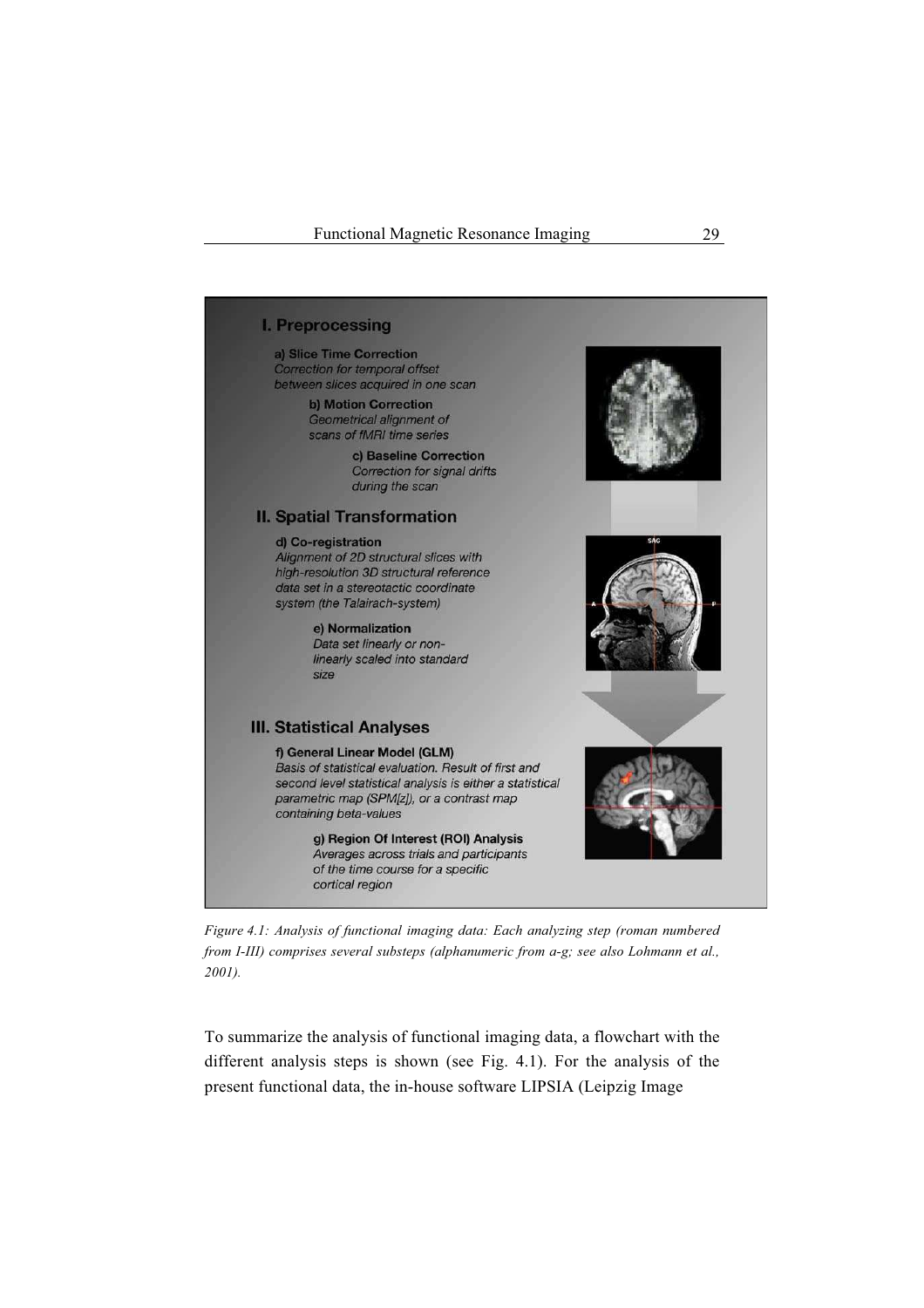## I. Preprocessing

**a) Slice Time Correction**
*Correction for temporal offset between slices acquired in one scan*

**b) Motion Correction**
*Geometrical alignment of scans of fMRI time series*

**c) Baseline Correction**
*Correction for signal drifts during the scan*

## II. Spatial Transformation

**d) Co-registration**
*Alignment of 2D structural slices with high-resolution 3D structural reference data set in a stereotactic coordinate system (the Talairach-system)*

**e) Normalization**
*Data set linearly or non-linearly scaled into standard size*

## III. Statistical Analyses

**f) General Linear Model (GLM)**
*Basis of statistical evaluation. Result of first and second level statistical analysis is either a statistical parametric map (SPM[z]), or a contrast map containing beta-values*

**g) Region Of Interest (ROI) Analysis**
*Averages across trials and participants of the time course for a specific cortical region*

*Figure 4.1: Analysis of functional imaging data: Each analyzing step (roman numbered from I-III) comprises several substeps (alphanumeric from a-g; see also Lohmann et al., 2001).*

To summarize the analysis of functional imaging data, a flowchart with the different analysis steps is shown (see Fig. 4.1). For the analysis of the present functional data, the in-house software LIPSIA (Leipzig Image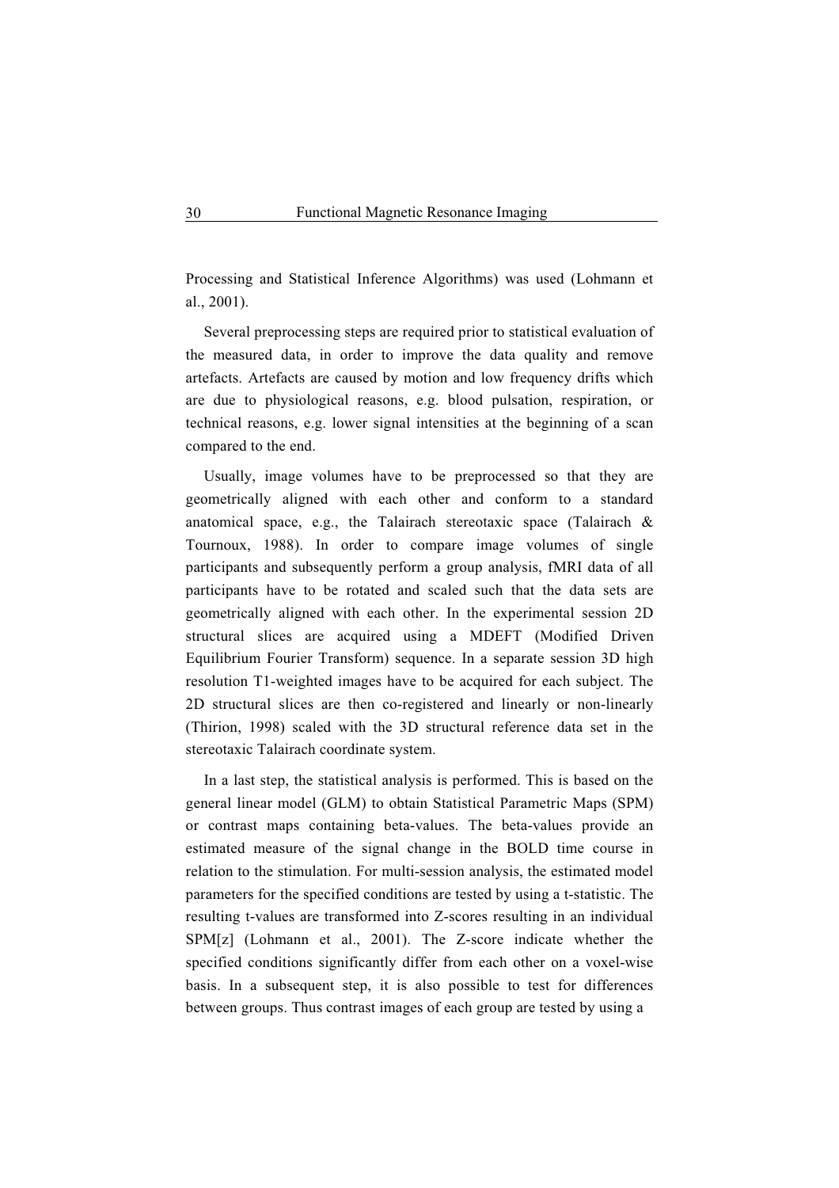Processing and Statistical Inference Algorithms) was used (Lohmann et al., 2001).

Several preprocessing steps are required prior to statistical evaluation of the measured data, in order to improve the data quality and remove artefacts. Artefacts are caused by motion and low frequency drifts which are due to physiological reasons, e.g. blood pulsation, respiration, or technical reasons, e.g. lower signal intensities at the beginning of a scan compared to the end.

Usually, image volumes have to be preprocessed so that they are geometrically aligned with each other and conform to a standard anatomical space, e.g., the Talairach stereotaxic space (Talairach & Tournoux, 1988). In order to compare image volumes of single participants and subsequently perform a group analysis, fMRI data of all participants have to be rotated and scaled such that the data sets are geometrically aligned with each other. In the experimental session 2D structural slices are acquired using a MDEFT (Modified Driven Equilibrium Fourier Transform) sequence. In a separate session 3D high resolution T1-weighted images have to be acquired for each subject. The 2D structural slices are then co-registered and linearly or non-linearly (Thirion, 1998) scaled with the 3D structural reference data set in the stereotaxic Talairach coordinate system.

In a last step, the statistical analysis is performed. This is based on the general linear model (GLM) to obtain Statistical Parametric Maps (SPM) or contrast maps containing beta-values. The beta-values provide an estimated measure of the signal change in the BOLD time course in relation to the stimulation. For multi-session analysis, the estimated model parameters for the specified conditions are tested by using a t-statistic. The resulting t-values are transformed into Z-scores resulting in an individual SPM[z] (Lohmann et al., 2001). The Z-score indicate whether the specified conditions significantly differ from each other on a voxel-wise basis. In a subsequent step, it is also possible to test for differences between groups. Thus contrast images of each group are tested by using a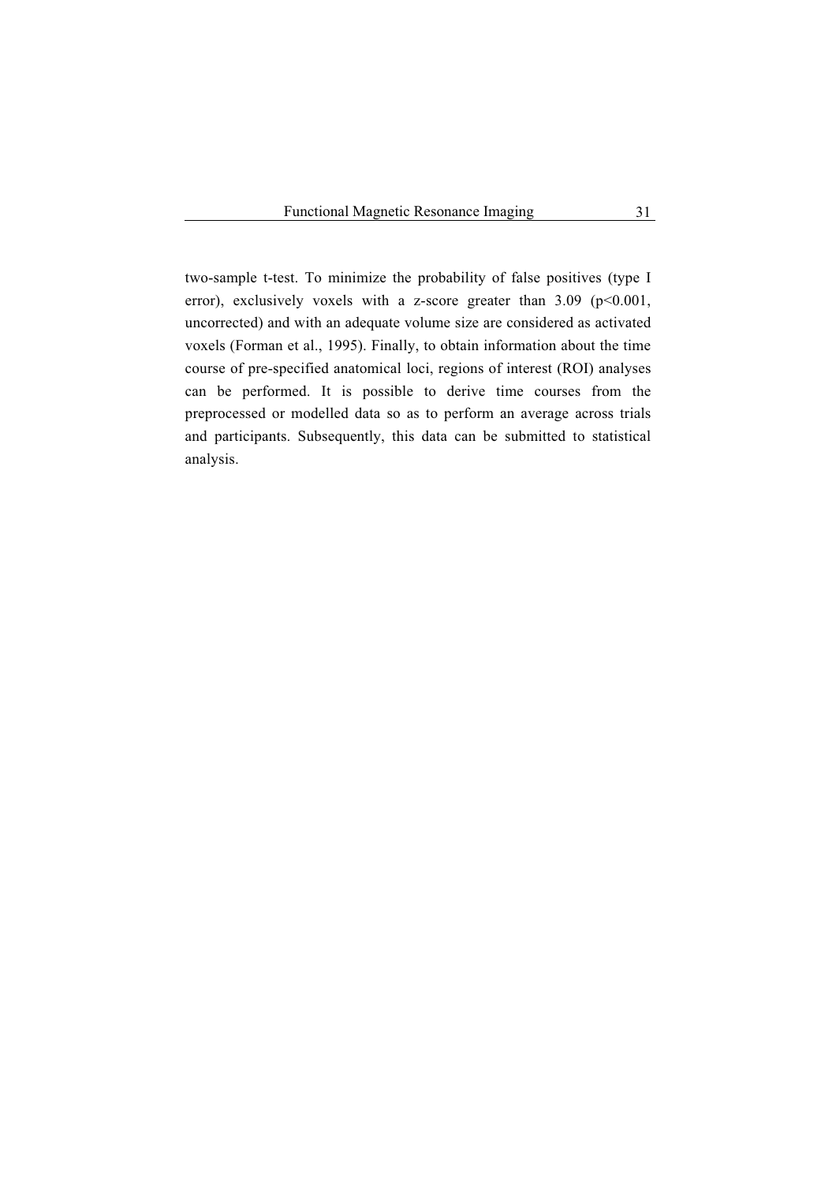two-sample t-test. To minimize the probability of false positives (type I error), exclusively voxels with a z-score greater than 3.09 ($p<0.001$, uncorrected) and with an adequate volume size are considered as activated voxels (Forman et al., 1995). Finally, to obtain information about the time course of pre-specified anatomical loci, regions of interest (ROI) analyses can be performed. It is possible to derive time courses from the preprocessed or modelled data so as to perform an average across trials and participants. Subsequently, this data can be submitted to statistical analysis.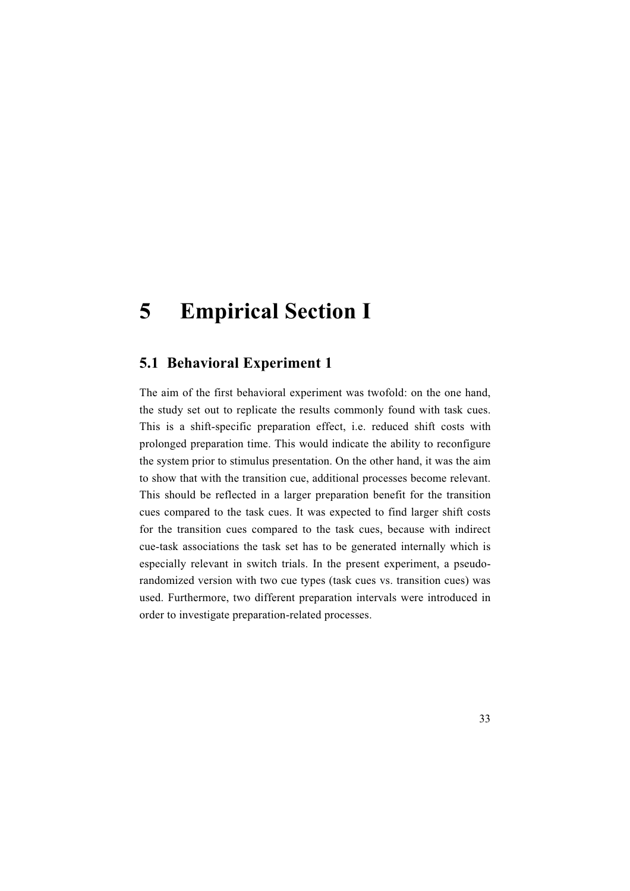# 5 Empirical Section I

## 5.1 Behavioral Experiment 1

The aim of the first behavioral experiment was twofold: on the one hand, the study set out to replicate the results commonly found with task cues. This is a shift-specific preparation effect, i.e. reduced shift costs with prolonged preparation time. This would indicate the ability to reconfigure the system prior to stimulus presentation. On the other hand, it was the aim to show that with the transition cue, additional processes become relevant. This should be reflected in a larger preparation benefit for the transition cues compared to the task cues. It was expected to find larger shift costs for the transition cues compared to the task cues, because with indirect cue-task associations the task set has to be generated internally which is especially relevant in switch trials. In the present experiment, a pseudo-randomized version with two cue types (task cues vs. transition cues) was used. Furthermore, two different preparation intervals were introduced in order to investigate preparation-related processes.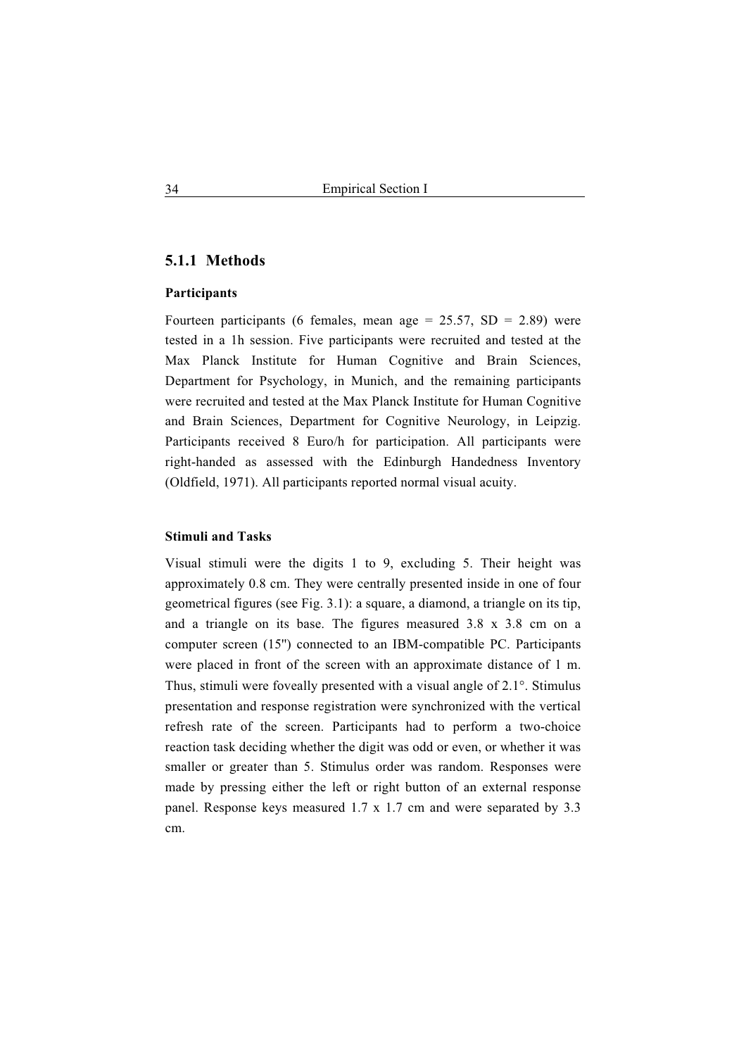### 5.1.1 Methods

**Participants**

Fourteen participants (6 females, mean age = 25.57, SD = 2.89) were tested in a 1h session. Five participants were recruited and tested at the Max Planck Institute for Human Cognitive and Brain Sciences, Department for Psychology, in Munich, and the remaining participants were recruited and tested at the Max Planck Institute for Human Cognitive and Brain Sciences, Department for Cognitive Neurology, in Leipzig. Participants received 8 Euro/h for participation. All participants were right-handed as assessed with the Edinburgh Handedness Inventory (Oldfield, 1971). All participants reported normal visual acuity.

**Stimuli and Tasks**

Visual stimuli were the digits 1 to 9, excluding 5. Their height was approximately 0.8 cm. They were centrally presented inside in one of four geometrical figures (see Fig. 3.1): a square, a diamond, a triangle on its tip, and a triangle on its base. The figures measured 3.8 x 3.8 cm on a computer screen (15") connected to an IBM-compatible PC. Participants were placed in front of the screen with an approximate distance of 1 m. Thus, stimuli were foveally presented with a visual angle of 2.1°. Stimulus presentation and response registration were synchronized with the vertical refresh rate of the screen. Participants had to perform a two-choice reaction task deciding whether the digit was odd or even, or whether it was smaller or greater than 5. Stimulus order was random. Responses were made by pressing either the left or right button of an external response panel. Response keys measured 1.7 x 1.7 cm and were separated by 3.3 cm.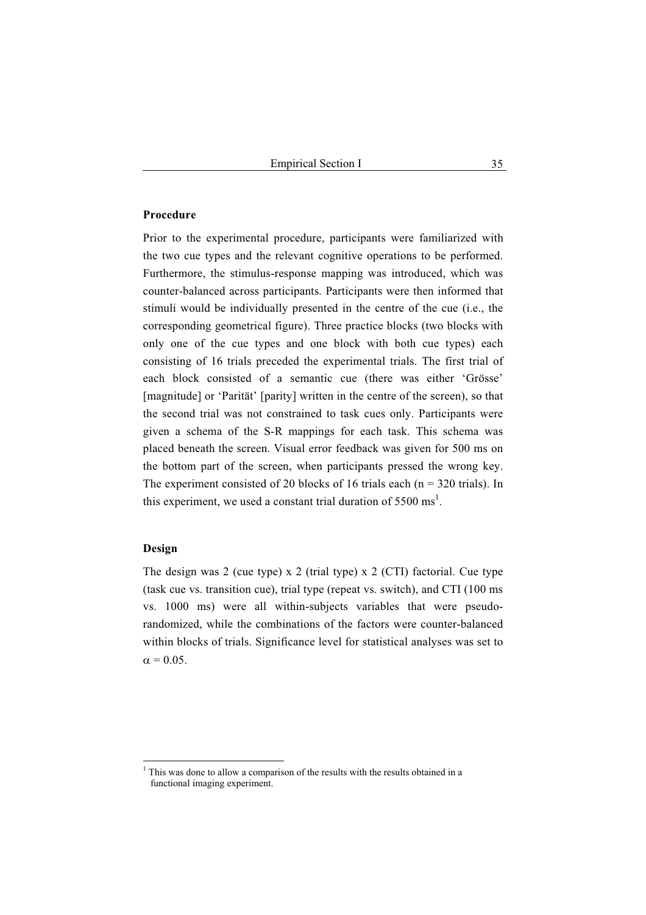### Procedure

Prior to the experimental procedure, participants were familiarized with the two cue types and the relevant cognitive operations to be performed. Furthermore, the stimulus-response mapping was introduced, which was counter-balanced across participants. Participants were then informed that stimuli would be individually presented in the centre of the cue (i.e., the corresponding geometrical figure). Three practice blocks (two blocks with only one of the cue types and one block with both cue types) each consisting of 16 trials preceded the experimental trials. The first trial of each block consisted of a semantic cue (there was either 'Grösse' [magnitude] or 'Parität' [parity] written in the centre of the screen), so that the second trial was not constrained to task cues only. Participants were given a schema of the S-R mappings for each task. This schema was placed beneath the screen. Visual error feedback was given for 500 ms on the bottom part of the screen, when participants pressed the wrong key. The experiment consisted of 20 blocks of 16 trials each (n = 320 trials). In this experiment, we used a constant trial duration of 5500 ms[1].

### Design

The design was 2 (cue type) x 2 (trial type) x 2 (CTI) factorial. Cue type (task cue vs. transition cue), trial type (repeat vs. switch), and CTI (100 ms vs. 1000 ms) were all within-subjects variables that were pseudo-randomized, while the combinations of the factors were counter-balanced within blocks of trials. Significance level for statistical analyses was set to $\alpha = 0.05$.

---

[1] This was done to allow a comparison of the results with the results obtained in a functional imaging experiment.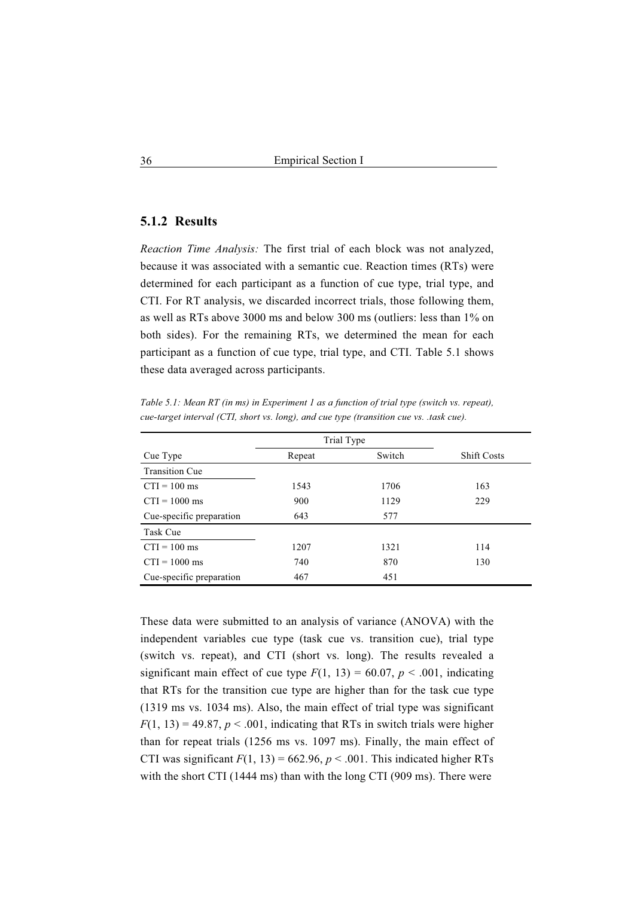### 5.1.2 Results

*Reaction Time Analysis:* The first trial of each block was not analyzed, because it was associated with a semantic cue. Reaction times (RTs) were determined for each participant as a function of cue type, trial type, and CTI. For RT analysis, we discarded incorrect trials, those following them, as well as RTs above 3000 ms and below 300 ms (outliers: less than 1% on both sides). For the remaining RTs, we determined the mean for each participant as a function of cue type, trial type, and CTI. Table 5.1 shows these data averaged across participants.

*Table 5.1: Mean RT (in ms) in Experiment 1 as a function of trial type (switch vs. repeat), cue-target interval (CTI, short vs. long), and cue type (transition cue vs. .task cue).*

| | Trial Type | | |
|---|---|---|---|
| Cue Type | Repeat | Switch | Shift Costs |
| Transition Cue | | | |
| CTI = 100 ms | 1543 | 1706 | 163 |
| CTI = 1000 ms | 900 | 1129 | 229 |
| Cue-specific preparation | 643 | 577 | |
| Task Cue | | | |
| CTI = 100 ms | 1207 | 1321 | 114 |
| CTI = 1000 ms | 740 | 870 | 130 |
| Cue-specific preparation | 467 | 451 | |

These data were submitted to an analysis of variance (ANOVA) with the independent variables cue type (task cue vs. transition cue), trial type (switch vs. repeat), and CTI (short vs. long). The results revealed a significant main effect of cue type $F(1, 13) = 60.07$, $p < .001$, indicating that RTs for the transition cue type are higher than for the task cue type (1319 ms vs. 1034 ms). Also, the main effect of trial type was significant $F(1, 13) = 49.87$, $p < .001$, indicating that RTs in switch trials were higher than for repeat trials (1256 ms vs. 1097 ms). Finally, the main effect of CTI was significant $F(1, 13) = 662.96$, $p < .001$. This indicated higher RTs with the short CTI (1444 ms) than with the long CTI (909 ms). There were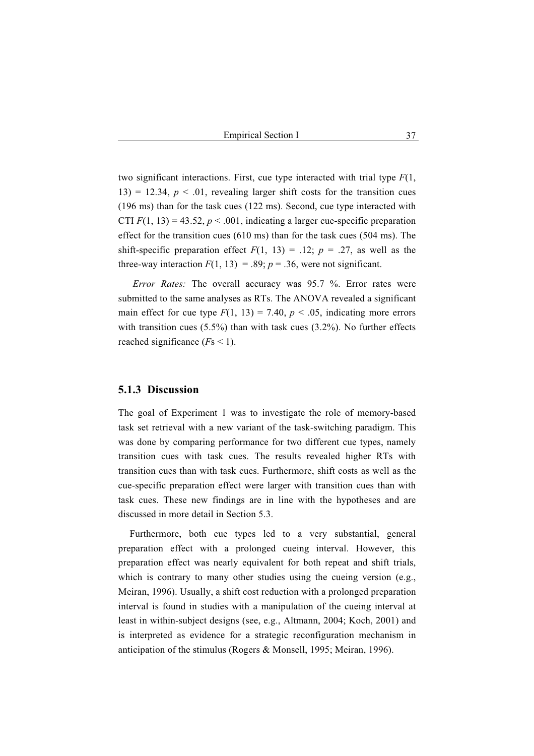two significant interactions. First, cue type interacted with trial type $F(1, 13) = 12.34$, $p < .01$, revealing larger shift costs for the transition cues (196 ms) than for the task cues (122 ms). Second, cue type interacted with CTI $F(1, 13) = 43.52$, $p < .001$, indicating a larger cue-specific preparation effect for the transition cues (610 ms) than for the task cues (504 ms). The shift-specific preparation effect $F(1, 13) = .12$; $p = .27$, as well as the three-way interaction $F(1, 13) = .89$; $p = .36$, were not significant.

*Error Rates:* The overall accuracy was 95.7 %. Error rates were submitted to the same analyses as RTs. The ANOVA revealed a significant main effect for cue type $F(1, 13) = 7.40$, $p < .05$, indicating more errors with transition cues (5.5%) than with task cues (3.2%). No further effects reached significance ($F$s < 1).

### 5.1.3 Discussion

The goal of Experiment 1 was to investigate the role of memory-based task set retrieval with a new variant of the task-switching paradigm. This was done by comparing performance for two different cue types, namely transition cues with task cues. The results revealed higher RTs with transition cues than with task cues. Furthermore, shift costs as well as the cue-specific preparation effect were larger with transition cues than with task cues. These new findings are in line with the hypotheses and are discussed in more detail in Section 5.3.

Furthermore, both cue types led to a very substantial, general preparation effect with a prolonged cueing interval. However, this preparation effect was nearly equivalent for both repeat and shift trials, which is contrary to many other studies using the cueing version (e.g., Meiran, 1996). Usually, a shift cost reduction with a prolonged preparation interval is found in studies with a manipulation of the cueing interval at least in within-subject designs (see, e.g., Altmann, 2004; Koch, 2001) and is interpreted as evidence for a strategic reconfiguration mechanism in anticipation of the stimulus (Rogers & Monsell, 1995; Meiran, 1996).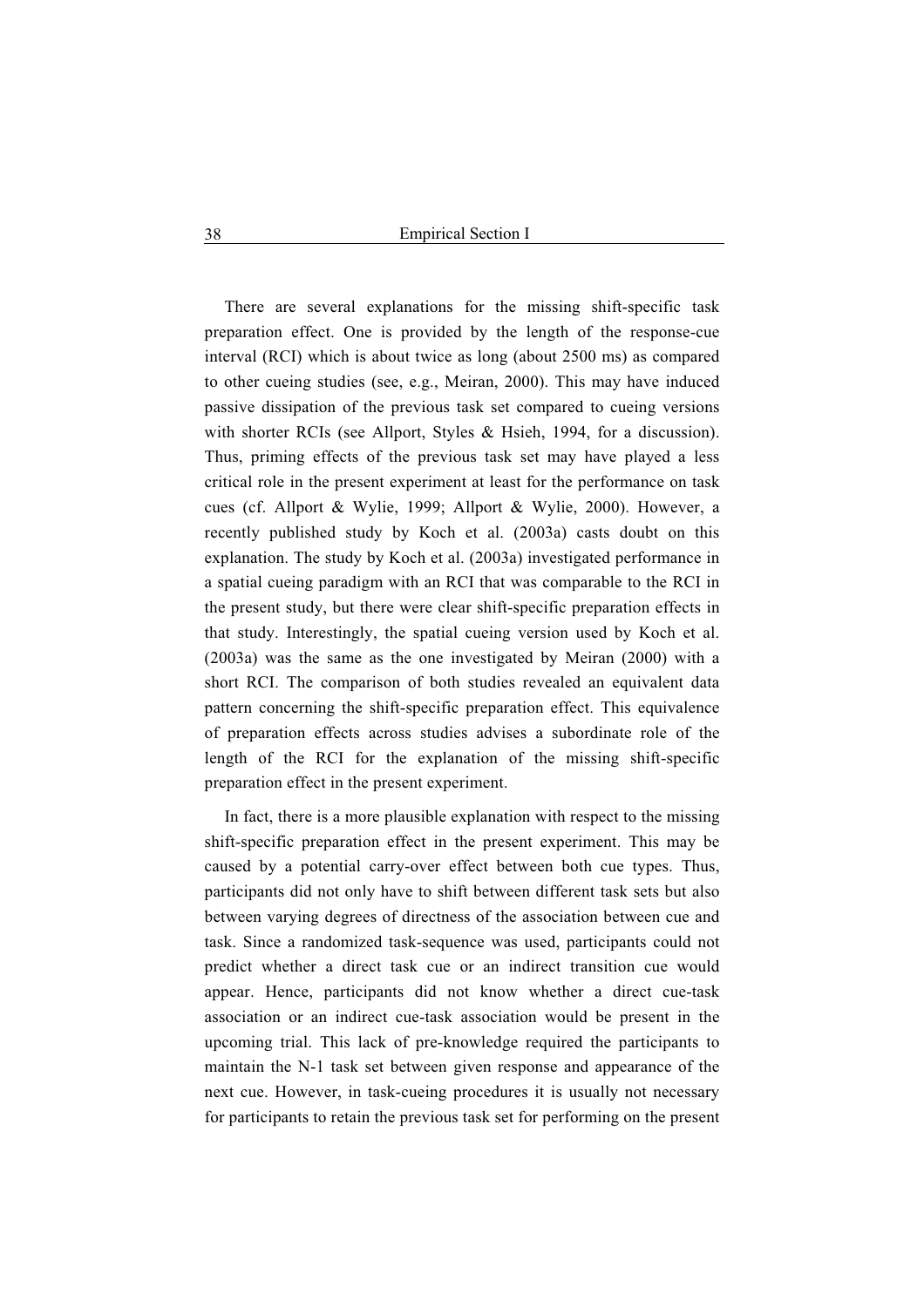There are several explanations for the missing shift-specific task preparation effect. One is provided by the length of the response-cue interval (RCI) which is about twice as long (about 2500 ms) as compared to other cueing studies (see, e.g., Meiran, 2000). This may have induced passive dissipation of the previous task set compared to cueing versions with shorter RCIs (see Allport, Styles & Hsieh, 1994, for a discussion). Thus, priming effects of the previous task set may have played a less critical role in the present experiment at least for the performance on task cues (cf. Allport & Wylie, 1999; Allport & Wylie, 2000). However, a recently published study by Koch et al. (2003a) casts doubt on this explanation. The study by Koch et al. (2003a) investigated performance in a spatial cueing paradigm with an RCI that was comparable to the RCI in the present study, but there were clear shift-specific preparation effects in that study. Interestingly, the spatial cueing version used by Koch et al. (2003a) was the same as the one investigated by Meiran (2000) with a short RCI. The comparison of both studies revealed an equivalent data pattern concerning the shift-specific preparation effect. This equivalence of preparation effects across studies advises a subordinate role of the length of the RCI for the explanation of the missing shift-specific preparation effect in the present experiment.

In fact, there is a more plausible explanation with respect to the missing shift-specific preparation effect in the present experiment. This may be caused by a potential carry-over effect between both cue types. Thus, participants did not only have to shift between different task sets but also between varying degrees of directness of the association between cue and task. Since a randomized task-sequence was used, participants could not predict whether a direct task cue or an indirect transition cue would appear. Hence, participants did not know whether a direct cue-task association or an indirect cue-task association would be present in the upcoming trial. This lack of pre-knowledge required the participants to maintain the N-1 task set between given response and appearance of the next cue. However, in task-cueing procedures it is usually not necessary for participants to retain the previous task set for performing on the present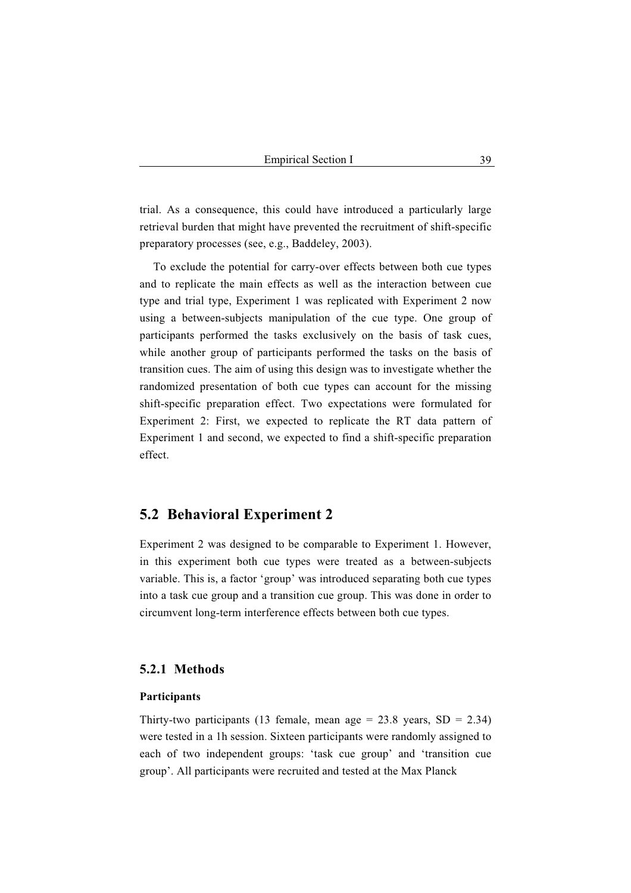trial. As a consequence, this could have introduced a particularly large retrieval burden that might have prevented the recruitment of shift-specific preparatory processes (see, e.g., Baddeley, 2003).

To exclude the potential for carry-over effects between both cue types and to replicate the main effects as well as the interaction between cue type and trial type, Experiment 1 was replicated with Experiment 2 now using a between-subjects manipulation of the cue type. One group of participants performed the tasks exclusively on the basis of task cues, while another group of participants performed the tasks on the basis of transition cues. The aim of using this design was to investigate whether the randomized presentation of both cue types can account for the missing shift-specific preparation effect. Two expectations were formulated for Experiment 2: First, we expected to replicate the RT data pattern of Experiment 1 and second, we expected to find a shift-specific preparation effect.

## 5.2 Behavioral Experiment 2

Experiment 2 was designed to be comparable to Experiment 1. However, in this experiment both cue types were treated as a between-subjects variable. This is, a factor 'group' was introduced separating both cue types into a task cue group and a transition cue group. This was done in order to circumvent long-term interference effects between both cue types.

### 5.2.1 Methods

**Participants**

Thirty-two participants (13 female, mean age = 23.8 years, SD = 2.34) were tested in a 1h session. Sixteen participants were randomly assigned to each of two independent groups: 'task cue group' and 'transition cue group'. All participants were recruited and tested at the Max Planck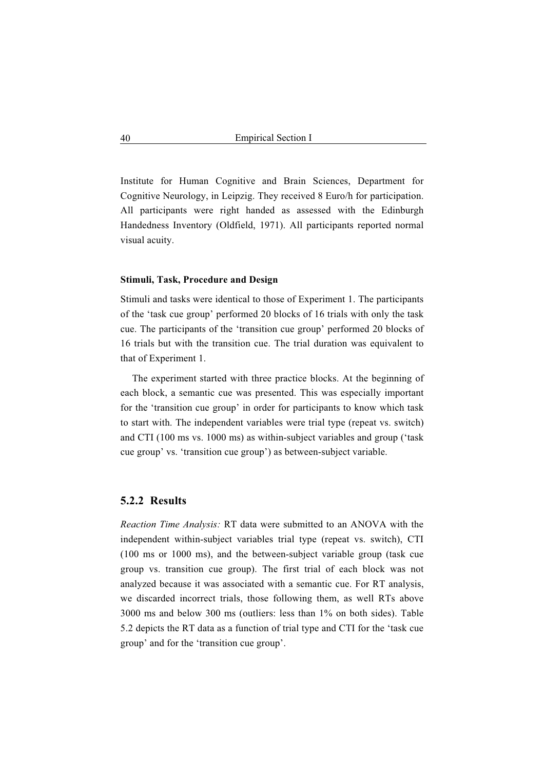Institute for Human Cognitive and Brain Sciences, Department for Cognitive Neurology, in Leipzig. They received 8 Euro/h for participation. All participants were right handed as assessed with the Edinburgh Handedness Inventory (Oldfield, 1971). All participants reported normal visual acuity.

**Stimuli, Task, Procedure and Design**

Stimuli and tasks were identical to those of Experiment 1. The participants of the 'task cue group' performed 20 blocks of 16 trials with only the task cue. The participants of the 'transition cue group' performed 20 blocks of 16 trials but with the transition cue. The trial duration was equivalent to that of Experiment 1.

The experiment started with three practice blocks. At the beginning of each block, a semantic cue was presented. This was especially important for the 'transition cue group' in order for participants to know which task to start with. The independent variables were trial type (repeat vs. switch) and CTI (100 ms vs. 1000 ms) as within-subject variables and group ('task cue group' vs. 'transition cue group') as between-subject variable.

### 5.2.2 Results

*Reaction Time Analysis:* RT data were submitted to an ANOVA with the independent within-subject variables trial type (repeat vs. switch), CTI (100 ms or 1000 ms), and the between-subject variable group (task cue group vs. transition cue group). The first trial of each block was not analyzed because it was associated with a semantic cue. For RT analysis, we discarded incorrect trials, those following them, as well RTs above 3000 ms and below 300 ms (outliers: less than 1% on both sides). Table 5.2 depicts the RT data as a function of trial type and CTI for the 'task cue group' and for the 'transition cue group'.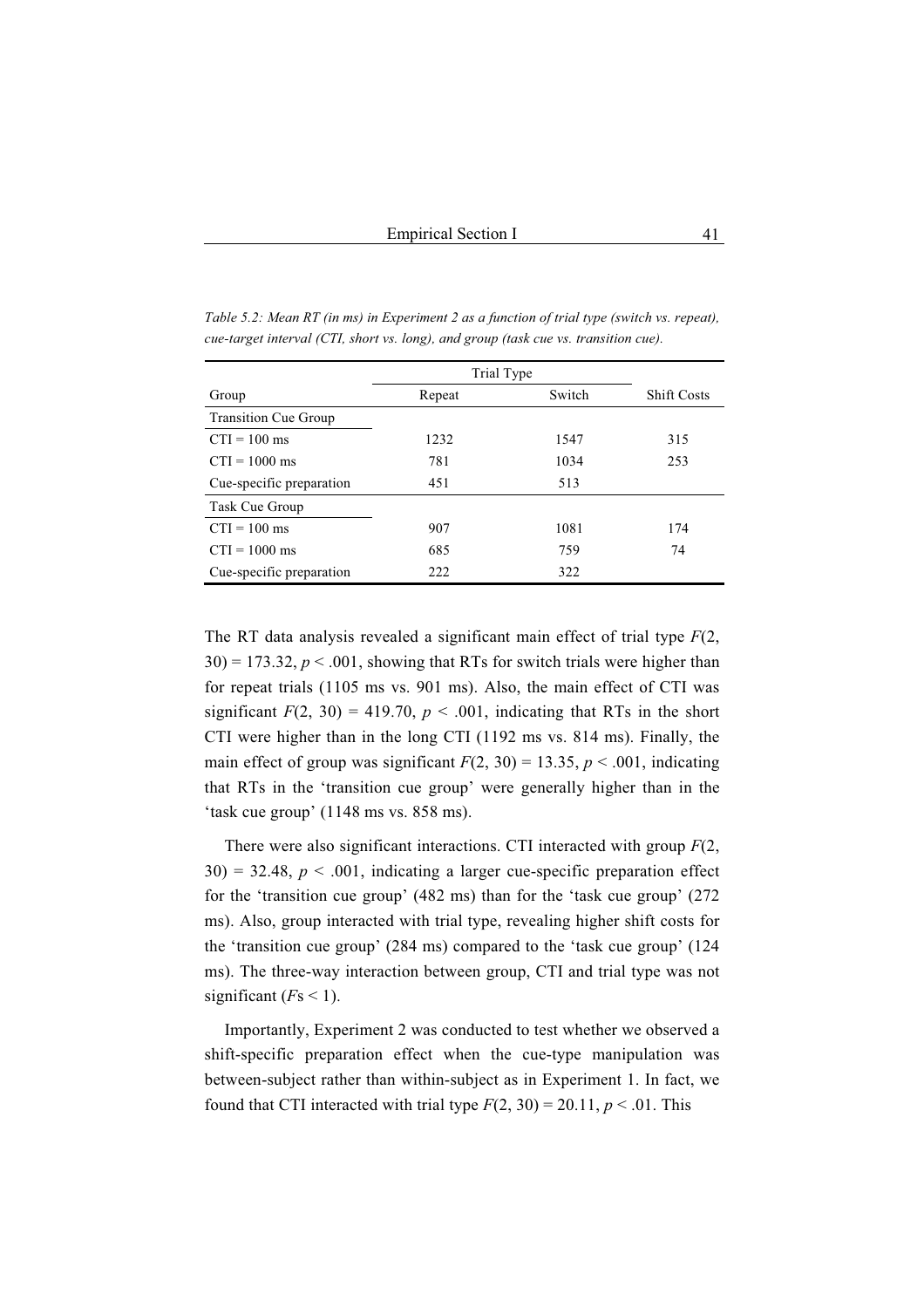*Table 5.2: Mean RT (in ms) in Experiment 2 as a function of trial type (switch vs. repeat), cue-target interval (CTI, short vs. long), and group (task cue vs. transition cue).*

| | Trial Type | | |
|---|---|---|---|
| Group | Repeat | Switch | Shift Costs |
| Transition Cue Group | | | |
| CTI = 100 ms | 1232 | 1547 | 315 |
| CTI = 1000 ms | 781 | 1034 | 253 |
| Cue-specific preparation | 451 | 513 | |
| Task Cue Group | | | |
| CTI = 100 ms | 907 | 1081 | 174 |
| CTI = 1000 ms | 685 | 759 | 74 |
| Cue-specific preparation | 222 | 322 | |

The RT data analysis revealed a significant main effect of trial type $F(2, 30) = 173.32$, $p < .001$, showing that RTs for switch trials were higher than for repeat trials (1105 ms vs. 901 ms). Also, the main effect of CTI was significant $F(2, 30) = 419.70$, $p < .001$, indicating that RTs in the short CTI were higher than in the long CTI (1192 ms vs. 814 ms). Finally, the main effect of group was significant $F(2, 30) = 13.35$, $p < .001$, indicating that RTs in the 'transition cue group' were generally higher than in the 'task cue group' (1148 ms vs. 858 ms).

There were also significant interactions. CTI interacted with group $F(2, 30) = 32.48$, $p < .001$, indicating a larger cue-specific preparation effect for the 'transition cue group' (482 ms) than for the 'task cue group' (272 ms). Also, group interacted with trial type, revealing higher shift costs for the 'transition cue group' (284 ms) compared to the 'task cue group' (124 ms). The three-way interaction between group, CTI and trial type was not significant ($F$s < 1).

Importantly, Experiment 2 was conducted to test whether we observed a shift-specific preparation effect when the cue-type manipulation was between-subject rather than within-subject as in Experiment 1. In fact, we found that CTI interacted with trial type $F(2, 30) = 20.11$, $p < .01$. This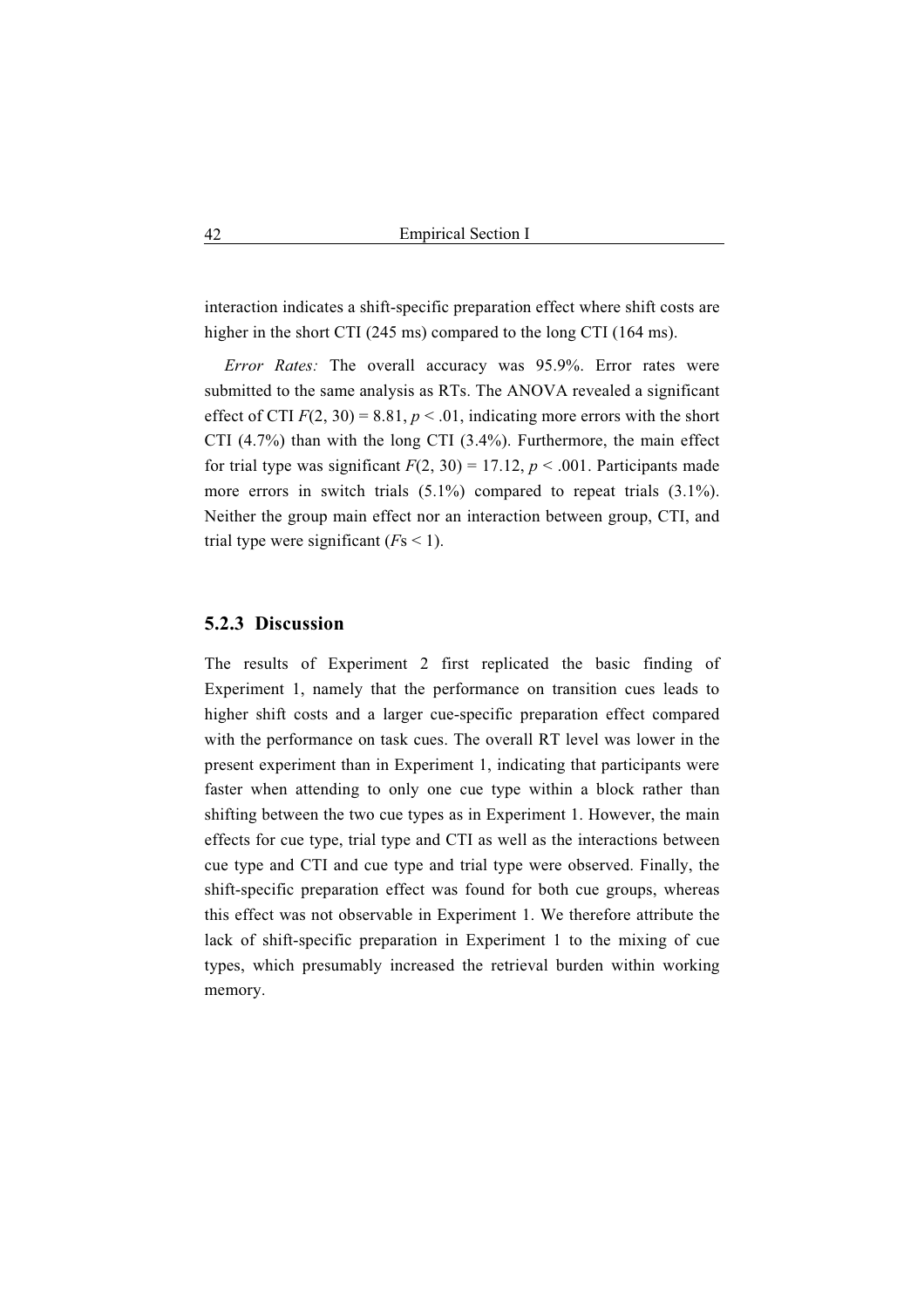interaction indicates a shift-specific preparation effect where shift costs are higher in the short CTI (245 ms) compared to the long CTI (164 ms).

*Error Rates:* The overall accuracy was 95.9%. Error rates were submitted to the same analysis as RTs. The ANOVA revealed a significant effect of CTI $F(2, 30) = 8.81$, $p < .01$, indicating more errors with the short CTI (4.7%) than with the long CTI (3.4%). Furthermore, the main effect for trial type was significant $F(2, 30) = 17.12$, $p < .001$. Participants made more errors in switch trials (5.1%) compared to repeat trials (3.1%). Neither the group main effect nor an interaction between group, CTI, and trial type were significant ($F$s < 1).

### 5.2.3 Discussion

The results of Experiment 2 first replicated the basic finding of Experiment 1, namely that the performance on transition cues leads to higher shift costs and a larger cue-specific preparation effect compared with the performance on task cues. The overall RT level was lower in the present experiment than in Experiment 1, indicating that participants were faster when attending to only one cue type within a block rather than shifting between the two cue types as in Experiment 1. However, the main effects for cue type, trial type and CTI as well as the interactions between cue type and CTI and cue type and trial type were observed. Finally, the shift-specific preparation effect was found for both cue groups, whereas this effect was not observable in Experiment 1. We therefore attribute the lack of shift-specific preparation in Experiment 1 to the mixing of cue types, which presumably increased the retrieval burden within working memory.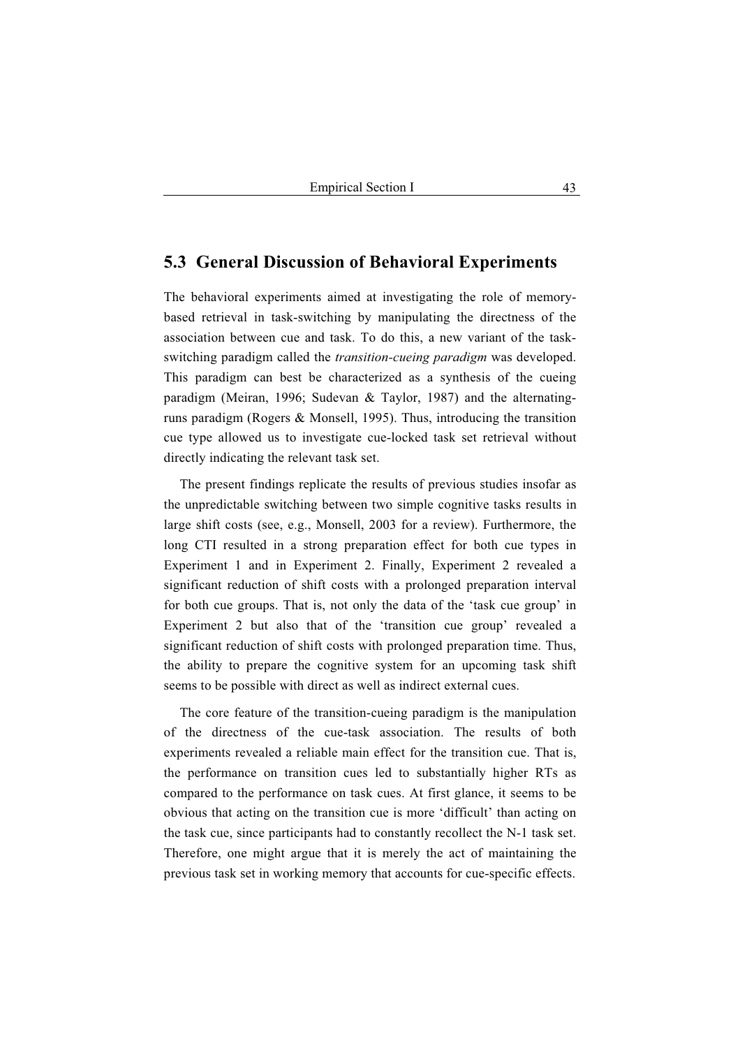## 5.3 General Discussion of Behavioral Experiments

The behavioral experiments aimed at investigating the role of memory-based retrieval in task-switching by manipulating the directness of the association between cue and task. To do this, a new variant of the task-switching paradigm called the *transition-cueing paradigm* was developed. This paradigm can best be characterized as a synthesis of the cueing paradigm (Meiran, 1996; Sudevan & Taylor, 1987) and the alternating-runs paradigm (Rogers & Monsell, 1995). Thus, introducing the transition cue type allowed us to investigate cue-locked task set retrieval without directly indicating the relevant task set.

The present findings replicate the results of previous studies insofar as the unpredictable switching between two simple cognitive tasks results in large shift costs (see, e.g., Monsell, 2003 for a review). Furthermore, the long CTI resulted in a strong preparation effect for both cue types in Experiment 1 and in Experiment 2. Finally, Experiment 2 revealed a significant reduction of shift costs with a prolonged preparation interval for both cue groups. That is, not only the data of the 'task cue group' in Experiment 2 but also that of the 'transition cue group' revealed a significant reduction of shift costs with prolonged preparation time. Thus, the ability to prepare the cognitive system for an upcoming task shift seems to be possible with direct as well as indirect external cues.

The core feature of the transition-cueing paradigm is the manipulation of the directness of the cue-task association. The results of both experiments revealed a reliable main effect for the transition cue. That is, the performance on transition cues led to substantially higher RTs as compared to the performance on task cues. At first glance, it seems to be obvious that acting on the transition cue is more 'difficult' than acting on the task cue, since participants had to constantly recollect the N-1 task set. Therefore, one might argue that it is merely the act of maintaining the previous task set in working memory that accounts for cue-specific effects.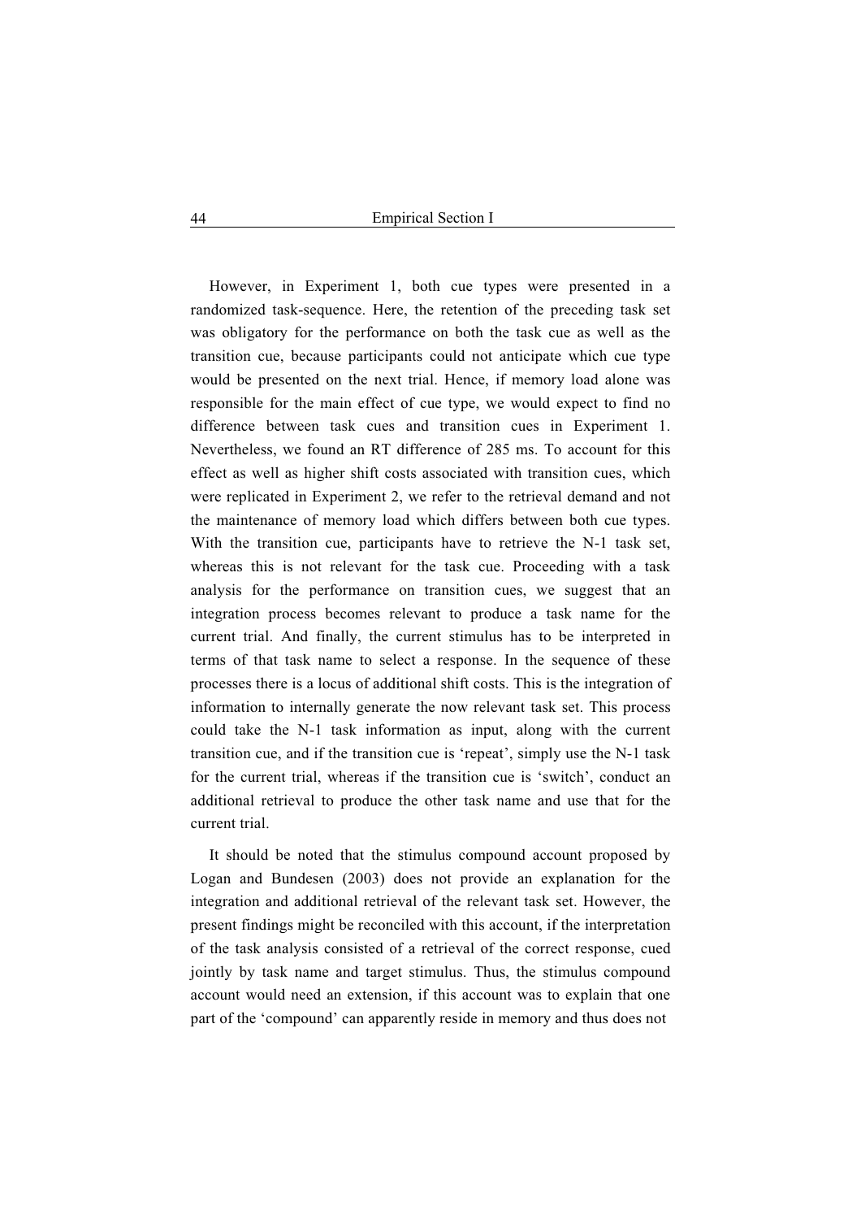However, in Experiment 1, both cue types were presented in a randomized task-sequence. Here, the retention of the preceding task set was obligatory for the performance on both the task cue as well as the transition cue, because participants could not anticipate which cue type would be presented on the next trial. Hence, if memory load alone was responsible for the main effect of cue type, we would expect to find no difference between task cues and transition cues in Experiment 1. Nevertheless, we found an RT difference of 285 ms. To account for this effect as well as higher shift costs associated with transition cues, which were replicated in Experiment 2, we refer to the retrieval demand and not the maintenance of memory load which differs between both cue types. With the transition cue, participants have to retrieve the N-1 task set, whereas this is not relevant for the task cue. Proceeding with a task analysis for the performance on transition cues, we suggest that an integration process becomes relevant to produce a task name for the current trial. And finally, the current stimulus has to be interpreted in terms of that task name to select a response. In the sequence of these processes there is a locus of additional shift costs. This is the integration of information to internally generate the now relevant task set. This process could take the N-1 task information as input, along with the current transition cue, and if the transition cue is 'repeat', simply use the N-1 task for the current trial, whereas if the transition cue is 'switch', conduct an additional retrieval to produce the other task name and use that for the current trial.

It should be noted that the stimulus compound account proposed by Logan and Bundesen (2003) does not provide an explanation for the integration and additional retrieval of the relevant task set. However, the present findings might be reconciled with this account, if the interpretation of the task analysis consisted of a retrieval of the correct response, cued jointly by task name and target stimulus. Thus, the stimulus compound account would need an extension, if this account was to explain that one part of the 'compound' can apparently reside in memory and thus does not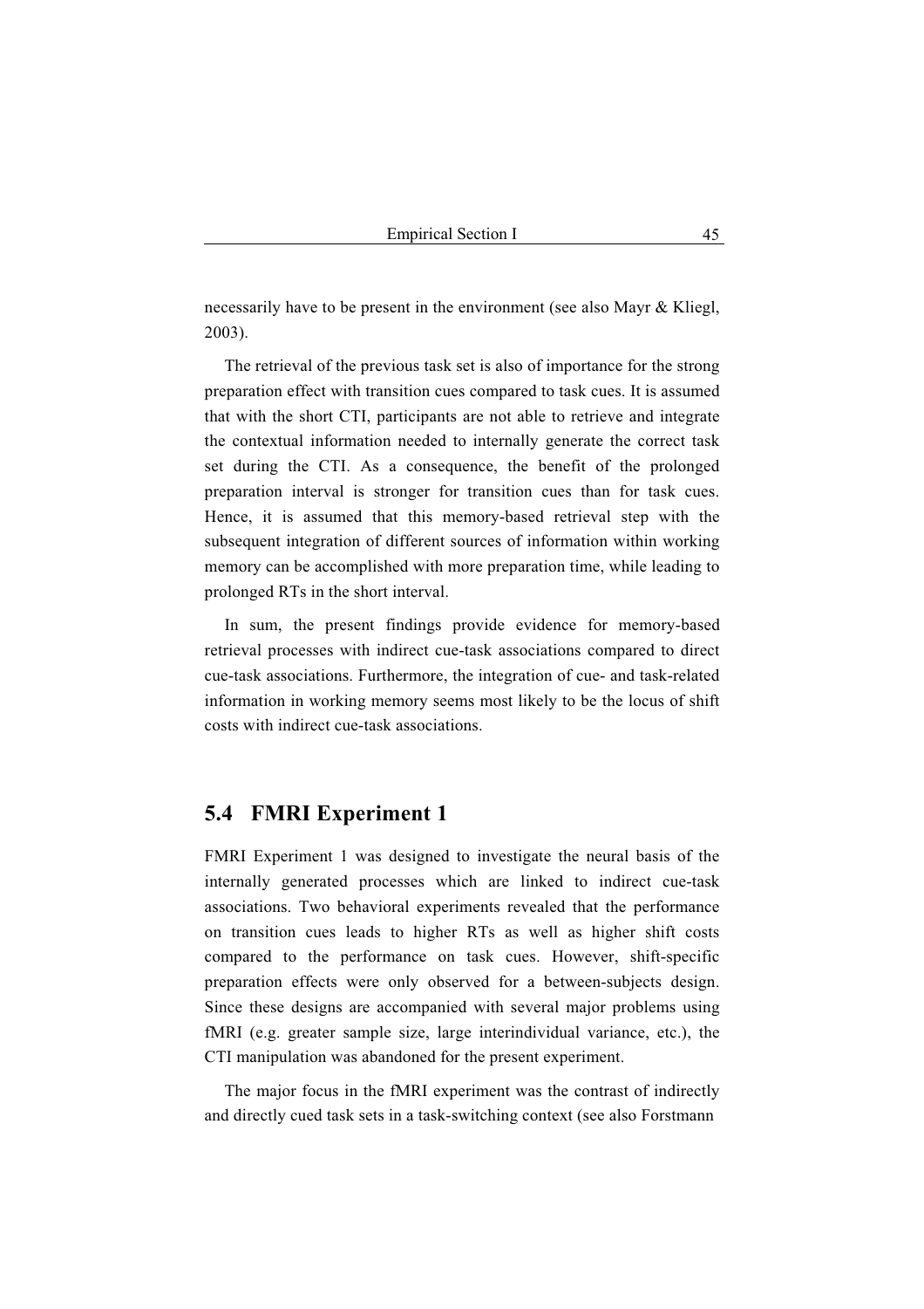necessarily have to be present in the environment (see also Mayr & Kliegl, 2003).

The retrieval of the previous task set is also of importance for the strong preparation effect with transition cues compared to task cues. It is assumed that with the short CTI, participants are not able to retrieve and integrate the contextual information needed to internally generate the correct task set during the CTI. As a consequence, the benefit of the prolonged preparation interval is stronger for transition cues than for task cues. Hence, it is assumed that this memory-based retrieval step with the subsequent integration of different sources of information within working memory can be accomplished with more preparation time, while leading to prolonged RTs in the short interval.

In sum, the present findings provide evidence for memory-based retrieval processes with indirect cue-task associations compared to direct cue-task associations. Furthermore, the integration of cue- and task-related information in working memory seems most likely to be the locus of shift costs with indirect cue-task associations.

## 5.4 FMRI Experiment 1

FMRI Experiment 1 was designed to investigate the neural basis of the internally generated processes which are linked to indirect cue-task associations. Two behavioral experiments revealed that the performance on transition cues leads to higher RTs as well as higher shift costs compared to the performance on task cues. However, shift-specific preparation effects were only observed for a between-subjects design. Since these designs are accompanied with several major problems using fMRI (e.g. greater sample size, large interindividual variance, etc.), the CTI manipulation was abandoned for the present experiment.

The major focus in the fMRI experiment was the contrast of indirectly and directly cued task sets in a task-switching context (see also Forstmann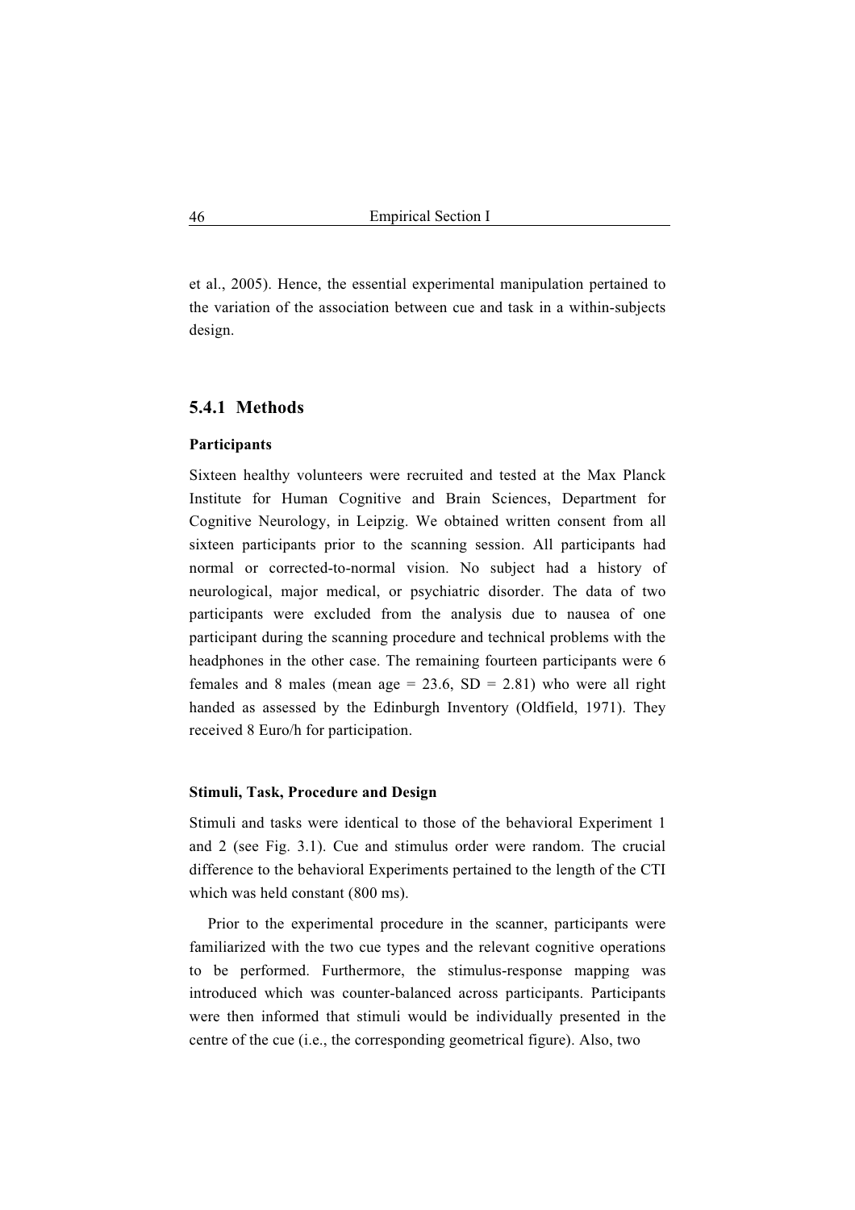et al., 2005). Hence, the essential experimental manipulation pertained to the variation of the association between cue and task in a within-subjects design.

### 5.4.1 Methods

#### Participants

Sixteen healthy volunteers were recruited and tested at the Max Planck Institute for Human Cognitive and Brain Sciences, Department for Cognitive Neurology, in Leipzig. We obtained written consent from all sixteen participants prior to the scanning session. All participants had normal or corrected-to-normal vision. No subject had a history of neurological, major medical, or psychiatric disorder. The data of two participants were excluded from the analysis due to nausea of one participant during the scanning procedure and technical problems with the headphones in the other case. The remaining fourteen participants were 6 females and 8 males (mean age = 23.6, SD = 2.81) who were all right handed as assessed by the Edinburgh Inventory (Oldfield, 1971). They received 8 Euro/h for participation.

#### Stimuli, Task, Procedure and Design

Stimuli and tasks were identical to those of the behavioral Experiment 1 and 2 (see Fig. 3.1). Cue and stimulus order were random. The crucial difference to the behavioral Experiments pertained to the length of the CTI which was held constant (800 ms).

Prior to the experimental procedure in the scanner, participants were familiarized with the two cue types and the relevant cognitive operations to be performed. Furthermore, the stimulus-response mapping was introduced which was counter-balanced across participants. Participants were then informed that stimuli would be individually presented in the centre of the cue (i.e., the corresponding geometrical figure). Also, two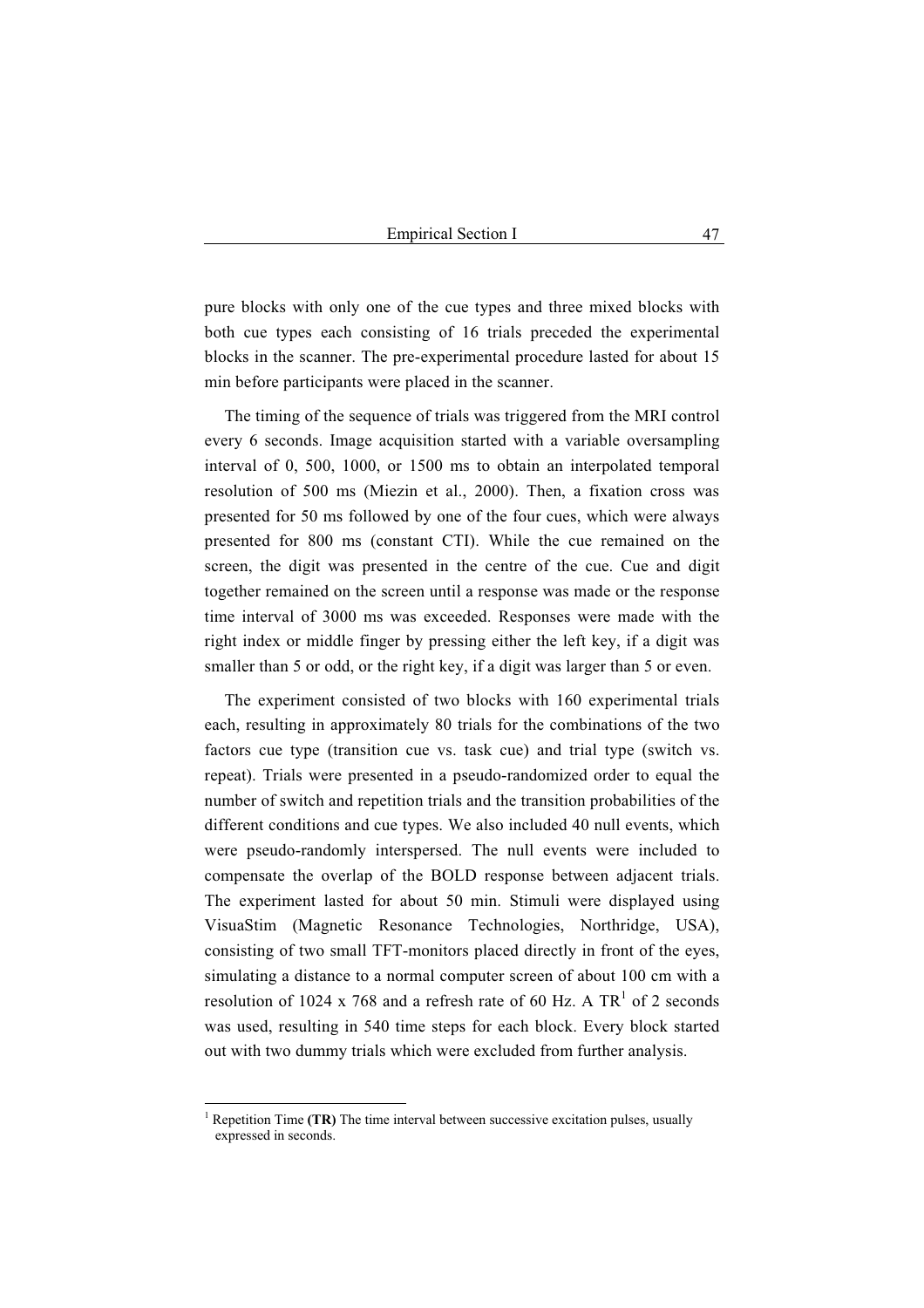pure blocks with only one of the cue types and three mixed blocks with both cue types each consisting of 16 trials preceded the experimental blocks in the scanner. The pre-experimental procedure lasted for about 15 min before participants were placed in the scanner.

The timing of the sequence of trials was triggered from the MRI control every 6 seconds. Image acquisition started with a variable oversampling interval of 0, 500, 1000, or 1500 ms to obtain an interpolated temporal resolution of 500 ms (Miezin et al., 2000). Then, a fixation cross was presented for 50 ms followed by one of the four cues, which were always presented for 800 ms (constant CTI). While the cue remained on the screen, the digit was presented in the centre of the cue. Cue and digit together remained on the screen until a response was made or the response time interval of 3000 ms was exceeded. Responses were made with the right index or middle finger by pressing either the left key, if a digit was smaller than 5 or odd, or the right key, if a digit was larger than 5 or even.

The experiment consisted of two blocks with 160 experimental trials each, resulting in approximately 80 trials for the combinations of the two factors cue type (transition cue vs. task cue) and trial type (switch vs. repeat). Trials were presented in a pseudo-randomized order to equal the number of switch and repetition trials and the transition probabilities of the different conditions and cue types. We also included 40 null events, which were pseudo-randomly interspersed. The null events were included to compensate the overlap of the BOLD response between adjacent trials. The experiment lasted for about 50 min. Stimuli were displayed using VisuaStim (Magnetic Resonance Technologies, Northridge, USA), consisting of two small TFT-monitors placed directly in front of the eyes, simulating a distance to a normal computer screen of about 100 cm with a resolution of 1024 x 768 and a refresh rate of 60 Hz. A TR[1] of 2 seconds was used, resulting in 540 time steps for each block. Every block started out with two dummy trials which were excluded from further analysis.

---

[1] Repetition Time **(TR)** The time interval between successive excitation pulses, usually expressed in seconds.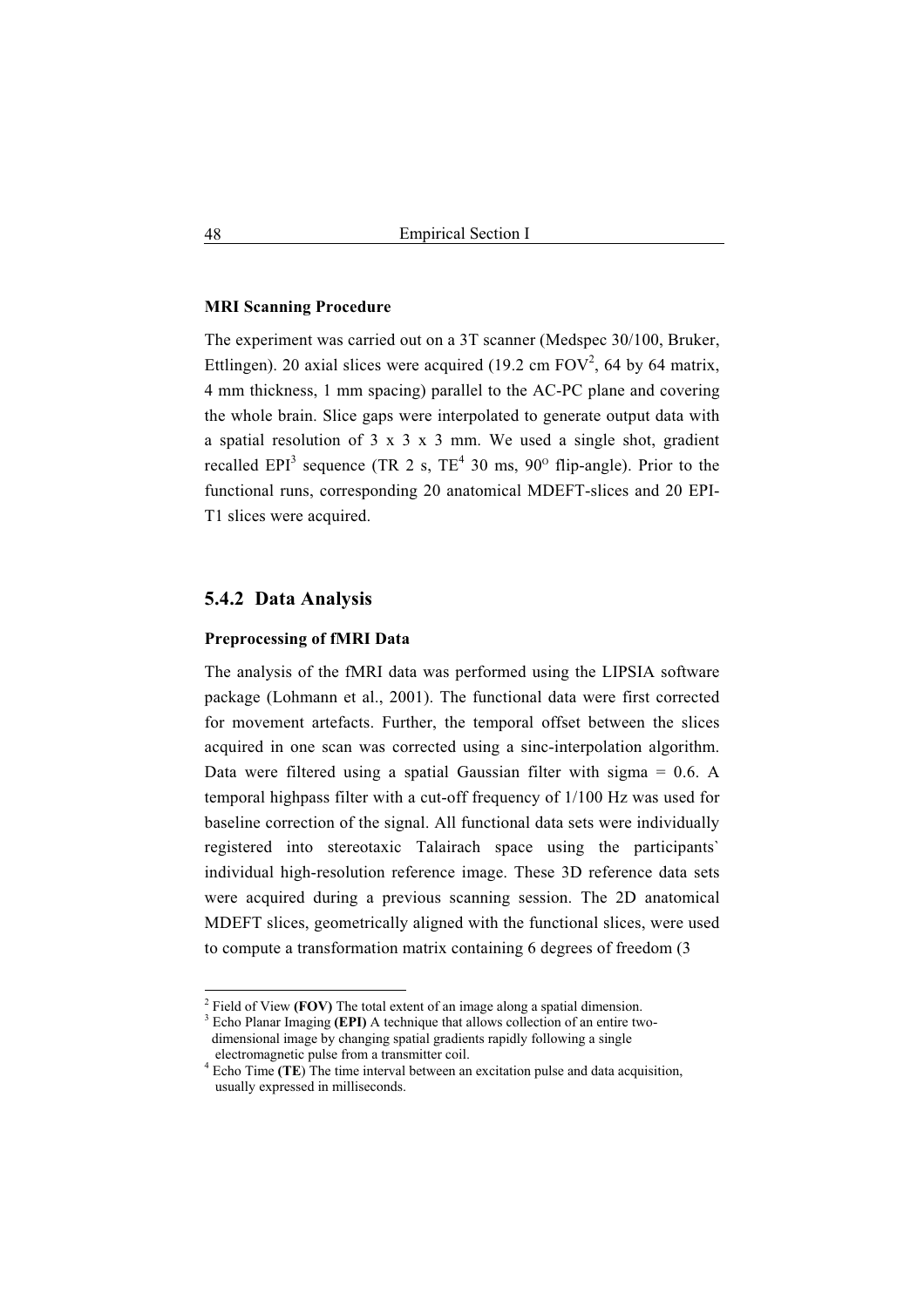**MRI Scanning Procedure**

The experiment was carried out on a 3T scanner (Medspec 30/100, Bruker, Ettlingen). 20 axial slices were acquired (19.2 cm FOV[2], 64 by 64 matrix, 4 mm thickness, 1 mm spacing) parallel to the AC-PC plane and covering the whole brain. Slice gaps were interpolated to generate output data with a spatial resolution of 3 x 3 x 3 mm. We used a single shot, gradient recalled EPI[3] sequence (TR 2 s, TE[4] 30 ms, 90$^{o}$ flip-angle). Prior to the functional runs, corresponding 20 anatomical MDEFT-slices and 20 EPI-T1 slices were acquired.

## 5.4.2 Data Analysis

**Preprocessing of fMRI Data**

The analysis of the fMRI data was performed using the LIPSIA software package (Lohmann et al., 2001). The functional data were first corrected for movement artefacts. Further, the temporal offset between the slices acquired in one scan was corrected using a sinc-interpolation algorithm. Data were filtered using a spatial Gaussian filter with sigma = 0.6. A temporal highpass filter with a cut-off frequency of 1/100 Hz was used for baseline correction of the signal. All functional data sets were individually registered into stereotaxic Talairach space using the participants` individual high-resolution reference image. These 3D reference data sets were acquired during a previous scanning session. The 2D anatomical MDEFT slices, geometrically aligned with the functional slices, were used to compute a transformation matrix containing 6 degrees of freedom (3

---

[2] Field of View **(FOV)** The total extent of an image along a spatial dimension.

[3] Echo Planar Imaging **(EPI)** A technique that allows collection of an entire two-dimensional image by changing spatial gradients rapidly following a single electromagnetic pulse from a transmitter coil.

[4] Echo Time **(TE)** The time interval between an excitation pulse and data acquisition, usually expressed in milliseconds.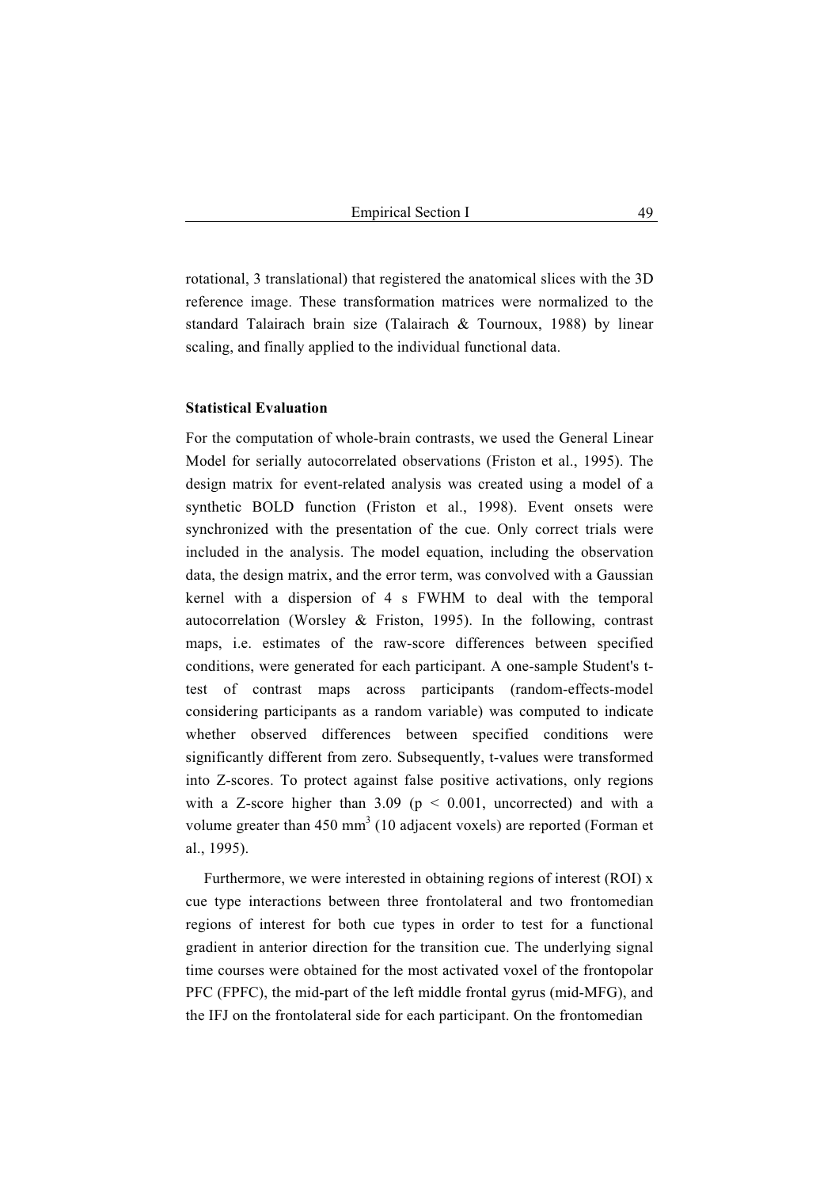rotational, 3 translational) that registered the anatomical slices with the 3D reference image. These transformation matrices were normalized to the standard Talairach brain size (Talairach & Tournoux, 1988) by linear scaling, and finally applied to the individual functional data.

### Statistical Evaluation

For the computation of whole-brain contrasts, we used the General Linear Model for serially autocorrelated observations (Friston et al., 1995). The design matrix for event-related analysis was created using a model of a synthetic BOLD function (Friston et al., 1998). Event onsets were synchronized with the presentation of the cue. Only correct trials were included in the analysis. The model equation, including the observation data, the design matrix, and the error term, was convolved with a Gaussian kernel with a dispersion of 4 s FWHM to deal with the temporal autocorrelation (Worsley & Friston, 1995). In the following, contrast maps, i.e. estimates of the raw-score differences between specified conditions, were generated for each participant. A one-sample Student's t-test of contrast maps across participants (random-effects-model considering participants as a random variable) was computed to indicate whether observed differences between specified conditions were significantly different from zero. Subsequently, t-values were transformed into Z-scores. To protect against false positive activations, only regions with a Z-score higher than 3.09 ($p < 0.001$, uncorrected) and with a volume greater than 450 $mm^3$ (10 adjacent voxels) are reported (Forman et al., 1995).

Furthermore, we were interested in obtaining regions of interest (ROI) x cue type interactions between three frontolateral and two frontomedian regions of interest for both cue types in order to test for a functional gradient in anterior direction for the transition cue. The underlying signal time courses were obtained for the most activated voxel of the frontopolar PFC (FPFC), the mid-part of the left middle frontal gyrus (mid-MFG), and the IFJ on the frontolateral side for each participant. On the frontomedian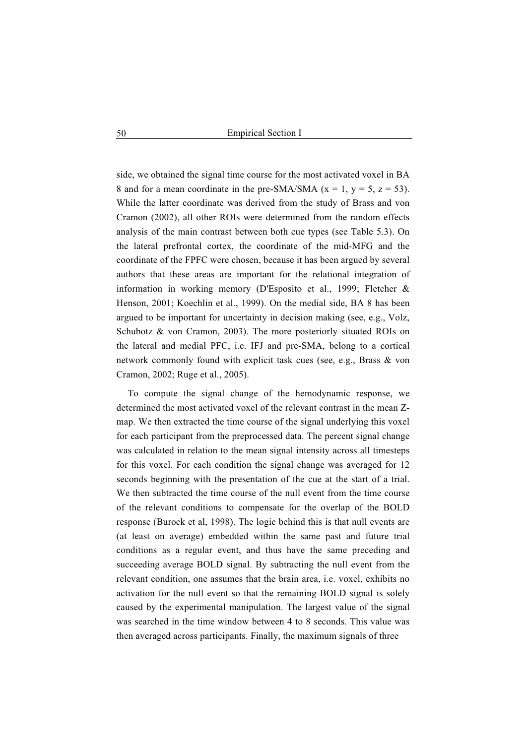side, we obtained the signal time course for the most activated voxel in BA 8 and for a mean coordinate in the pre-SMA/SMA (x = 1, y = 5, z = 53). While the latter coordinate was derived from the study of Brass and von Cramon (2002), all other ROIs were determined from the random effects analysis of the main contrast between both cue types (see Table 5.3). On the lateral prefrontal cortex, the coordinate of the mid-MFG and the coordinate of the FPFC were chosen, because it has been argued by several authors that these areas are important for the relational integration of information in working memory (D'Esposito et al., 1999; Fletcher & Henson, 2001; Koechlin et al., 1999). On the medial side, BA 8 has been argued to be important for uncertainty in decision making (see, e.g., Volz, Schubotz & von Cramon, 2003). The more posteriorly situated ROIs on the lateral and medial PFC, i.e. IFJ and pre-SMA, belong to a cortical network commonly found with explicit task cues (see, e.g., Brass & von Cramon, 2002; Ruge et al., 2005).

To compute the signal change of the hemodynamic response, we determined the most activated voxel of the relevant contrast in the mean Z-map. We then extracted the time course of the signal underlying this voxel for each participant from the preprocessed data. The percent signal change was calculated in relation to the mean signal intensity across all timesteps for this voxel. For each condition the signal change was averaged for 12 seconds beginning with the presentation of the cue at the start of a trial. We then subtracted the time course of the null event from the time course of the relevant conditions to compensate for the overlap of the BOLD response (Burock et al, 1998). The logic behind this is that null events are (at least on average) embedded within the same past and future trial conditions as a regular event, and thus have the same preceding and succeeding average BOLD signal. By subtracting the null event from the relevant condition, one assumes that the brain area, i.e. voxel, exhibits no activation for the null event so that the remaining BOLD signal is solely caused by the experimental manipulation. The largest value of the signal was searched in the time window between 4 to 8 seconds. This value was then averaged across participants. Finally, the maximum signals of three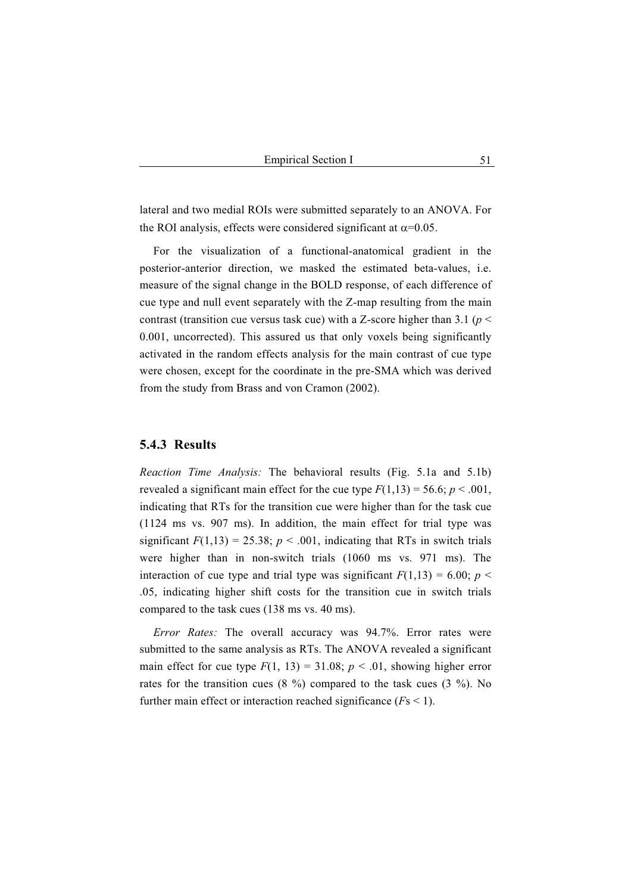lateral and two medial ROIs were submitted separately to an ANOVA. For the ROI analysis, effects were considered significant at $\alpha$=0.05.

For the visualization of a functional-anatomical gradient in the posterior-anterior direction, we masked the estimated beta-values, i.e. measure of the signal change in the BOLD response, of each difference of cue type and null event separately with the Z-map resulting from the main contrast (transition cue versus task cue) with a Z-score higher than 3.1 ($p < 0.001$, uncorrected). This assured us that only voxels being significantly activated in the random effects analysis for the main contrast of cue type were chosen, except for the coordinate in the pre-SMA which was derived from the study from Brass and von Cramon (2002).

### 5.4.3 Results

*Reaction Time Analysis:* The behavioral results (Fig. 5.1a and 5.1b) revealed a significant main effect for the cue type $F(1,13) = 56.6$; $p < .001$, indicating that RTs for the transition cue were higher than for the task cue (1124 ms vs. 907 ms). In addition, the main effect for trial type was significant $F(1,13) = 25.38$; $p < .001$, indicating that RTs in switch trials were higher than in non-switch trials (1060 ms vs. 971 ms). The interaction of cue type and trial type was significant $F(1,13) = 6.00$; $p < .05$, indicating higher shift costs for the transition cue in switch trials compared to the task cues (138 ms vs. 40 ms).

*Error Rates:* The overall accuracy was 94.7%. Error rates were submitted to the same analysis as RTs. The ANOVA revealed a significant main effect for cue type $F(1, 13) = 31.08$; $p < .01$, showing higher error rates for the transition cues (8 %) compared to the task cues (3 %). No further main effect or interaction reached significance ($F$s < 1).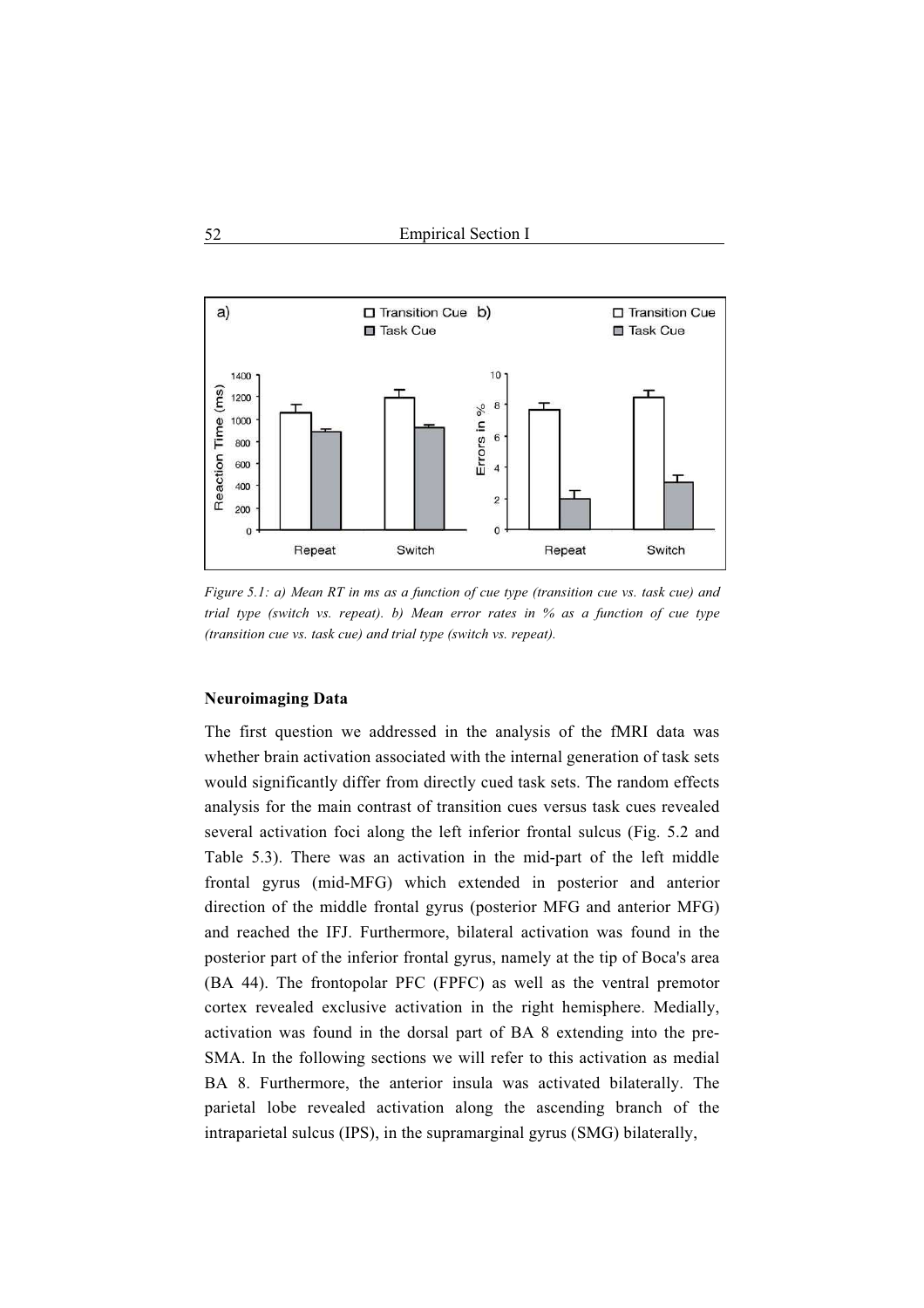*Figure 5.1: a) Mean RT in ms as a function of cue type (transition cue vs. task cue) and trial type (switch vs. repeat). b) Mean error rates in % as a function of cue type (transition cue vs. task cue) and trial type (switch vs. repeat).*

**Neuroimaging Data**

The first question we addressed in the analysis of the fMRI data was whether brain activation associated with the internal generation of task sets would significantly differ from directly cued task sets. The random effects analysis for the main contrast of transition cues versus task cues revealed several activation foci along the left inferior frontal sulcus (Fig. 5.2 and Table 5.3). There was an activation in the mid-part of the left middle frontal gyrus (mid-MFG) which extended in posterior and anterior direction of the middle frontal gyrus (posterior MFG and anterior MFG) and reached the IFJ. Furthermore, bilateral activation was found in the posterior part of the inferior frontal gyrus, namely at the tip of Boca's area (BA 44). The frontopolar PFC (FPFC) as well as the ventral premotor cortex revealed exclusive activation in the right hemisphere. Medially, activation was found in the dorsal part of BA 8 extending into the pre-SMA. In the following sections we will refer to this activation as medial BA 8. Furthermore, the anterior insula was activated bilaterally. The parietal lobe revealed activation along the ascending branch of the intraparietal sulcus (IPS), in the supramarginal gyrus (SMG) bilaterally,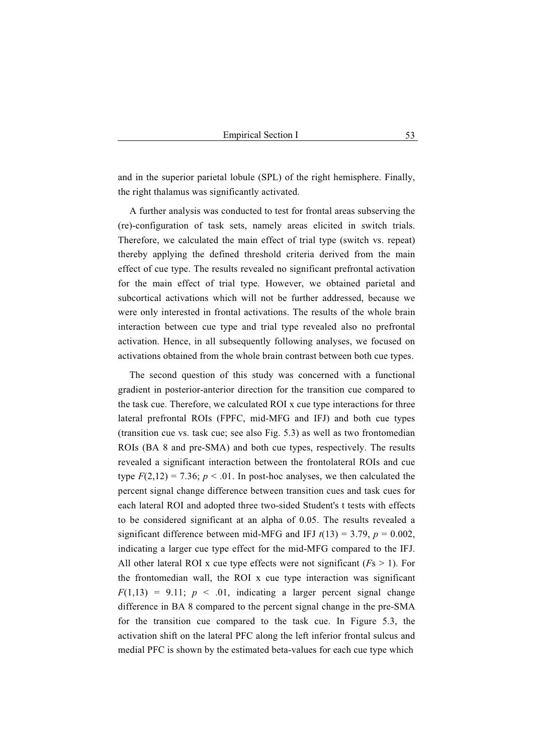and in the superior parietal lobule (SPL) of the right hemisphere. Finally, the right thalamus was significantly activated.

A further analysis was conducted to test for frontal areas subserving the (re)-configuration of task sets, namely areas elicited in switch trials. Therefore, we calculated the main effect of trial type (switch vs. repeat) thereby applying the defined threshold criteria derived from the main effect of cue type. The results revealed no significant prefrontal activation for the main effect of trial type. However, we obtained parietal and subcortical activations which will not be further addressed, because we were only interested in frontal activations. The results of the whole brain interaction between cue type and trial type revealed also no prefrontal activation. Hence, in all subsequently following analyses, we focused on activations obtained from the whole brain contrast between both cue types.

The second question of this study was concerned with a functional gradient in posterior-anterior direction for the transition cue compared to the task cue. Therefore, we calculated ROI x cue type interactions for three lateral prefrontal ROIs (FPFC, mid-MFG and IFJ) and both cue types (transition cue vs. task cue; see also Fig. 5.3) as well as two frontomedian ROIs (BA 8 and pre-SMA) and both cue types, respectively. The results revealed a significant interaction between the frontolateral ROIs and cue type $F(2,12) = 7.36$; $p < .01$. In post-hoc analyses, we then calculated the percent signal change difference between transition cues and task cues for each lateral ROI and adopted three two-sided Student's t tests with effects to be considered significant at an alpha of 0.05. The results revealed a significant difference between mid-MFG and IFJ $t(13) = 3.79$, $p = 0.002$, indicating a larger cue type effect for the mid-MFG compared to the IFJ. All other lateral ROI x cue type effects were not significant ($F$s > 1). For the frontomedian wall, the ROI x cue type interaction was significant $F(1,13) = 9.11$; $p < .01$, indicating a larger percent signal change difference in BA 8 compared to the percent signal change in the pre-SMA for the transition cue compared to the task cue. In Figure 5.3, the activation shift on the lateral PFC along the left inferior frontal sulcus and medial PFC is shown by the estimated beta-values for each cue type which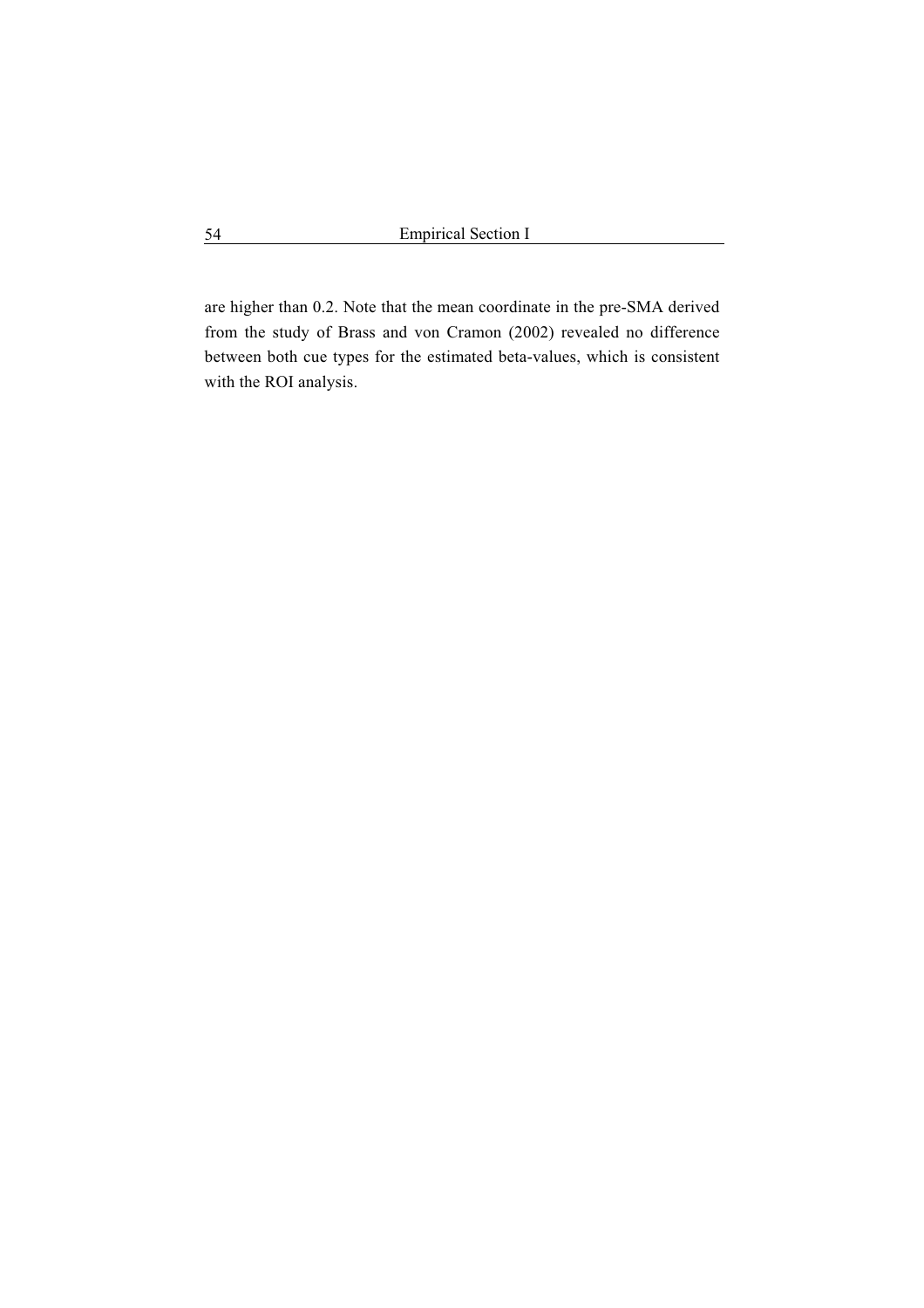are higher than 0.2. Note that the mean coordinate in the pre-SMA derived from the study of Brass and von Cramon (2002) revealed no difference between both cue types for the estimated beta-values, which is consistent with the ROI analysis.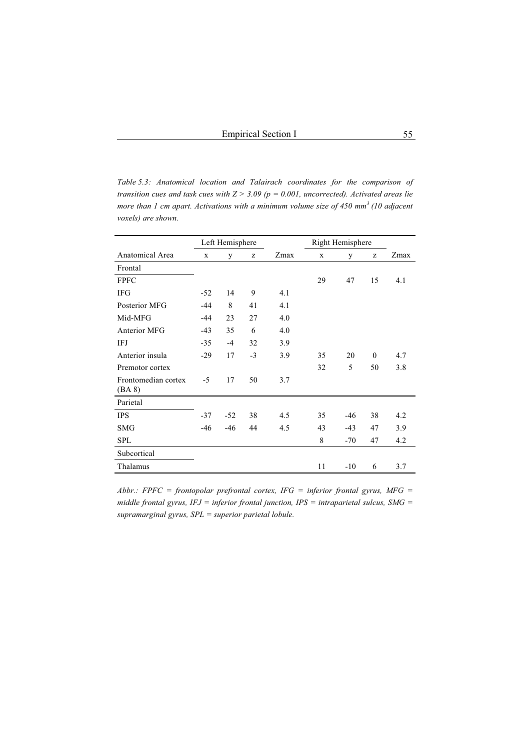*Table 5.3: Anatomical location and Talairach coordinates for the comparison of transition cues and task cues with $Z > 3.09$ ($p = 0.001$, uncorrected). Activated areas lie more than 1 cm apart. Activations with a minimum volume size of 450 mm$^3$ (10 adjacent voxels) are shown.*

| | Left Hemisphere | | | | Right Hemisphere | | | |
|---|---|---|---|---|---|---|---|---|
| Anatomical Area | x | y | z | Zmax | x | y | z | Zmax |
| **Frontal** | | | | | | | | |
| FPFC | | | | | 29 | 47 | 15 | 4.1 |
| IFG | -52 | 14 | 9 | 4.1 | | | | |
| Posterior MFG | -44 | 8 | 41 | 4.1 | | | | |
| Mid-MFG | -44 | 23 | 27 | 4.0 | | | | |
| Anterior MFG | -43 | 35 | 6 | 4.0 | | | | |
| IFJ | -35 | -4 | 32 | 3.9 | | | | |
| Anterior insula | -29 | 17 | -3 | 3.9 | 35 | 20 | 0 | 4.7 |
| Premotor cortex | | | | | 32 | 5 | 50 | 3.8 |
| Frontomedian cortex (BA 8) | -5 | 17 | 50 | 3.7 | | | | |
| **Parietal** | | | | | | | | |
| IPS | -37 | -52 | 38 | 4.5 | 35 | -46 | 38 | 4.2 |
| SMG | -46 | -46 | 44 | 4.5 | 43 | -43 | 47 | 3.9 |
| SPL | | | | | 8 | -70 | 47 | 4.2 |
| **Subcortical** | | | | | | | | |
| Thalamus | | | | | 11 | -10 | 6 | 3.7 |

*Abbr.: FPFC = frontopolar prefrontal cortex, IFG = inferior frontal gyrus, MFG = middle frontal gyrus, IFJ = inferior frontal junction, IPS = intraparietal sulcus, SMG = supramarginal gyrus, SPL = superior parietal lobule.*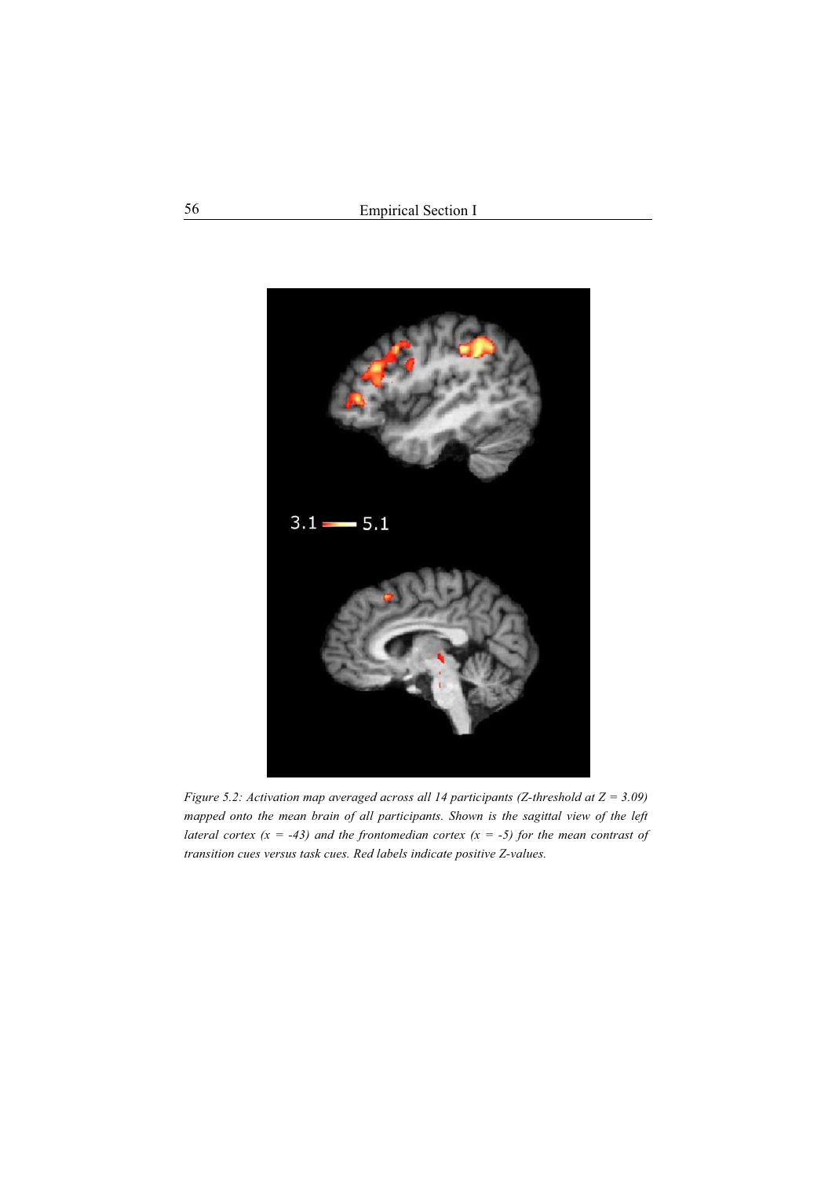*Figure 5.2: Activation map averaged across all 14 participants (Z-threshold at Z = 3.09) mapped onto the mean brain of all participants. Shown is the sagittal view of the left lateral cortex (x = -43) and the frontomedian cortex (x = -5) for the mean contrast of transition cues versus task cues. Red labels indicate positive Z-values.*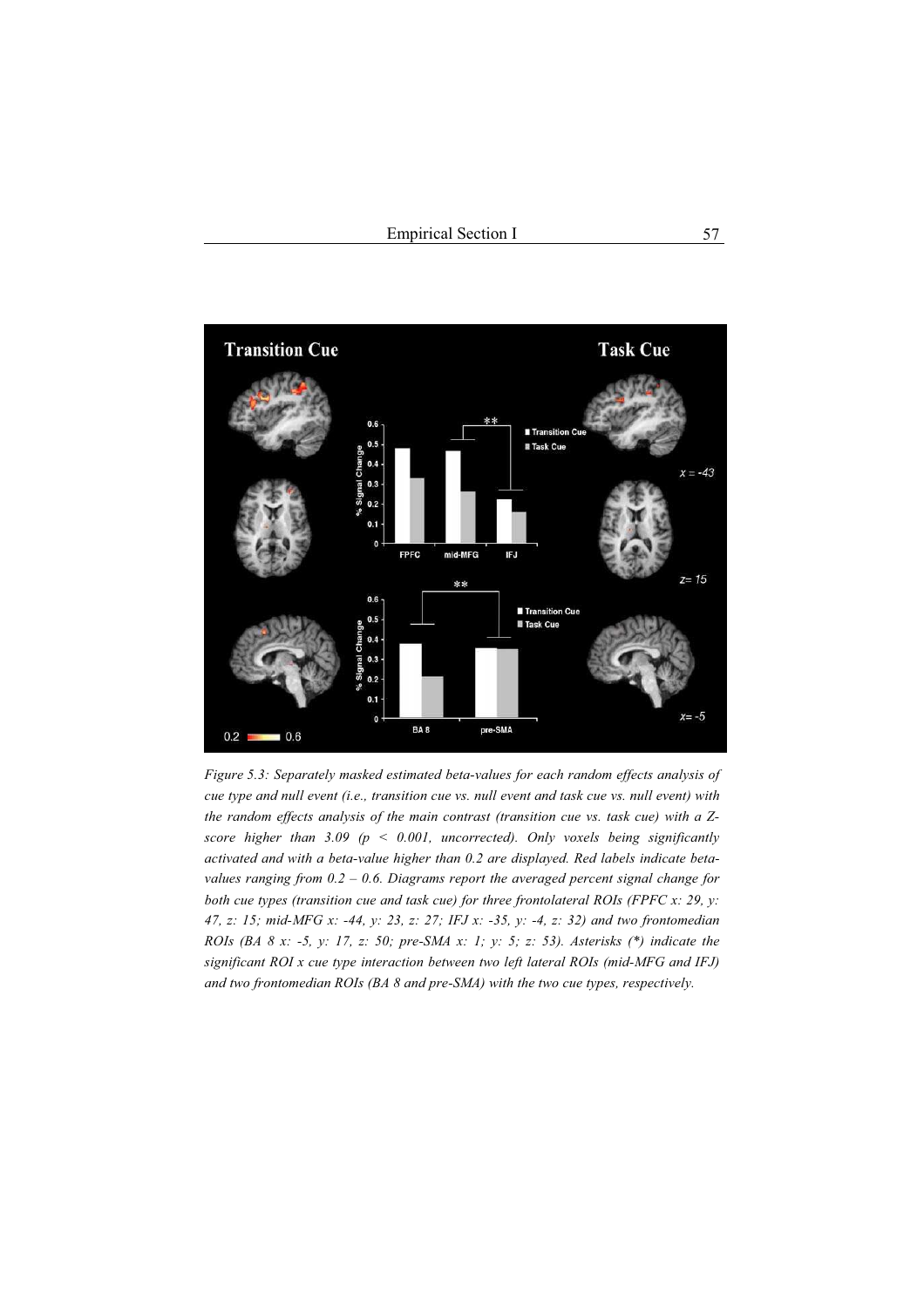*Figure 5.3: Separately masked estimated beta-values for each random effects analysis of cue type and null event (i.e., transition cue vs. null event and task cue vs. null event) with the random effects analysis of the main contrast (transition cue vs. task cue) with a Z-score higher than 3.09 ($p < 0.001$, uncorrected). Only voxels being significantly activated and with a beta-value higher than 0.2 are displayed. Red labels indicate beta-values ranging from 0.2 – 0.6. Diagrams report the averaged percent signal change for both cue types (transition cue and task cue) for three frontolateral ROIs (FPFC x: 29, y: 47, z: 15; mid-MFG x: -44, y: 23, z: 27; IFJ x: -35, y: -4, z: 32) and two frontomedian ROIs (BA 8 x: -5, y: 17, z: 50; pre-SMA x: 1; y: 5; z: 53). Asterisks (*) indicate the significant ROI x cue type interaction between two left lateral ROIs (mid-MFG and IFJ) and two frontomedian ROIs (BA 8 and pre-SMA) with the two cue types, respectively.*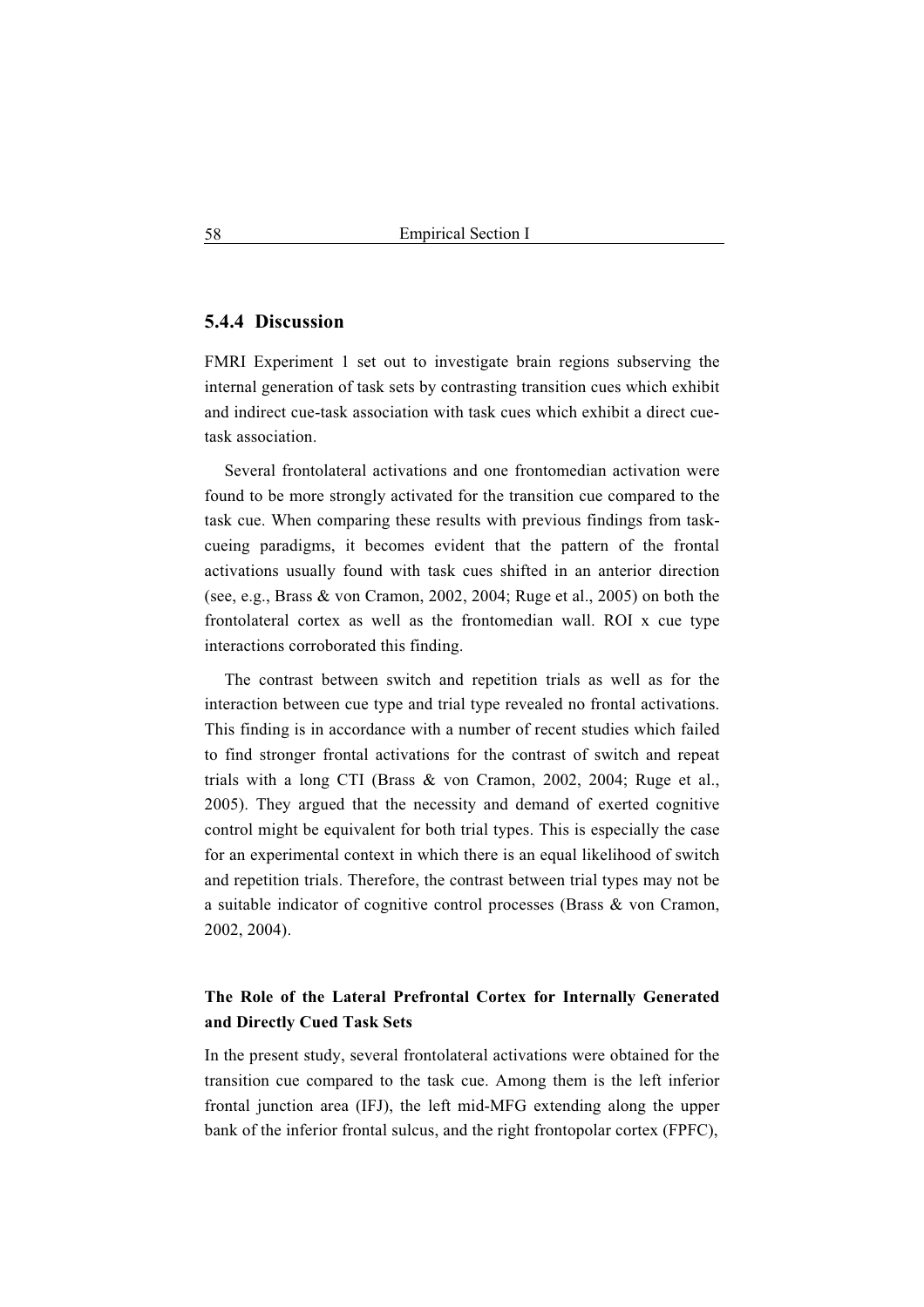### 5.4.4 Discussion

FMRI Experiment 1 set out to investigate brain regions subserving the internal generation of task sets by contrasting transition cues which exhibit and indirect cue-task association with task cues which exhibit a direct cue-task association.

Several frontolateral activations and one frontomedian activation were found to be more strongly activated for the transition cue compared to the task cue. When comparing these results with previous findings from task-cueing paradigms, it becomes evident that the pattern of the frontal activations usually found with task cues shifted in an anterior direction (see, e.g., Brass & von Cramon, 2002, 2004; Ruge et al., 2005) on both the frontolateral cortex as well as the frontomedian wall. ROI x cue type interactions corroborated this finding.

The contrast between switch and repetition trials as well as for the interaction between cue type and trial type revealed no frontal activations. This finding is in accordance with a number of recent studies which failed to find stronger frontal activations for the contrast of switch and repeat trials with a long CTI (Brass & von Cramon, 2002, 2004; Ruge et al., 2005). They argued that the necessity and demand of exerted cognitive control might be equivalent for both trial types. This is especially the case for an experimental context in which there is an equal likelihood of switch and repetition trials. Therefore, the contrast between trial types may not be a suitable indicator of cognitive control processes (Brass & von Cramon, 2002, 2004).

**The Role of the Lateral Prefrontal Cortex for Internally Generated and Directly Cued Task Sets**

In the present study, several frontolateral activations were obtained for the transition cue compared to the task cue. Among them is the left inferior frontal junction area (IFJ), the left mid-MFG extending along the upper bank of the inferior frontal sulcus, and the right frontopolar cortex (FPFC),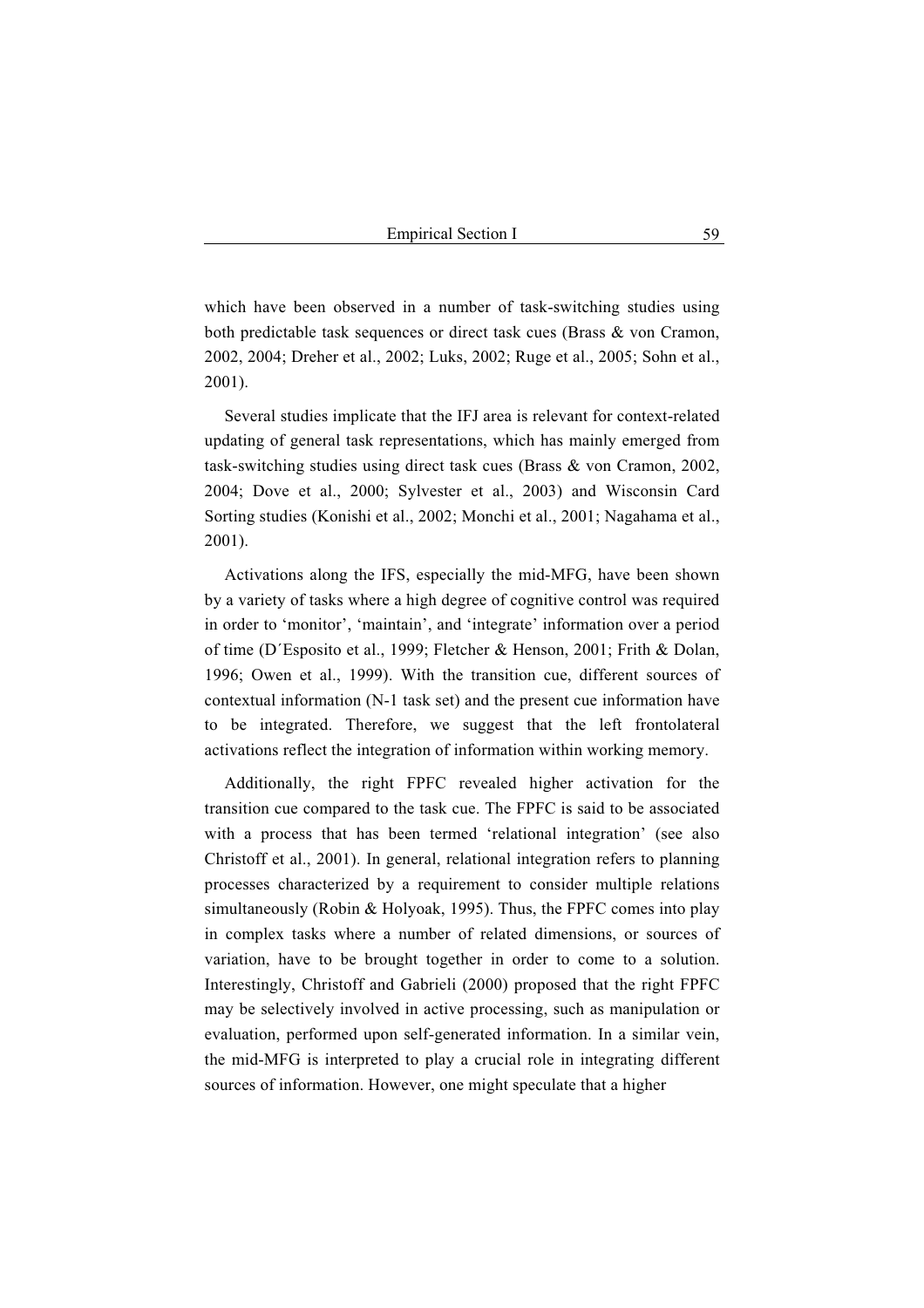which have been observed in a number of task-switching studies using both predictable task sequences or direct task cues (Brass & von Cramon, 2002, 2004; Dreher et al., 2002; Luks, 2002; Ruge et al., 2005; Sohn et al., 2001).

Several studies implicate that the IFJ area is relevant for context-related updating of general task representations, which has mainly emerged from task-switching studies using direct task cues (Brass & von Cramon, 2002, 2004; Dove et al., 2000; Sylvester et al., 2003) and Wisconsin Card Sorting studies (Konishi et al., 2002; Monchi et al., 2001; Nagahama et al., 2001).

Activations along the IFS, especially the mid-MFG, have been shown by a variety of tasks where a high degree of cognitive control was required in order to 'monitor', 'maintain', and 'integrate' information over a period of time (D´Esposito et al., 1999; Fletcher & Henson, 2001; Frith & Dolan, 1996; Owen et al., 1999). With the transition cue, different sources of contextual information (N-1 task set) and the present cue information have to be integrated. Therefore, we suggest that the left frontolateral activations reflect the integration of information within working memory.

Additionally, the right FPFC revealed higher activation for the transition cue compared to the task cue. The FPFC is said to be associated with a process that has been termed 'relational integration' (see also Christoff et al., 2001). In general, relational integration refers to planning processes characterized by a requirement to consider multiple relations simultaneously (Robin & Holyoak, 1995). Thus, the FPFC comes into play in complex tasks where a number of related dimensions, or sources of variation, have to be brought together in order to come to a solution. Interestingly, Christoff and Gabrieli (2000) proposed that the right FPFC may be selectively involved in active processing, such as manipulation or evaluation, performed upon self-generated information. In a similar vein, the mid-MFG is interpreted to play a crucial role in integrating different sources of information. However, one might speculate that a higher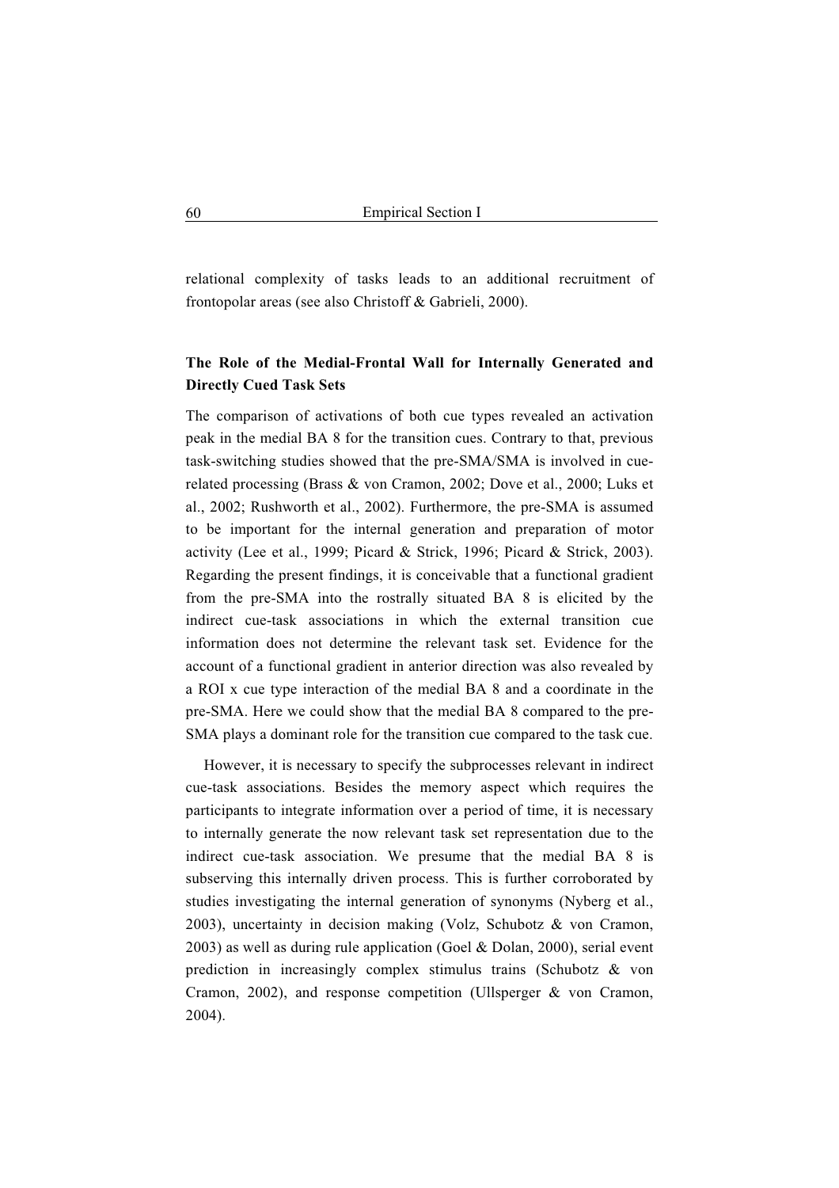relational complexity of tasks leads to an additional recruitment of frontopolar areas (see also Christoff & Gabrieli, 2000).

**The Role of the Medial-Frontal Wall for Internally Generated and Directly Cued Task Sets**

The comparison of activations of both cue types revealed an activation peak in the medial BA 8 for the transition cues. Contrary to that, previous task-switching studies showed that the pre-SMA/SMA is involved in cue-related processing (Brass & von Cramon, 2002; Dove et al., 2000; Luks et al., 2002; Rushworth et al., 2002). Furthermore, the pre-SMA is assumed to be important for the internal generation and preparation of motor activity (Lee et al., 1999; Picard & Strick, 1996; Picard & Strick, 2003). Regarding the present findings, it is conceivable that a functional gradient from the pre-SMA into the rostrally situated BA 8 is elicited by the indirect cue-task associations in which the external transition cue information does not determine the relevant task set. Evidence for the account of a functional gradient in anterior direction was also revealed by a ROI x cue type interaction of the medial BA 8 and a coordinate in the pre-SMA. Here we could show that the medial BA 8 compared to the pre-SMA plays a dominant role for the transition cue compared to the task cue.

However, it is necessary to specify the subprocesses relevant in indirect cue-task associations. Besides the memory aspect which requires the participants to integrate information over a period of time, it is necessary to internally generate the now relevant task set representation due to the indirect cue-task association. We presume that the medial BA 8 is subserving this internally driven process. This is further corroborated by studies investigating the internal generation of synonyms (Nyberg et al., 2003), uncertainty in decision making (Volz, Schubotz & von Cramon, 2003) as well as during rule application (Goel & Dolan, 2000), serial event prediction in increasingly complex stimulus trains (Schubotz & von Cramon, 2002), and response competition (Ullsperger & von Cramon, 2004).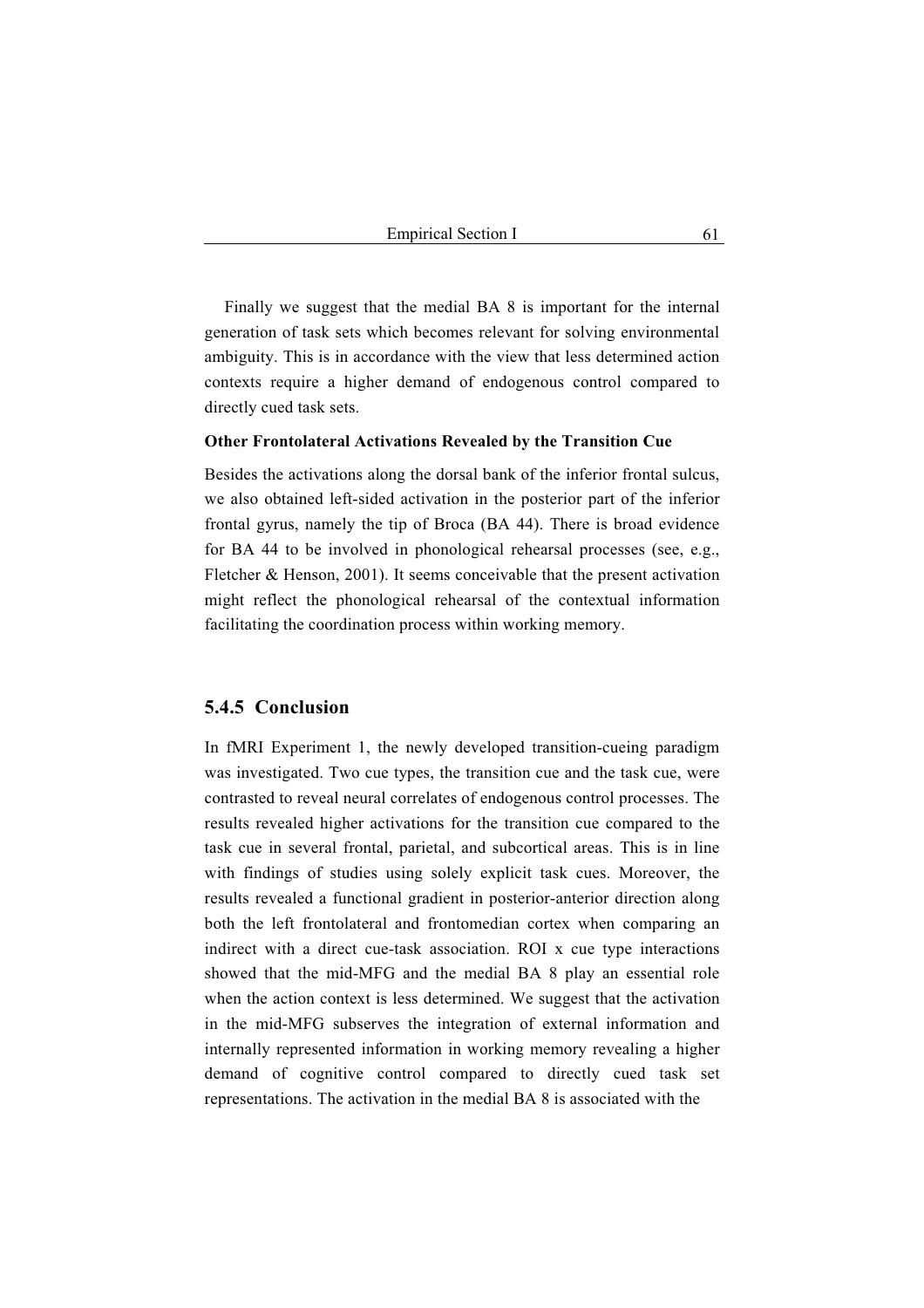Finally we suggest that the medial BA 8 is important for the internal generation of task sets which becomes relevant for solving environmental ambiguity. This is in accordance with the view that less determined action contexts require a higher demand of endogenous control compared to directly cued task sets.

**Other Frontolateral Activations Revealed by the Transition Cue**

Besides the activations along the dorsal bank of the inferior frontal sulcus, we also obtained left-sided activation in the posterior part of the inferior frontal gyrus, namely the tip of Broca (BA 44). There is broad evidence for BA 44 to be involved in phonological rehearsal processes (see, e.g., Fletcher & Henson, 2001). It seems conceivable that the present activation might reflect the phonological rehearsal of the contextual information facilitating the coordination process within working memory.

### 5.4.5 Conclusion

In fMRI Experiment 1, the newly developed transition-cueing paradigm was investigated. Two cue types, the transition cue and the task cue, were contrasted to reveal neural correlates of endogenous control processes. The results revealed higher activations for the transition cue compared to the task cue in several frontal, parietal, and subcortical areas. This is in line with findings of studies using solely explicit task cues. Moreover, the results revealed a functional gradient in posterior-anterior direction along both the left frontolateral and frontomedian cortex when comparing an indirect with a direct cue-task association. ROI x cue type interactions showed that the mid-MFG and the medial BA 8 play an essential role when the action context is less determined. We suggest that the activation in the mid-MFG subserves the integration of external information and internally represented information in working memory revealing a higher demand of cognitive control compared to directly cued task set representations. The activation in the medial BA 8 is associated with the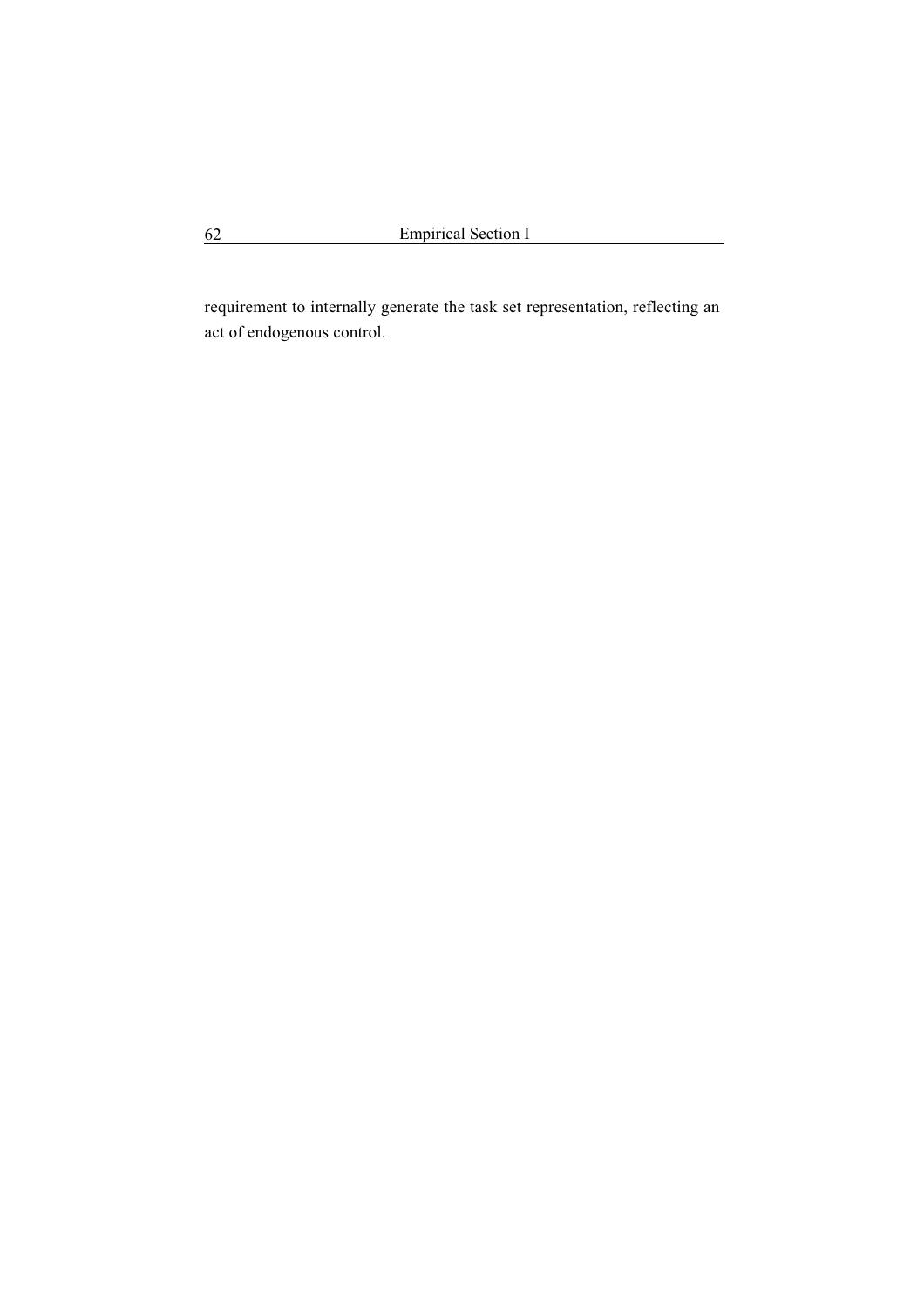requirement to internally generate the task set representation, reflecting an act of endogenous control.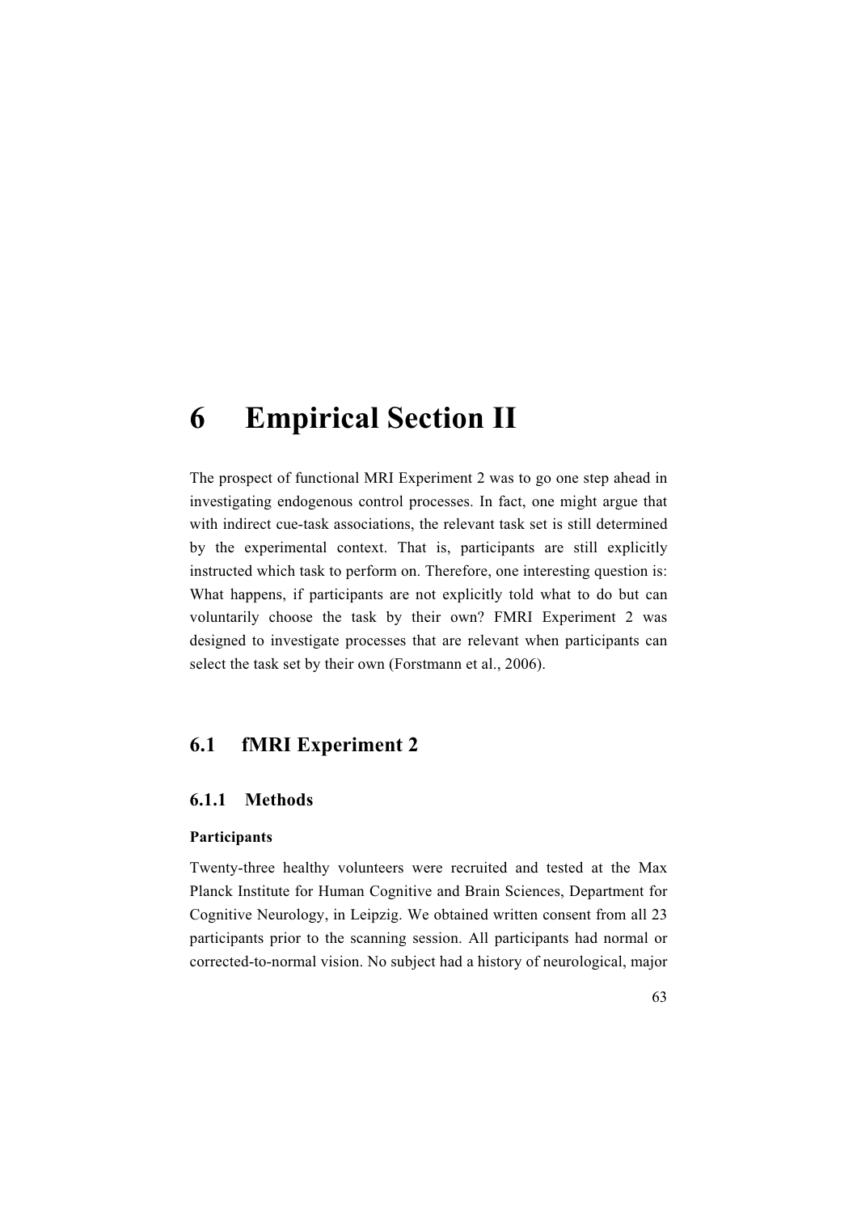# 6 Empirical Section II

The prospect of functional MRI Experiment 2 was to go one step ahead in investigating endogenous control processes. In fact, one might argue that with indirect cue-task associations, the relevant task set is still determined by the experimental context. That is, participants are still explicitly instructed which task to perform on. Therefore, one interesting question is: What happens, if participants are not explicitly told what to do but can voluntarily choose the task by their own? FMRI Experiment 2 was designed to investigate processes that are relevant when participants can select the task set by their own (Forstmann et al., 2006).

## 6.1 fMRI Experiment 2

### 6.1.1 Methods

**Participants**

Twenty-three healthy volunteers were recruited and tested at the Max Planck Institute for Human Cognitive and Brain Sciences, Department for Cognitive Neurology, in Leipzig. We obtained written consent from all 23 participants prior to the scanning session. All participants had normal or corrected-to-normal vision. No subject had a history of neurological, major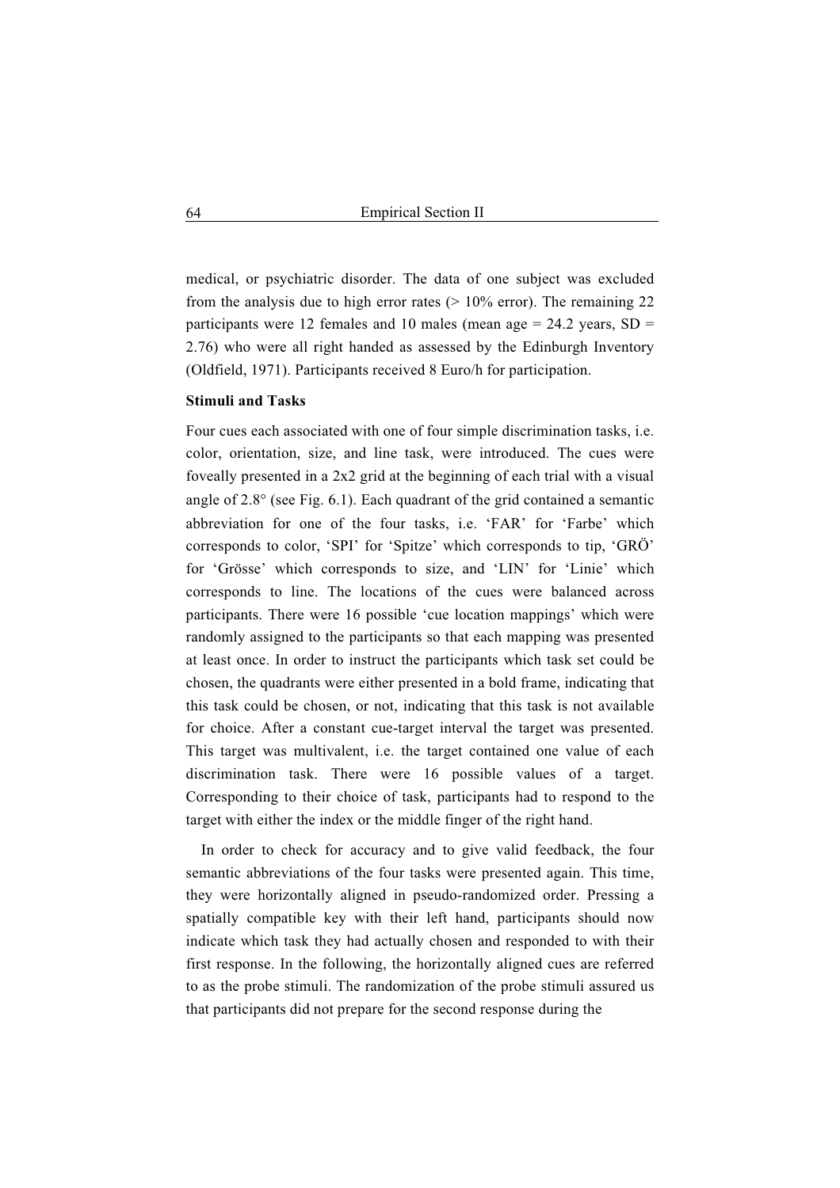medical, or psychiatric disorder. The data of one subject was excluded from the analysis due to high error rates (> 10% error). The remaining 22 participants were 12 females and 10 males (mean age = 24.2 years, SD = 2.76) who were all right handed as assessed by the Edinburgh Inventory (Oldfield, 1971). Participants received 8 Euro/h for participation.

**Stimuli and Tasks**

Four cues each associated with one of four simple discrimination tasks, i.e. color, orientation, size, and line task, were introduced. The cues were foveally presented in a 2x2 grid at the beginning of each trial with a visual angle of 2.8° (see Fig. 6.1). Each quadrant of the grid contained a semantic abbreviation for one of the four tasks, i.e. 'FAR' for 'Farbe' which corresponds to color, 'SPI' for 'Spitze' which corresponds to tip, 'GRÖ' for 'Grösse' which corresponds to size, and 'LIN' for 'Linie' which corresponds to line. The locations of the cues were balanced across participants. There were 16 possible 'cue location mappings' which were randomly assigned to the participants so that each mapping was presented at least once. In order to instruct the participants which task set could be chosen, the quadrants were either presented in a bold frame, indicating that this task could be chosen, or not, indicating that this task is not available for choice. After a constant cue-target interval the target was presented. This target was multivalent, i.e. the target contained one value of each discrimination task. There were 16 possible values of a target. Corresponding to their choice of task, participants had to respond to the target with either the index or the middle finger of the right hand.

In order to check for accuracy and to give valid feedback, the four semantic abbreviations of the four tasks were presented again. This time, they were horizontally aligned in pseudo-randomized order. Pressing a spatially compatible key with their left hand, participants should now indicate which task they had actually chosen and responded to with their first response. In the following, the horizontally aligned cues are referred to as the probe stimuli. The randomization of the probe stimuli assured us that participants did not prepare for the second response during the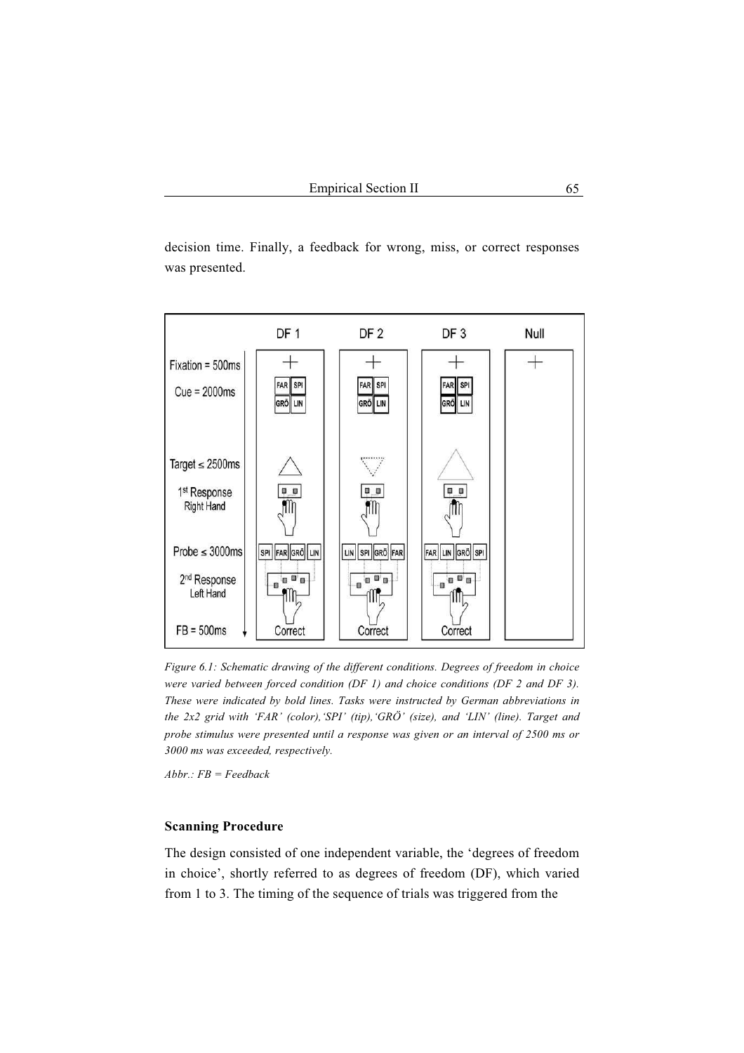decision time. Finally, a feedback for wrong, miss, or correct responses was presented.

*Figure 6.1: Schematic drawing of the different conditions. Degrees of freedom in choice were varied between forced condition (DF 1) and choice conditions (DF 2 and DF 3). These were indicated by bold lines. Tasks were instructed by German abbreviations in the 2x2 grid with 'FAR' (color),'SPI' (tip),'GRÖ' (size), and 'LIN' (line). Target and probe stimulus were presented until a response was given or an interval of 2500 ms or 3000 ms was exceeded, respectively.*

*Abbr.: FB = Feedback*

### Scanning Procedure

The design consisted of one independent variable, the 'degrees of freedom in choice', shortly referred to as degrees of freedom (DF), which varied from 1 to 3. The timing of the sequence of trials was triggered from the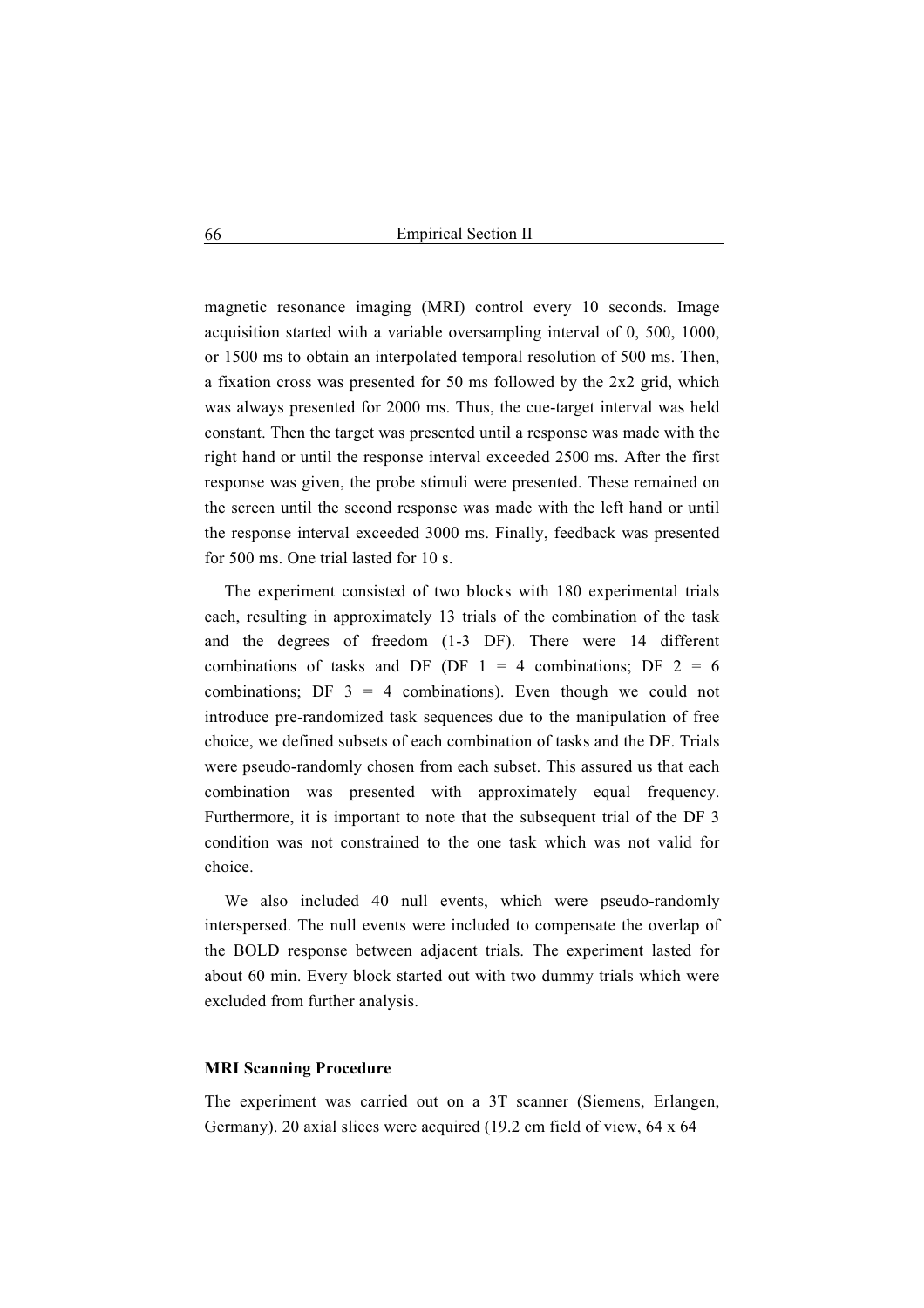magnetic resonance imaging (MRI) control every 10 seconds. Image acquisition started with a variable oversampling interval of 0, 500, 1000, or 1500 ms to obtain an interpolated temporal resolution of 500 ms. Then, a fixation cross was presented for 50 ms followed by the 2x2 grid, which was always presented for 2000 ms. Thus, the cue-target interval was held constant. Then the target was presented until a response was made with the right hand or until the response interval exceeded 2500 ms. After the first response was given, the probe stimuli were presented. These remained on the screen until the second response was made with the left hand or until the response interval exceeded 3000 ms. Finally, feedback was presented for 500 ms. One trial lasted for 10 s.

The experiment consisted of two blocks with 180 experimental trials each, resulting in approximately 13 trials of the combination of the task and the degrees of freedom (1-3 DF). There were 14 different combinations of tasks and DF (DF 1 = 4 combinations; DF 2 = 6 combinations; DF 3 = 4 combinations). Even though we could not introduce pre-randomized task sequences due to the manipulation of free choice, we defined subsets of each combination of tasks and the DF. Trials were pseudo-randomly chosen from each subset. This assured us that each combination was presented with approximately equal frequency. Furthermore, it is important to note that the subsequent trial of the DF 3 condition was not constrained to the one task which was not valid for choice.

We also included 40 null events, which were pseudo-randomly interspersed. The null events were included to compensate the overlap of the BOLD response between adjacent trials. The experiment lasted for about 60 min. Every block started out with two dummy trials which were excluded from further analysis.

#### MRI Scanning Procedure

The experiment was carried out on a 3T scanner (Siemens, Erlangen, Germany). 20 axial slices were acquired (19.2 cm field of view, 64 x 64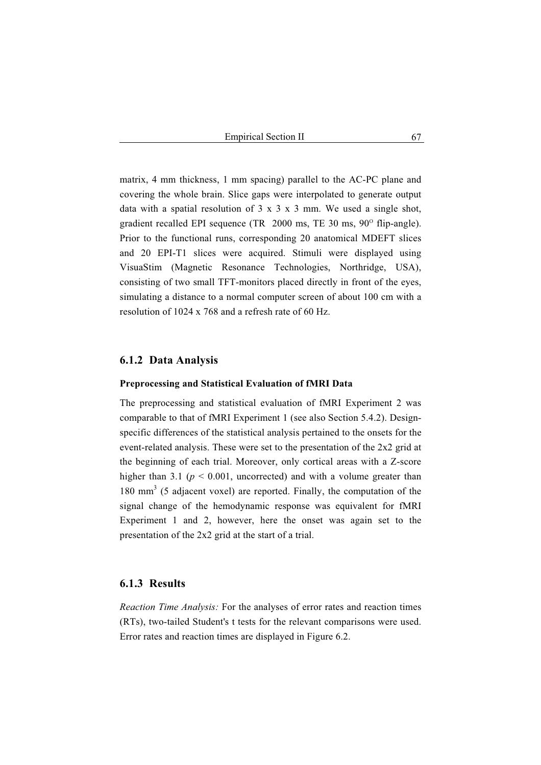matrix, 4 mm thickness, 1 mm spacing) parallel to the AC-PC plane and covering the whole brain. Slice gaps were interpolated to generate output data with a spatial resolution of 3 x 3 x 3 mm. We used a single shot, gradient recalled EPI sequence (TR 2000 ms, TE 30 ms, $90^{O}$ flip-angle). Prior to the functional runs, corresponding 20 anatomical MDEFT slices and 20 EPI-T1 slices were acquired. Stimuli were displayed using VisuaStim (Magnetic Resonance Technologies, Northridge, USA), consisting of two small TFT-monitors placed directly in front of the eyes, simulating a distance to a normal computer screen of about 100 cm with a resolution of 1024 x 768 and a refresh rate of 60 Hz.

### 6.1.2 Data Analysis

**Preprocessing and Statistical Evaluation of fMRI Data**

The preprocessing and statistical evaluation of fMRI Experiment 2 was comparable to that of fMRI Experiment 1 (see also Section 5.4.2). Design-specific differences of the statistical analysis pertained to the onsets for the event-related analysis. These were set to the presentation of the 2x2 grid at the beginning of each trial. Moreover, only cortical areas with a Z-score higher than 3.1 ($p < 0.001$, uncorrected) and with a volume greater than 180 $mm^3$ (5 adjacent voxel) are reported. Finally, the computation of the signal change of the hemodynamic response was equivalent for fMRI Experiment 1 and 2, however, here the onset was again set to the presentation of the 2x2 grid at the start of a trial.

### 6.1.3 Results

*Reaction Time Analysis:* For the analyses of error rates and reaction times (RTs), two-tailed Student's t tests for the relevant comparisons were used. Error rates and reaction times are displayed in Figure 6.2.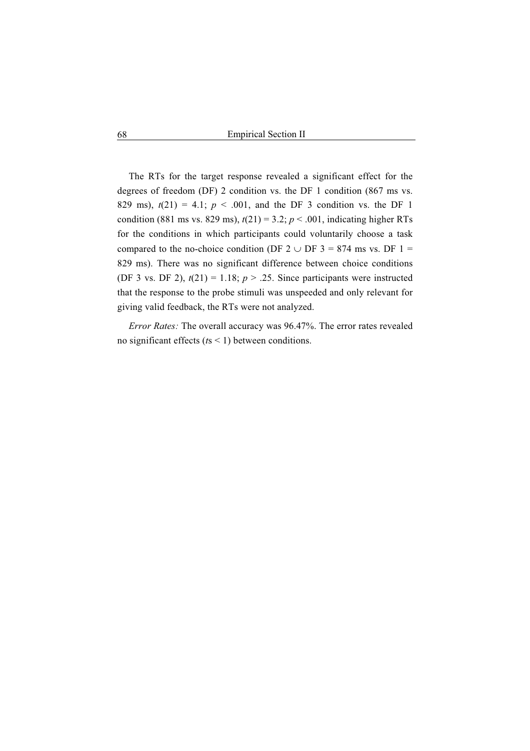The RTs for the target response revealed a significant effect for the degrees of freedom (DF) 2 condition vs. the DF 1 condition (867 ms vs. 829 ms), $t(21) = 4.1$; $p < .001$, and the DF 3 condition vs. the DF 1 condition (881 ms vs. 829 ms), $t(21) = 3.2$; $p < .001$, indicating higher RTs for the conditions in which participants could voluntarily choose a task compared to the no-choice condition (DF 2 $\cup$ DF 3 = 874 ms vs. DF 1 = 829 ms). There was no significant difference between choice conditions (DF 3 vs. DF 2), $t(21) = 1.18$; $p > .25$. Since participants were instructed that the response to the probe stimuli was unspeeded and only relevant for giving valid feedback, the RTs were not analyzed.

*Error Rates:* The overall accuracy was 96.47%. The error rates revealed no significant effects ($t$s < 1) between conditions.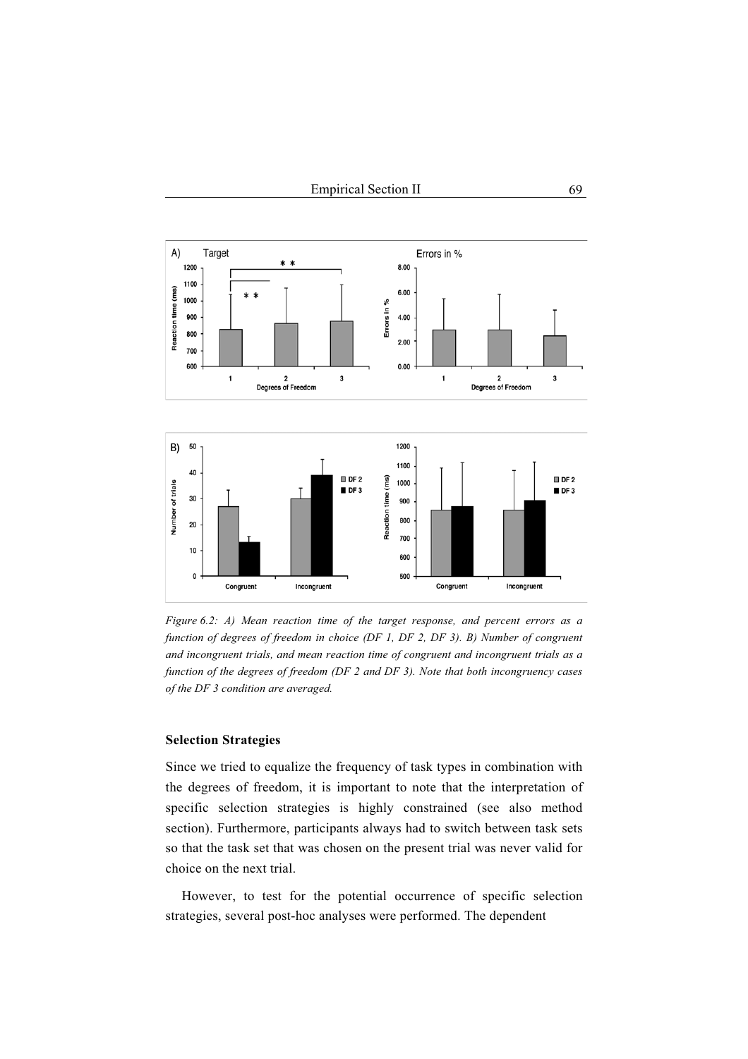*Figure 6.2: A) Mean reaction time of the target response, and percent errors as a function of degrees of freedom in choice (DF 1, DF 2, DF 3). B) Number of congruent and incongruent trials, and mean reaction time of congruent and incongruent trials as a function of the degrees of freedom (DF 2 and DF 3). Note that both incongruency cases of the DF 3 condition are averaged.*

### Selection Strategies

Since we tried to equalize the frequency of task types in combination with the degrees of freedom, it is important to note that the interpretation of specific selection strategies is highly constrained (see also method section). Furthermore, participants always had to switch between task sets so that the task set that was chosen on the present trial was never valid for choice on the next trial.

However, to test for the potential occurrence of specific selection strategies, several post-hoc analyses were performed. The dependent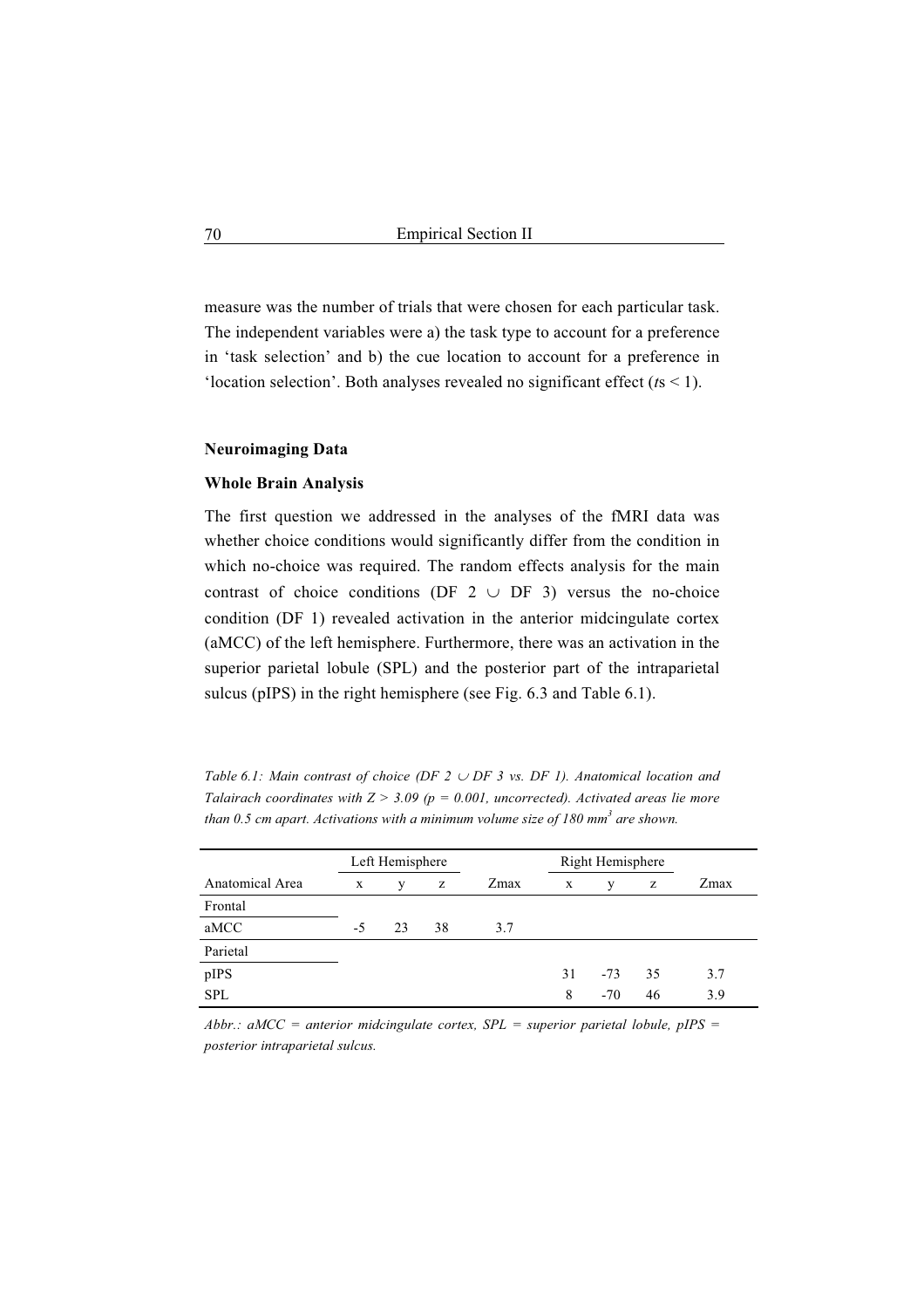measure was the number of trials that were chosen for each particular task. The independent variables were a) the task type to account for a preference in 'task selection' and b) the cue location to account for a preference in 'location selection'. Both analyses revealed no significant effect (*t*s < 1).

### Neuroimaging Data

### Whole Brain Analysis

The first question we addressed in the analyses of the fMRI data was whether choice conditions would significantly differ from the condition in which no-choice was required. The random effects analysis for the main contrast of choice conditions (DF 2 $\cup$ DF 3) versus the no-choice condition (DF 1) revealed activation in the anterior midcingulate cortex (aMCC) of the left hemisphere. Furthermore, there was an activation in the superior parietal lobule (SPL) and the posterior part of the intraparietal sulcus (pIPS) in the right hemisphere (see Fig. 6.3 and Table 6.1).

*Table 6.1: Main contrast of choice (DF 2 $\cup$ DF 3 vs. DF 1). Anatomical location and Talairach coordinates with $Z > 3.09$ ($p = 0.001$, uncorrected). Activated areas lie more than 0.5 cm apart. Activations with a minimum volume size of 180 mm$^3$ are shown.*

| | Left Hemisphere | | | | Right Hemisphere | | | |
|---|---|---|---|---|---|---|---|---|
| Anatomical Area | x | y | z | Zmax | x | y | z | Zmax |
| Frontal | | | | | | | | |
| aMCC | -5 | 23 | 38 | 3.7 | | | | |
| Parietal | | | | | | | | |
| pIPS | | | | | 31 | -73 | 35 | 3.7 |
| SPL | | | | | 8 | -70 | 46 | 3.9 |

*Abbr.: aMCC = anterior midcingulate cortex, SPL = superior parietal lobule, pIPS = posterior intraparietal sulcus.*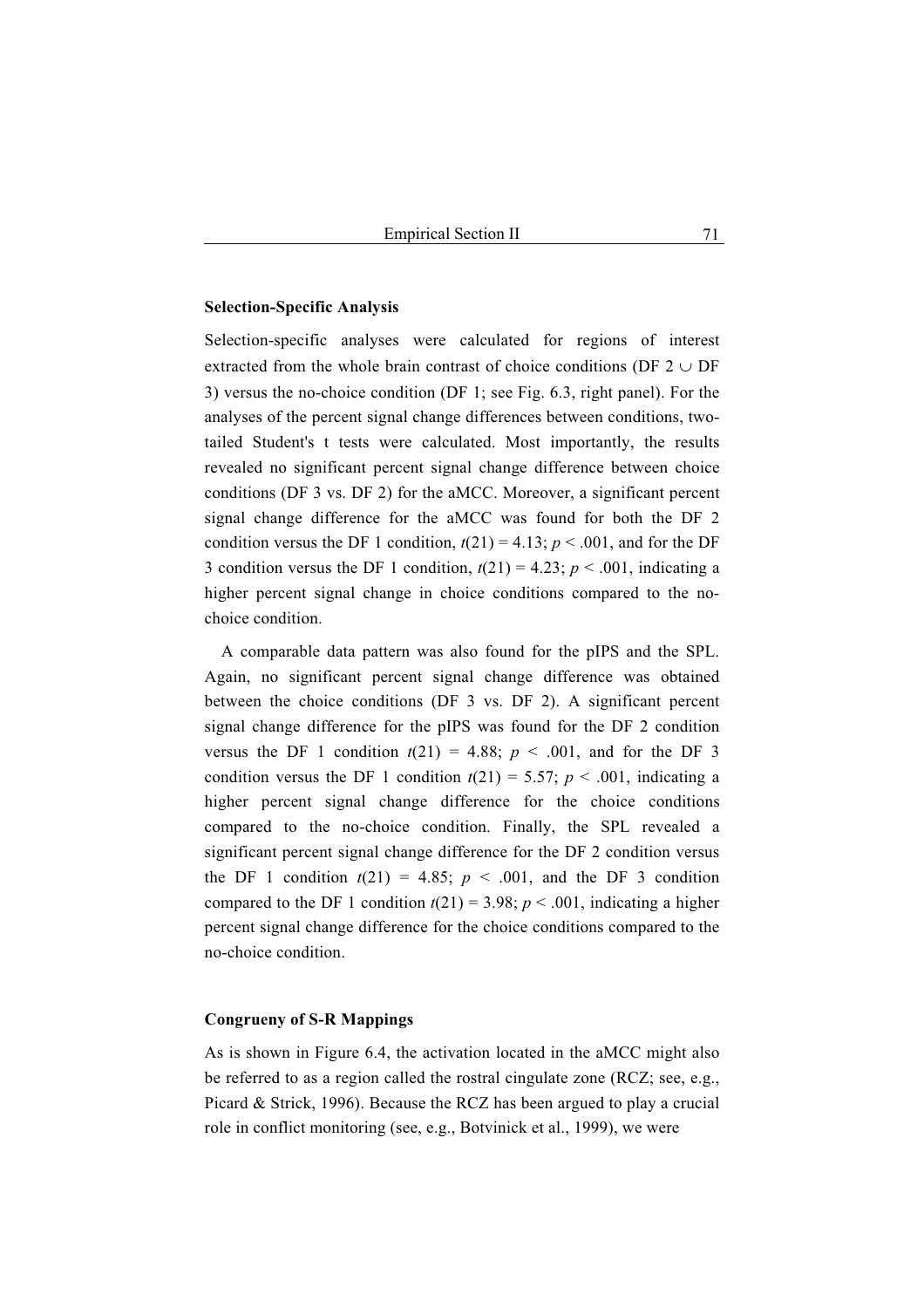**Selection-Specific Analysis**

Selection-specific analyses were calculated for regions of interest extracted from the whole brain contrast of choice conditions (DF 2 $\cup$ DF 3) versus the no-choice condition (DF 1; see Fig. 6.3, right panel). For the analyses of the percent signal change differences between conditions, two-tailed Student's t tests were calculated. Most importantly, the results revealed no significant percent signal change difference between choice conditions (DF 3 vs. DF 2) for the aMCC. Moreover, a significant percent signal change difference for the aMCC was found for both the DF 2 condition versus the DF 1 condition, $t(21) = 4.13$; $p < .001$, and for the DF 3 condition versus the DF 1 condition, $t(21) = 4.23$; $p < .001$, indicating a higher percent signal change in choice conditions compared to the no-choice condition.

A comparable data pattern was also found for the pIPS and the SPL. Again, no significant percent signal change difference was obtained between the choice conditions (DF 3 vs. DF 2). A significant percent signal change difference for the pIPS was found for the DF 2 condition versus the DF 1 condition $t(21) = 4.88$; $p < .001$, and for the DF 3 condition versus the DF 1 condition $t(21) = 5.57$; $p < .001$, indicating a higher percent signal change difference for the choice conditions compared to the no-choice condition. Finally, the SPL revealed a significant percent signal change difference for the DF 2 condition versus the DF 1 condition $t(21) = 4.85$; $p < .001$, and the DF 3 condition compared to the DF 1 condition $t(21) = 3.98$; $p < .001$, indicating a higher percent signal change difference for the choice conditions compared to the no-choice condition.

**Congrueny of S-R Mappings**

As is shown in Figure 6.4, the activation located in the aMCC might also be referred to as a region called the rostral cingulate zone (RCZ; see, e.g., Picard & Strick, 1996). Because the RCZ has been argued to play a crucial role in conflict monitoring (see, e.g., Botvinick et al., 1999), we were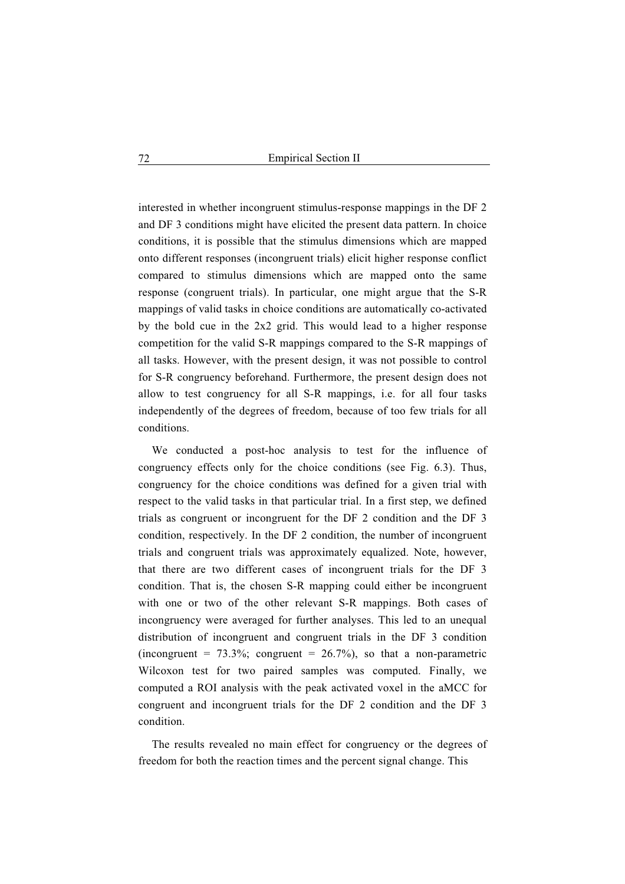interested in whether incongruent stimulus-response mappings in the DF 2 and DF 3 conditions might have elicited the present data pattern. In choice conditions, it is possible that the stimulus dimensions which are mapped onto different responses (incongruent trials) elicit higher response conflict compared to stimulus dimensions which are mapped onto the same response (congruent trials). In particular, one might argue that the S-R mappings of valid tasks in choice conditions are automatically co-activated by the bold cue in the 2x2 grid. This would lead to a higher response competition for the valid S-R mappings compared to the S-R mappings of all tasks. However, with the present design, it was not possible to control for S-R congruency beforehand. Furthermore, the present design does not allow to test congruency for all S-R mappings, i.e. for all four tasks independently of the degrees of freedom, because of too few trials for all conditions.

We conducted a post-hoc analysis to test for the influence of congruency effects only for the choice conditions (see Fig. 6.3). Thus, congruency for the choice conditions was defined for a given trial with respect to the valid tasks in that particular trial. In a first step, we defined trials as congruent or incongruent for the DF 2 condition and the DF 3 condition, respectively. In the DF 2 condition, the number of incongruent trials and congruent trials was approximately equalized. Note, however, that there are two different cases of incongruent trials for the DF 3 condition. That is, the chosen S-R mapping could either be incongruent with one or two of the other relevant S-R mappings. Both cases of incongruency were averaged for further analyses. This led to an unequal distribution of incongruent and congruent trials in the DF 3 condition (incongruent = 73.3%; congruent = 26.7%), so that a non-parametric Wilcoxon test for two paired samples was computed. Finally, we computed a ROI analysis with the peak activated voxel in the aMCC for congruent and incongruent trials for the DF 2 condition and the DF 3 condition.

The results revealed no main effect for congruency or the degrees of freedom for both the reaction times and the percent signal change. This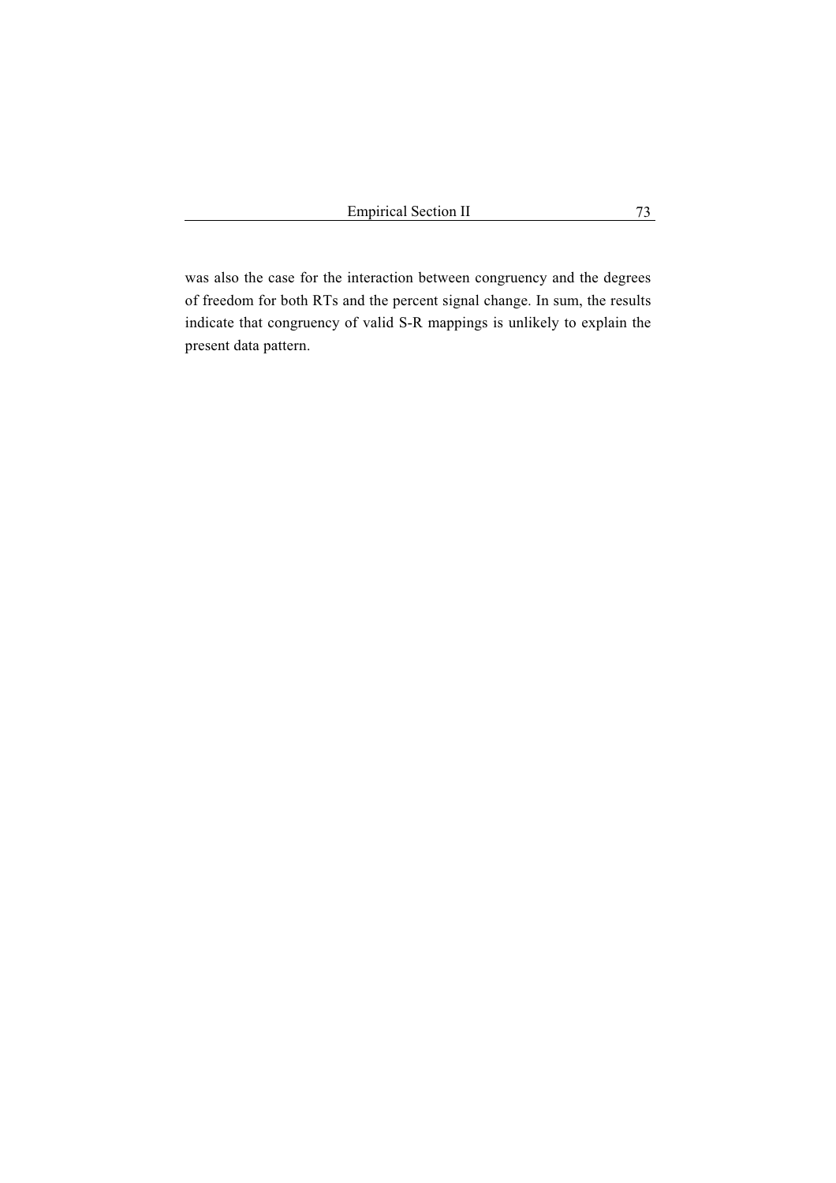was also the case for the interaction between congruency and the degrees of freedom for both RTs and the percent signal change. In sum, the results indicate that congruency of valid S-R mappings is unlikely to explain the present data pattern.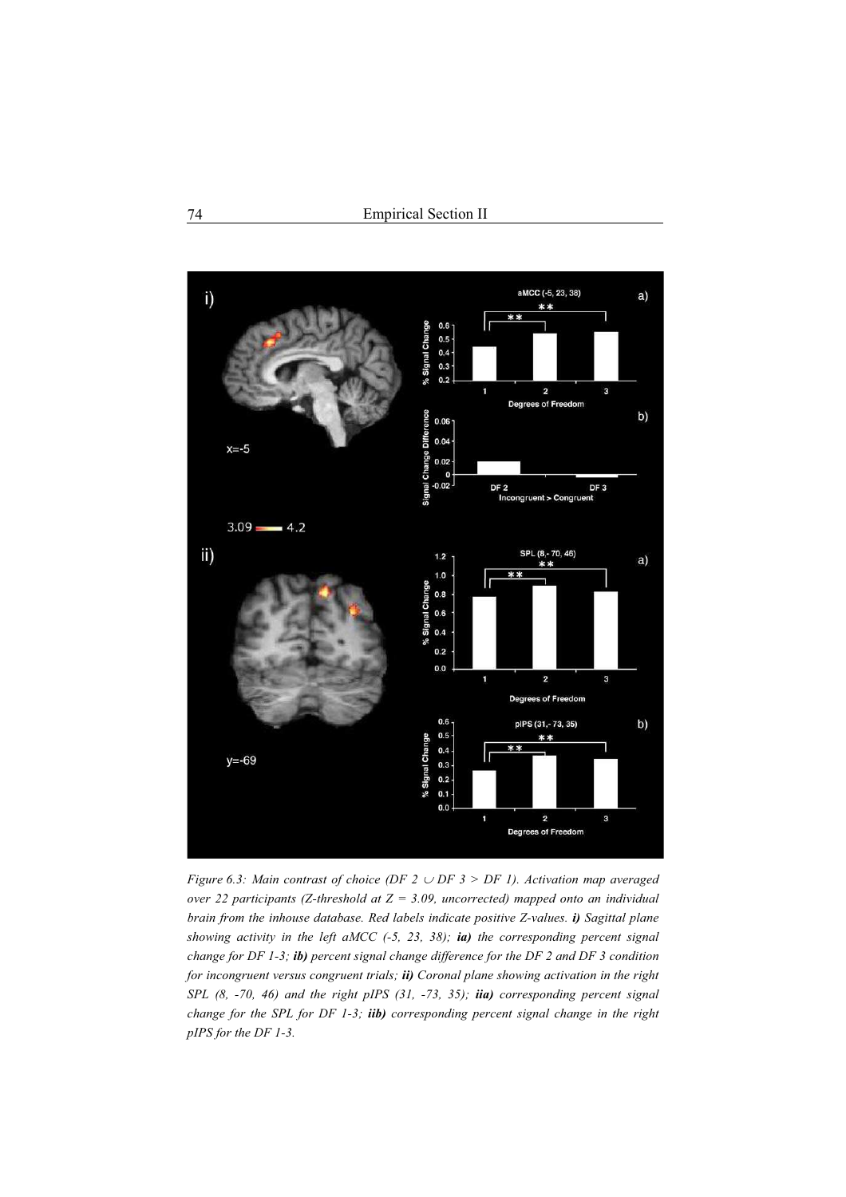*Figure 6.3: Main contrast of choice (DF 2 $\cup$ DF 3 > DF 1). Activation map averaged over 22 participants (Z-threshold at Z = 3.09, uncorrected) mapped onto an individual brain from the inhouse database. Red labels indicate positive Z-values.* ***i)*** *Sagittal plane showing activity in the left aMCC (-5, 23, 38);* ***ia)*** *the corresponding percent signal change for DF 1-3;* ***ib)*** *percent signal change difference for the DF 2 and DF 3 condition for incongruent versus congruent trials;* ***ii)*** *Coronal plane showing activation in the right SPL (8, -70, 46) and the right pIPS (31, -73, 35);* ***iia)*** *corresponding percent signal change for the SPL for DF 1-3;* ***iib)*** *corresponding percent signal change in the right pIPS for the DF 1-3.*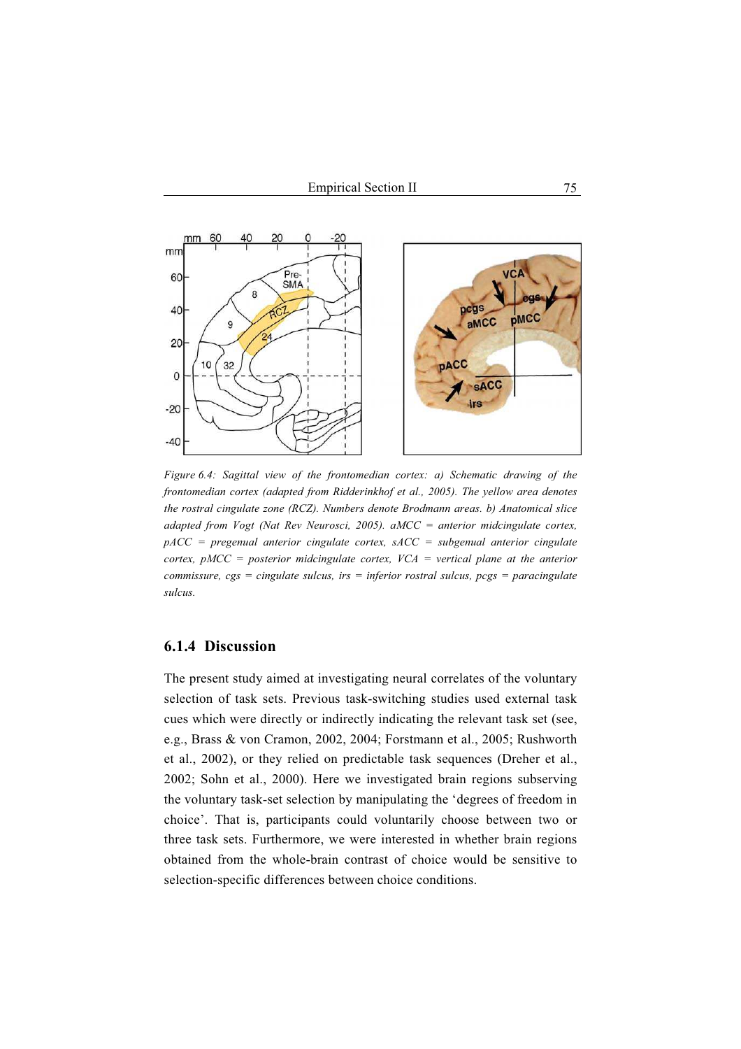*Figure 6.4: Sagittal view of the frontomedian cortex: a) Schematic drawing of the frontomedian cortex (adapted from Ridderinkhof et al., 2005). The yellow area denotes the rostral cingulate zone (RCZ). Numbers denote Brodmann areas. b) Anatomical slice adapted from Vogt (Nat Rev Neurosci, 2005). aMCC = anterior midcingulate cortex, pACC = pregenual anterior cingulate cortex, sACC = subgenual anterior cingulate cortex, pMCC = posterior midcingulate cortex, VCA = vertical plane at the anterior commissure, cgs = cingulate sulcus, irs = inferior rostral sulcus, pcgs = paracingulate sulcus.*

### 6.1.4 Discussion

The present study aimed at investigating neural correlates of the voluntary selection of task sets. Previous task-switching studies used external task cues which were directly or indirectly indicating the relevant task set (see, e.g., Brass & von Cramon, 2002, 2004; Forstmann et al., 2005; Rushworth et al., 2002), or they relied on predictable task sequences (Dreher et al., 2002; Sohn et al., 2000). Here we investigated brain regions subserving the voluntary task-set selection by manipulating the 'degrees of freedom in choice'. That is, participants could voluntarily choose between two or three task sets. Furthermore, we were interested in whether brain regions obtained from the whole-brain contrast of choice would be sensitive to selection-specific differences between choice conditions.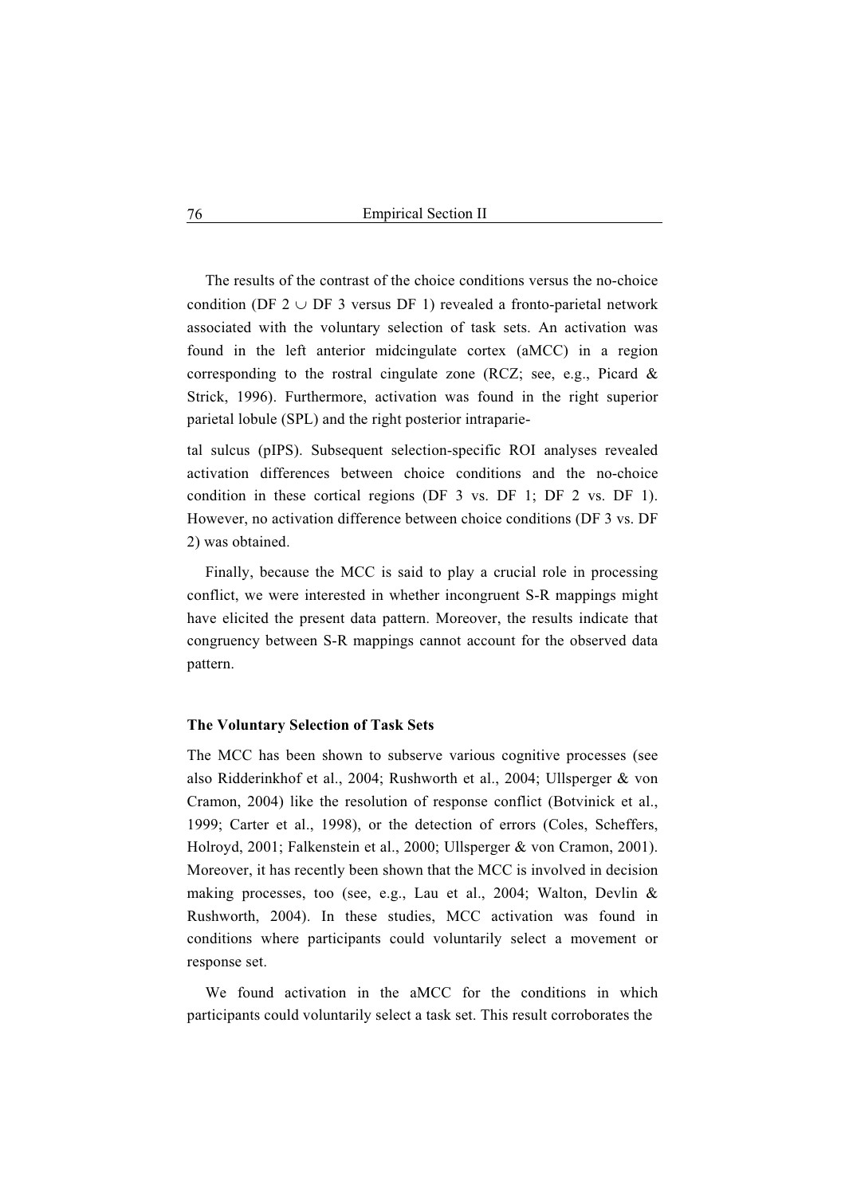The results of the contrast of the choice conditions versus the no-choice condition (DF 2 $\cup$ DF 3 versus DF 1) revealed a fronto-parietal network associated with the voluntary selection of task sets. An activation was found in the left anterior midcingulate cortex (aMCC) in a region corresponding to the rostral cingulate zone (RCZ; see, e.g., Picard & Strick, 1996). Furthermore, activation was found in the right superior parietal lobule (SPL) and the right posterior intraparietal sulcus (pIPS). Subsequent selection-specific ROI analyses revealed activation differences between choice conditions and the no-choice condition in these cortical regions (DF 3 vs. DF 1; DF 2 vs. DF 1). However, no activation difference between choice conditions (DF 3 vs. DF 2) was obtained.

Finally, because the MCC is said to play a crucial role in processing conflict, we were interested in whether incongruent S-R mappings might have elicited the present data pattern. Moreover, the results indicate that congruency between S-R mappings cannot account for the observed data pattern.

**The Voluntary Selection of Task Sets**

The MCC has been shown to subserve various cognitive processes (see also Ridderinkhof et al., 2004; Rushworth et al., 2004; Ullsperger & von Cramon, 2004) like the resolution of response conflict (Botvinick et al., 1999; Carter et al., 1998), or the detection of errors (Coles, Scheffers, Holroyd, 2001; Falkenstein et al., 2000; Ullsperger & von Cramon, 2001). Moreover, it has recently been shown that the MCC is involved in decision making processes, too (see, e.g., Lau et al., 2004; Walton, Devlin & Rushworth, 2004). In these studies, MCC activation was found in conditions where participants could voluntarily select a movement or response set.

We found activation in the aMCC for the conditions in which participants could voluntarily select a task set. This result corroborates the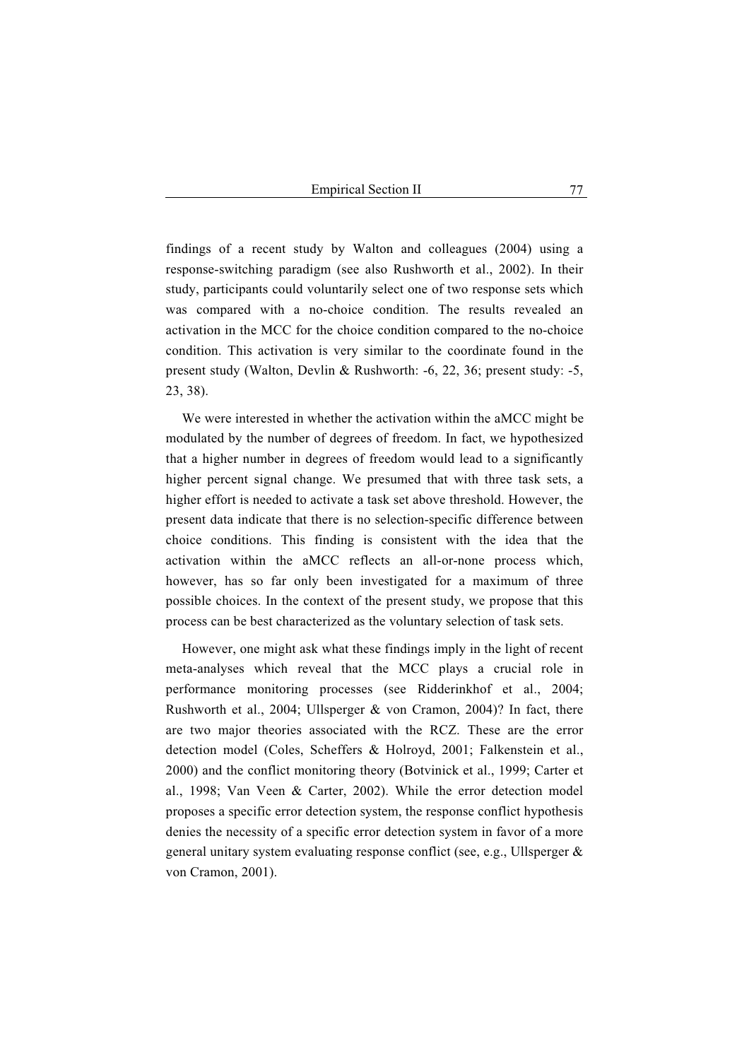findings of a recent study by Walton and colleagues (2004) using a response-switching paradigm (see also Rushworth et al., 2002). In their study, participants could voluntarily select one of two response sets which was compared with a no-choice condition. The results revealed an activation in the MCC for the choice condition compared to the no-choice condition. This activation is very similar to the coordinate found in the present study (Walton, Devlin & Rushworth: -6, 22, 36; present study: -5, 23, 38).

We were interested in whether the activation within the aMCC might be modulated by the number of degrees of freedom. In fact, we hypothesized that a higher number in degrees of freedom would lead to a significantly higher percent signal change. We presumed that with three task sets, a higher effort is needed to activate a task set above threshold. However, the present data indicate that there is no selection-specific difference between choice conditions. This finding is consistent with the idea that the activation within the aMCC reflects an all-or-none process which, however, has so far only been investigated for a maximum of three possible choices. In the context of the present study, we propose that this process can be best characterized as the voluntary selection of task sets.

However, one might ask what these findings imply in the light of recent meta-analyses which reveal that the MCC plays a crucial role in performance monitoring processes (see Ridderinkhof et al., 2004; Rushworth et al., 2004; Ullsperger & von Cramon, 2004)? In fact, there are two major theories associated with the RCZ. These are the error detection model (Coles, Scheffers & Holroyd, 2001; Falkenstein et al., 2000) and the conflict monitoring theory (Botvinick et al., 1999; Carter et al., 1998; Van Veen & Carter, 2002). While the error detection model proposes a specific error detection system, the response conflict hypothesis denies the necessity of a specific error detection system in favor of a more general unitary system evaluating response conflict (see, e.g., Ullsperger & von Cramon, 2001).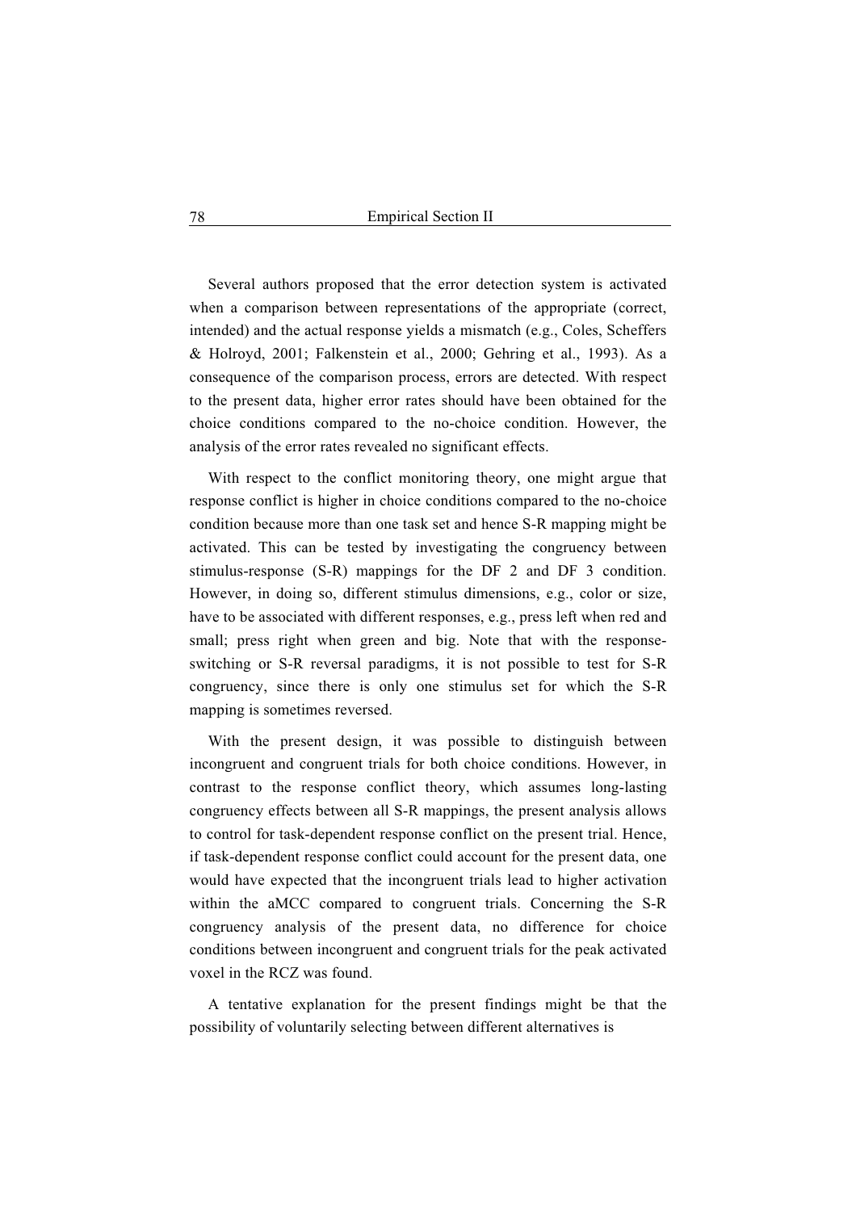Several authors proposed that the error detection system is activated when a comparison between representations of the appropriate (correct, intended) and the actual response yields a mismatch (e.g., Coles, Scheffers & Holroyd, 2001; Falkenstein et al., 2000; Gehring et al., 1993). As a consequence of the comparison process, errors are detected. With respect to the present data, higher error rates should have been obtained for the choice conditions compared to the no-choice condition. However, the analysis of the error rates revealed no significant effects.

With respect to the conflict monitoring theory, one might argue that response conflict is higher in choice conditions compared to the no-choice condition because more than one task set and hence S-R mapping might be activated. This can be tested by investigating the congruency between stimulus-response (S-R) mappings for the DF 2 and DF 3 condition. However, in doing so, different stimulus dimensions, e.g., color or size, have to be associated with different responses, e.g., press left when red and small; press right when green and big. Note that with the response-switching or S-R reversal paradigms, it is not possible to test for S-R congruency, since there is only one stimulus set for which the S-R mapping is sometimes reversed.

With the present design, it was possible to distinguish between incongruent and congruent trials for both choice conditions. However, in contrast to the response conflict theory, which assumes long-lasting congruency effects between all S-R mappings, the present analysis allows to control for task-dependent response conflict on the present trial. Hence, if task-dependent response conflict could account for the present data, one would have expected that the incongruent trials lead to higher activation within the aMCC compared to congruent trials. Concerning the S-R congruency analysis of the present data, no difference for choice conditions between incongruent and congruent trials for the peak activated voxel in the RCZ was found.

A tentative explanation for the present findings might be that the possibility of voluntarily selecting between different alternatives is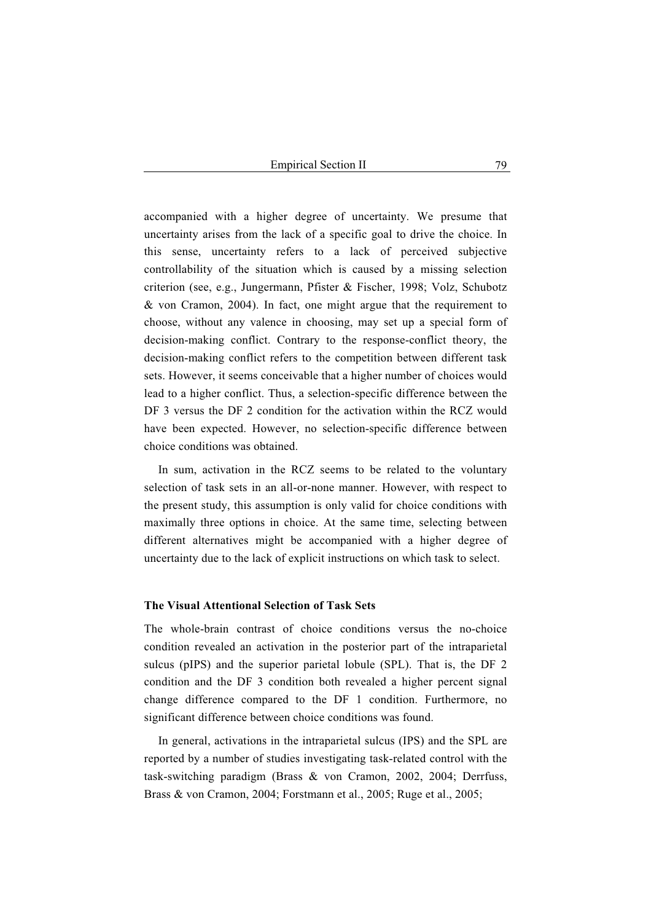accompanied with a higher degree of uncertainty. We presume that uncertainty arises from the lack of a specific goal to drive the choice. In this sense, uncertainty refers to a lack of perceived subjective controllability of the situation which is caused by a missing selection criterion (see, e.g., Jungermann, Pfister & Fischer, 1998; Volz, Schubotz & von Cramon, 2004). In fact, one might argue that the requirement to choose, without any valence in choosing, may set up a special form of decision-making conflict. Contrary to the response-conflict theory, the decision-making conflict refers to the competition between different task sets. However, it seems conceivable that a higher number of choices would lead to a higher conflict. Thus, a selection-specific difference between the DF 3 versus the DF 2 condition for the activation within the RCZ would have been expected. However, no selection-specific difference between choice conditions was obtained.

In sum, activation in the RCZ seems to be related to the voluntary selection of task sets in an all-or-none manner. However, with respect to the present study, this assumption is only valid for choice conditions with maximally three options in choice. At the same time, selecting between different alternatives might be accompanied with a higher degree of uncertainty due to the lack of explicit instructions on which task to select.

### The Visual Attentional Selection of Task Sets

The whole-brain contrast of choice conditions versus the no-choice condition revealed an activation in the posterior part of the intraparietal sulcus (pIPS) and the superior parietal lobule (SPL). That is, the DF 2 condition and the DF 3 condition both revealed a higher percent signal change difference compared to the DF 1 condition. Furthermore, no significant difference between choice conditions was found.

In general, activations in the intraparietal sulcus (IPS) and the SPL are reported by a number of studies investigating task-related control with the task-switching paradigm (Brass & von Cramon, 2002, 2004; Derrfuss, Brass & von Cramon, 2004; Forstmann et al., 2005; Ruge et al., 2005;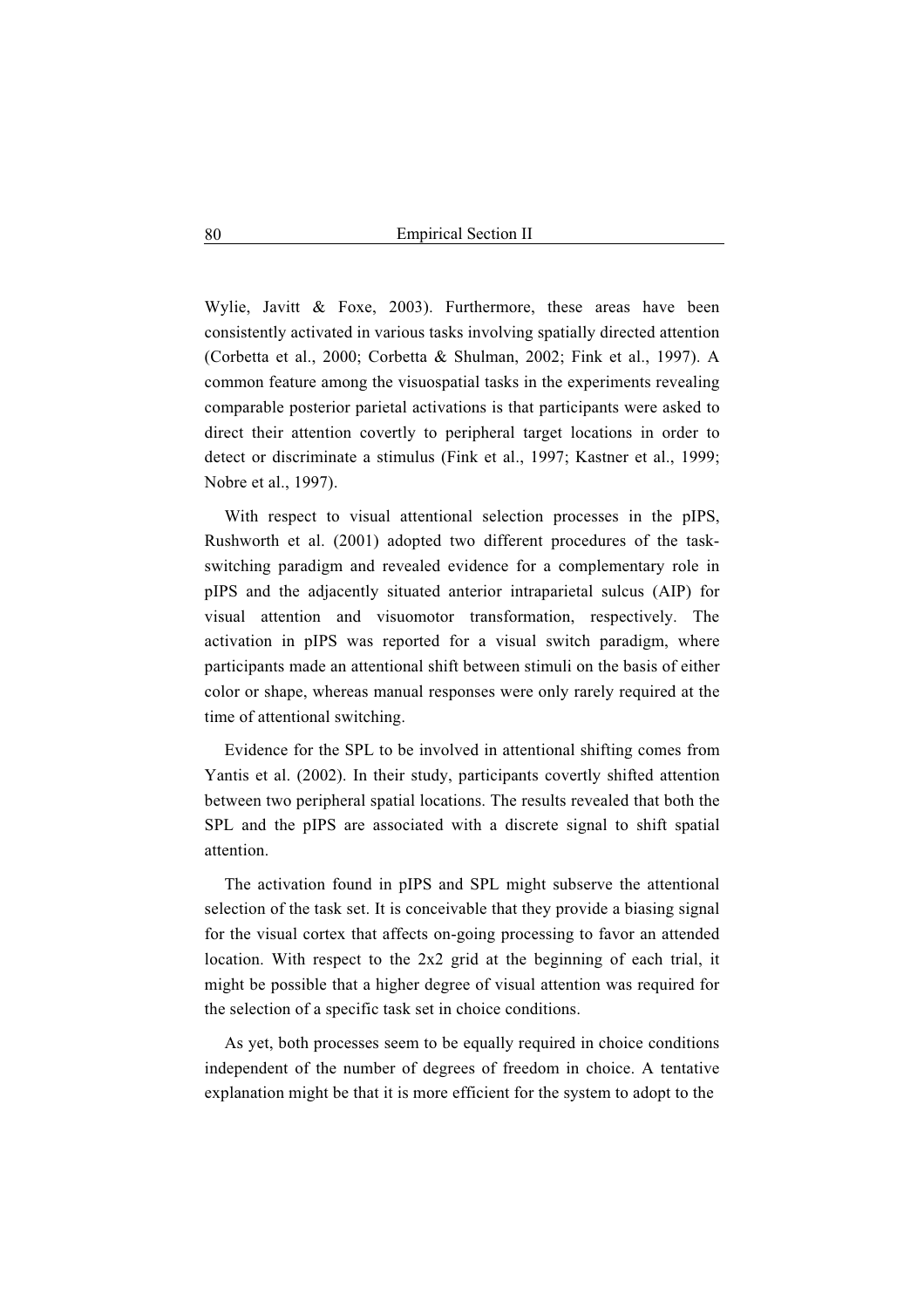Wylie, Javitt & Foxe, 2003). Furthermore, these areas have been consistently activated in various tasks involving spatially directed attention (Corbetta et al., 2000; Corbetta & Shulman, 2002; Fink et al., 1997). A common feature among the visuospatial tasks in the experiments revealing comparable posterior parietal activations is that participants were asked to direct their attention covertly to peripheral target locations in order to detect or discriminate a stimulus (Fink et al., 1997; Kastner et al., 1999; Nobre et al., 1997).

With respect to visual attentional selection processes in the pIPS, Rushworth et al. (2001) adopted two different procedures of the task-switching paradigm and revealed evidence for a complementary role in pIPS and the adjacently situated anterior intraparietal sulcus (AIP) for visual attention and visuomotor transformation, respectively. The activation in pIPS was reported for a visual switch paradigm, where participants made an attentional shift between stimuli on the basis of either color or shape, whereas manual responses were only rarely required at the time of attentional switching.

Evidence for the SPL to be involved in attentional shifting comes from Yantis et al. (2002). In their study, participants covertly shifted attention between two peripheral spatial locations. The results revealed that both the SPL and the pIPS are associated with a discrete signal to shift spatial attention.

The activation found in pIPS and SPL might subserve the attentional selection of the task set. It is conceivable that they provide a biasing signal for the visual cortex that affects on-going processing to favor an attended location. With respect to the 2x2 grid at the beginning of each trial, it might be possible that a higher degree of visual attention was required for the selection of a specific task set in choice conditions.

As yet, both processes seem to be equally required in choice conditions independent of the number of degrees of freedom in choice. A tentative explanation might be that it is more efficient for the system to adopt to the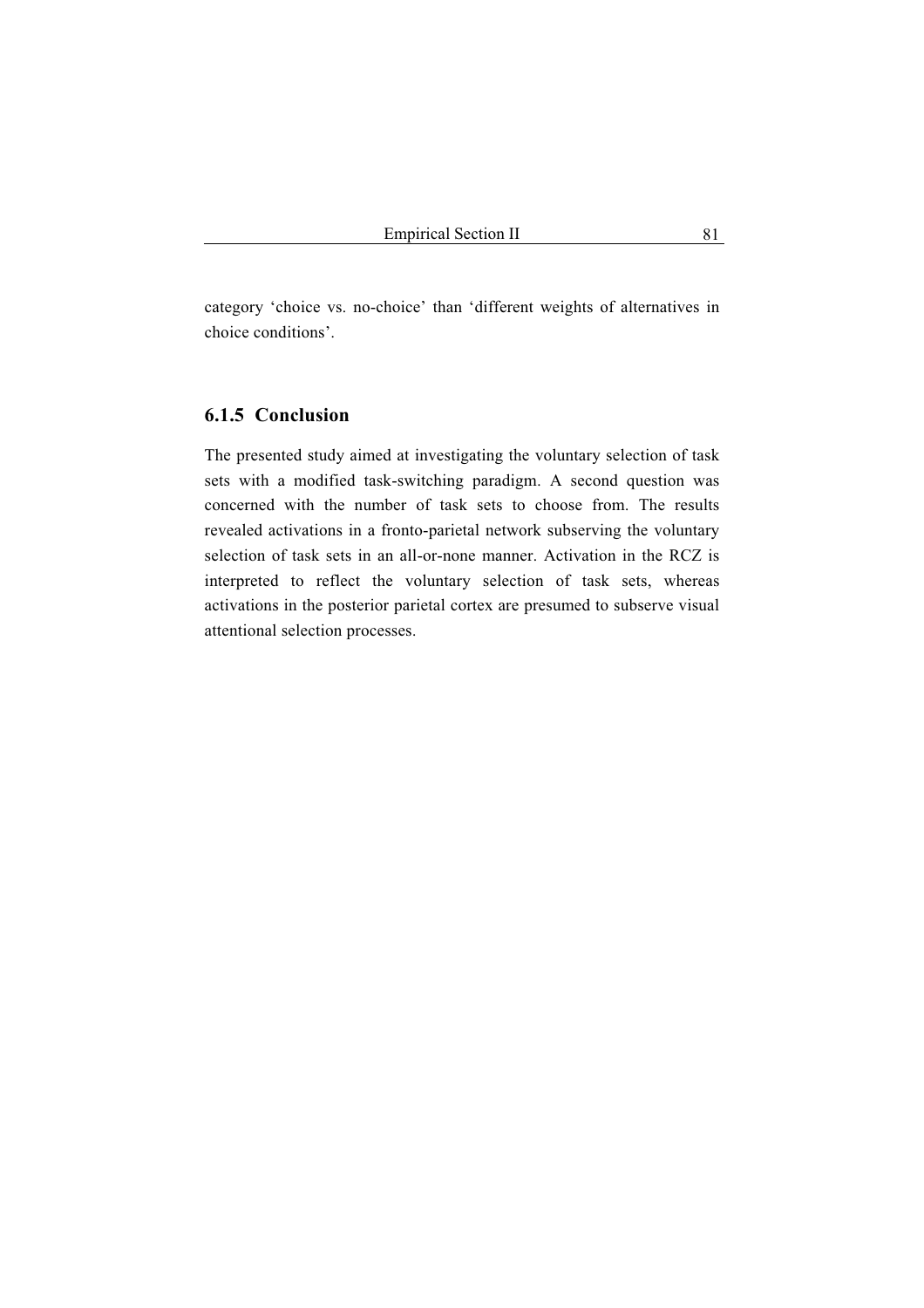category ‘choice vs. no-choice’ than ‘different weights of alternatives in choice conditions’.

### 6.1.5 Conclusion

The presented study aimed at investigating the voluntary selection of task sets with a modified task-switching paradigm. A second question was concerned with the number of task sets to choose from. The results revealed activations in a fronto-parietal network subserving the voluntary selection of task sets in an all-or-none manner. Activation in the RCZ is interpreted to reflect the voluntary selection of task sets, whereas activations in the posterior parietal cortex are presumed to subserve visual attentional selection processes.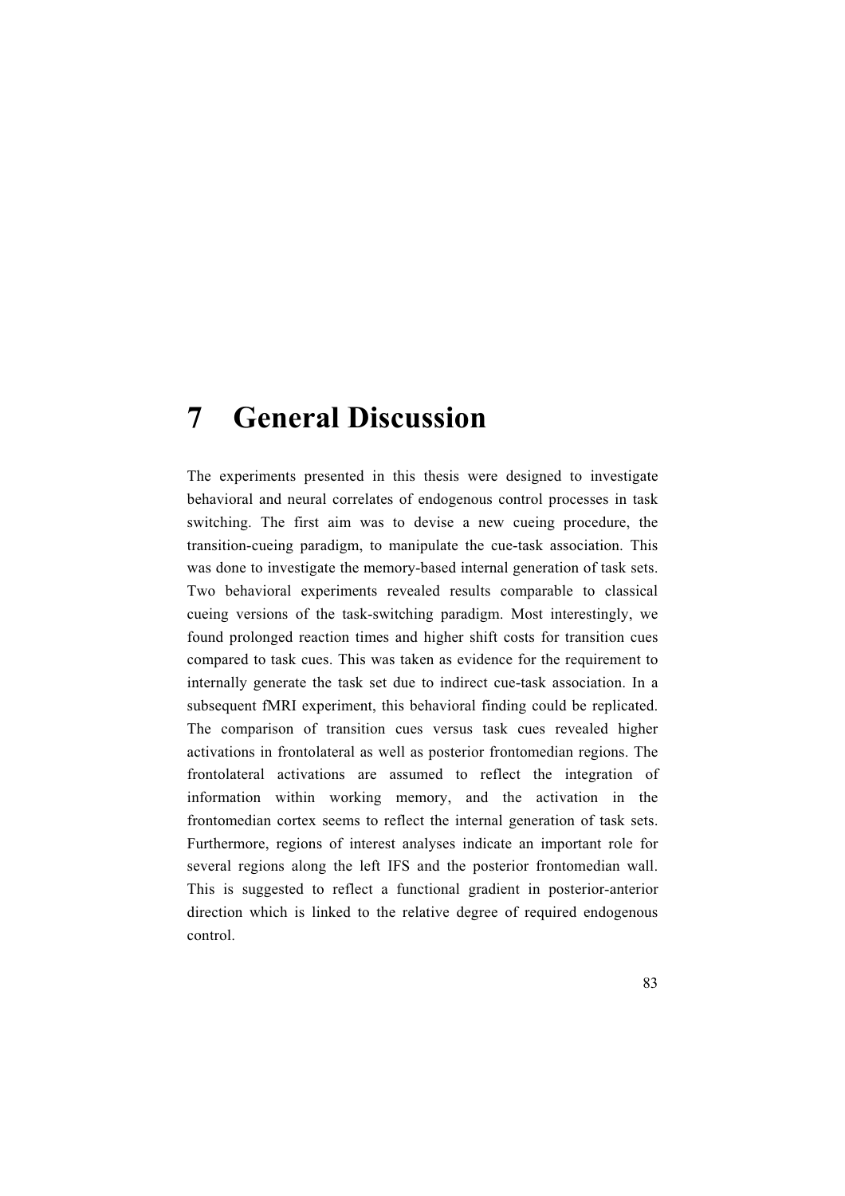# 7 General Discussion

The experiments presented in this thesis were designed to investigate behavioral and neural correlates of endogenous control processes in task switching. The first aim was to devise a new cueing procedure, the transition-cueing paradigm, to manipulate the cue-task association. This was done to investigate the memory-based internal generation of task sets. Two behavioral experiments revealed results comparable to classical cueing versions of the task-switching paradigm. Most interestingly, we found prolonged reaction times and higher shift costs for transition cues compared to task cues. This was taken as evidence for the requirement to internally generate the task set due to indirect cue-task association. In a subsequent fMRI experiment, this behavioral finding could be replicated. The comparison of transition cues versus task cues revealed higher activations in frontolateral as well as posterior frontomedian regions. The frontolateral activations are assumed to reflect the integration of information within working memory, and the activation in the frontomedian cortex seems to reflect the internal generation of task sets. Furthermore, regions of interest analyses indicate an important role for several regions along the left IFS and the posterior frontomedian wall. This is suggested to reflect a functional gradient in posterior-anterior direction which is linked to the relative degree of required endogenous control.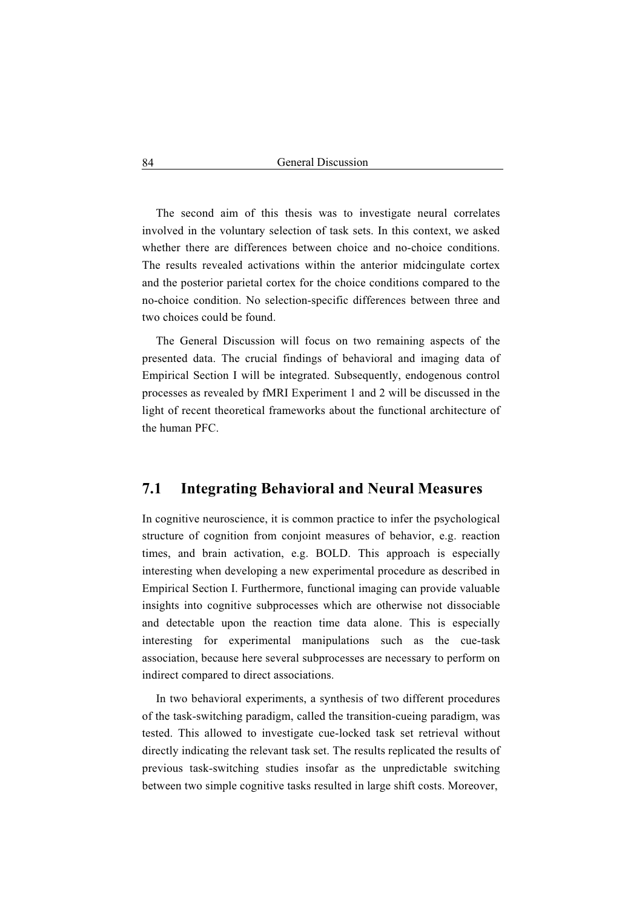The second aim of this thesis was to investigate neural correlates involved in the voluntary selection of task sets. In this context, we asked whether there are differences between choice and no-choice conditions. The results revealed activations within the anterior midcingulate cortex and the posterior parietal cortex for the choice conditions compared to the no-choice condition. No selection-specific differences between three and two choices could be found.

The General Discussion will focus on two remaining aspects of the presented data. The crucial findings of behavioral and imaging data of Empirical Section I will be integrated. Subsequently, endogenous control processes as revealed by fMRI Experiment 1 and 2 will be discussed in the light of recent theoretical frameworks about the functional architecture of the human PFC.

## 7.1 Integrating Behavioral and Neural Measures

In cognitive neuroscience, it is common practice to infer the psychological structure of cognition from conjoint measures of behavior, e.g. reaction times, and brain activation, e.g. BOLD. This approach is especially interesting when developing a new experimental procedure as described in Empirical Section I. Furthermore, functional imaging can provide valuable insights into cognitive subprocesses which are otherwise not dissociable and detectable upon the reaction time data alone. This is especially interesting for experimental manipulations such as the cue-task association, because here several subprocesses are necessary to perform on indirect compared to direct associations.

In two behavioral experiments, a synthesis of two different procedures of the task-switching paradigm, called the transition-cueing paradigm, was tested. This allowed to investigate cue-locked task set retrieval without directly indicating the relevant task set. The results replicated the results of previous task-switching studies insofar as the unpredictable switching between two simple cognitive tasks resulted in large shift costs. Moreover,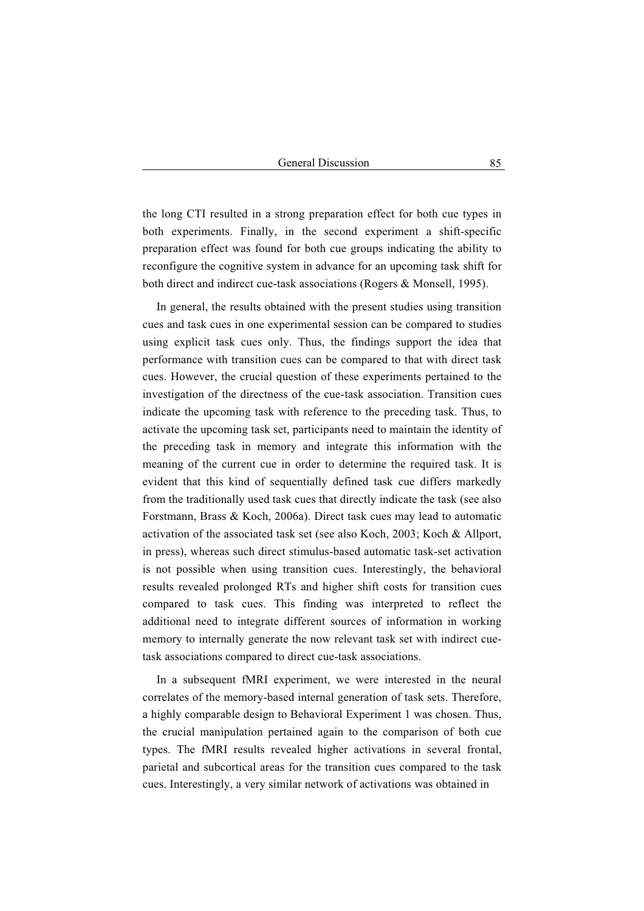the long CTI resulted in a strong preparation effect for both cue types in both experiments. Finally, in the second experiment a shift-specific preparation effect was found for both cue groups indicating the ability to reconfigure the cognitive system in advance for an upcoming task shift for both direct and indirect cue-task associations (Rogers & Monsell, 1995).

In general, the results obtained with the present studies using transition cues and task cues in one experimental session can be compared to studies using explicit task cues only. Thus, the findings support the idea that performance with transition cues can be compared to that with direct task cues. However, the crucial question of these experiments pertained to the investigation of the directness of the cue-task association. Transition cues indicate the upcoming task with reference to the preceding task. Thus, to activate the upcoming task set, participants need to maintain the identity of the preceding task in memory and integrate this information with the meaning of the current cue in order to determine the required task. It is evident that this kind of sequentially defined task cue differs markedly from the traditionally used task cues that directly indicate the task (see also Forstmann, Brass & Koch, 2006a). Direct task cues may lead to automatic activation of the associated task set (see also Koch, 2003; Koch & Allport, in press), whereas such direct stimulus-based automatic task-set activation is not possible when using transition cues. Interestingly, the behavioral results revealed prolonged RTs and higher shift costs for transition cues compared to task cues. This finding was interpreted to reflect the additional need to integrate different sources of information in working memory to internally generate the now relevant task set with indirect cue-task associations compared to direct cue-task associations.

In a subsequent fMRI experiment, we were interested in the neural correlates of the memory-based internal generation of task sets. Therefore, a highly comparable design to Behavioral Experiment 1 was chosen. Thus, the crucial manipulation pertained again to the comparison of both cue types. The fMRI results revealed higher activations in several frontal, parietal and subcortical areas for the transition cues compared to the task cues. Interestingly, a very similar network of activations was obtained in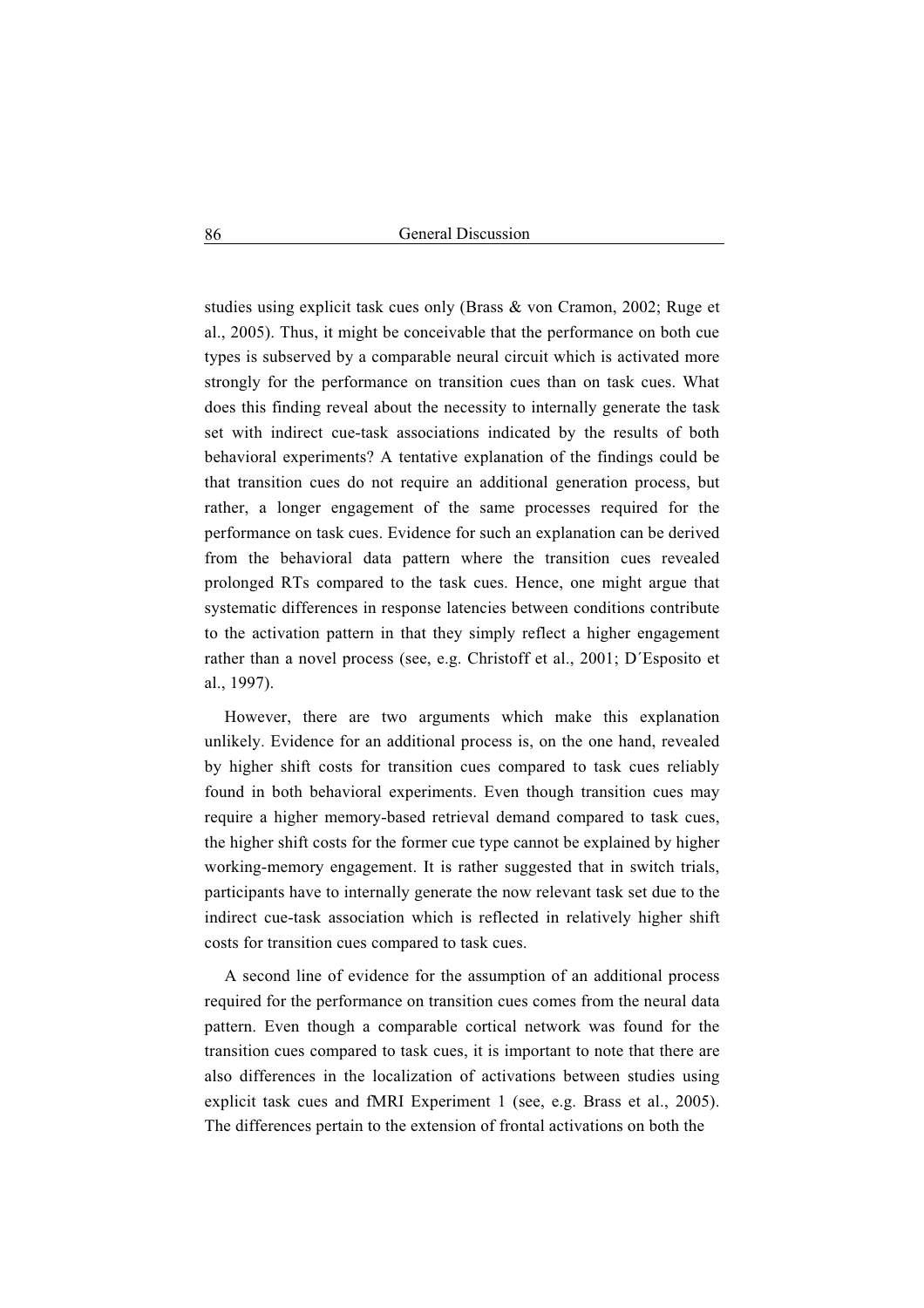studies using explicit task cues only (Brass & von Cramon, 2002; Ruge et al., 2005). Thus, it might be conceivable that the performance on both cue types is subserved by a comparable neural circuit which is activated more strongly for the performance on transition cues than on task cues. What does this finding reveal about the necessity to internally generate the task set with indirect cue-task associations indicated by the results of both behavioral experiments? A tentative explanation of the findings could be that transition cues do not require an additional generation process, but rather, a longer engagement of the same processes required for the performance on task cues. Evidence for such an explanation can be derived from the behavioral data pattern where the transition cues revealed prolonged RTs compared to the task cues. Hence, one might argue that systematic differences in response latencies between conditions contribute to the activation pattern in that they simply reflect a higher engagement rather than a novel process (see, e.g. Christoff et al., 2001; D´Esposito et al., 1997).

However, there are two arguments which make this explanation unlikely. Evidence for an additional process is, on the one hand, revealed by higher shift costs for transition cues compared to task cues reliably found in both behavioral experiments. Even though transition cues may require a higher memory-based retrieval demand compared to task cues, the higher shift costs for the former cue type cannot be explained by higher working-memory engagement. It is rather suggested that in switch trials, participants have to internally generate the now relevant task set due to the indirect cue-task association which is reflected in relatively higher shift costs for transition cues compared to task cues.

A second line of evidence for the assumption of an additional process required for the performance on transition cues comes from the neural data pattern. Even though a comparable cortical network was found for the transition cues compared to task cues, it is important to note that there are also differences in the localization of activations between studies using explicit task cues and fMRI Experiment 1 (see, e.g. Brass et al., 2005). The differences pertain to the extension of frontal activations on both the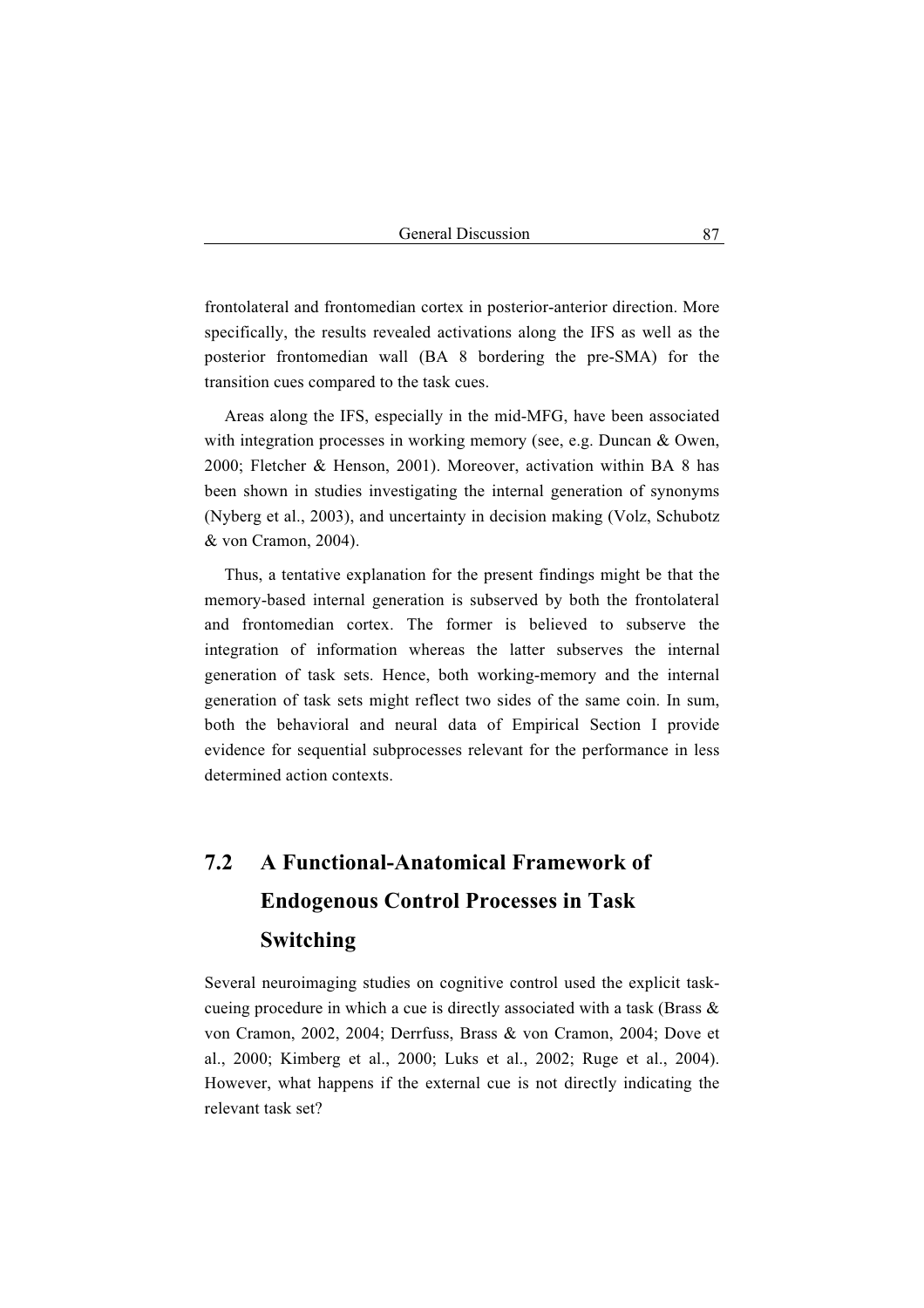frontolateral and frontomedian cortex in posterior-anterior direction. More specifically, the results revealed activations along the IFS as well as the posterior frontomedian wall (BA 8 bordering the pre-SMA) for the transition cues compared to the task cues.

Areas along the IFS, especially in the mid-MFG, have been associated with integration processes in working memory (see, e.g. Duncan & Owen, 2000; Fletcher & Henson, 2001). Moreover, activation within BA 8 has been shown in studies investigating the internal generation of synonyms (Nyberg et al., 2003), and uncertainty in decision making (Volz, Schubotz & von Cramon, 2004).

Thus, a tentative explanation for the present findings might be that the memory-based internal generation is subserved by both the frontolateral and frontomedian cortex. The former is believed to subserve the integration of information whereas the latter subserves the internal generation of task sets. Hence, both working-memory and the internal generation of task sets might reflect two sides of the same coin. In sum, both the behavioral and neural data of Empirical Section I provide evidence for sequential subprocesses relevant for the performance in less determined action contexts.

## 7.2 A Functional-Anatomical Framework of Endogenous Control Processes in Task Switching

Several neuroimaging studies on cognitive control used the explicit task-cueing procedure in which a cue is directly associated with a task (Brass & von Cramon, 2002, 2004; Derrfuss, Brass & von Cramon, 2004; Dove et al., 2000; Kimberg et al., 2000; Luks et al., 2002; Ruge et al., 2004). However, what happens if the external cue is not directly indicating the relevant task set?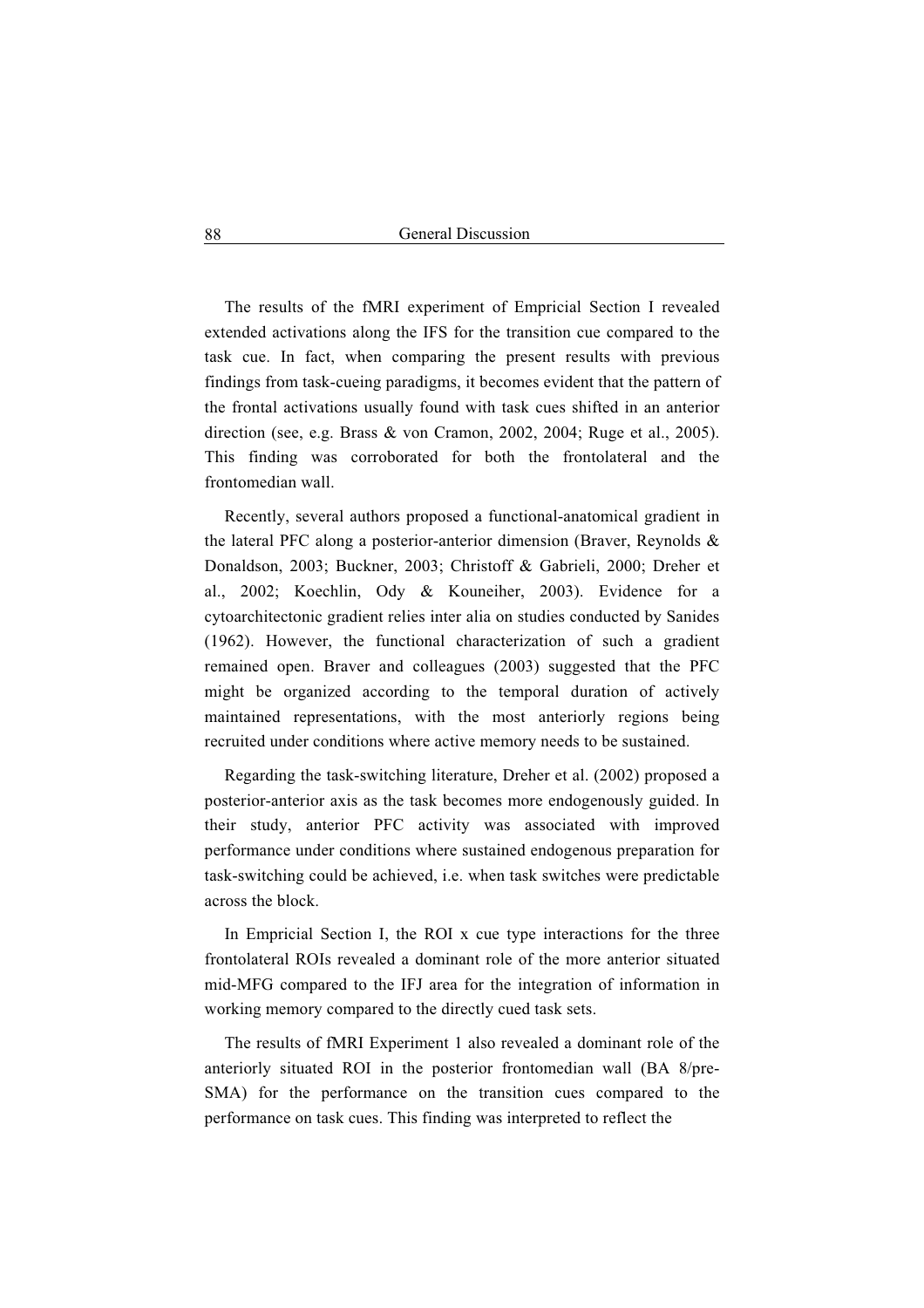The results of the fMRI experiment of Empricial Section I revealed extended activations along the IFS for the transition cue compared to the task cue. In fact, when comparing the present results with previous findings from task-cueing paradigms, it becomes evident that the pattern of the frontal activations usually found with task cues shifted in an anterior direction (see, e.g. Brass & von Cramon, 2002, 2004; Ruge et al., 2005). This finding was corroborated for both the frontolateral and the frontomedian wall.

Recently, several authors proposed a functional-anatomical gradient in the lateral PFC along a posterior-anterior dimension (Braver, Reynolds & Donaldson, 2003; Buckner, 2003; Christoff & Gabrieli, 2000; Dreher et al., 2002; Koechlin, Ody & Kouneiher, 2003). Evidence for a cytoarchitectonic gradient relies inter alia on studies conducted by Sanides (1962). However, the functional characterization of such a gradient remained open. Braver and colleagues (2003) suggested that the PFC might be organized according to the temporal duration of actively maintained representations, with the most anteriorly regions being recruited under conditions where active memory needs to be sustained.

Regarding the task-switching literature, Dreher et al. (2002) proposed a posterior-anterior axis as the task becomes more endogenously guided. In their study, anterior PFC activity was associated with improved performance under conditions where sustained endogenous preparation for task-switching could be achieved, i.e. when task switches were predictable across the block.

In Empricial Section I, the ROI x cue type interactions for the three frontolateral ROIs revealed a dominant role of the more anterior situated mid-MFG compared to the IFJ area for the integration of information in working memory compared to the directly cued task sets.

The results of fMRI Experiment 1 also revealed a dominant role of the anteriorly situated ROI in the posterior frontomedian wall (BA 8/pre-SMA) for the performance on the transition cues compared to the performance on task cues. This finding was interpreted to reflect the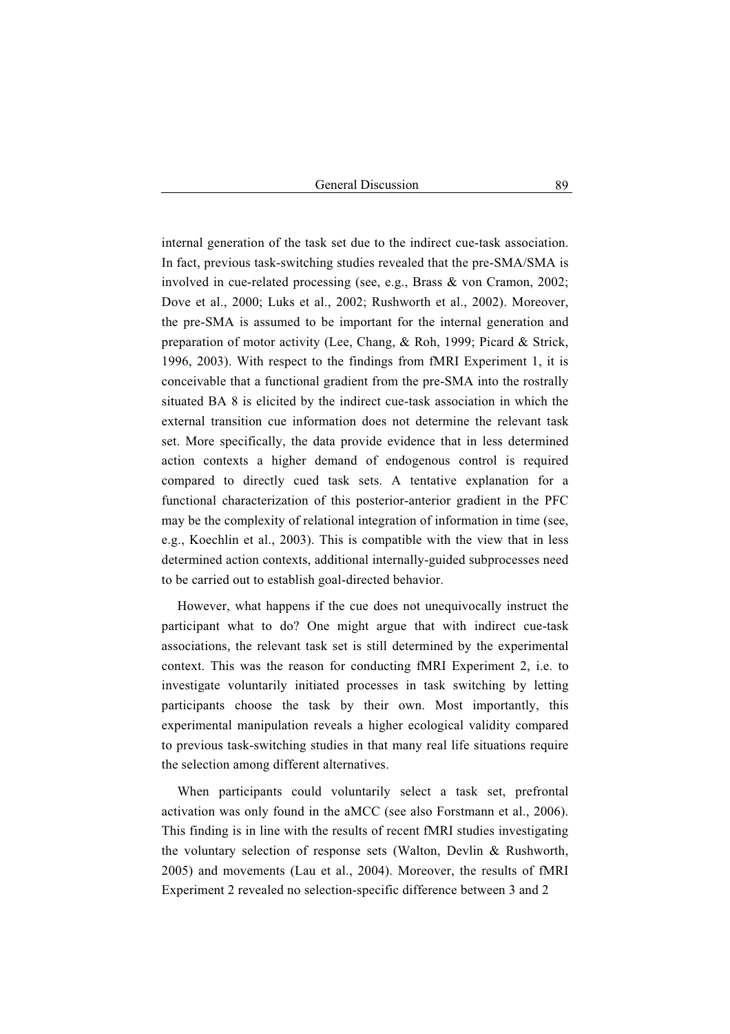internal generation of the task set due to the indirect cue-task association. In fact, previous task-switching studies revealed that the pre-SMA/SMA is involved in cue-related processing (see, e.g., Brass & von Cramon, 2002; Dove et al., 2000; Luks et al., 2002; Rushworth et al., 2002). Moreover, the pre-SMA is assumed to be important for the internal generation and preparation of motor activity (Lee, Chang, & Roh, 1999; Picard & Strick, 1996, 2003). With respect to the findings from fMRI Experiment 1, it is conceivable that a functional gradient from the pre-SMA into the rostrally situated BA 8 is elicited by the indirect cue-task association in which the external transition cue information does not determine the relevant task set. More specifically, the data provide evidence that in less determined action contexts a higher demand of endogenous control is required compared to directly cued task sets. A tentative explanation for a functional characterization of this posterior-anterior gradient in the PFC may be the complexity of relational integration of information in time (see, e.g., Koechlin et al., 2003). This is compatible with the view that in less determined action contexts, additional internally-guided subprocesses need to be carried out to establish goal-directed behavior.

However, what happens if the cue does not unequivocally instruct the participant what to do? One might argue that with indirect cue-task associations, the relevant task set is still determined by the experimental context. This was the reason for conducting fMRI Experiment 2, i.e. to investigate voluntarily initiated processes in task switching by letting participants choose the task by their own. Most importantly, this experimental manipulation reveals a higher ecological validity compared to previous task-switching studies in that many real life situations require the selection among different alternatives.

When participants could voluntarily select a task set, prefrontal activation was only found in the aMCC (see also Forstmann et al., 2006). This finding is in line with the results of recent fMRI studies investigating the voluntary selection of response sets (Walton, Devlin & Rushworth, 2005) and movements (Lau et al., 2004). Moreover, the results of fMRI Experiment 2 revealed no selection-specific difference between 3 and 2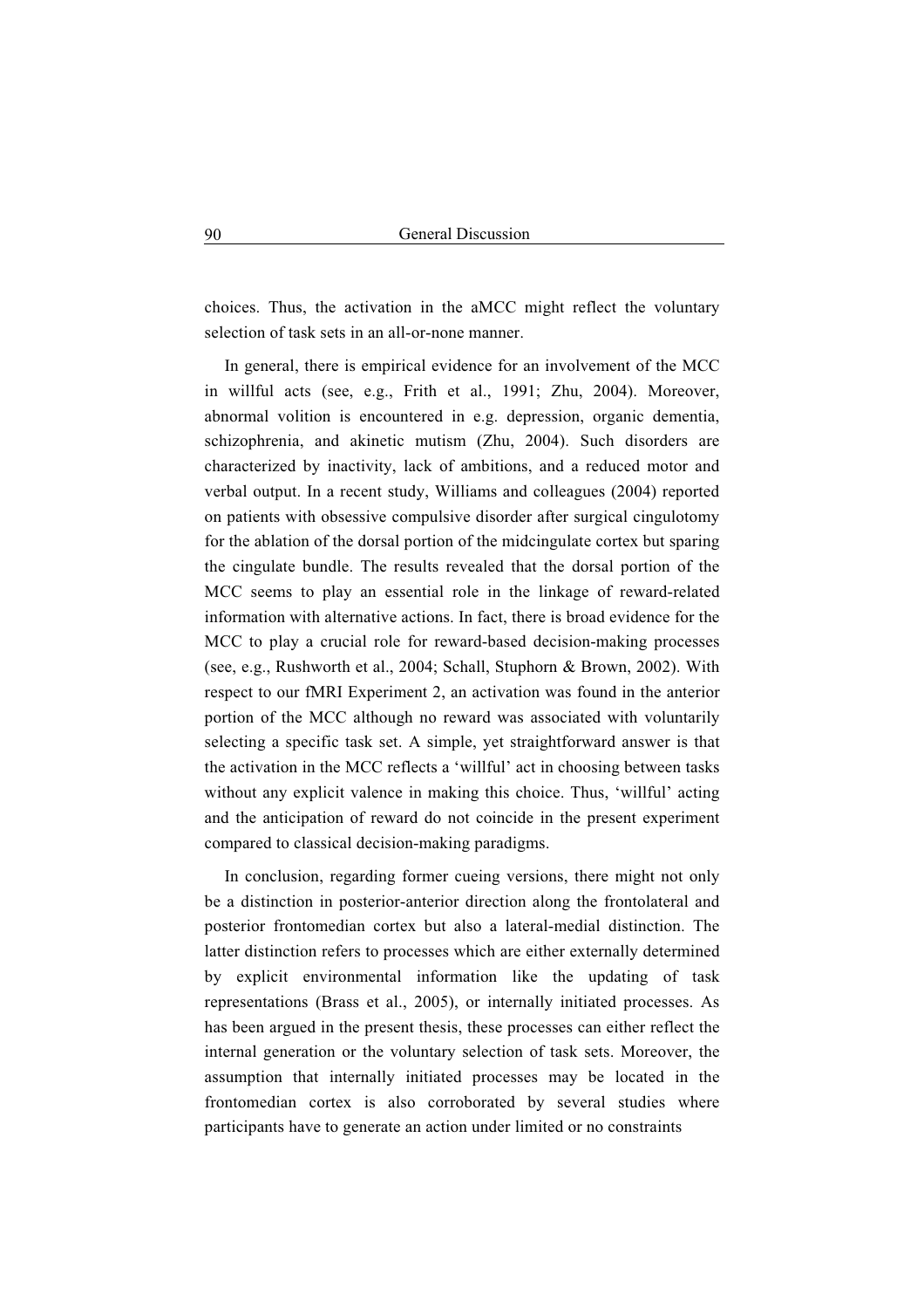choices. Thus, the activation in the aMCC might reflect the voluntary selection of task sets in an all-or-none manner.

In general, there is empirical evidence for an involvement of the MCC in willful acts (see, e.g., Frith et al., 1991; Zhu, 2004). Moreover, abnormal volition is encountered in e.g. depression, organic dementia, schizophrenia, and akinetic mutism (Zhu, 2004). Such disorders are characterized by inactivity, lack of ambitions, and a reduced motor and verbal output. In a recent study, Williams and colleagues (2004) reported on patients with obsessive compulsive disorder after surgical cingulotomy for the ablation of the dorsal portion of the midcingulate cortex but sparing the cingulate bundle. The results revealed that the dorsal portion of the MCC seems to play an essential role in the linkage of reward-related information with alternative actions. In fact, there is broad evidence for the MCC to play a crucial role for reward-based decision-making processes (see, e.g., Rushworth et al., 2004; Schall, Stuphorn & Brown, 2002). With respect to our fMRI Experiment 2, an activation was found in the anterior portion of the MCC although no reward was associated with voluntarily selecting a specific task set. A simple, yet straightforward answer is that the activation in the MCC reflects a 'willful' act in choosing between tasks without any explicit valence in making this choice. Thus, 'willful' acting and the anticipation of reward do not coincide in the present experiment compared to classical decision-making paradigms.

In conclusion, regarding former cueing versions, there might not only be a distinction in posterior-anterior direction along the frontolateral and posterior frontomedian cortex but also a lateral-medial distinction. The latter distinction refers to processes which are either externally determined by explicit environmental information like the updating of task representations (Brass et al., 2005), or internally initiated processes. As has been argued in the present thesis, these processes can either reflect the internal generation or the voluntary selection of task sets. Moreover, the assumption that internally initiated processes may be located in the frontomedian cortex is also corroborated by several studies where participants have to generate an action under limited or no constraints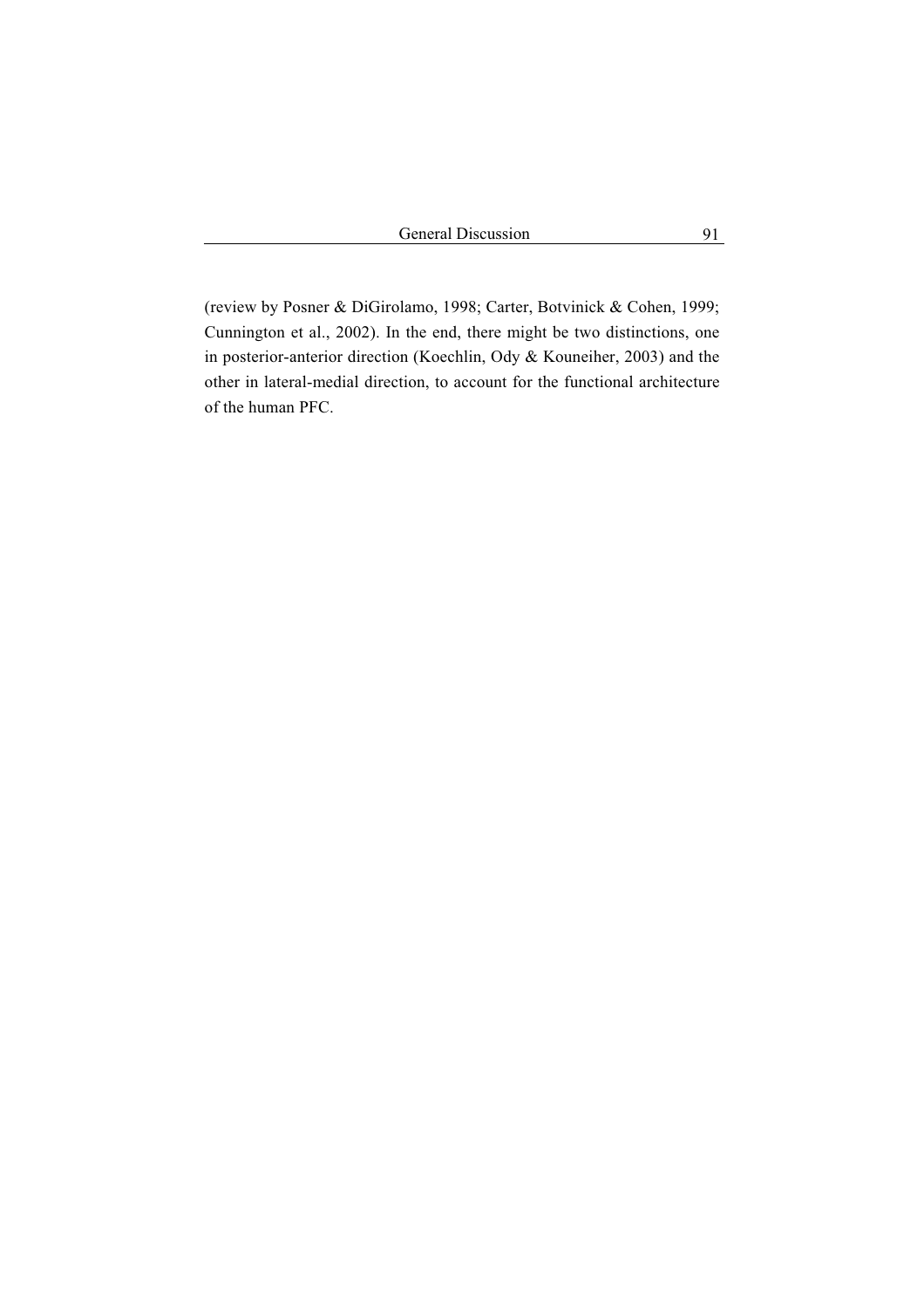(review by Posner & DiGirolamo, 1998; Carter, Botvinick & Cohen, 1999; Cunnington et al., 2002). In the end, there might be two distinctions, one in posterior-anterior direction (Koechlin, Ody & Kouneiher, 2003) and the other in lateral-medial direction, to account for the functional architecture of the human PFC.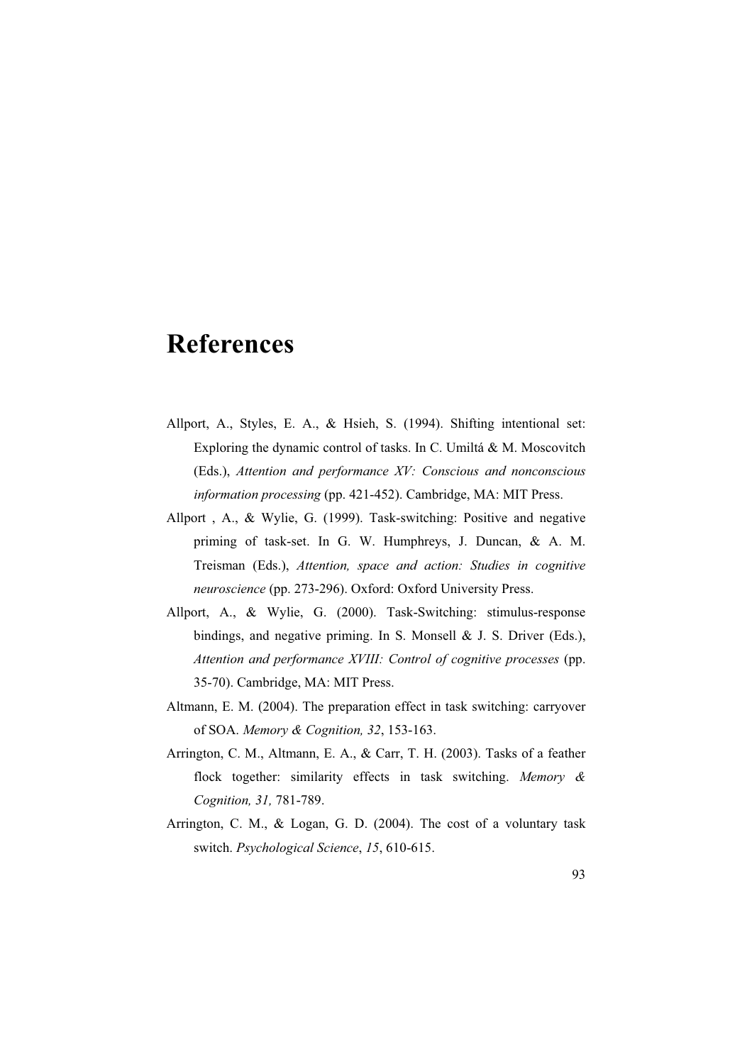# References

Allport, A., Styles, E. A., & Hsieh, S. (1994). Shifting intentional set: Exploring the dynamic control of tasks. In C. Umiltá & M. Moscovitch (Eds.), *Attention and performance XV: Conscious and nonconscious information processing* (pp. 421-452). Cambridge, MA: MIT Press.

Allport , A., & Wylie, G. (1999). Task-switching: Positive and negative priming of task-set. In G. W. Humphreys, J. Duncan, & A. M. Treisman (Eds.), *Attention, space and action: Studies in cognitive neuroscience* (pp. 273-296). Oxford: Oxford University Press.

Allport, A., & Wylie, G. (2000). Task-Switching: stimulus-response bindings, and negative priming. In S. Monsell & J. S. Driver (Eds.), *Attention and performance XVIII: Control of cognitive processes* (pp. 35-70). Cambridge, MA: MIT Press.

Altmann, E. M. (2004). The preparation effect in task switching: carryover of SOA. *Memory & Cognition, 32*, 153-163.

Arrington, C. M., Altmann, E. A., & Carr, T. H. (2003). Tasks of a feather flock together: similarity effects in task switching. *Memory & Cognition, 31,* 781-789.

Arrington, C. M., & Logan, G. D. (2004). The cost of a voluntary task switch. *Psychological Science*, *15*, 610-615.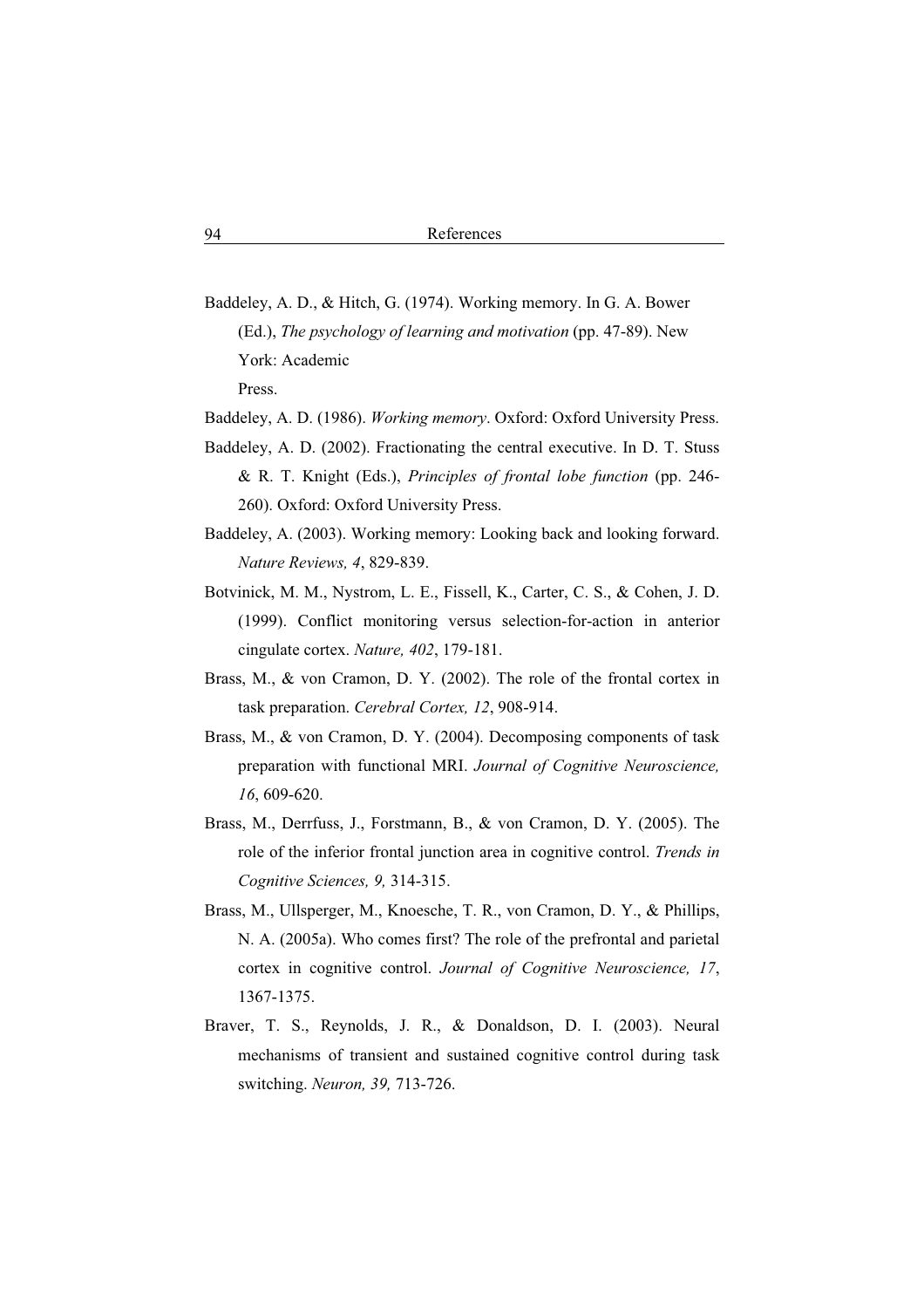Baddeley, A. D., & Hitch, G. (1974). Working memory. In G. A. Bower (Ed.), *The psychology of learning and motivation* (pp. 47-89). New York: Academic Press.

Baddeley, A. D. (1986). *Working memory*. Oxford: Oxford University Press.

Baddeley, A. D. (2002). Fractionating the central executive. In D. T. Stuss & R. T. Knight (Eds.), *Principles of frontal lobe function* (pp. 246-260). Oxford: Oxford University Press.

Baddeley, A. (2003). Working memory: Looking back and looking forward. *Nature Reviews, 4*, 829-839.

Botvinick, M. M., Nystrom, L. E., Fissell, K., Carter, C. S., & Cohen, J. D. (1999). Conflict monitoring versus selection-for-action in anterior cingulate cortex. *Nature, 402*, 179-181.

Brass, M., & von Cramon, D. Y. (2002). The role of the frontal cortex in task preparation. *Cerebral Cortex, 12*, 908-914.

Brass, M., & von Cramon, D. Y. (2004). Decomposing components of task preparation with functional MRI. *Journal of Cognitive Neuroscience, 16*, 609-620.

Brass, M., Derrfuss, J., Forstmann, B., & von Cramon, D. Y. (2005). The role of the inferior frontal junction area in cognitive control. *Trends in Cognitive Sciences, 9,* 314-315.

Brass, M., Ullsperger, M., Knoesche, T. R., von Cramon, D. Y., & Phillips, N. A. (2005a). Who comes first? The role of the prefrontal and parietal cortex in cognitive control. *Journal of Cognitive Neuroscience, 17*, 1367-1375.

Braver, T. S., Reynolds, J. R., & Donaldson, D. I. (2003). Neural mechanisms of transient and sustained cognitive control during task switching. *Neuron, 39,* 713-726.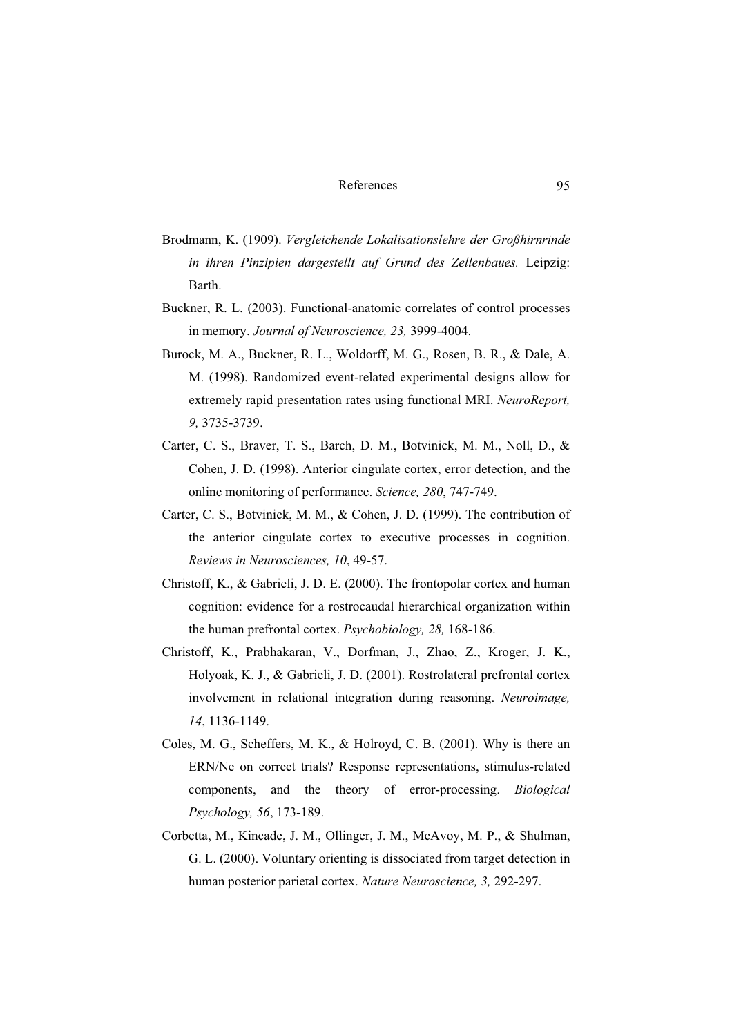Brodmann, K. (1909). *Vergleichende Lokalisationslehre der Großhirnrinde in ihren Pinzipien dargestellt auf Grund des Zellenbaues.* Leipzig: Barth.

Buckner, R. L. (2003). Functional-anatomic correlates of control processes in memory. *Journal of Neuroscience, 23,* 3999-4004.

Burock, M. A., Buckner, R. L., Woldorff, M. G., Rosen, B. R., & Dale, A. M. (1998). Randomized event-related experimental designs allow for extremely rapid presentation rates using functional MRI. *NeuroReport, 9,* 3735-3739.

Carter, C. S., Braver, T. S., Barch, D. M., Botvinick, M. M., Noll, D., & Cohen, J. D. (1998). Anterior cingulate cortex, error detection, and the online monitoring of performance. *Science, 280*, 747-749.

Carter, C. S., Botvinick, M. M., & Cohen, J. D. (1999). The contribution of the anterior cingulate cortex to executive processes in cognition. *Reviews in Neurosciences, 10*, 49-57.

Christoff, K., & Gabrieli, J. D. E. (2000). The frontopolar cortex and human cognition: evidence for a rostrocaudal hierarchical organization within the human prefrontal cortex. *Psychobiology, 28,* 168-186.

Christoff, K., Prabhakaran, V., Dorfman, J., Zhao, Z., Kroger, J. K., Holyoak, K. J., & Gabrieli, J. D. (2001). Rostrolateral prefrontal cortex involvement in relational integration during reasoning. *Neuroimage, 14*, 1136-1149.

Coles, M. G., Scheffers, M. K., & Holroyd, C. B. (2001). Why is there an ERN/Ne on correct trials? Response representations, stimulus-related components, and the theory of error-processing. *Biological Psychology, 56*, 173-189.

Corbetta, M., Kincade, J. M., Ollinger, J. M., McAvoy, M. P., & Shulman, G. L. (2000). Voluntary orienting is dissociated from target detection in human posterior parietal cortex. *Nature Neuroscience, 3,* 292-297.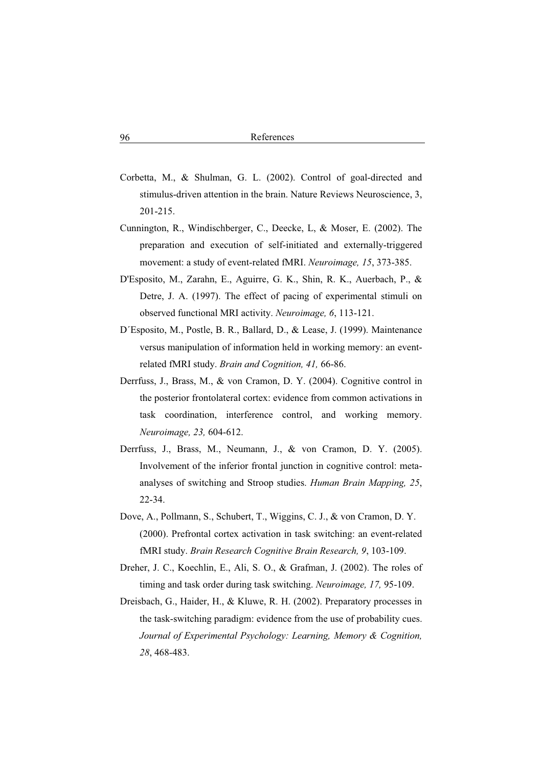Corbetta, M., & Shulman, G. L. (2002). Control of goal-directed and stimulus-driven attention in the brain. Nature Reviews Neuroscience, 3, 201-215.

Cunnington, R., Windischberger, C., Deecke, L, & Moser, E. (2002). The preparation and execution of self-initiated and externally-triggered movement: a study of event-related fMRI. *Neuroimage, 15*, 373-385.

D'Esposito, M., Zarahn, E., Aguirre, G. K., Shin, R. K., Auerbach, P., & Detre, J. A. (1997). The effect of pacing of experimental stimuli on observed functional MRI activity. *Neuroimage, 6*, 113-121.

D´Esposito, M., Postle, B. R., Ballard, D., & Lease, J. (1999). Maintenance versus manipulation of information held in working memory: an event-related fMRI study. *Brain and Cognition, 41,* 66-86.

Derrfuss, J., Brass, M., & von Cramon, D. Y. (2004). Cognitive control in the posterior frontolateral cortex: evidence from common activations in task coordination, interference control, and working memory. *Neuroimage, 23,* 604-612.

Derrfuss, J., Brass, M., Neumann, J., & von Cramon, D. Y. (2005). Involvement of the inferior frontal junction in cognitive control: meta-analyses of switching and Stroop studies. *Human Brain Mapping, 25*, 22-34.

Dove, A., Pollmann, S., Schubert, T., Wiggins, C. J., & von Cramon, D. Y. (2000). Prefrontal cortex activation in task switching: an event-related fMRI study. *Brain Research Cognitive Brain Research, 9*, 103-109.

Dreher, J. C., Koechlin, E., Ali, S. O., & Grafman, J. (2002). The roles of timing and task order during task switching. *Neuroimage, 17,* 95-109.

Dreisbach, G., Haider, H., & Kluwe, R. H. (2002). Preparatory processes in the task-switching paradigm: evidence from the use of probability cues. *Journal of Experimental Psychology: Learning, Memory & Cognition, 28*, 468-483.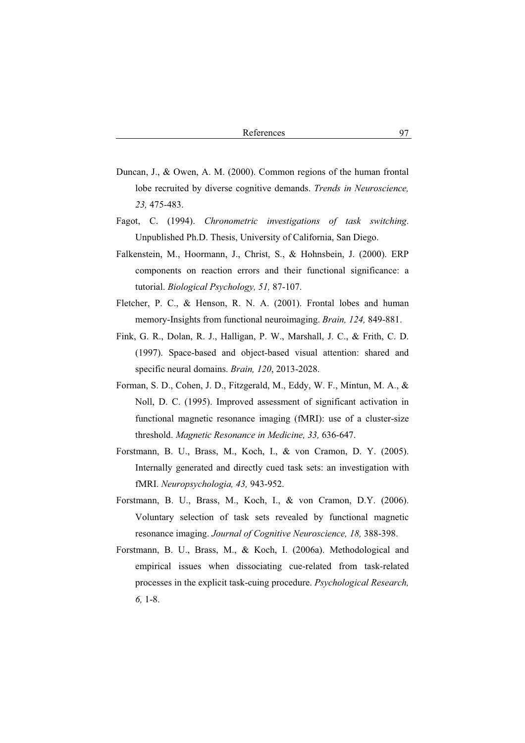Duncan, J., & Owen, A. M. (2000). Common regions of the human frontal lobe recruited by diverse cognitive demands. *Trends in Neuroscience, 23,* 475-483.

Fagot, C. (1994). *Chronometric investigations of task switching*. Unpublished Ph.D. Thesis, University of California, San Diego.

Falkenstein, M., Hoormann, J., Christ, S., & Hohnsbein, J. (2000). ERP components on reaction errors and their functional significance: a tutorial. *Biological Psychology, 51,* 87-107.

Fletcher, P. C., & Henson, R. N. A. (2001). Frontal lobes and human memory-Insights from functional neuroimaging. *Brain, 124,* 849-881.

Fink, G. R., Dolan, R. J., Halligan, P. W., Marshall, J. C., & Frith, C. D. (1997). Space-based and object-based visual attention: shared and specific neural domains. *Brain, 120*, 2013-2028.

Forman, S. D., Cohen, J. D., Fitzgerald, M., Eddy, W. F., Mintun, M. A., & Noll, D. C. (1995). Improved assessment of significant activation in functional magnetic resonance imaging (fMRI): use of a cluster-size threshold. *Magnetic Resonance in Medicine, 33,* 636-647.

Forstmann, B. U., Brass, M., Koch, I., & von Cramon, D. Y. (2005). Internally generated and directly cued task sets: an investigation with fMRI. *Neuropsychologia, 43,* 943-952.

Forstmann, B. U., Brass, M., Koch, I., & von Cramon, D.Y. (2006). Voluntary selection of task sets revealed by functional magnetic resonance imaging. *Journal of Cognitive Neuroscience, 18,* 388-398.

Forstmann, B. U., Brass, M., & Koch, I. (2006a). Methodological and empirical issues when dissociating cue-related from task-related processes in the explicit task-cuing procedure. *Psychological Research, 6,* 1-8.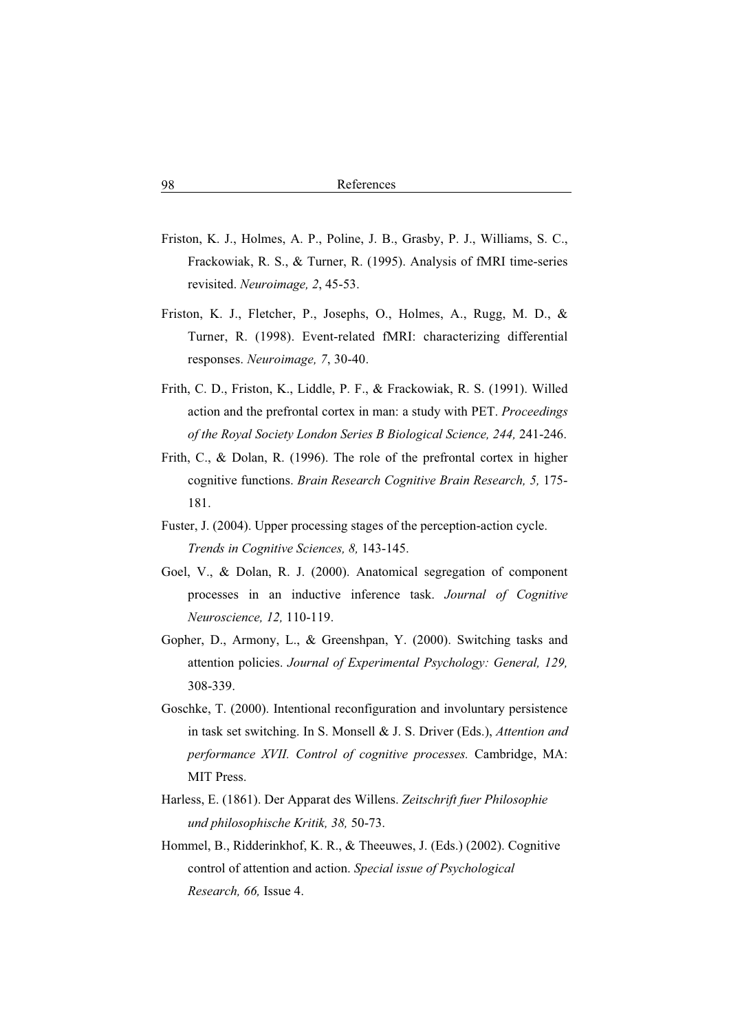Friston, K. J., Holmes, A. P., Poline, J. B., Grasby, P. J., Williams, S. C., Frackowiak, R. S., & Turner, R. (1995). Analysis of fMRI time-series revisited. *Neuroimage, 2*, 45-53.

Friston, K. J., Fletcher, P., Josephs, O., Holmes, A., Rugg, M. D., & Turner, R. (1998). Event-related fMRI: characterizing differential responses. *Neuroimage, 7*, 30-40.

Frith, C. D., Friston, K., Liddle, P. F., & Frackowiak, R. S. (1991). Willed action and the prefrontal cortex in man: a study with PET. *Proceedings of the Royal Society London Series B Biological Science, 244,* 241-246.

Frith, C., & Dolan, R. (1996). The role of the prefrontal cortex in higher cognitive functions. *Brain Research Cognitive Brain Research, 5,* 175-181.

Fuster, J. (2004). Upper processing stages of the perception-action cycle. *Trends in Cognitive Sciences, 8,* 143-145.

Goel, V., & Dolan, R. J. (2000). Anatomical segregation of component processes in an inductive inference task. *Journal of Cognitive Neuroscience, 12,* 110-119.

Gopher, D., Armony, L., & Greenshpan, Y. (2000). Switching tasks and attention policies. *Journal of Experimental Psychology: General, 129,* 308-339.

Goschke, T. (2000). Intentional reconfiguration and involuntary persistence in task set switching. In S. Monsell & J. S. Driver (Eds.), *Attention and performance XVII. Control of cognitive processes.* Cambridge, MA: MIT Press.

Harless, E. (1861). Der Apparat des Willens. *Zeitschrift fuer Philosophie und philosophische Kritik, 38,* 50-73.

Hommel, B., Ridderinkhof, K. R., & Theeuwes, J. (Eds.) (2002). Cognitive control of attention and action. *Special issue of Psychological Research, 66,* Issue 4.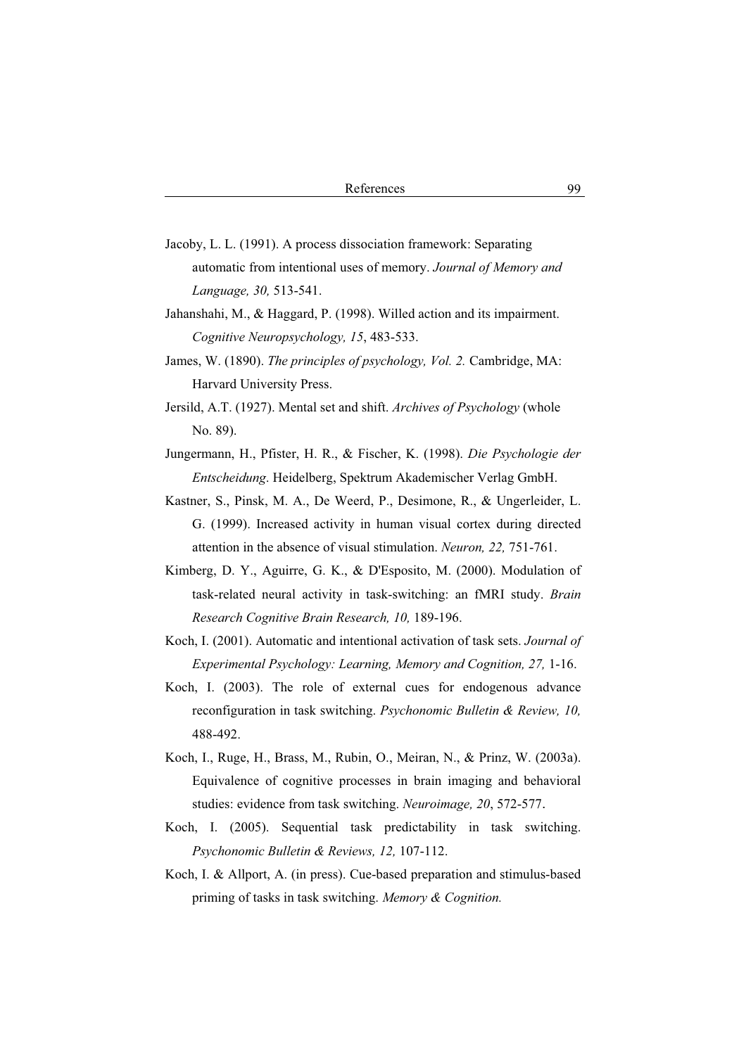Jacoby, L. L. (1991). A process dissociation framework: Separating automatic from intentional uses of memory. *Journal of Memory and Language, 30,* 513-541.

Jahanshahi, M., & Haggard, P. (1998). Willed action and its impairment. *Cognitive Neuropsychology, 15*, 483-533.

James, W. (1890). *The principles of psychology, Vol. 2.* Cambridge, MA: Harvard University Press.

Jersild, A.T. (1927). Mental set and shift. *Archives of Psychology* (whole No. 89).

Jungermann, H., Pfister, H. R., & Fischer, K. (1998). *Die Psychologie der Entscheidung*. Heidelberg, Spektrum Akademischer Verlag GmbH.

Kastner, S., Pinsk, M. A., De Weerd, P., Desimone, R., & Ungerleider, L. G. (1999). Increased activity in human visual cortex during directed attention in the absence of visual stimulation. *Neuron, 22,* 751-761.

Kimberg, D. Y., Aguirre, G. K., & D'Esposito, M. (2000). Modulation of task-related neural activity in task-switching: an fMRI study. *Brain Research Cognitive Brain Research, 10,* 189-196.

Koch, I. (2001). Automatic and intentional activation of task sets. *Journal of Experimental Psychology: Learning, Memory and Cognition, 27,* 1-16.

Koch, I. (2003). The role of external cues for endogenous advance reconfiguration in task switching. *Psychonomic Bulletin & Review, 10,* 488-492.

Koch, I., Ruge, H., Brass, M., Rubin, O., Meiran, N., & Prinz, W. (2003a). Equivalence of cognitive processes in brain imaging and behavioral studies: evidence from task switching. *Neuroimage, 20*, 572-577.

Koch, I. (2005). Sequential task predictability in task switching. *Psychonomic Bulletin & Reviews, 12,* 107-112.

Koch, I. & Allport, A. (in press). Cue-based preparation and stimulus-based priming of tasks in task switching. *Memory & Cognition.*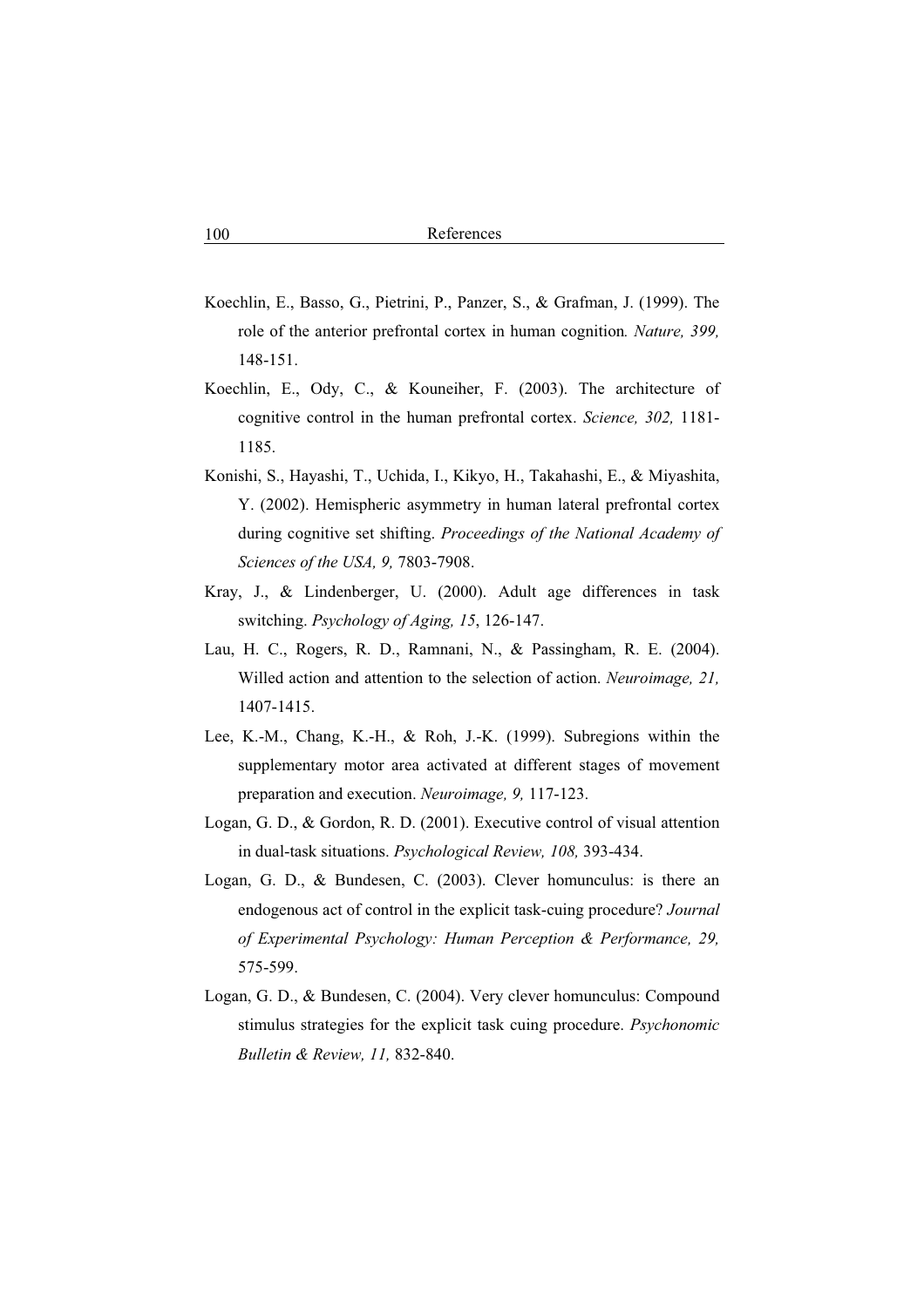Koechlin, E., Basso, G., Pietrini, P., Panzer, S., & Grafman, J. (1999). The role of the anterior prefrontal cortex in human cognition*. Nature, 399,* 148-151.

Koechlin, E., Ody, C., & Kouneiher, F. (2003). The architecture of cognitive control in the human prefrontal cortex. *Science, 302,* 1181-1185.

Konishi, S., Hayashi, T., Uchida, I., Kikyo, H., Takahashi, E., & Miyashita, Y. (2002). Hemispheric asymmetry in human lateral prefrontal cortex during cognitive set shifting. *Proceedings of the National Academy of Sciences of the USA, 9,* 7803-7908.

Kray, J., & Lindenberger, U. (2000). Adult age differences in task switching. *Psychology of Aging, 15*, 126-147.

Lau, H. C., Rogers, R. D., Ramnani, N., & Passingham, R. E. (2004). Willed action and attention to the selection of action. *Neuroimage, 21,* 1407-1415.

Lee, K.-M., Chang, K.-H., & Roh, J.-K. (1999). Subregions within the supplementary motor area activated at different stages of movement preparation and execution. *Neuroimage, 9,* 117-123.

Logan, G. D., & Gordon, R. D. (2001). Executive control of visual attention in dual-task situations. *Psychological Review, 108,* 393-434.

Logan, G. D., & Bundesen, C. (2003). Clever homunculus: is there an endogenous act of control in the explicit task-cuing procedure? *Journal of Experimental Psychology: Human Perception & Performance, 29,* 575-599.

Logan, G. D., & Bundesen, C. (2004). Very clever homunculus: Compound stimulus strategies for the explicit task cuing procedure. *Psychonomic Bulletin & Review, 11,* 832-840.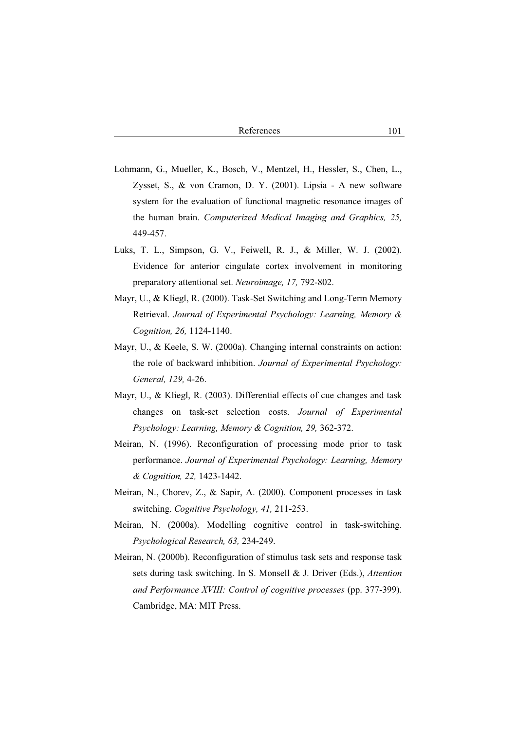Lohmann, G., Mueller, K., Bosch, V., Mentzel, H., Hessler, S., Chen, L., Zysset, S., & von Cramon, D. Y. (2001). Lipsia - A new software system for the evaluation of functional magnetic resonance images of the human brain. *Computerized Medical Imaging and Graphics, 25,* 449-457.

Luks, T. L., Simpson, G. V., Feiwell, R. J., & Miller, W. J. (2002). Evidence for anterior cingulate cortex involvement in monitoring preparatory attentional set. *Neuroimage, 17,* 792-802.

Mayr, U., & Kliegl, R. (2000). Task-Set Switching and Long-Term Memory Retrieval. *Journal of Experimental Psychology: Learning, Memory & Cognition, 26,* 1124-1140.

Mayr, U., & Keele, S. W. (2000a). Changing internal constraints on action: the role of backward inhibition. *Journal of Experimental Psychology: General, 129,* 4-26.

Mayr, U., & Kliegl, R. (2003). Differential effects of cue changes and task changes on task-set selection costs. *Journal of Experimental Psychology: Learning, Memory & Cognition, 29,* 362-372.

Meiran, N. (1996). Reconfiguration of processing mode prior to task performance. *Journal of Experimental Psychology: Learning, Memory & Cognition, 22,* 1423-1442.

Meiran, N., Chorev, Z., & Sapir, A. (2000). Component processes in task switching. *Cognitive Psychology, 41,* 211-253.

Meiran, N. (2000a). Modelling cognitive control in task-switching. *Psychological Research, 63,* 234-249.

Meiran, N. (2000b). Reconfiguration of stimulus task sets and response task sets during task switching. In S. Monsell & J. Driver (Eds.), *Attention and Performance XVIII: Control of cognitive processes* (pp. 377-399). Cambridge, MA: MIT Press.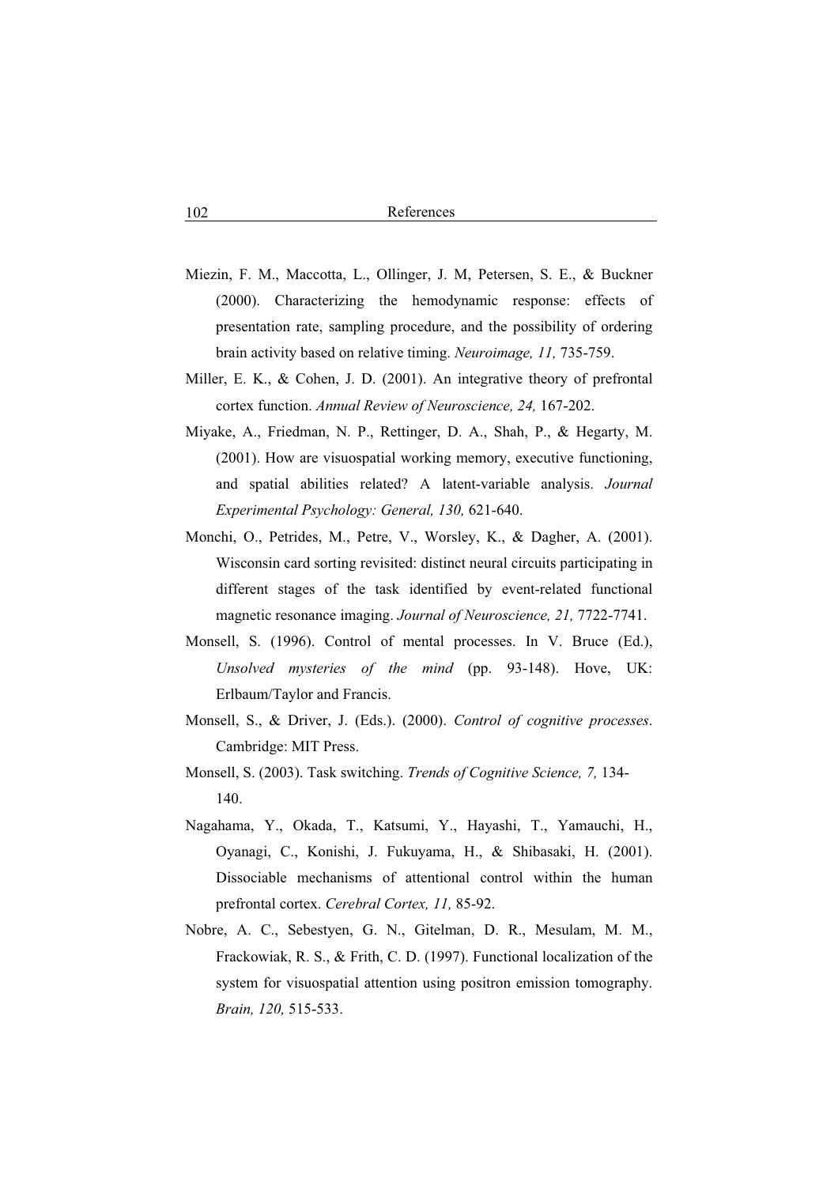Miezin, F. M., Maccotta, L., Ollinger, J. M, Petersen, S. E., & Buckner (2000). Characterizing the hemodynamic response: effects of presentation rate, sampling procedure, and the possibility of ordering brain activity based on relative timing. *Neuroimage, 11,* 735-759.

Miller, E. K., & Cohen, J. D. (2001). An integrative theory of prefrontal cortex function. *Annual Review of Neuroscience, 24,* 167-202.

Miyake, A., Friedman, N. P., Rettinger, D. A., Shah, P., & Hegarty, M. (2001). How are visuospatial working memory, executive functioning, and spatial abilities related? A latent-variable analysis. *Journal Experimental Psychology: General, 130,* 621-640.

Monchi, O., Petrides, M., Petre, V., Worsley, K., & Dagher, A. (2001). Wisconsin card sorting revisited: distinct neural circuits participating in different stages of the task identified by event-related functional magnetic resonance imaging. *Journal of Neuroscience, 21,* 7722-7741.

Monsell, S. (1996). Control of mental processes. In V. Bruce (Ed.), *Unsolved mysteries of the mind* (pp. 93-148). Hove, UK: Erlbaum/Taylor and Francis.

Monsell, S., & Driver, J. (Eds.). (2000). *Control of cognitive processes*. Cambridge: MIT Press.

Monsell, S. (2003). Task switching. *Trends of Cognitive Science, 7,* 134-140.

Nagahama, Y., Okada, T., Katsumi, Y., Hayashi, T., Yamauchi, H., Oyanagi, C., Konishi, J. Fukuyama, H., & Shibasaki, H. (2001). Dissociable mechanisms of attentional control within the human prefrontal cortex. *Cerebral Cortex, 11,* 85-92.

Nobre, A. C., Sebestyen, G. N., Gitelman, D. R., Mesulam, M. M., Frackowiak, R. S., & Frith, C. D. (1997). Functional localization of the system for visuospatial attention using positron emission tomography. *Brain, 120,* 515-533.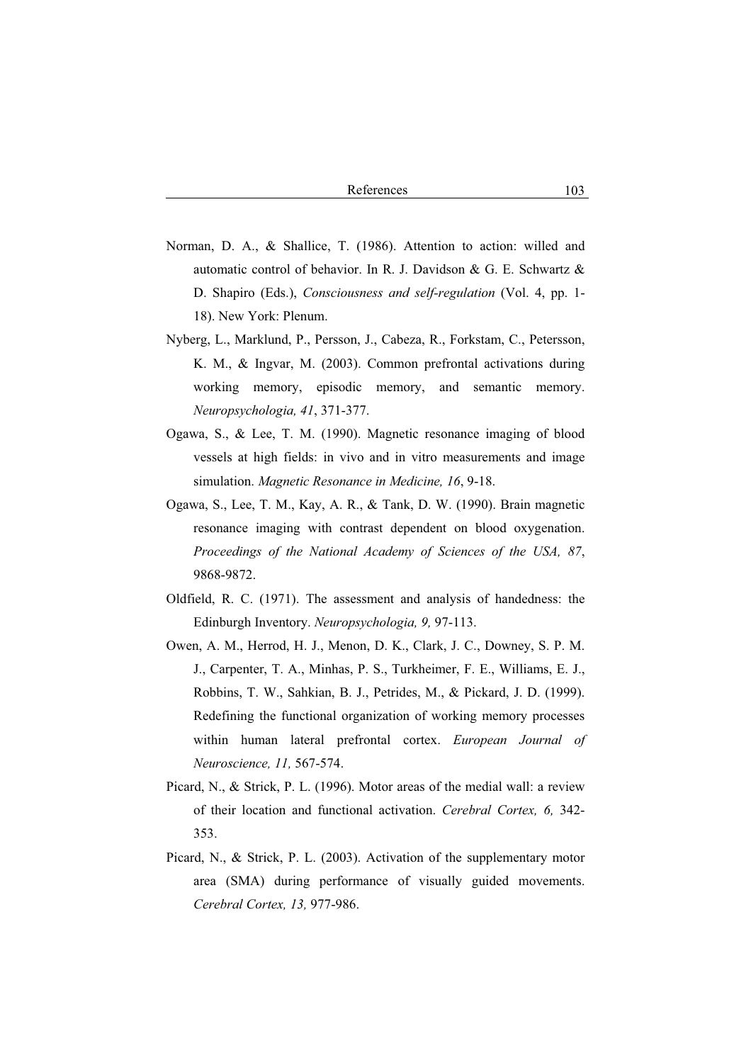Norman, D. A., & Shallice, T. (1986). Attention to action: willed and automatic control of behavior. In R. J. Davidson & G. E. Schwartz & D. Shapiro (Eds.), *Consciousness and self-regulation* (Vol. 4, pp. 1-18). New York: Plenum.

Nyberg, L., Marklund, P., Persson, J., Cabeza, R., Forkstam, C., Petersson, K. M., & Ingvar, M. (2003). Common prefrontal activations during working memory, episodic memory, and semantic memory. *Neuropsychologia, 41*, 371-377.

Ogawa, S., & Lee, T. M. (1990). Magnetic resonance imaging of blood vessels at high fields: in vivo and in vitro measurements and image simulation. *Magnetic Resonance in Medicine, 16*, 9-18.

Ogawa, S., Lee, T. M., Kay, A. R., & Tank, D. W. (1990). Brain magnetic resonance imaging with contrast dependent on blood oxygenation. *Proceedings of the National Academy of Sciences of the USA, 87*, 9868-9872.

Oldfield, R. C. (1971). The assessment and analysis of handedness: the Edinburgh Inventory. *Neuropsychologia, 9,* 97-113.

Owen, A. M., Herrod, H. J., Menon, D. K., Clark, J. C., Downey, S. P. M. J., Carpenter, T. A., Minhas, P. S., Turkheimer, F. E., Williams, E. J., Robbins, T. W., Sahkian, B. J., Petrides, M., & Pickard, J. D. (1999). Redefining the functional organization of working memory processes within human lateral prefrontal cortex. *European Journal of Neuroscience, 11,* 567-574.

Picard, N., & Strick, P. L. (1996). Motor areas of the medial wall: a review of their location and functional activation. *Cerebral Cortex, 6,* 342-353.

Picard, N., & Strick, P. L. (2003). Activation of the supplementary motor area (SMA) during performance of visually guided movements. *Cerebral Cortex, 13,* 977-986.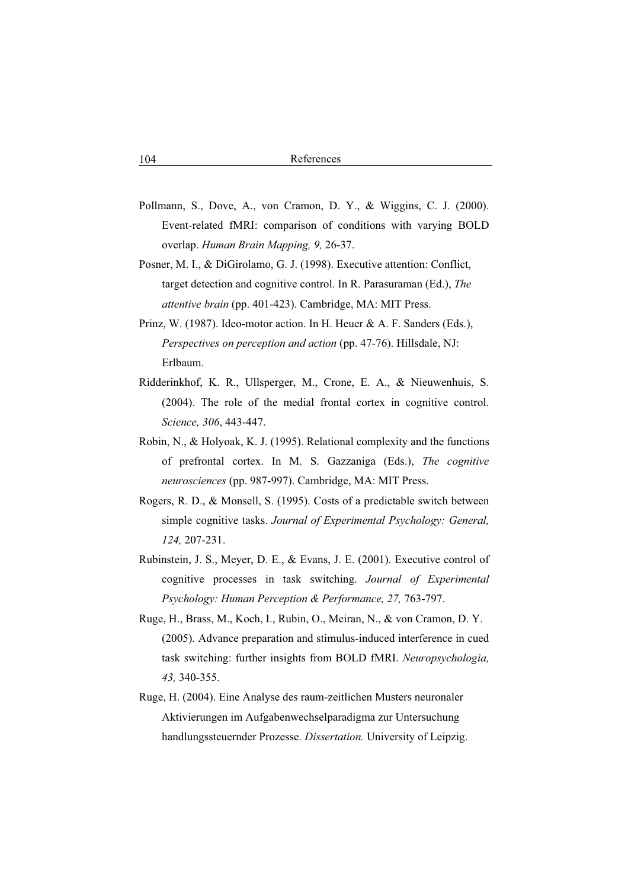Pollmann, S., Dove, A., von Cramon, D. Y., & Wiggins, C. J. (2000). Event-related fMRI: comparison of conditions with varying BOLD overlap. *Human Brain Mapping, 9,* 26-37.

Posner, M. I., & DiGirolamo, G. J. (1998). Executive attention: Conflict, target detection and cognitive control. In R. Parasuraman (Ed.), *The attentive brain* (pp. 401-423). Cambridge, MA: MIT Press.

Prinz, W. (1987). Ideo-motor action. In H. Heuer & A. F. Sanders (Eds.), *Perspectives on perception and action* (pp. 47-76). Hillsdale, NJ: Erlbaum.

Ridderinkhof, K. R., Ullsperger, M., Crone, E. A., & Nieuwenhuis, S. (2004). The role of the medial frontal cortex in cognitive control. *Science, 306*, 443-447.

Robin, N., & Holyoak, K. J. (1995). Relational complexity and the functions of prefrontal cortex. In M. S. Gazzaniga (Eds.), *The cognitive neurosciences* (pp. 987-997). Cambridge, MA: MIT Press.

Rogers, R. D., & Monsell, S. (1995). Costs of a predictable switch between simple cognitive tasks. *Journal of Experimental Psychology: General, 124,* 207-231.

Rubinstein, J. S., Meyer, D. E., & Evans, J. E. (2001). Executive control of cognitive processes in task switching. *Journal of Experimental Psychology: Human Perception & Performance, 27,* 763-797.

Ruge, H., Brass, M., Koch, I., Rubin, O., Meiran, N., & von Cramon, D. Y. (2005). Advance preparation and stimulus-induced interference in cued task switching: further insights from BOLD fMRI. *Neuropsychologia, 43,* 340-355.

Ruge, H. (2004). Eine Analyse des raum-zeitlichen Musters neuronaler Aktivierungen im Aufgabenwechselparadigma zur Untersuchung handlungssteuernder Prozesse. *Dissertation.* University of Leipzig.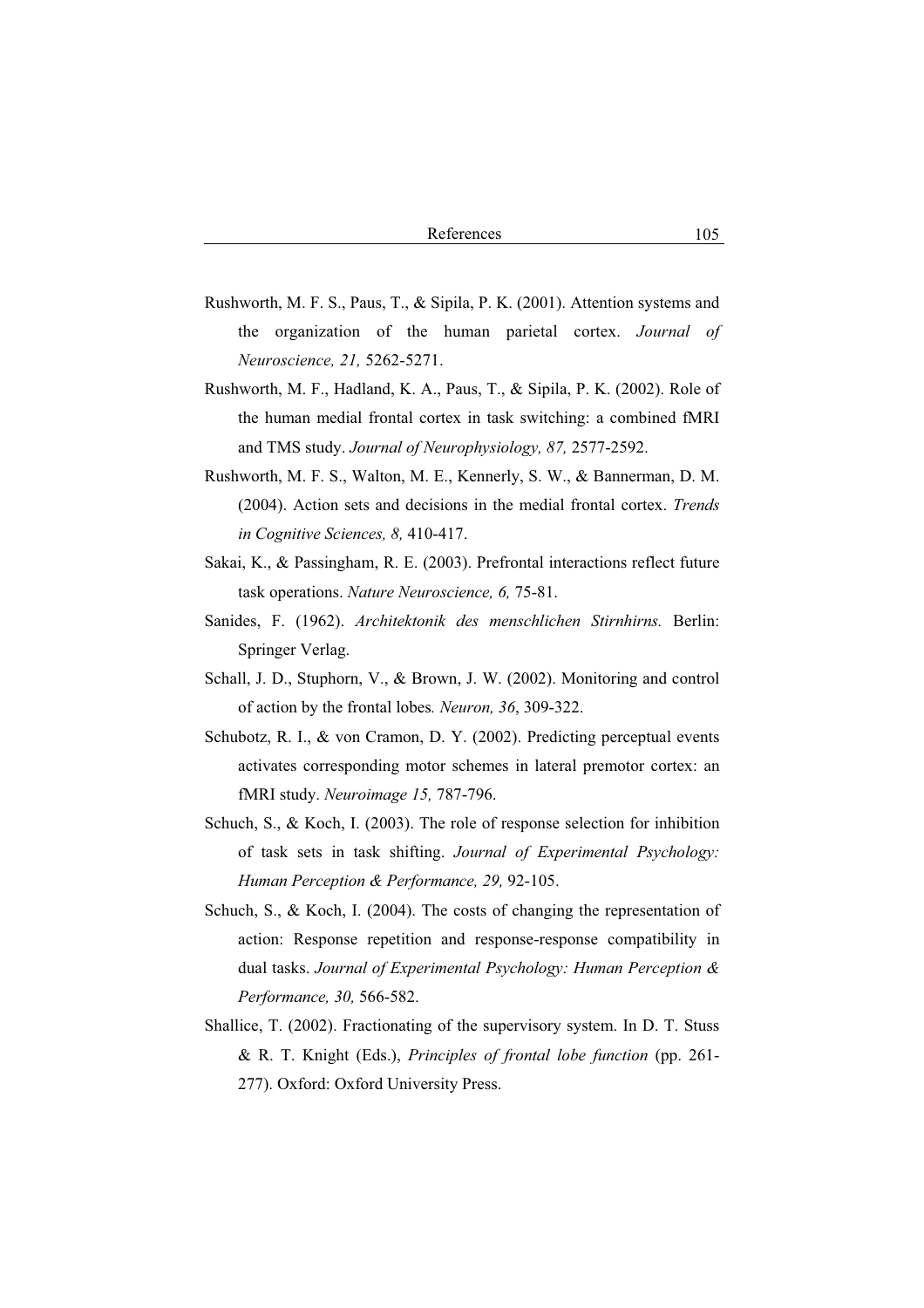Rushworth, M. F. S., Paus, T., & Sipila, P. K. (2001). Attention systems and the organization of the human parietal cortex. *Journal of Neuroscience, 21,* 5262-5271.

Rushworth, M. F., Hadland, K. A., Paus, T., & Sipila, P. K. (2002). Role of the human medial frontal cortex in task switching: a combined fMRI and TMS study. *Journal of Neurophysiology, 87,* 2577-2592.

Rushworth, M. F. S., Walton, M. E., Kennerly, S. W., & Bannerman, D. M. (2004). Action sets and decisions in the medial frontal cortex. *Trends in Cognitive Sciences, 8,* 410-417.

Sakai, K., & Passingham, R. E. (2003). Prefrontal interactions reflect future task operations. *Nature Neuroscience, 6,* 75-81.

Sanides, F. (1962). *Architektonik des menschlichen Stirnhirns.* Berlin: Springer Verlag.

Schall, J. D., Stuphorn, V., & Brown, J. W. (2002). Monitoring and control of action by the frontal lobes*. Neuron, 36*, 309-322.

Schubotz, R. I., & von Cramon, D. Y. (2002). Predicting perceptual events activates corresponding motor schemes in lateral premotor cortex: an fMRI study. *Neuroimage 15,* 787-796.

Schuch, S., & Koch, I. (2003). The role of response selection for inhibition of task sets in task shifting. *Journal of Experimental Psychology: Human Perception & Performance, 29,* 92-105.

Schuch, S., & Koch, I. (2004). The costs of changing the representation of action: Response repetition and response-response compatibility in dual tasks. *Journal of Experimental Psychology: Human Perception & Performance, 30,* 566-582.

Shallice, T. (2002). Fractionating of the supervisory system. In D. T. Stuss & R. T. Knight (Eds.), *Principles of frontal lobe function* (pp. 261-277). Oxford: Oxford University Press.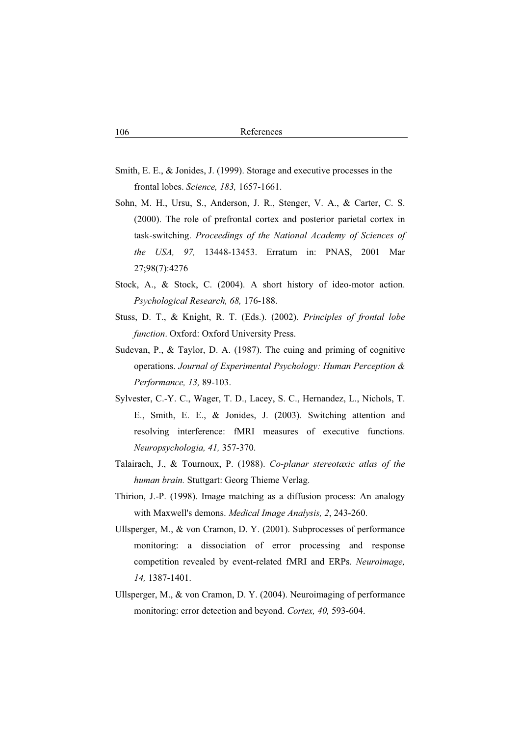Smith, E. E., & Jonides, J. (1999). Storage and executive processes in the frontal lobes. *Science, 183,* 1657-1661.

Sohn, M. H., Ursu, S., Anderson, J. R., Stenger, V. A., & Carter, C. S. (2000). The role of prefrontal cortex and posterior parietal cortex in task-switching. *Proceedings of the National Academy of Sciences of the USA, 97,* 13448-13453. Erratum in: PNAS, 2001 Mar 27;98(7):4276

Stock, A., & Stock, C. (2004). A short history of ideo-motor action. *Psychological Research, 68,* 176-188.

Stuss, D. T., & Knight, R. T. (Eds.). (2002). *Principles of frontal lobe function*. Oxford: Oxford University Press.

Sudevan, P., & Taylor, D. A. (1987). The cuing and priming of cognitive operations. *Journal of Experimental Psychology: Human Perception & Performance, 13,* 89-103.

Sylvester, C.-Y. C., Wager, T. D., Lacey, S. C., Hernandez, L., Nichols, T. E., Smith, E. E., & Jonides, J. (2003). Switching attention and resolving interference: fMRI measures of executive functions. *Neuropsychologia, 41,* 357-370.

Talairach, J., & Tournoux, P. (1988). *Co-planar stereotaxic atlas of the human brain.* Stuttgart: Georg Thieme Verlag.

Thirion, J.-P. (1998). Image matching as a diffusion process: An analogy with Maxwell's demons. *Medical Image Analysis, 2*, 243-260.

Ullsperger, M., & von Cramon, D. Y. (2001). Subprocesses of performance monitoring: a dissociation of error processing and response competition revealed by event-related fMRI and ERPs. *Neuroimage, 14,* 1387-1401.

Ullsperger, M., & von Cramon, D. Y. (2004). Neuroimaging of performance monitoring: error detection and beyond. *Cortex, 40,* 593-604.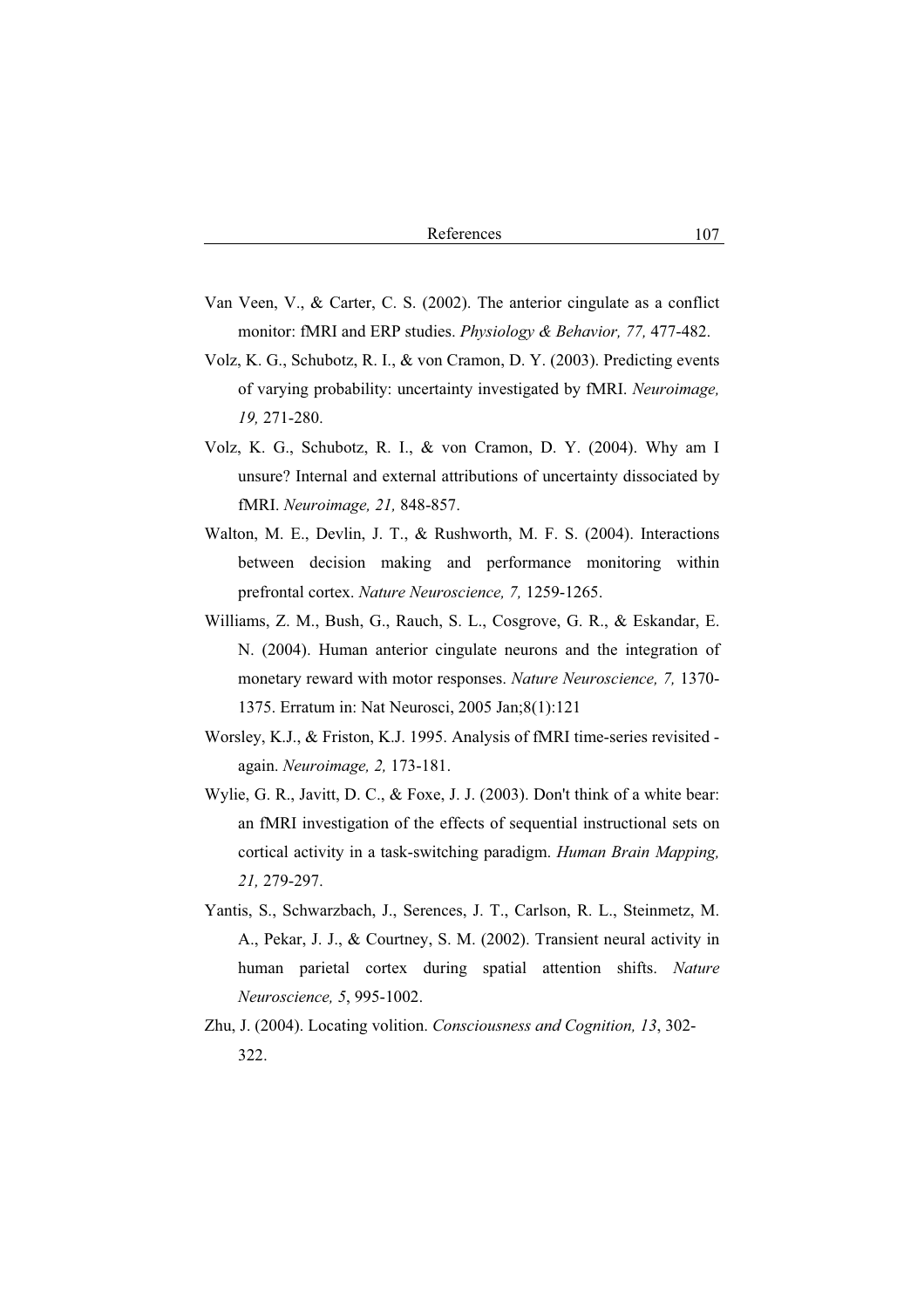Van Veen, V., & Carter, C. S. (2002). The anterior cingulate as a conflict monitor: fMRI and ERP studies. *Physiology & Behavior, 77,* 477-482.

Volz, K. G., Schubotz, R. I., & von Cramon, D. Y. (2003). Predicting events of varying probability: uncertainty investigated by fMRI. *Neuroimage, 19,* 271-280.

Volz, K. G., Schubotz, R. I., & von Cramon, D. Y. (2004). Why am I unsure? Internal and external attributions of uncertainty dissociated by fMRI. *Neuroimage, 21,* 848-857.

Walton, M. E., Devlin, J. T., & Rushworth, M. F. S. (2004). Interactions between decision making and performance monitoring within prefrontal cortex. *Nature Neuroscience, 7,* 1259-1265.

Williams, Z. M., Bush, G., Rauch, S. L., Cosgrove, G. R., & Eskandar, E. N. (2004). Human anterior cingulate neurons and the integration of monetary reward with motor responses. *Nature Neuroscience, 7,* 1370-1375. Erratum in: Nat Neurosci, 2005 Jan;8(1):121

Worsley, K.J., & Friston, K.J. 1995. Analysis of fMRI time-series revisited - again. *Neuroimage, 2,* 173-181.

Wylie, G. R., Javitt, D. C., & Foxe, J. J. (2003). Don't think of a white bear: an fMRI investigation of the effects of sequential instructional sets on cortical activity in a task-switching paradigm. *Human Brain Mapping, 21,* 279-297.

Yantis, S., Schwarzbach, J., Serences, J. T., Carlson, R. L., Steinmetz, M. A., Pekar, J. J., & Courtney, S. M. (2002). Transient neural activity in human parietal cortex during spatial attention shifts. *Nature Neuroscience, 5*, 995-1002.

Zhu, J. (2004). Locating volition. *Consciousness and Cognition, 13*, 302-322.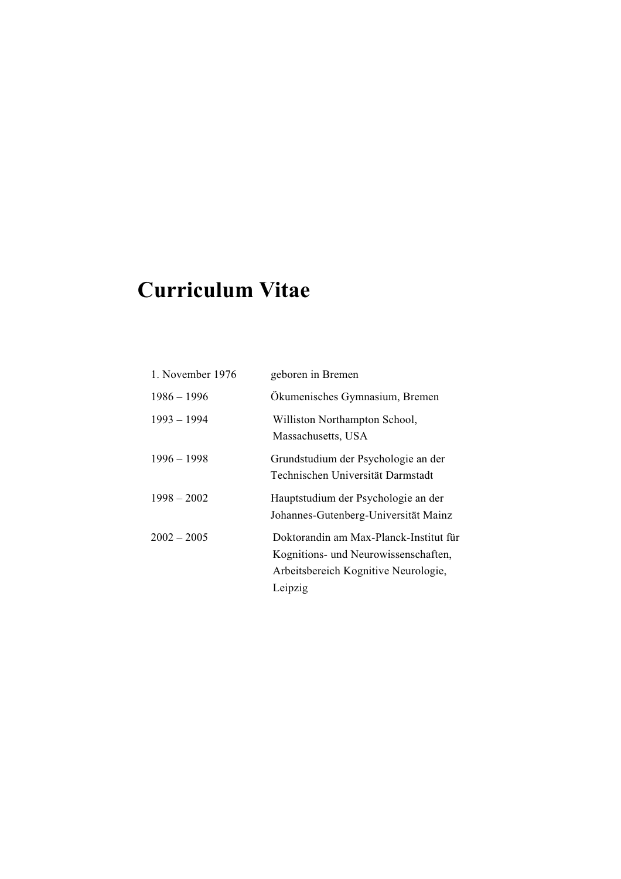# Curriculum Vitae

| | |
|---|---|
| 1. November 1976 | geboren in Bremen |
| 1986 – 1996 | Ökumenisches Gymnasium, Bremen |
| 1993 – 1994 | Williston Northampton School, Massachusetts, USA |
| 1996 – 1998 | Grundstudium der Psychologie an der Technischen Universität Darmstadt |
| 1998 – 2002 | Hauptstudium der Psychologie an der Johannes-Gutenberg-Universität Mainz |
| 2002 – 2005 | Doktorandin am Max-Planck-Institut für Kognitions- und Neurowissenschaften, Arbeitsbereich Kognitive Neurologie, Leipzig |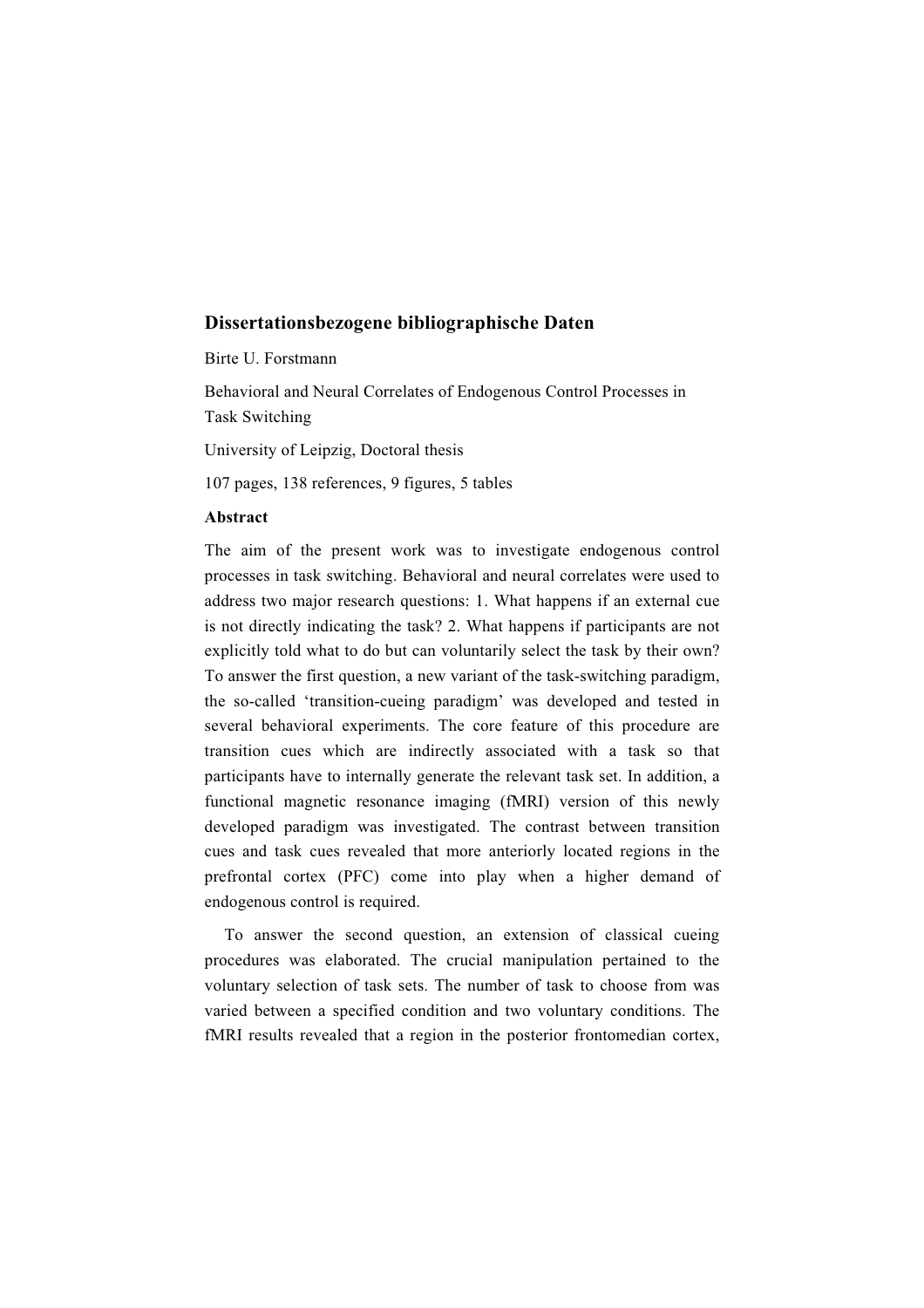## Dissertationsbezogene bibliographische Daten

Birte U. Forstmann

Behavioral and Neural Correlates of Endogenous Control Processes in Task Switching

University of Leipzig, Doctoral thesis

107 pages, 138 references, 9 figures, 5 tables

**Abstract**

The aim of the present work was to investigate endogenous control processes in task switching. Behavioral and neural correlates were used to address two major research questions: 1. What happens if an external cue is not directly indicating the task? 2. What happens if participants are not explicitly told what to do but can voluntarily select the task by their own? To answer the first question, a new variant of the task-switching paradigm, the so-called 'transition-cueing paradigm' was developed and tested in several behavioral experiments. The core feature of this procedure are transition cues which are indirectly associated with a task so that participants have to internally generate the relevant task set. In addition, a functional magnetic resonance imaging (fMRI) version of this newly developed paradigm was investigated. The contrast between transition cues and task cues revealed that more anteriorly located regions in the prefrontal cortex (PFC) come into play when a higher demand of endogenous control is required.

To answer the second question, an extension of classical cueing procedures was elaborated. The crucial manipulation pertained to the voluntary selection of task sets. The number of task to choose from was varied between a specified condition and two voluntary conditions. The fMRI results revealed that a region in the posterior frontomedian cortex,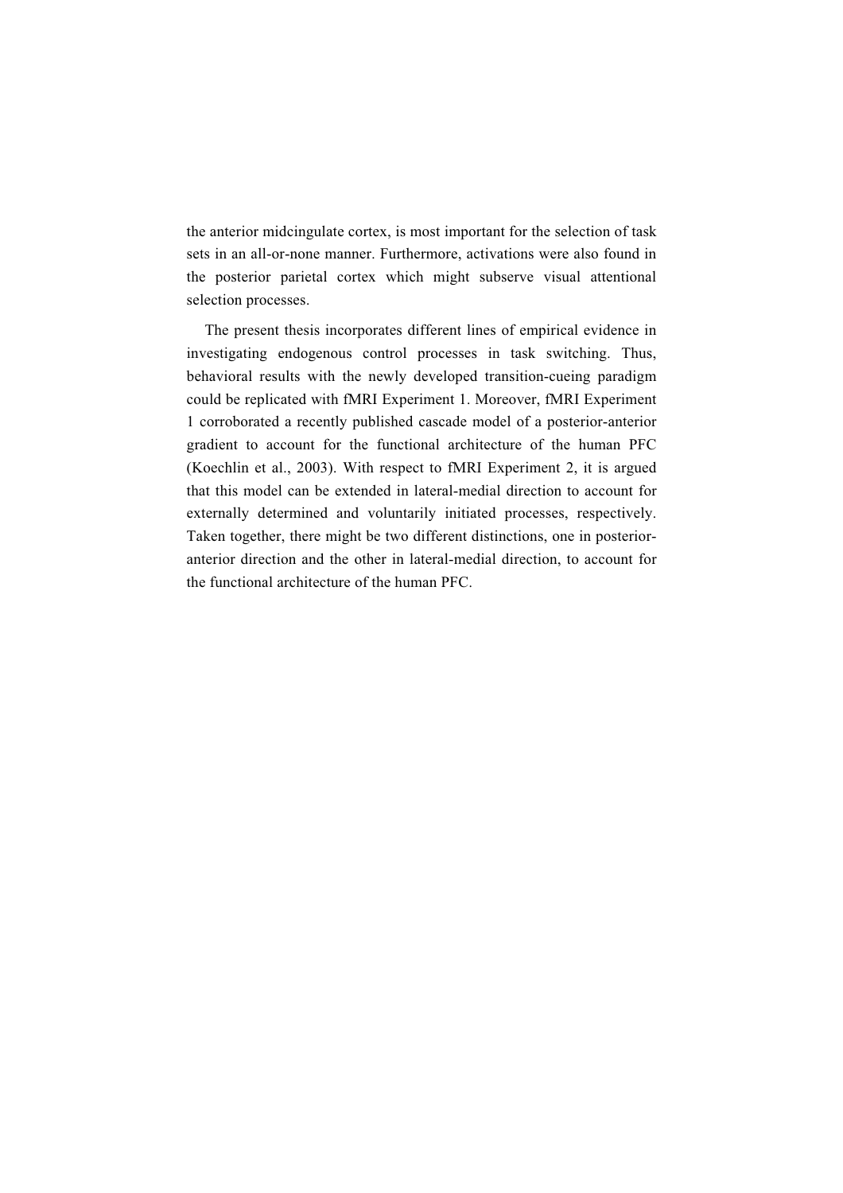the anterior midcingulate cortex, is most important for the selection of task sets in an all-or-none manner. Furthermore, activations were also found in the posterior parietal cortex which might subserve visual attentional selection processes.

The present thesis incorporates different lines of empirical evidence in investigating endogenous control processes in task switching. Thus, behavioral results with the newly developed transition-cueing paradigm could be replicated with fMRI Experiment 1. Moreover, fMRI Experiment 1 corroborated a recently published cascade model of a posterior-anterior gradient to account for the functional architecture of the human PFC (Koechlin et al., 2003). With respect to fMRI Experiment 2, it is argued that this model can be extended in lateral-medial direction to account for externally determined and voluntarily initiated processes, respectively. Taken together, there might be two different distinctions, one in posterior-anterior direction and the other in lateral-medial direction, to account for the functional architecture of the human PFC.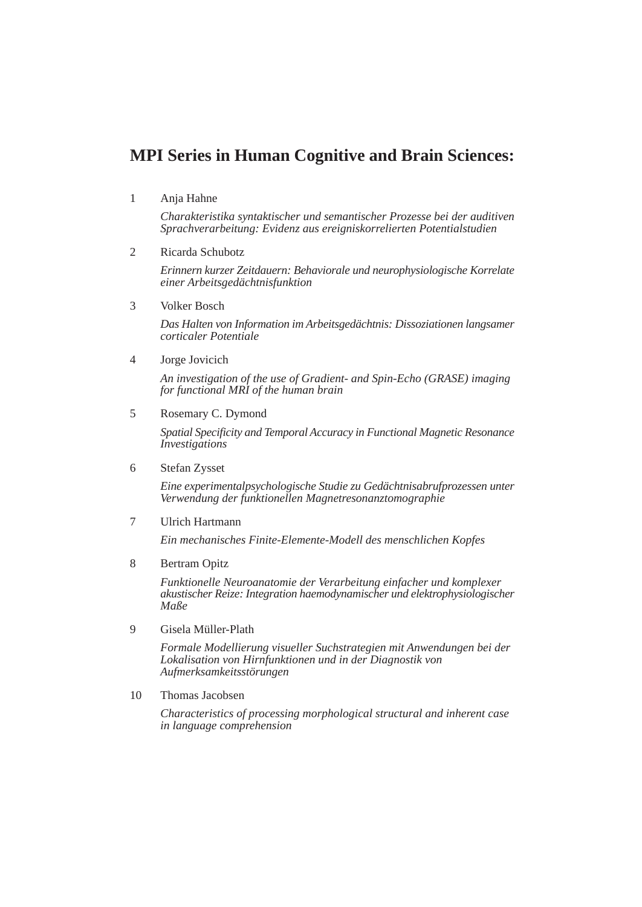# MPI Series in Human Cognitive and Brain Sciences:

1. Anja Hahne

   *Charakteristika syntaktischer und semantischer Prozesse bei der auditiven Sprachverarbeitung: Evidenz aus ereigniskorrelierten Potentialstudien*

2. Ricarda Schubotz

   *Erinnern kurzer Zeitdauern: Behaviorale und neurophysiologische Korrelate einer Arbeitsgedächtnisfunktion*

3. Volker Bosch

   *Das Halten von Information im Arbeitsgedächtnis: Dissoziationen langsamer corticaler Potentiale*

4. Jorge Jovicich

   *An investigation of the use of Gradient- and Spin-Echo (GRASE) imaging for functional MRI of the human brain*

5. Rosemary C. Dymond

   *Spatial Specificity and Temporal Accuracy in Functional Magnetic Resonance Investigations*

6. Stefan Zysset

   *Eine experimentalpsychologische Studie zu Gedächtnisabrufprozessen unter Verwendung der funktionellen Magnetresonanztomographie*

7. Ulrich Hartmann

   *Ein mechanisches Finite-Elemente-Modell des menschlichen Kopfes*

8. Bertram Opitz

   *Funktionelle Neuroanatomie der Verarbeitung einfacher und komplexer akustischer Reize: Integration haemodynamischer und elektrophysiologischer Maße*

9. Gisela Müller-Plath

   *Formale Modellierung visueller Suchstrategien mit Anwendungen bei der Lokalisation von Hirnfunktionen und in der Diagnostik von Aufmerksamkeitsstörungen*

10. Thomas Jacobsen

    *Characteristics of processing morphological structural and inherent case in language comprehension*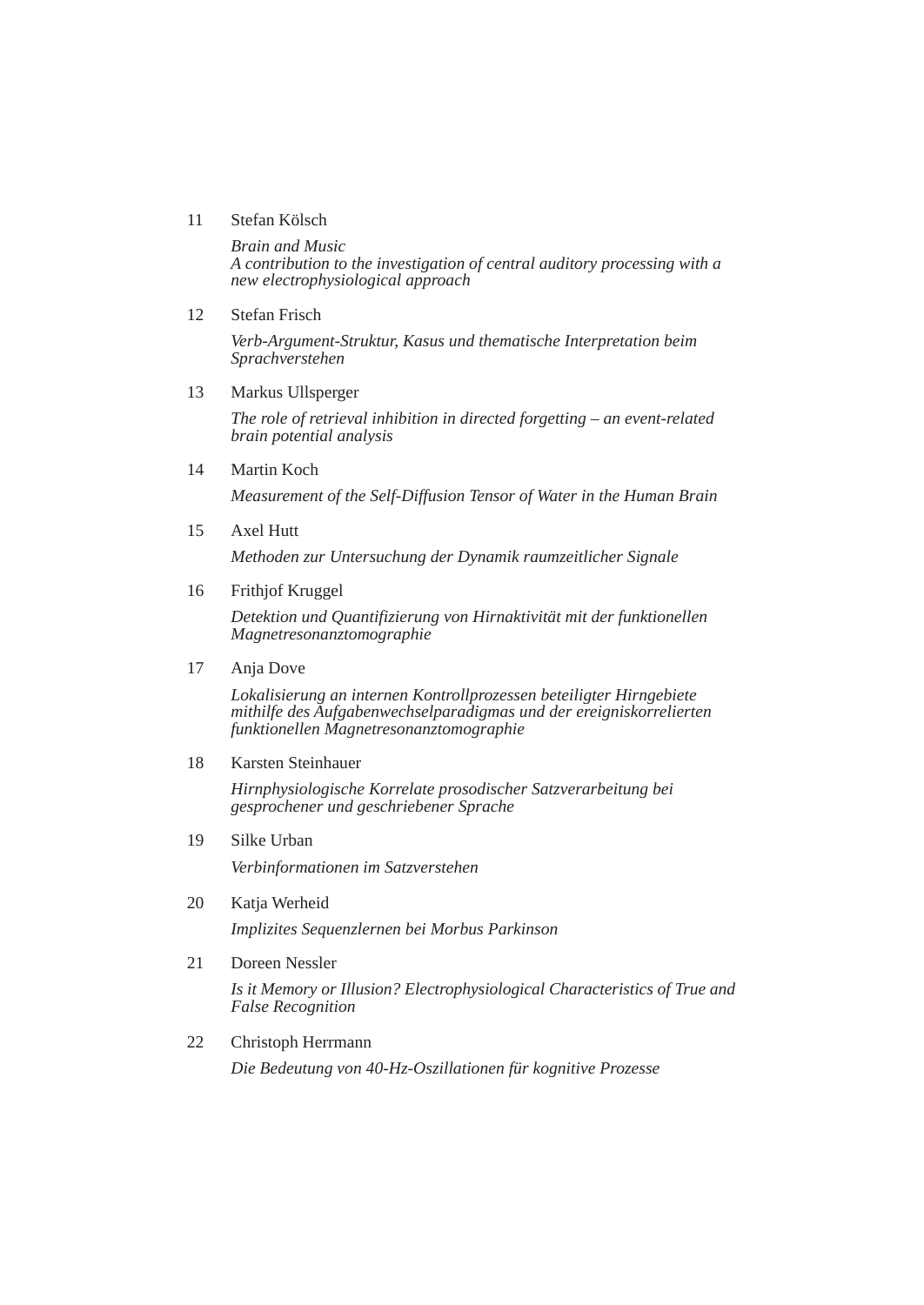11 Stefan Kölsch

*Brain and Music*
*A contribution to the investigation of central auditory processing with a new electrophysiological approach*

12 Stefan Frisch

*Verb-Argument-Struktur, Kasus und thematische Interpretation beim Sprachverstehen*

13 Markus Ullsperger

*The role of retrieval inhibition in directed forgetting – an event-related brain potential analysis*

14 Martin Koch

*Measurement of the Self-Diffusion Tensor of Water in the Human Brain*

15 Axel Hutt

*Methoden zur Untersuchung der Dynamik raumzeitlicher Signale*

16 Frithjof Kruggel

*Detektion und Quantifizierung von Hirnaktivität mit der funktionellen Magnetresonanztomographie*

17 Anja Dove

*Lokalisierung an internen Kontrollprozessen beteiligter Hirngebiete mithilfe des Aufgabenwechselparadigmas und der ereigniskorrelierten funktionellen Magnetresonanztomographie*

18 Karsten Steinhauer

*Hirnphysiologische Korrelate prosodischer Satzverarbeitung bei gesprochener und geschriebener Sprache*

19 Silke Urban

*Verbinformationen im Satzverstehen*

20 Katja Werheid

*Implizites Sequenzlernen bei Morbus Parkinson*

21 Doreen Nessler

*Is it Memory or Illusion? Electrophysiological Characteristics of True and False Recognition*

22 Christoph Herrmann

*Die Bedeutung von 40-Hz-Oszillationen für kognitive Prozesse*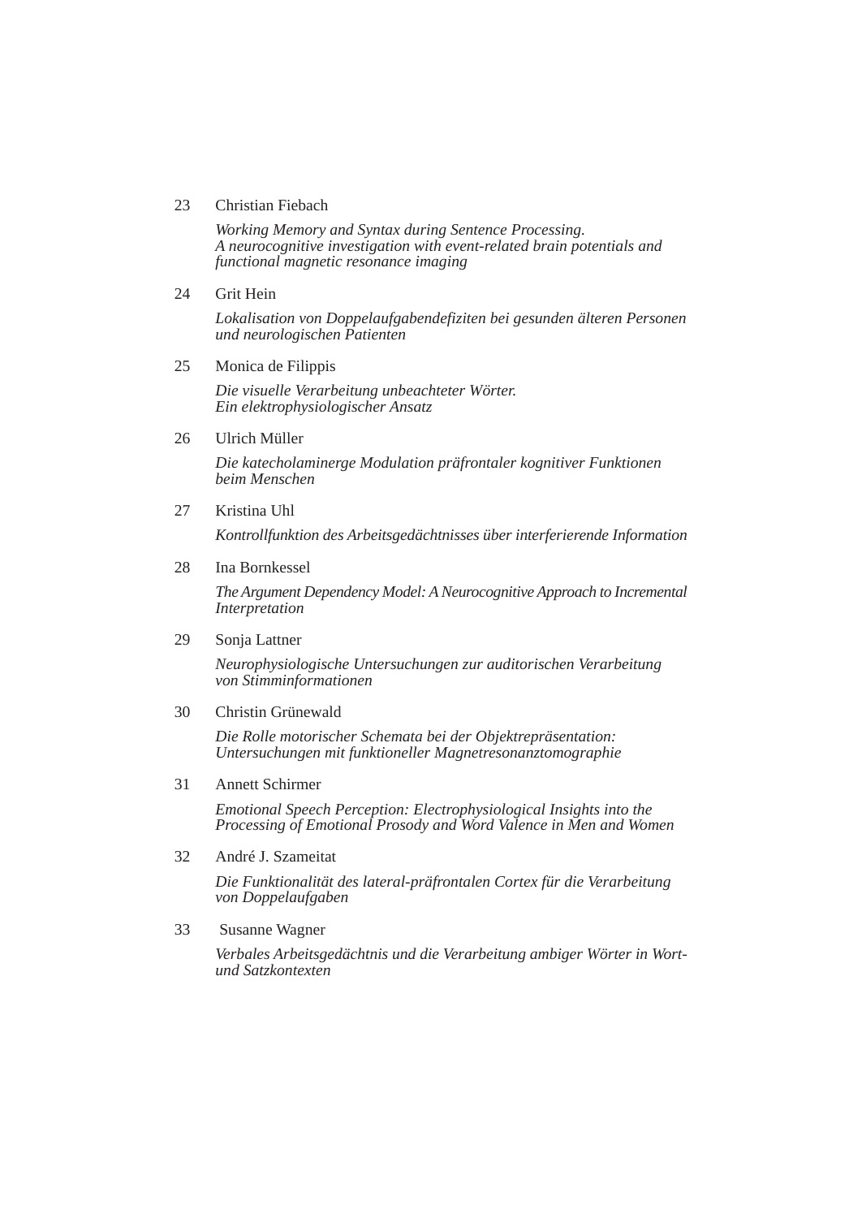23 Christian Fiebach

*Working Memory and Syntax during Sentence Processing.*
*A neurocognitive investigation with event-related brain potentials and functional magnetic resonance imaging*

24 Grit Hein

*Lokalisation von Doppelaufgabendefiziten bei gesunden älteren Personen und neurologischen Patienten*

25 Monica de Filippis

*Die visuelle Verarbeitung unbeachteter Wörter.*
*Ein elektrophysiologischer Ansatz*

26 Ulrich Müller

*Die katecholaminerge Modulation präfrontaler kognitiver Funktionen beim Menschen*

27 Kristina Uhl

*Kontrollfunktion des Arbeitsgedächtnisses über interferierende Information*

28 Ina Bornkessel

*The Argument Dependency Model: A Neurocognitive Approach to Incremental Interpretation*

29 Sonja Lattner

*Neurophysiologische Untersuchungen zur auditorischen Verarbeitung von Stimminformationen*

30 Christin Grünewald

*Die Rolle motorischer Schemata bei der Objektrepräsentation: Untersuchungen mit funktioneller Magnetresonanztomographie*

31 Annett Schirmer

*Emotional Speech Perception: Electrophysiological Insights into the Processing of Emotional Prosody and Word Valence in Men and Women*

32 André J. Szameitat

*Die Funktionalität des lateral-präfrontalen Cortex für die Verarbeitung von Doppelaufgaben*

33 Susanne Wagner

*Verbales Arbeitsgedächtnis und die Verarbeitung ambiger Wörter in Wort- und Satzkontexten*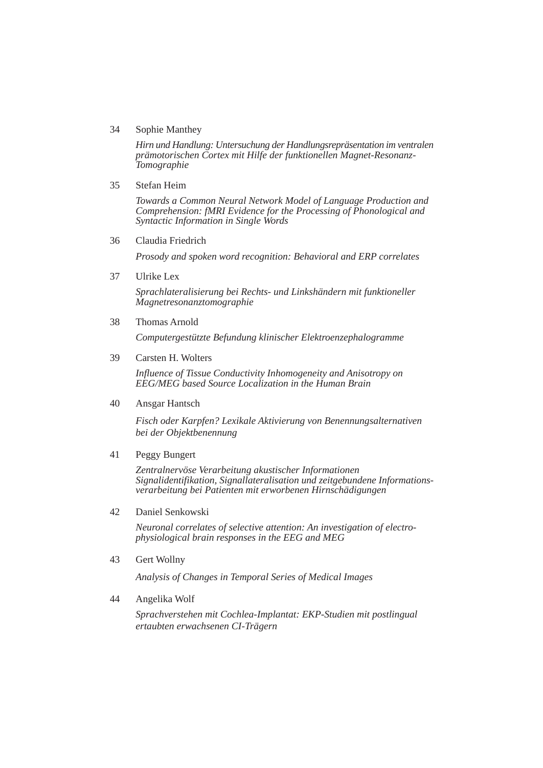34 Sophie Manthey

*Hirn und Handlung: Untersuchung der Handlungsrepräsentation im ventralen prämotorischen Cortex mit Hilfe der funktionellen Magnet-Resonanz-Tomographie*

35 Stefan Heim

*Towards a Common Neural Network Model of Language Production and Comprehension: fMRI Evidence for the Processing of Phonological and Syntactic Information in Single Words*

36 Claudia Friedrich

*Prosody and spoken word recognition: Behavioral and ERP correlates*

37 Ulrike Lex

*Sprachlateralisierung bei Rechts- und Linkshändern mit funktioneller Magnetresonanztomographie*

38 Thomas Arnold

*Computergestützte Befundung klinischer Elektroenzephalogramme*

39 Carsten H. Wolters

*Influence of Tissue Conductivity Inhomogeneity and Anisotropy on EEG/MEG based Source Localization in the Human Brain*

40 Ansgar Hantsch

*Fisch oder Karpfen? Lexikale Aktivierung von Benennungsalternativen bei der Objektbenennung*

41 Peggy Bungert

*Zentralnervöse Verarbeitung akustischer Informationen Signalidentifikation, Signallateralisation und zeitgebundene Informationsverarbeitung bei Patienten mit erworbenen Hirnschädigungen*

42 Daniel Senkowski

*Neuronal correlates of selective attention: An investigation of electrophysiological brain responses in the EEG and MEG*

43 Gert Wollny

*Analysis of Changes in Temporal Series of Medical Images*

44 Angelika Wolf

*Sprachverstehen mit Cochlea-Implantat: EKP-Studien mit postlingual ertaubten erwachsenen CI-Trägern*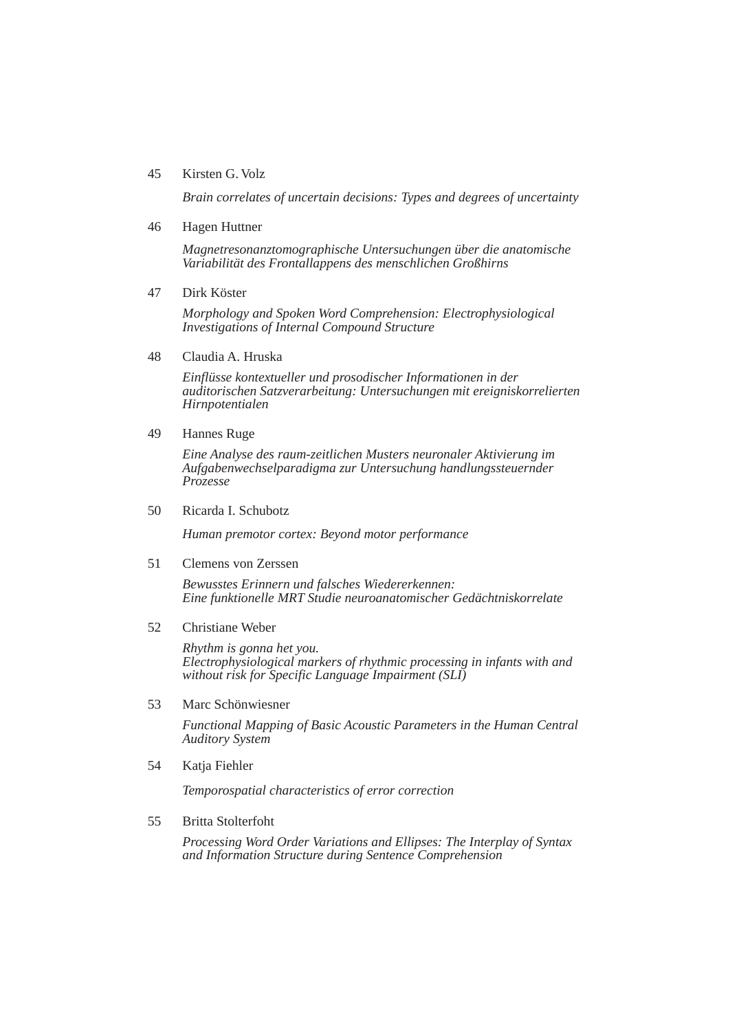45 Kirsten G. Volz

*Brain correlates of uncertain decisions: Types and degrees of uncertainty*

46 Hagen Huttner

*Magnetresonanztomographische Untersuchungen über die anatomische Variabilität des Frontallappens des menschlichen Großhirns*

47 Dirk Köster

*Morphology and Spoken Word Comprehension: Electrophysiological Investigations of Internal Compound Structure*

48 Claudia A. Hruska

*Einflüsse kontextueller und prosodischer Informationen in der auditorischen Satzverarbeitung: Untersuchungen mit ereigniskorrelierten Hirnpotentialen*

49 Hannes Ruge

*Eine Analyse des raum-zeitlichen Musters neuronaler Aktivierung im Aufgabenwechselparadigma zur Untersuchung handlungssteuernder Prozesse*

50 Ricarda I. Schubotz

*Human premotor cortex: Beyond motor performance*

51 Clemens von Zerssen

*Bewusstes Erinnern und falsches Wiedererkennen: Eine funktionelle MRT Studie neuroanatomischer Gedächtniskorrelate*

52 Christiane Weber

*Rhythm is gonna het you. Electrophysiological markers of rhythmic processing in infants with and without risk for Specific Language Impairment (SLI)*

53 Marc Schönwiesner

*Functional Mapping of Basic Acoustic Parameters in the Human Central Auditory System*

54 Katja Fiehler

*Temporospatial characteristics of error correction*

55 Britta Stolterfoht

*Processing Word Order Variations and Ellipses: The Interplay of Syntax and Information Structure during Sentence Comprehension*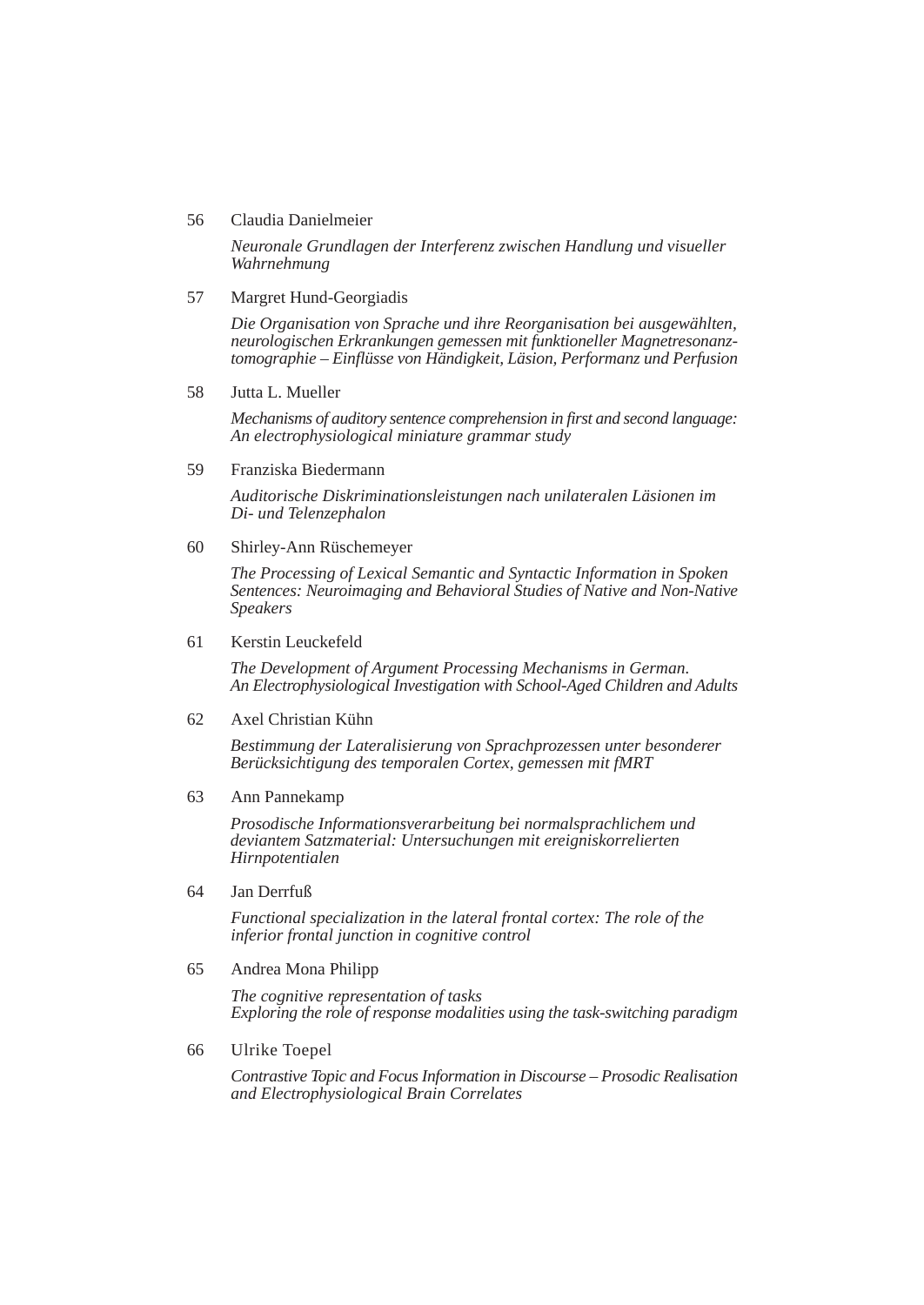56 Claudia Danielmeier

*Neuronale Grundlagen der Interferenz zwischen Handlung und visueller Wahrnehmung*

57 Margret Hund-Georgiadis

*Die Organisation von Sprache und ihre Reorganisation bei ausgewählten, neurologischen Erkrankungen gemessen mit funktioneller Magnetresonanztomographie – Einflüsse von Händigkeit, Läsion, Performanz und Perfusion*

58 Jutta L. Mueller

*Mechanisms of auditory sentence comprehension in first and second language: An electrophysiological miniature grammar study*

59 Franziska Biedermann

*Auditorische Diskriminationsleistungen nach unilateralen Läsionen im Di- und Telenzephalon*

60 Shirley-Ann Rüschemeyer

*The Processing of Lexical Semantic and Syntactic Information in Spoken Sentences: Neuroimaging and Behavioral Studies of Native and Non-Native Speakers*

61 Kerstin Leuckefeld

*The Development of Argument Processing Mechanisms in German. An Electrophysiological Investigation with School-Aged Children and Adults*

62 Axel Christian Kühn

*Bestimmung der Lateralisierung von Sprachprozessen unter besonderer Berücksichtigung des temporalen Cortex, gemessen mit fMRT*

63 Ann Pannekamp

*Prosodische Informationsverarbeitung bei normalsprachlichem und deviantem Satzmaterial: Untersuchungen mit ereigniskorrelierten Hirnpotentialen*

64 Jan Derrfuß

*Functional specialization in the lateral frontal cortex: The role of the inferior frontal junction in cognitive control*

65 Andrea Mona Philipp

*The cognitive representation of tasks*
*Exploring the role of response modalities using the task-switching paradigm*

66 Ulrike Toepel

*Contrastive Topic and Focus Information in Discourse – Prosodic Realisation and Electrophysiological Brain Correlates*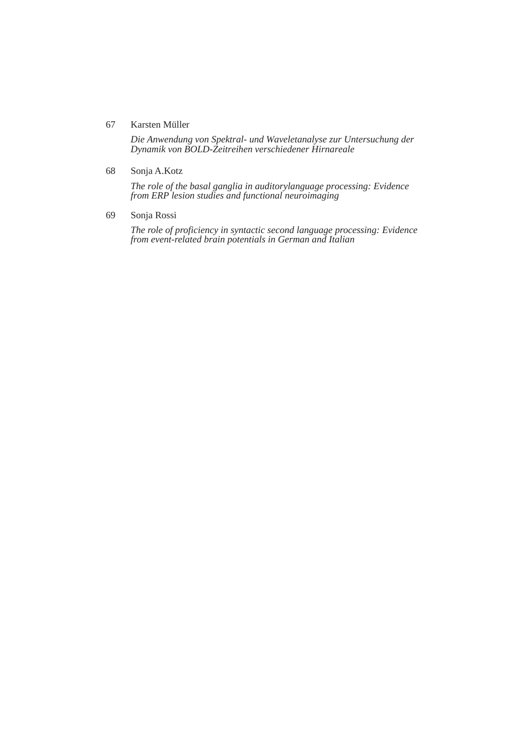67 Karsten Müller

*Die Anwendung von Spektral- und Waveletanalyse zur Untersuchung der Dynamik von BOLD-Zeitreihen verschiedener Hirnareale*

68 Sonja A.Kotz

*The role of the basal ganglia in auditorylanguage processing: Evidence from ERP lesion studies and functional neuroimaging*

69 Sonja Rossi

*The role of proficiency in syntactic second language processing: Evidence from event-related brain potentials in German and Italian*